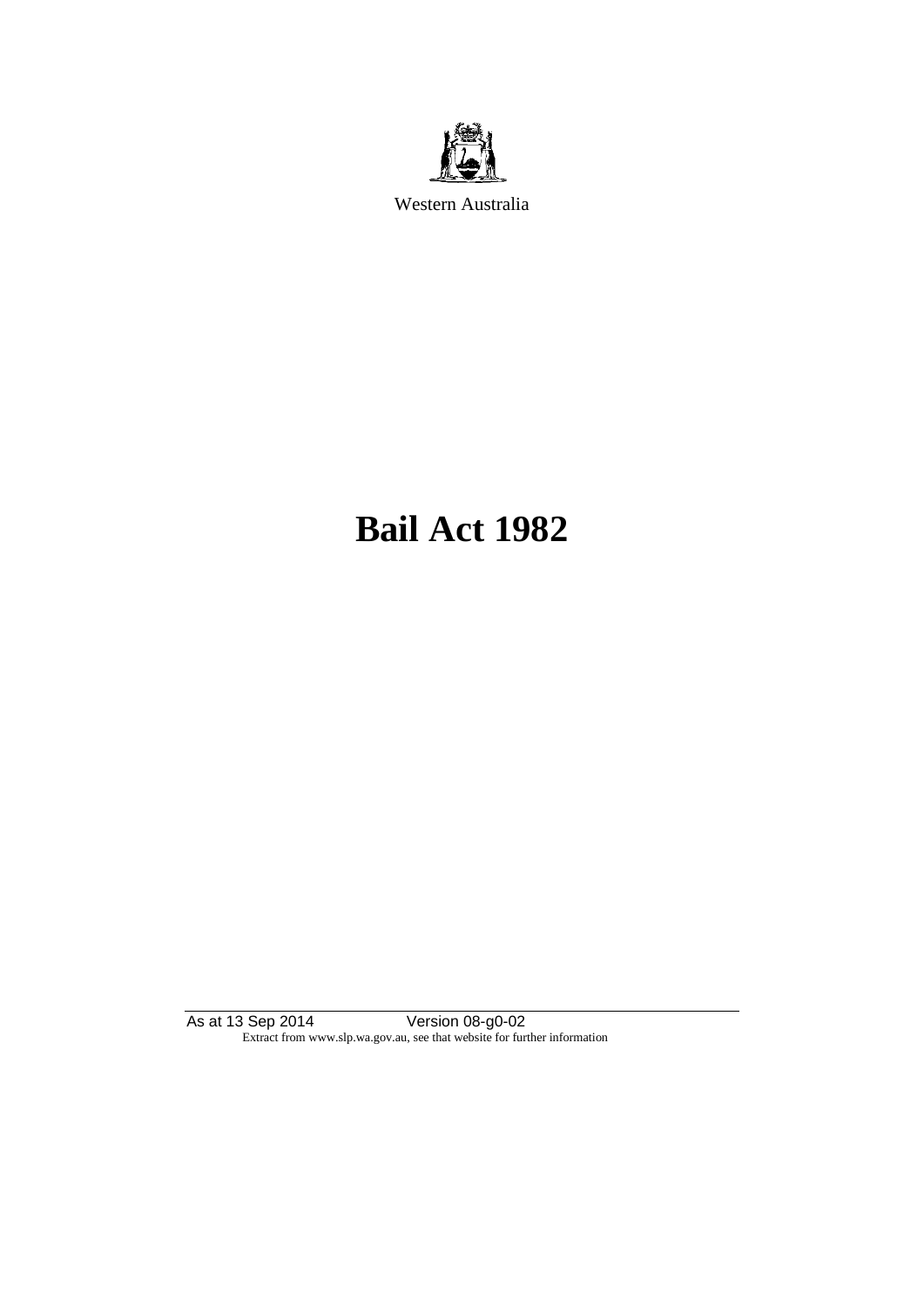Western Australia

# Bail Act 1982

As at 13 Sep 2014 Version 08-g0-02

Extract from www.slp.wa.gov.au, see that website for further information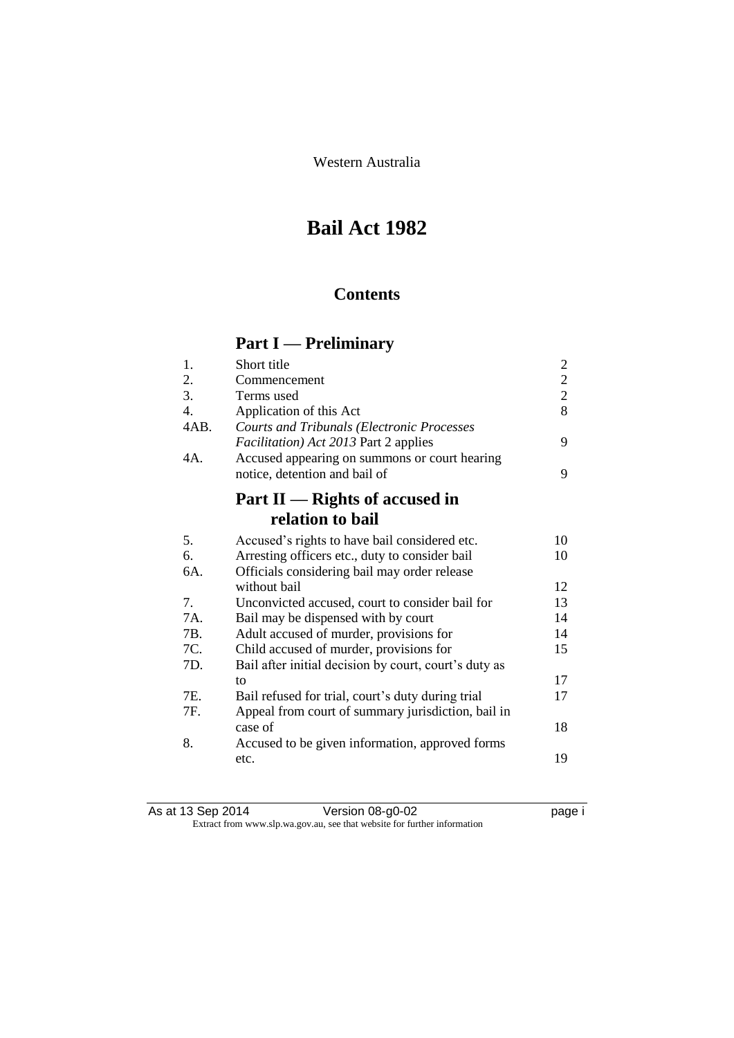Western Australia

# Bail Act 1982

## Contents

## Part I — Preliminary

| | | |
|---|---|---|
| 1. | Short title | 2 |
| 2. | Commencement | 2 |
| 3. | Terms used | 2 |
| 4. | Application of this Act | 8 |
| 4AB. | *Courts and Tribunals (Electronic Processes Facilitation) Act 2013* Part 2 applies | 9 |
| 4A. | Accused appearing on summons or court hearing notice, detention and bail of | 9 |

## Part II — Rights of accused in relation to bail

| | | |
|---|---|---|
| 5. | Accused's rights to have bail considered etc. | 10 |
| 6. | Arresting officers etc., duty to consider bail | 10 |
| 6A. | Officials considering bail may order release without bail | 12 |
| 7. | Unconvicted accused, court to consider bail for | 13 |
| 7A. | Bail may be dispensed with by court | 14 |
| 7B. | Adult accused of murder, provisions for | 14 |
| 7C. | Child accused of murder, provisions for | 15 |
| 7D. | Bail after initial decision by court, court's duty as to | 17 |
| 7E. | Bail refused for trial, court's duty during trial | 17 |
| 7F. | Appeal from court of summary jurisdiction, bail in case of | 18 |
| 8. | Accused to be given information, approved forms etc. | 19 |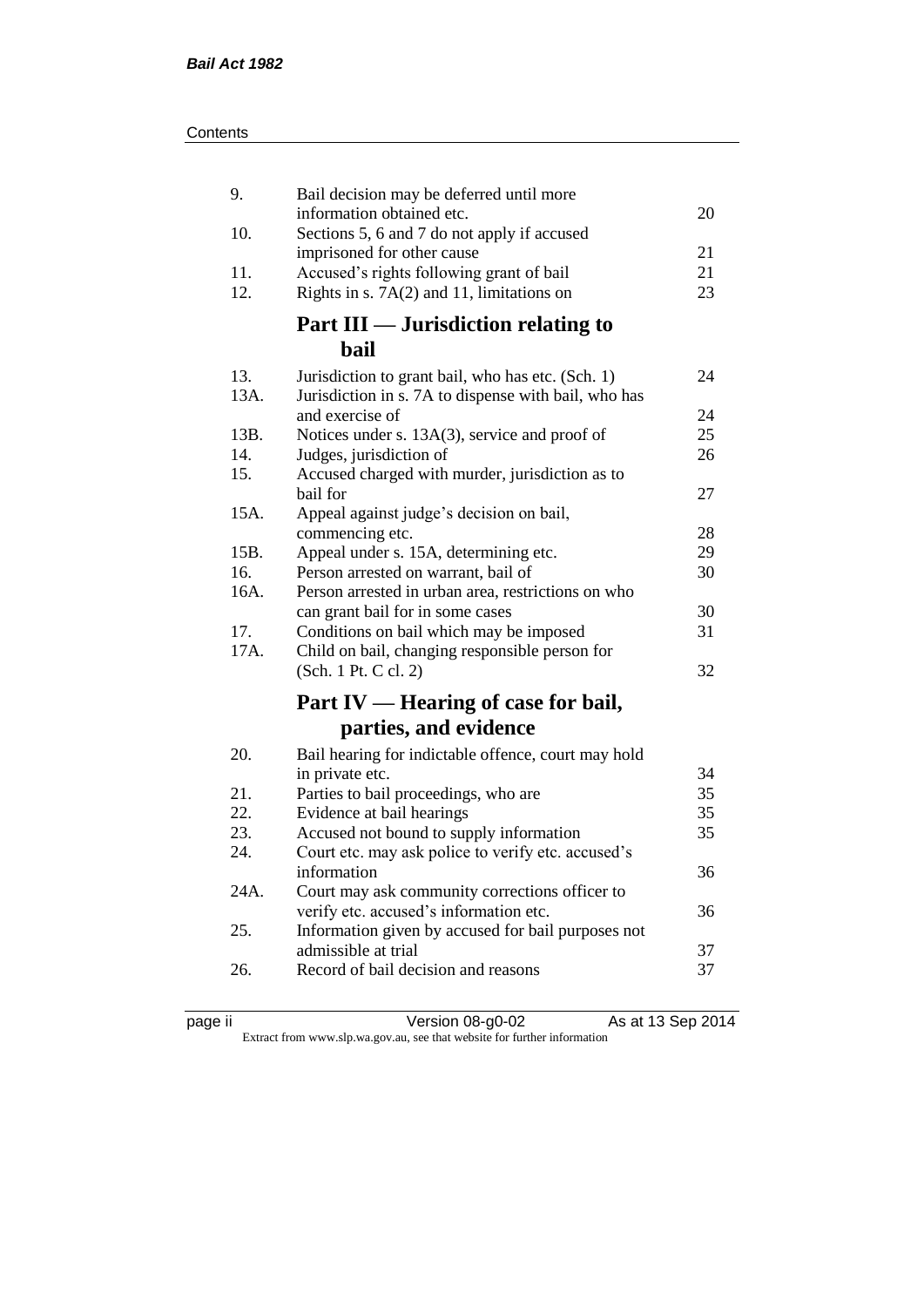| | | |
|---|---|---|
| 9. | Bail decision may be deferred until more information obtained etc. | 20 |
| 10. | Sections 5, 6 and 7 do not apply if accused imprisoned for other cause | 21 |
| 11. | Accused's rights following grant of bail | 21 |
| 12. | Rights in s. 7A(2) and 11, limitations on | 23 |

## Part III — Jurisdiction relating to bail

| | | |
|---|---|---|
| 13. | Jurisdiction to grant bail, who has etc. (Sch. 1) | 24 |
| 13A. | Jurisdiction in s. 7A to dispense with bail, who has and exercise of | 24 |
| 13B. | Notices under s. 13A(3), service and proof of | 25 |
| 14. | Judges, jurisdiction of | 26 |
| 15. | Accused charged with murder, jurisdiction as to bail for | 27 |
| 15A. | Appeal against judge's decision on bail, commencing etc. | 28 |
| 15B. | Appeal under s. 15A, determining etc. | 29 |
| 16. | Person arrested on warrant, bail of | 30 |
| 16A. | Person arrested in urban area, restrictions on who can grant bail for in some cases | 30 |
| 17. | Conditions on bail which may be imposed | 31 |
| 17A. | Child on bail, changing responsible person for (Sch. 1 Pt. C cl. 2) | 32 |

## Part IV — Hearing of case for bail, parties, and evidence

| | | |
|---|---|---|
| 20. | Bail hearing for indictable offence, court may hold in private etc. | 34 |
| 21. | Parties to bail proceedings, who are | 35 |
| 22. | Evidence at bail hearings | 35 |
| 23. | Accused not bound to supply information | 35 |
| 24. | Court etc. may ask police to verify etc. accused's information | 36 |
| 24A. | Court may ask community corrections officer to verify etc. accused's information etc. | 36 |
| 25. | Information given by accused for bail purposes not admissible at trial | 37 |
| 26. | Record of bail decision and reasons | 37 |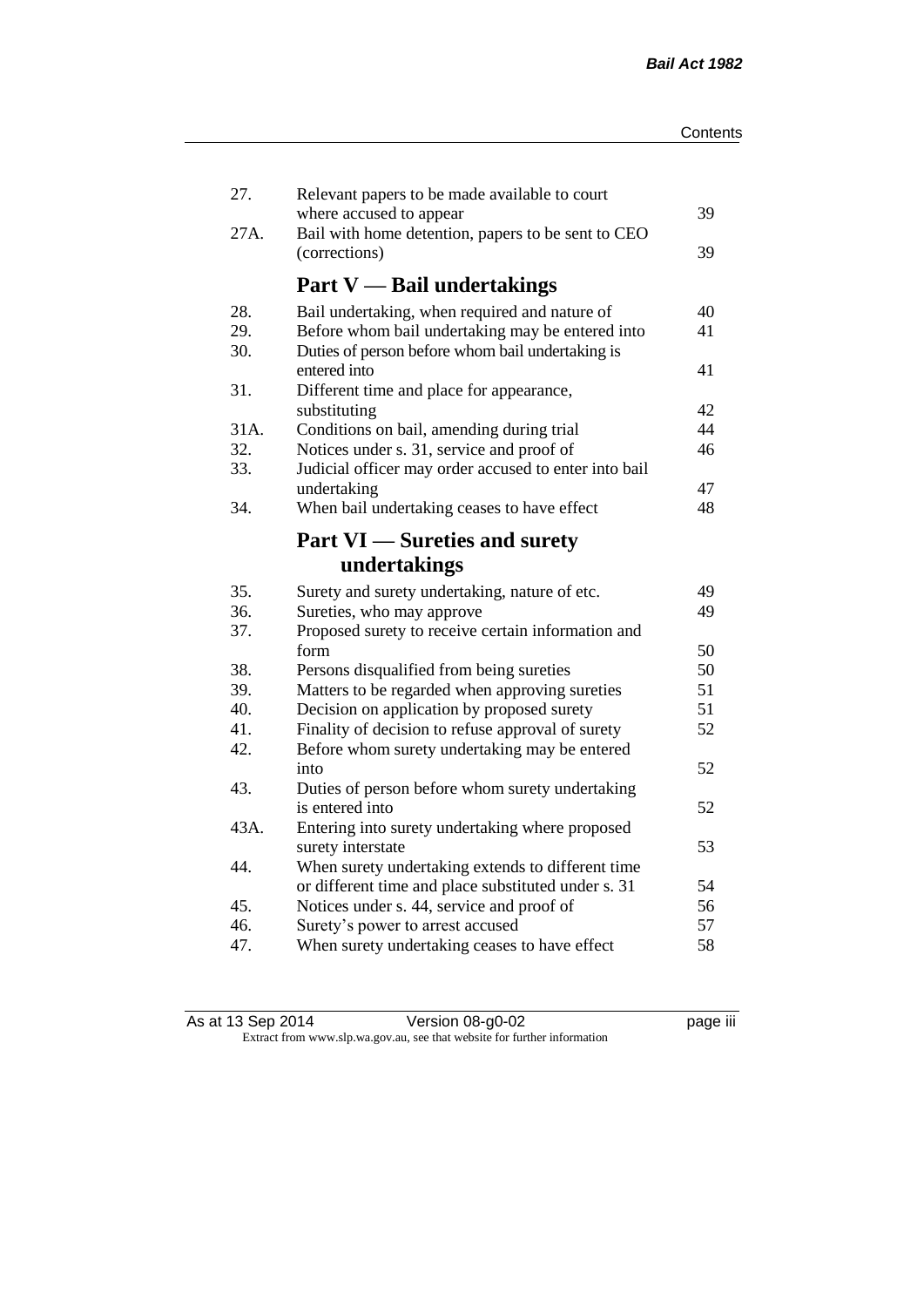| | | |
|---|---|---|
| 27. | Relevant papers to be made available to court where accused to appear | 39 |
| 27A. | Bail with home detention, papers to be sent to CEO (corrections) | 39 |

## Part V — Bail undertakings

| | | |
|---|---|---|
| 28. | Bail undertaking, when required and nature of | 40 |
| 29. | Before whom bail undertaking may be entered into | 41 |
| 30. | Duties of person before whom bail undertaking is entered into | 41 |
| 31. | Different time and place for appearance, substituting | 42 |
| 31A. | Conditions on bail, amending during trial | 44 |
| 32. | Notices under s. 31, service and proof of | 46 |
| 33. | Judicial officer may order accused to enter into bail undertaking | 47 |
| 34. | When bail undertaking ceases to have effect | 48 |

## Part VI — Sureties and surety undertakings

| | | |
|---|---|---|
| 35. | Surety and surety undertaking, nature of etc. | 49 |
| 36. | Sureties, who may approve | 49 |
| 37. | Proposed surety to receive certain information and form | 50 |
| 38. | Persons disqualified from being sureties | 50 |
| 39. | Matters to be regarded when approving sureties | 51 |
| 40. | Decision on application by proposed surety | 51 |
| 41. | Finality of decision to refuse approval of surety | 52 |
| 42. | Before whom surety undertaking may be entered into | 52 |
| 43. | Duties of person before whom surety undertaking is entered into | 52 |
| 43A. | Entering into surety undertaking where proposed surety interstate | 53 |
| 44. | When surety undertaking extends to different time or different time and place substituted under s. 31 | 54 |
| 45. | Notices under s. 44, service and proof of | 56 |
| 46. | Surety's power to arrest accused | 57 |
| 47. | When surety undertaking ceases to have effect | 58 |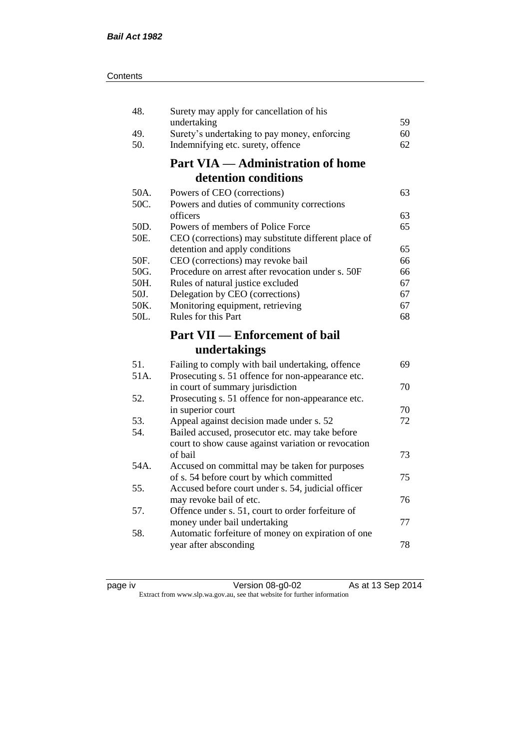| | | |
|---|---|---|
| 48. | Surety may apply for cancellation of his undertaking | 59 |
| 49. | Surety's undertaking to pay money, enforcing | 60 |
| 50. | Indemnifying etc. surety, offence | 62 |

## Part VIA — Administration of home detention conditions

| | | |
|---|---|---|
| 50A. | Powers of CEO (corrections) | 63 |
| 50C. | Powers and duties of community corrections officers | 63 |
| 50D. | Powers of members of Police Force | 65 |
| 50E. | CEO (corrections) may substitute different place of detention and apply conditions | 65 |
| 50F. | CEO (corrections) may revoke bail | 66 |
| 50G. | Procedure on arrest after revocation under s. 50F | 66 |
| 50H. | Rules of natural justice excluded | 67 |
| 50J. | Delegation by CEO (corrections) | 67 |
| 50K. | Monitoring equipment, retrieving | 67 |
| 50L. | Rules for this Part | 68 |

## Part VII — Enforcement of bail undertakings

| | | |
|---|---|---|
| 51. | Failing to comply with bail undertaking, offence | 69 |
| 51A. | Prosecuting s. 51 offence for non-appearance etc. in court of summary jurisdiction | 70 |
| 52. | Prosecuting s. 51 offence for non-appearance etc. in superior court | 70 |
| 53. | Appeal against decision made under s. 52 | 72 |
| 54. | Bailed accused, prosecutor etc. may take before court to show cause against variation or revocation of bail | 73 |
| 54A. | Accused on committal may be taken for purposes of s. 54 before court by which committed | 75 |
| 55. | Accused before court under s. 54, judicial officer may revoke bail of etc. | 76 |
| 57. | Offence under s. 51, court to order forfeiture of money under bail undertaking | 77 |
| 58. | Automatic forfeiture of money on expiration of one year after absconding | 78 |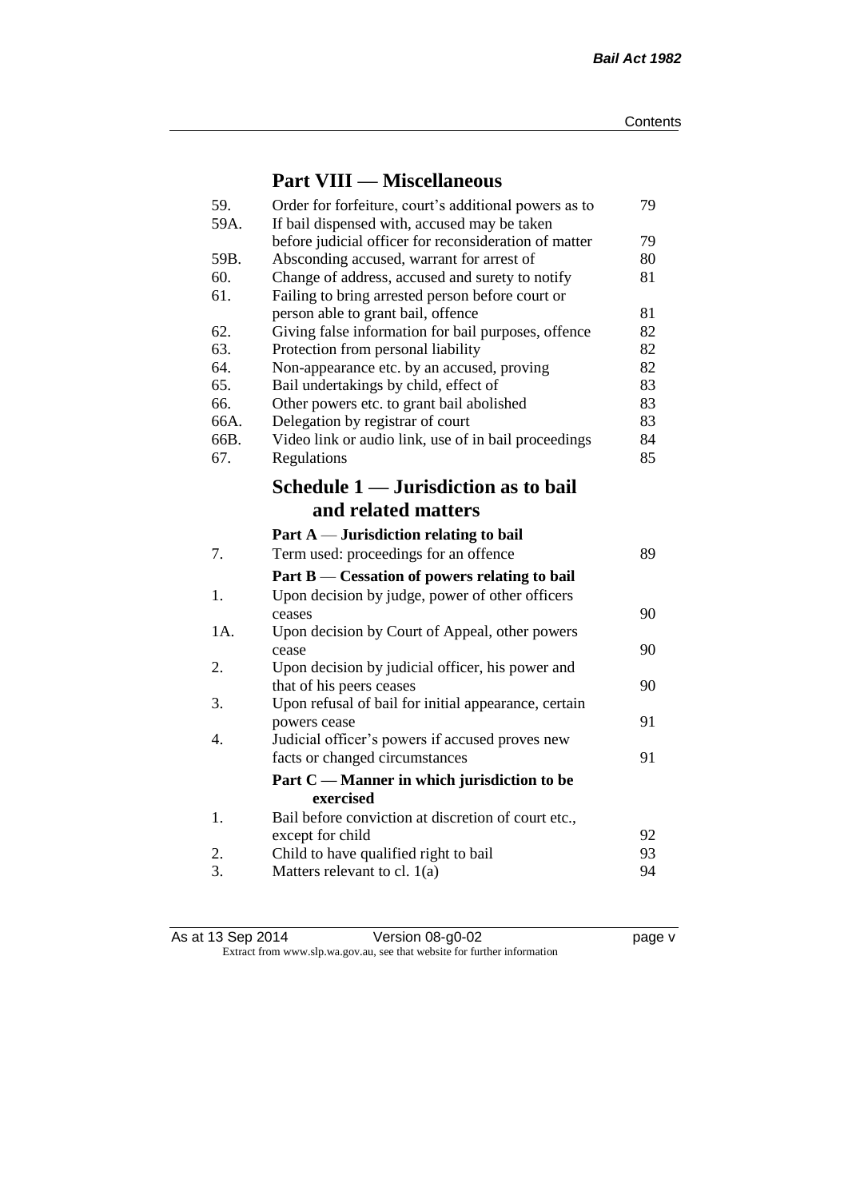## Part VIII — Miscellaneous

| | | |
|---|---|---|
| 59. | Order for forfeiture, court's additional powers as to | 79 |
| 59A. | If bail dispensed with, accused may be taken before judicial officer for reconsideration of matter | 79 |
| 59B. | Absconding accused, warrant for arrest of | 80 |
| 60. | Change of address, accused and surety to notify | 81 |
| 61. | Failing to bring arrested person before court or person able to grant bail, offence | 81 |
| 62. | Giving false information for bail purposes, offence | 82 |
| 63. | Protection from personal liability | 82 |
| 64. | Non-appearance etc. by an accused, proving | 82 |
| 65. | Bail undertakings by child, effect of | 83 |
| 66. | Other powers etc. to grant bail abolished | 83 |
| 66A. | Delegation by registrar of court | 83 |
| 66B. | Video link or audio link, use of in bail proceedings | 84 |
| 67. | Regulations | 85 |

## Schedule 1 — Jurisdiction as to bail and related matters

### Part A — Jurisdiction relating to bail

| | | |
|---|---|---|
| 7. | Term used: proceedings for an offence | 89 |

### Part B — Cessation of powers relating to bail

| | | |
|---|---|---|
| 1. | Upon decision by judge, power of other officers ceases | 90 |
| 1A. | Upon decision by Court of Appeal, other powers cease | 90 |
| 2. | Upon decision by judicial officer, his power and that of his peers ceases | 90 |
| 3. | Upon refusal of bail for initial appearance, certain powers cease | 91 |
| 4. | Judicial officer's powers if accused proves new facts or changed circumstances | 91 |

### Part C — Manner in which jurisdiction to be exercised

| | | |
|---|---|---|
| 1. | Bail before conviction at discretion of court etc., except for child | 92 |
| 2. | Child to have qualified right to bail | 93 |
| 3. | Matters relevant to cl. 1(a) | 94 |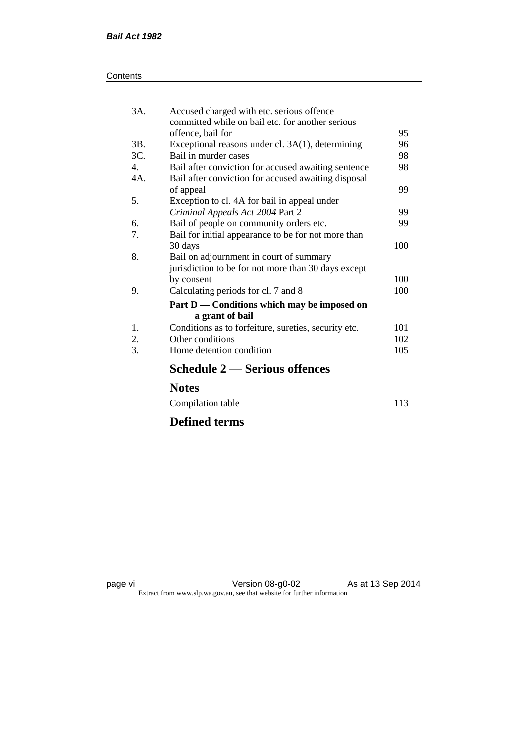| | | |
|---|---|---|
| 3A. | Accused charged with etc. serious offence committed while on bail etc. for another serious offence, bail for | 95 |
| 3B. | Exceptional reasons under cl. 3A(1), determining | 96 |
| 3C. | Bail in murder cases | 98 |
| 4. | Bail after conviction for accused awaiting sentence | 98 |
| 4A. | Bail after conviction for accused awaiting disposal of appeal | 99 |
| 5. | Exception to cl. 4A for bail in appeal under *Criminal Appeals Act 2004* Part 2 | 99 |
| 6. | Bail of people on community orders etc. | 99 |
| 7. | Bail for initial appearance to be for not more than 30 days | 100 |
| 8. | Bail on adjournment in court of summary jurisdiction to be for not more than 30 days except by consent | 100 |
| 9. | Calculating periods for cl. 7 and 8 | 100 |

**Part D — Conditions which may be imposed on a grant of bail**

| | | |
|---|---|---|
| 1. | Conditions as to forfeiture, sureties, security etc. | 101 |
| 2. | Other conditions | 102 |
| 3. | Home detention condition | 105 |

## Schedule 2 — Serious offences

## Notes

Compilation table 113

## Defined terms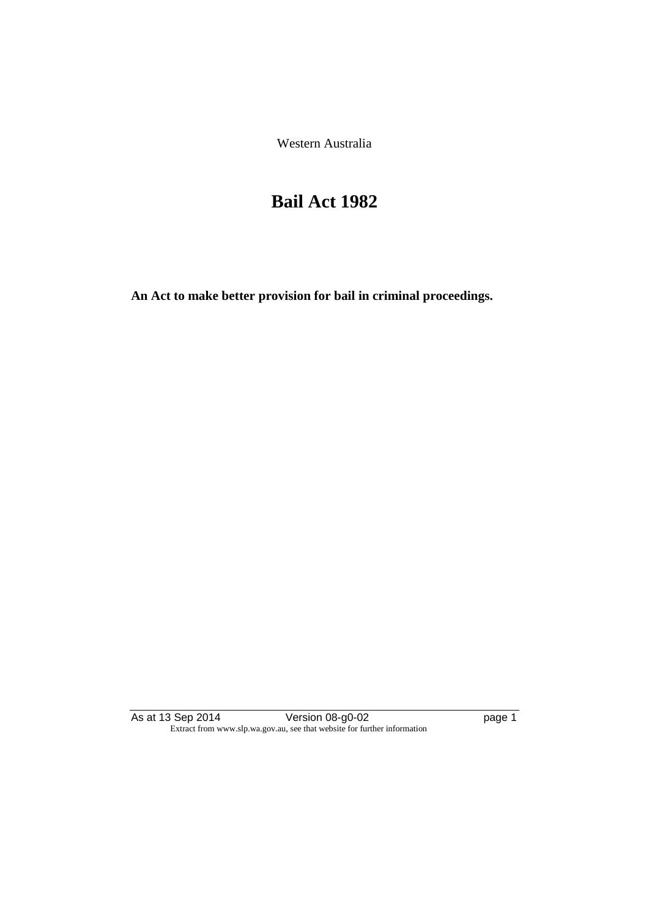Western Australia

# Bail Act 1982

**An Act to make better provision for bail in criminal proceedings.**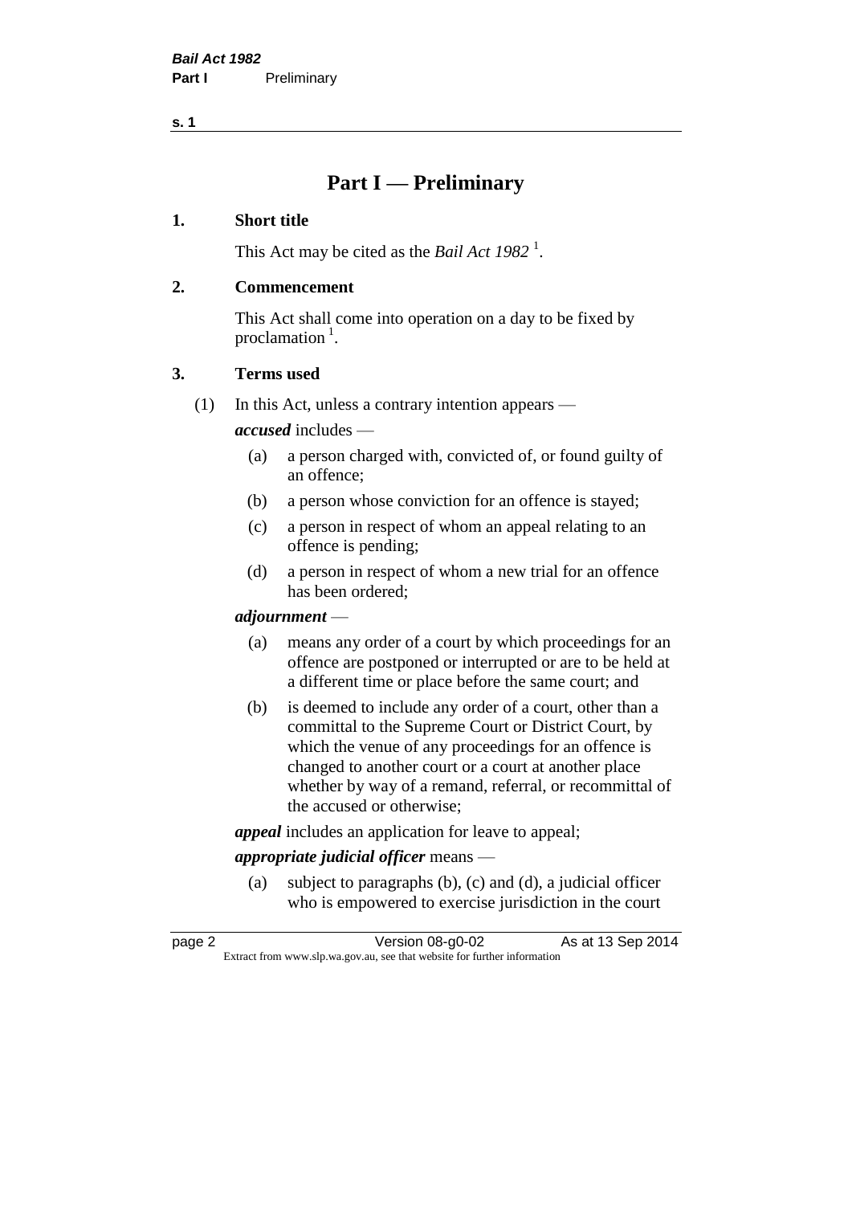# Part I — Preliminary

## 1. Short title

This Act may be cited as the *Bail Act 1982* [1].

## 2. Commencement

This Act shall come into operation on a day to be fixed by proclamation [1].

## 3. Terms used

(1) In this Act, unless a contrary intention appears —

***accused*** includes —

- (a) a person charged with, convicted of, or found guilty of an offence;
- (b) a person whose conviction for an offence is stayed;
- (c) a person in respect of whom an appeal relating to an offence is pending;
- (d) a person in respect of whom a new trial for an offence has been ordered;

***adjournment*** —

- (a) means any order of a court by which proceedings for an offence are postponed or interrupted or are to be held at a different time or place before the same court; and
- (b) is deemed to include any order of a court, other than a committal to the Supreme Court or District Court, by which the venue of any proceedings for an offence is changed to another court or a court at another place whether by way of a remand, referral, or recommittal of the accused or otherwise;

***appeal*** includes an application for leave to appeal;

***appropriate judicial officer*** means —

- (a) subject to paragraphs (b), (c) and (d), a judicial officer who is empowered to exercise jurisdiction in the court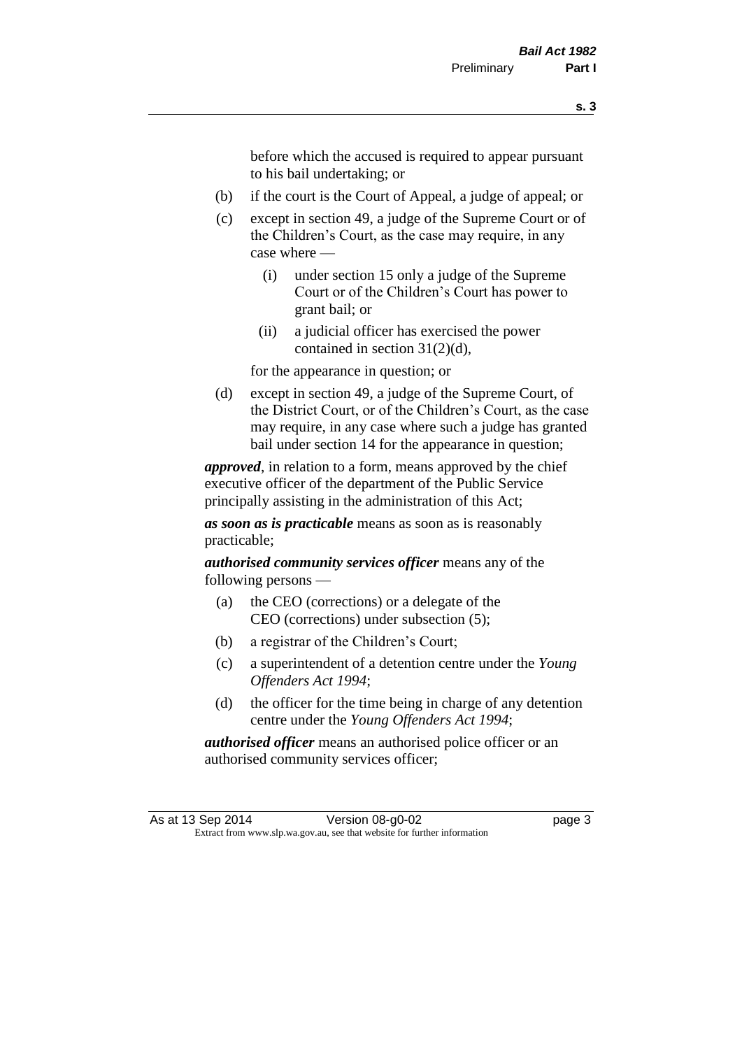before which the accused is required to appear pursuant to his bail undertaking; or

(b) if the court is the Court of Appeal, a judge of appeal; or

(c) except in section 49, a judge of the Supreme Court or of the Children's Court, as the case may require, in any case where —

  (i) under section 15 only a judge of the Supreme Court or of the Children's Court has power to grant bail; or

  (ii) a judicial officer has exercised the power contained in section 31(2)(d),

for the appearance in question; or

(d) except in section 49, a judge of the Supreme Court, of the District Court, or of the Children's Court, as the case may require, in any case where such a judge has granted bail under section 14 for the appearance in question;

***approved***, in relation to a form, means approved by the chief executive officer of the department of the Public Service principally assisting in the administration of this Act;

***as soon as is practicable*** means as soon as is reasonably practicable;

***authorised community services officer*** means any of the following persons —

(a) the CEO (corrections) or a delegate of the CEO (corrections) under subsection (5);

(b) a registrar of the Children's Court;

(c) a superintendent of a detention centre under the *Young Offenders Act 1994*;

(d) the officer for the time being in charge of any detention centre under the *Young Offenders Act 1994*;

***authorised officer*** means an authorised police officer or an authorised community services officer;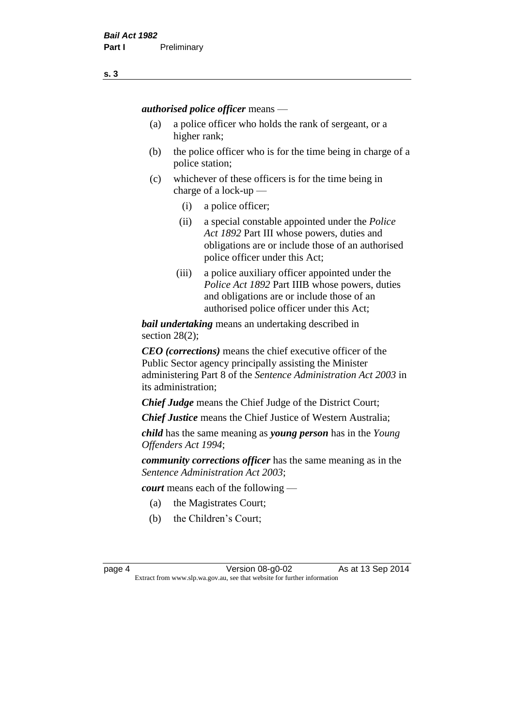***authorised police officer*** means —

(a) a police officer who holds the rank of sergeant, or a higher rank;

(b) the police officer who is for the time being in charge of a police station;

(c) whichever of these officers is for the time being in charge of a lock-up —

   (i) a police officer;

   (ii) a special constable appointed under the *Police Act 1892* Part III whose powers, duties and obligations are or include those of an authorised police officer under this Act;

   (iii) a police auxiliary officer appointed under the *Police Act 1892* Part IIIB whose powers, duties and obligations are or include those of an authorised police officer under this Act;

***bail undertaking*** means an undertaking described in section 28(2);

***CEO (corrections)*** means the chief executive officer of the Public Sector agency principally assisting the Minister administering Part 8 of the *Sentence Administration Act 2003* in its administration;

***Chief Judge*** means the Chief Judge of the District Court;

***Chief Justice*** means the Chief Justice of Western Australia;

***child*** has the same meaning as ***young person*** has in the *Young Offenders Act 1994*;

***community corrections officer*** has the same meaning as in the *Sentence Administration Act 2003*;

***court*** means each of the following —

(a) the Magistrates Court;

(b) the Children's Court;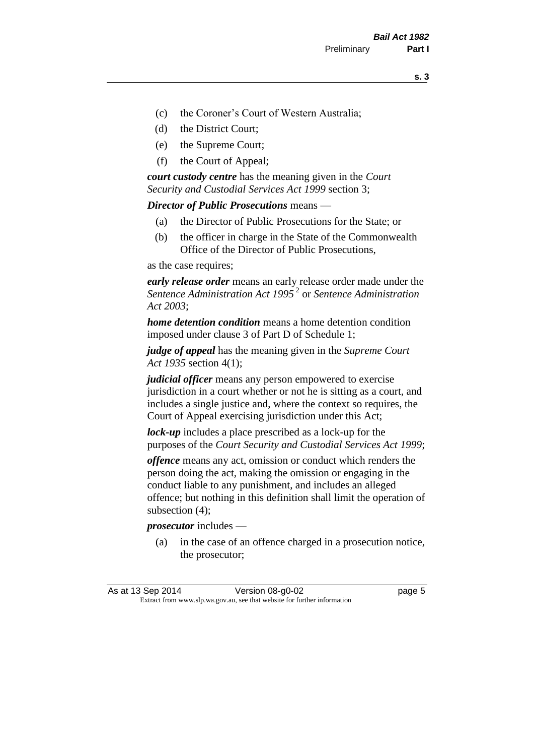- (c) the Coroner's Court of Western Australia;
- (d) the District Court;
- (e) the Supreme Court;
- (f) the Court of Appeal;

***court custody centre*** has the meaning given in the *Court Security and Custodial Services Act 1999* section 3;

***Director of Public Prosecutions*** means —

- (a) the Director of Public Prosecutions for the State; or
- (b) the officer in charge in the State of the Commonwealth Office of the Director of Public Prosecutions,

as the case requires;

***early release order*** means an early release order made under the *Sentence Administration Act 1995* [2] or *Sentence Administration Act 2003*;

***home detention condition*** means a home detention condition imposed under clause 3 of Part D of Schedule 1;

***judge of appeal*** has the meaning given in the *Supreme Court Act 1935* section 4(1);

***judicial officer*** means any person empowered to exercise jurisdiction in a court whether or not he is sitting as a court, and includes a single justice and, where the context so requires, the Court of Appeal exercising jurisdiction under this Act;

***lock-up*** includes a place prescribed as a lock-up for the purposes of the *Court Security and Custodial Services Act 1999*;

***offence*** means any act, omission or conduct which renders the person doing the act, making the omission or engaging in the conduct liable to any punishment, and includes an alleged offence; but nothing in this definition shall limit the operation of subsection (4);

***prosecutor*** includes —

- (a) in the case of an offence charged in a prosecution notice, the prosecutor;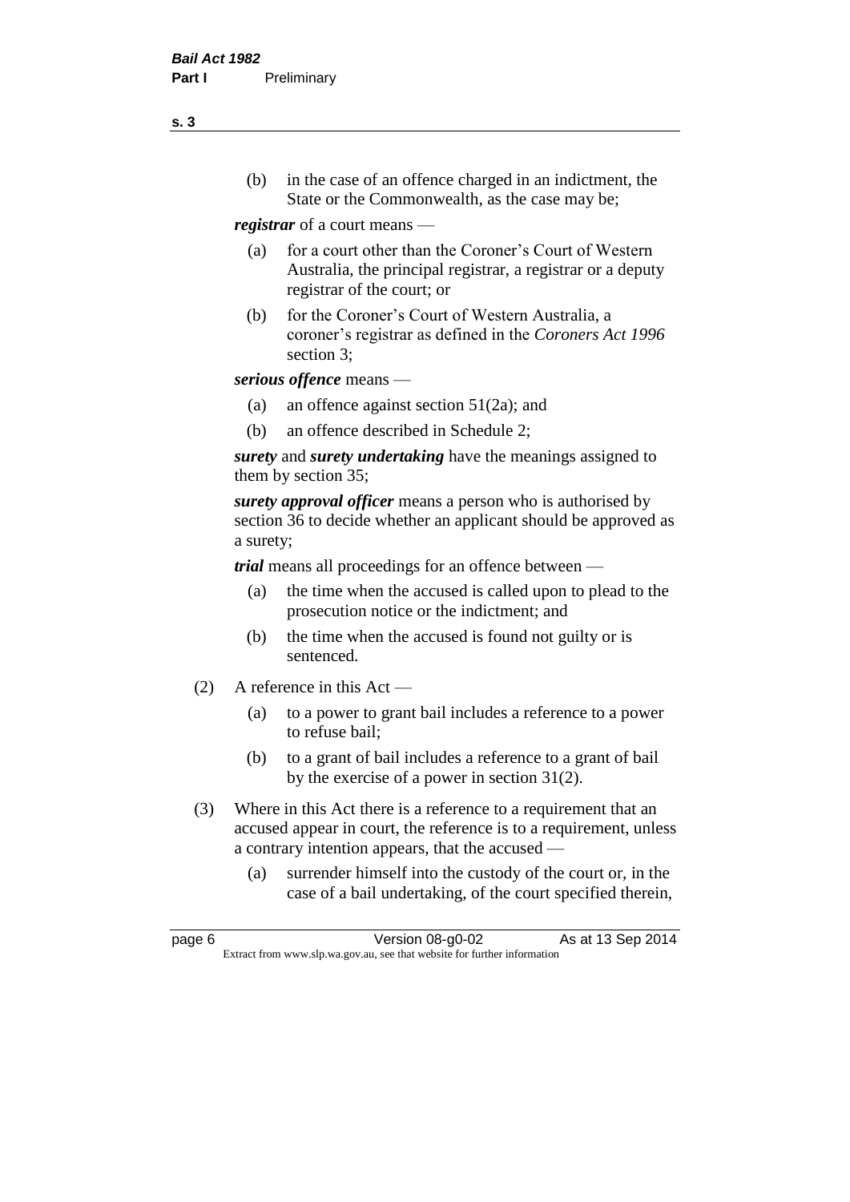(b) in the case of an offence charged in an indictment, the State or the Commonwealth, as the case may be;

***registrar*** of a court means —

(a) for a court other than the Coroner's Court of Western Australia, the principal registrar, a registrar or a deputy registrar of the court; or

(b) for the Coroner's Court of Western Australia, a coroner's registrar as defined in the *Coroners Act 1996* section 3;

***serious offence*** means —

(a) an offence against section 51(2a); and

(b) an offence described in Schedule 2;

***surety*** and ***surety undertaking*** have the meanings assigned to them by section 35;

***surety approval officer*** means a person who is authorised by section 36 to decide whether an applicant should be approved as a surety;

***trial*** means all proceedings for an offence between —

(a) the time when the accused is called upon to plead to the prosecution notice or the indictment; and

(b) the time when the accused is found not guilty or is sentenced.

(2) A reference in this Act —

(a) to a power to grant bail includes a reference to a power to refuse bail;

(b) to a grant of bail includes a reference to a grant of bail by the exercise of a power in section 31(2).

(3) Where in this Act there is a reference to a requirement that an accused appear in court, the reference is to a requirement, unless a contrary intention appears, that the accused —

(a) surrender himself into the custody of the court or, in the case of a bail undertaking, of the court specified therein,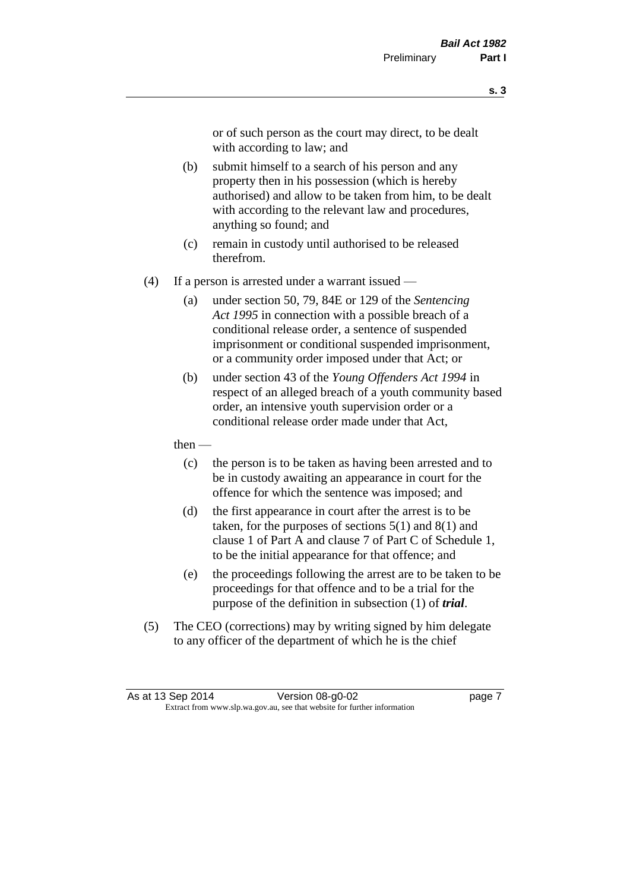or of such person as the court may direct, to be dealt with according to law; and

(b) submit himself to a search of his person and any property then in his possession (which is hereby authorised) and allow to be taken from him, to be dealt with according to the relevant law and procedures, anything so found; and

(c) remain in custody until authorised to be released therefrom.

(4) If a person is arrested under a warrant issued —

(a) under section 50, 79, 84E or 129 of the *Sentencing Act 1995* in connection with a possible breach of a conditional release order, a sentence of suspended imprisonment or conditional suspended imprisonment, or a community order imposed under that Act; or

(b) under section 43 of the *Young Offenders Act 1994* in respect of an alleged breach of a youth community based order, an intensive youth supervision order or a conditional release order made under that Act,

then —

(c) the person is to be taken as having been arrested and to be in custody awaiting an appearance in court for the offence for which the sentence was imposed; and

(d) the first appearance in court after the arrest is to be taken, for the purposes of sections 5(1) and 8(1) and clause 1 of Part A and clause 7 of Part C of Schedule 1, to be the initial appearance for that offence; and

(e) the proceedings following the arrest are to be taken to be proceedings for that offence and to be a trial for the purpose of the definition in subsection (1) of ***trial***.

(5) The CEO (corrections) may by writing signed by him delegate to any officer of the department of which he is the chief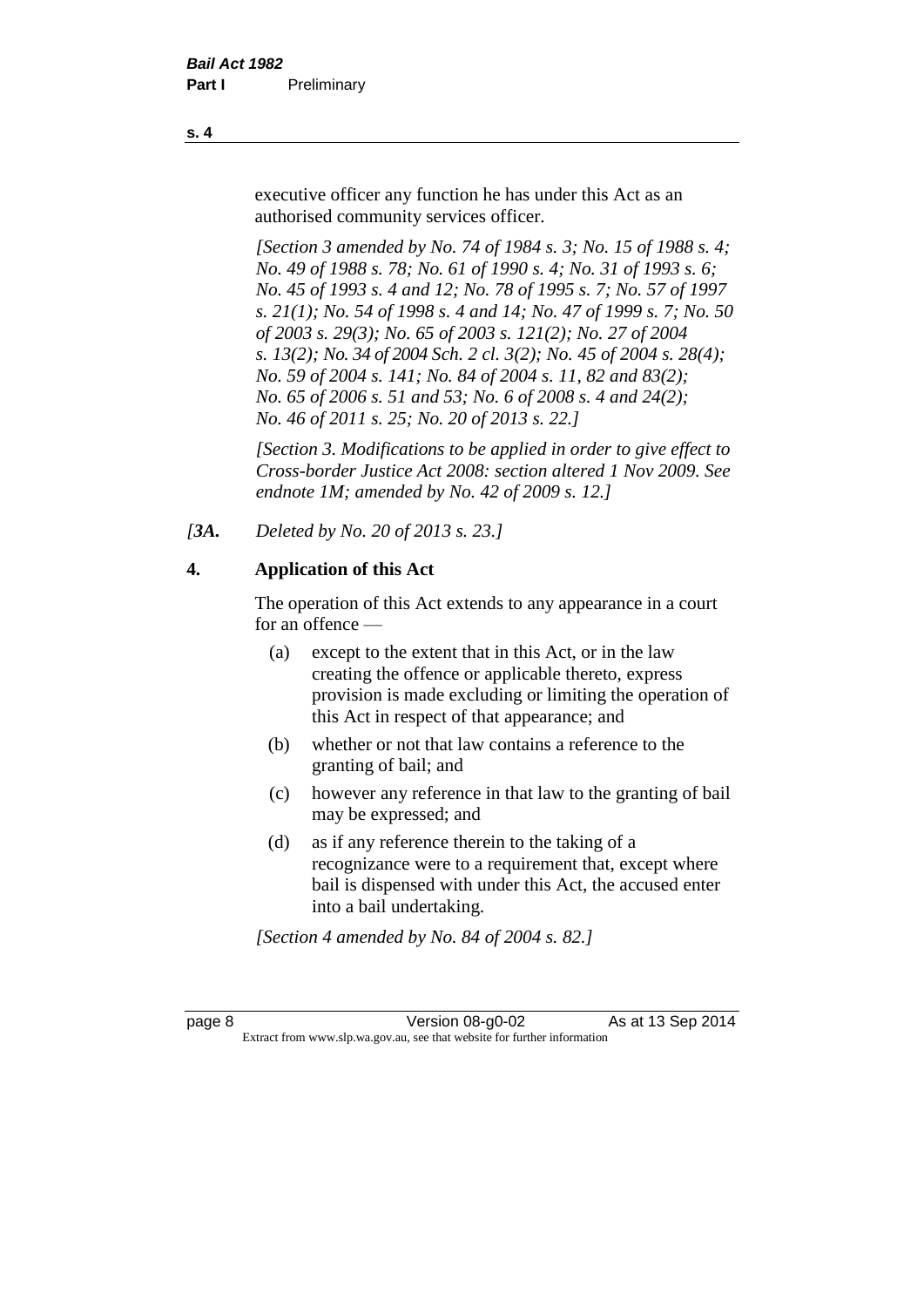executive officer any function he has under this Act as an authorised community services officer.

*[Section 3 amended by No. 74 of 1984 s. 3; No. 15 of 1988 s. 4; No. 49 of 1988 s. 78; No. 61 of 1990 s. 4; No. 31 of 1993 s. 6; No. 45 of 1993 s. 4 and 12; No. 78 of 1995 s. 7; No. 57 of 1997 s. 21(1); No. 54 of 1998 s. 4 and 14; No. 47 of 1999 s. 7; No. 50 of 2003 s. 29(3); No. 65 of 2003 s. 121(2); No. 27 of 2004 s. 13(2); No. 34 of 2004 Sch. 2 cl. 3(2); No. 45 of 2004 s. 28(4); No. 59 of 2004 s. 141; No. 84 of 2004 s. 11, 82 and 83(2); No. 65 of 2006 s. 51 and 53; No. 6 of 2008 s. 4 and 24(2); No. 46 of 2011 s. 25; No. 20 of 2013 s. 22.]*

*[Section 3. Modifications to be applied in order to give effect to Cross-border Justice Act 2008: section altered 1 Nov 2009. See endnote 1M; amended by No. 42 of 2009 s. 12.]*

*[3A. Deleted by No. 20 of 2013 s. 23.]*

**4. Application of this Act**

The operation of this Act extends to any appearance in a court for an offence —

(a) except to the extent that in this Act, or in the law creating the offence or applicable thereto, express provision is made excluding or limiting the operation of this Act in respect of that appearance; and

(b) whether or not that law contains a reference to the granting of bail; and

(c) however any reference in that law to the granting of bail may be expressed; and

(d) as if any reference therein to the taking of a recognizance were to a requirement that, except where bail is dispensed with under this Act, the accused enter into a bail undertaking.

*[Section 4 amended by No. 84 of 2004 s. 82.]*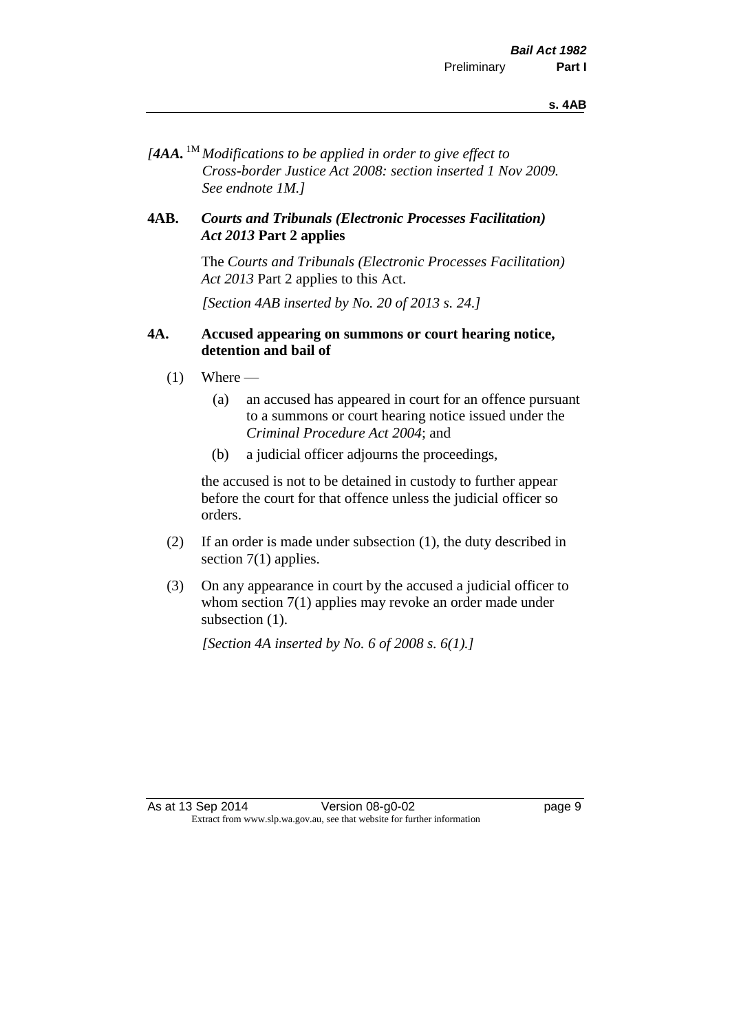*[4AA.* [1M] *Modifications to be applied in order to give effect to Cross-border Justice Act 2008: section inserted 1 Nov 2009. See endnote 1M.]*

### 4AB. *Courts and Tribunals (Electronic Processes Facilitation) Act 2013* Part 2 applies

The *Courts and Tribunals (Electronic Processes Facilitation) Act 2013* Part 2 applies to this Act.

*[Section 4AB inserted by No. 20 of 2013 s. 24.]*

### 4A. Accused appearing on summons or court hearing notice, detention and bail of

(1) Where —

  (a) an accused has appeared in court for an offence pursuant to a summons or court hearing notice issued under the *Criminal Procedure Act 2004*; and

  (b) a judicial officer adjourns the proceedings,

the accused is not to be detained in custody to further appear before the court for that offence unless the judicial officer so orders.

(2) If an order is made under subsection (1), the duty described in section 7(1) applies.

(3) On any appearance in court by the accused a judicial officer to whom section 7(1) applies may revoke an order made under subsection (1).

*[Section 4A inserted by No. 6 of 2008 s. 6(1).]*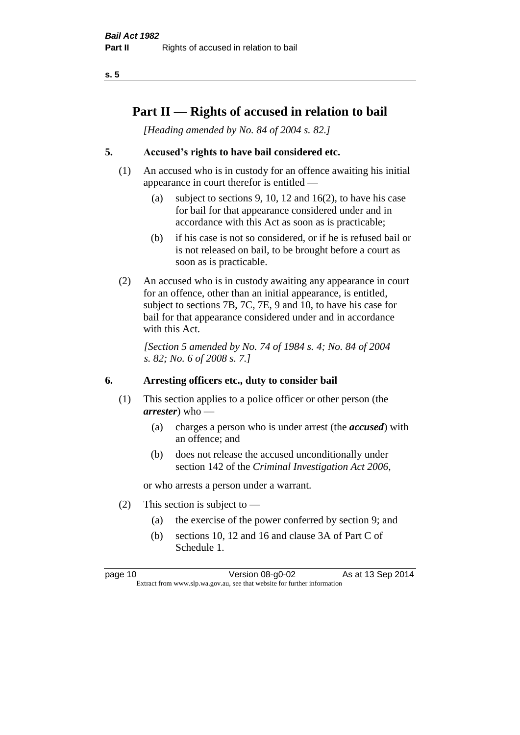# Part II — Rights of accused in relation to bail

*[Heading amended by No. 84 of 2004 s. 82.]*

## 5. Accused's rights to have bail considered etc.

(1) An accused who is in custody for an offence awaiting his initial appearance in court therefor is entitled —

- (a) subject to sections 9, 10, 12 and 16(2), to have his case for bail for that appearance considered under and in accordance with this Act as soon as is practicable;
- (b) if his case is not so considered, or if he is refused bail or is not released on bail, to be brought before a court as soon as is practicable.

(2) An accused who is in custody awaiting any appearance in court for an offence, other than an initial appearance, is entitled, subject to sections 7B, 7C, 7E, 9 and 10, to have his case for bail for that appearance considered under and in accordance with this Act.

*[Section 5 amended by No. 74 of 1984 s. 4; No. 84 of 2004 s. 82; No. 6 of 2008 s. 7.]*

## 6. Arresting officers etc., duty to consider bail

(1) This section applies to a police officer or other person (the ***arrester***) who —

- (a) charges a person who is under arrest (the ***accused***) with an offence; and
- (b) does not release the accused unconditionally under section 142 of the *Criminal Investigation Act 2006*,

or who arrests a person under a warrant.

(2) This section is subject to —

- (a) the exercise of the power conferred by section 9; and
- (b) sections 10, 12 and 16 and clause 3A of Part C of Schedule 1.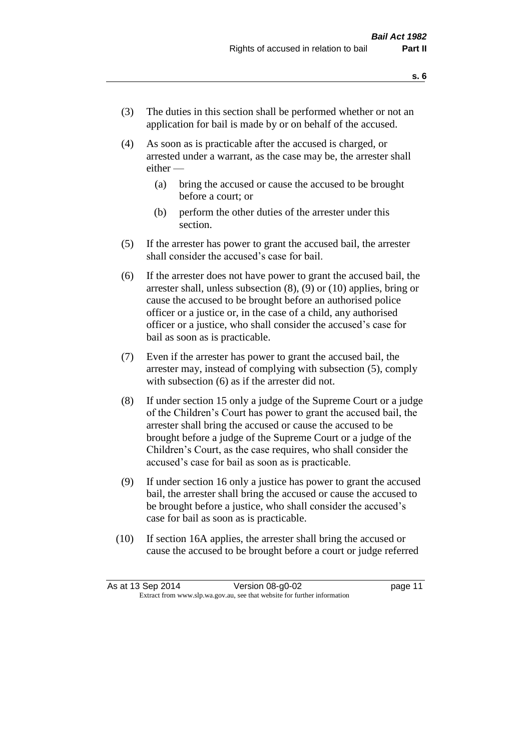(3) The duties in this section shall be performed whether or not an application for bail is made by or on behalf of the accused.

(4) As soon as is practicable after the accused is charged, or arrested under a warrant, as the case may be, the arrester shall either —

  (a) bring the accused or cause the accused to be brought before a court; or

  (b) perform the other duties of the arrester under this section.

(5) If the arrester has power to grant the accused bail, the arrester shall consider the accused's case for bail.

(6) If the arrester does not have power to grant the accused bail, the arrester shall, unless subsection (8), (9) or (10) applies, bring or cause the accused to be brought before an authorised police officer or a justice or, in the case of a child, any authorised officer or a justice, who shall consider the accused's case for bail as soon as is practicable.

(7) Even if the arrester has power to grant the accused bail, the arrester may, instead of complying with subsection (5), comply with subsection (6) as if the arrester did not.

(8) If under section 15 only a judge of the Supreme Court or a judge of the Children's Court has power to grant the accused bail, the arrester shall bring the accused or cause the accused to be brought before a judge of the Supreme Court or a judge of the Children's Court, as the case requires, who shall consider the accused's case for bail as soon as is practicable.

(9) If under section 16 only a justice has power to grant the accused bail, the arrester shall bring the accused or cause the accused to be brought before a justice, who shall consider the accused's case for bail as soon as is practicable.

(10) If section 16A applies, the arrester shall bring the accused or cause the accused to be brought before a court or judge referred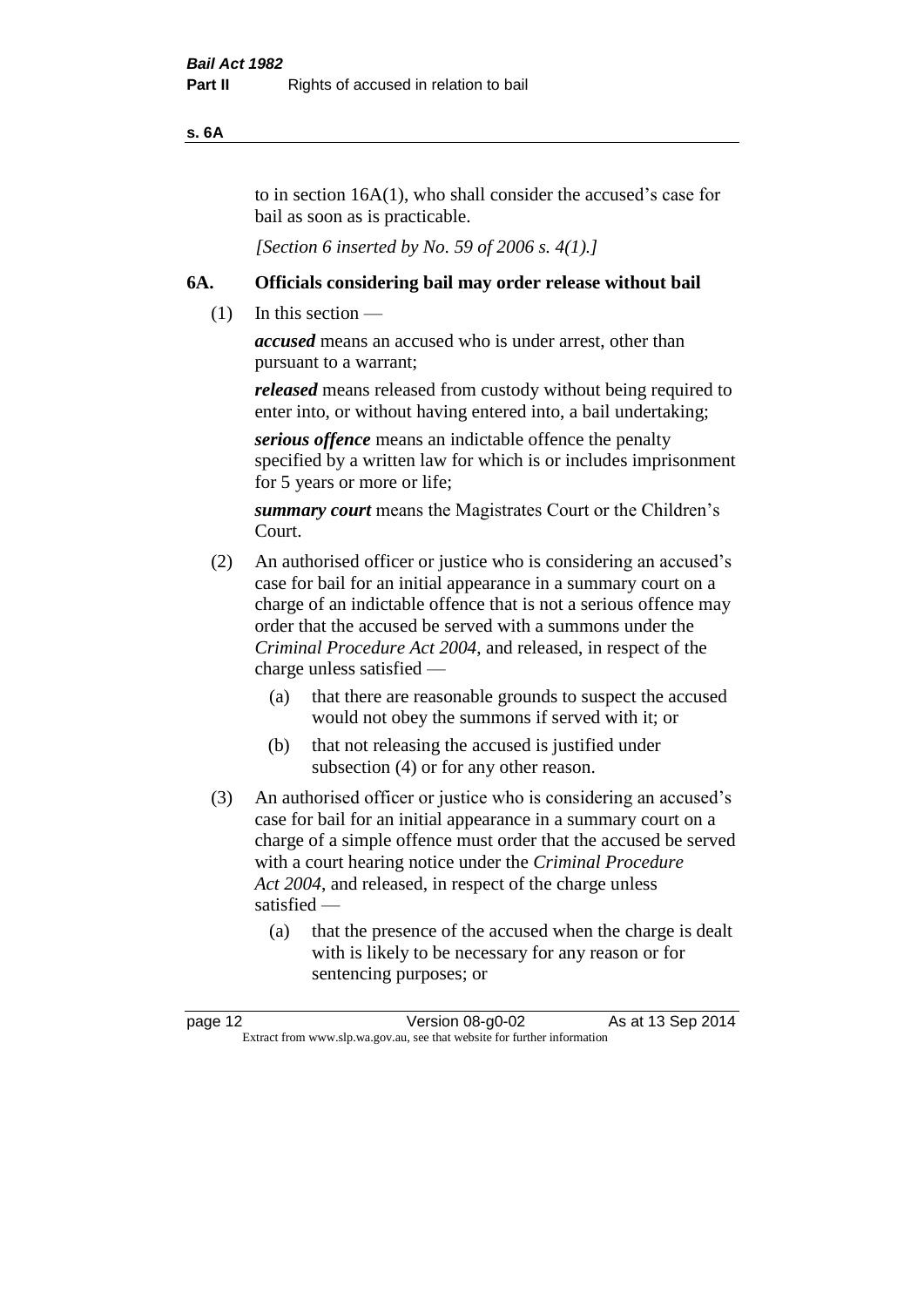to in section 16A(1), who shall consider the accused's case for bail as soon as is practicable.

*[Section 6 inserted by No. 59 of 2006 s. 4(1).]*

## 6A. Officials considering bail may order release without bail

(1) In this section —

***accused*** means an accused who is under arrest, other than pursuant to a warrant;

***released*** means released from custody without being required to enter into, or without having entered into, a bail undertaking;

***serious offence*** means an indictable offence the penalty specified by a written law for which is or includes imprisonment for 5 years or more or life;

***summary court*** means the Magistrates Court or the Children's Court.

(2) An authorised officer or justice who is considering an accused's case for bail for an initial appearance in a summary court on a charge of an indictable offence that is not a serious offence may order that the accused be served with a summons under the *Criminal Procedure Act 2004*, and released, in respect of the charge unless satisfied —

- (a) that there are reasonable grounds to suspect the accused would not obey the summons if served with it; or
- (b) that not releasing the accused is justified under subsection (4) or for any other reason.

(3) An authorised officer or justice who is considering an accused's case for bail for an initial appearance in a summary court on a charge of a simple offence must order that the accused be served with a court hearing notice under the *Criminal Procedure Act 2004*, and released, in respect of the charge unless satisfied —

- (a) that the presence of the accused when the charge is dealt with is likely to be necessary for any reason or for sentencing purposes; or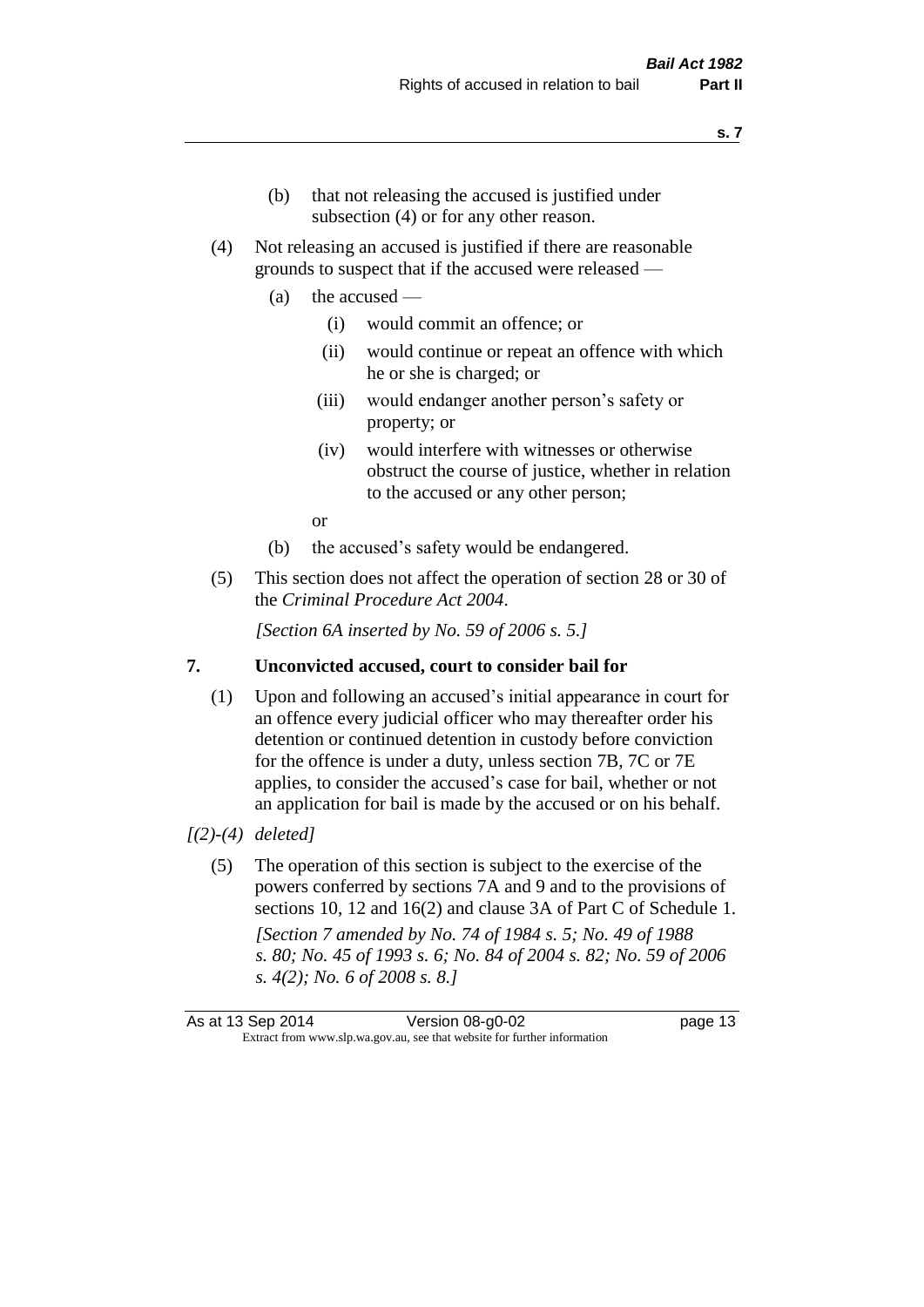(b) that not releasing the accused is justified under subsection (4) or for any other reason.

(4) Not releasing an accused is justified if there are reasonable grounds to suspect that if the accused were released —

(a) the accused —

(i) would commit an offence; or

(ii) would continue or repeat an offence with which he or she is charged; or

(iii) would endanger another person's safety or property; or

(iv) would interfere with witnesses or otherwise obstruct the course of justice, whether in relation to the accused or any other person;

or

(b) the accused's safety would be endangered.

(5) This section does not affect the operation of section 28 or 30 of the *Criminal Procedure Act 2004*.

*[Section 6A inserted by No. 59 of 2006 s. 5.]*

## 7. Unconvicted accused, court to consider bail for

(1) Upon and following an accused's initial appearance in court for an offence every judicial officer who may thereafter order his detention or continued detention in custody before conviction for the offence is under a duty, unless section 7B, 7C or 7E applies, to consider the accused's case for bail, whether or not an application for bail is made by the accused or on his behalf.

*[(2)-(4) deleted]*

(5) The operation of this section is subject to the exercise of the powers conferred by sections 7A and 9 and to the provisions of sections 10, 12 and 16(2) and clause 3A of Part C of Schedule 1.

*[Section 7 amended by No. 74 of 1984 s. 5; No. 49 of 1988 s. 80; No. 45 of 1993 s. 6; No. 84 of 2004 s. 82; No. 59 of 2006 s. 4(2); No. 6 of 2008 s. 8.]*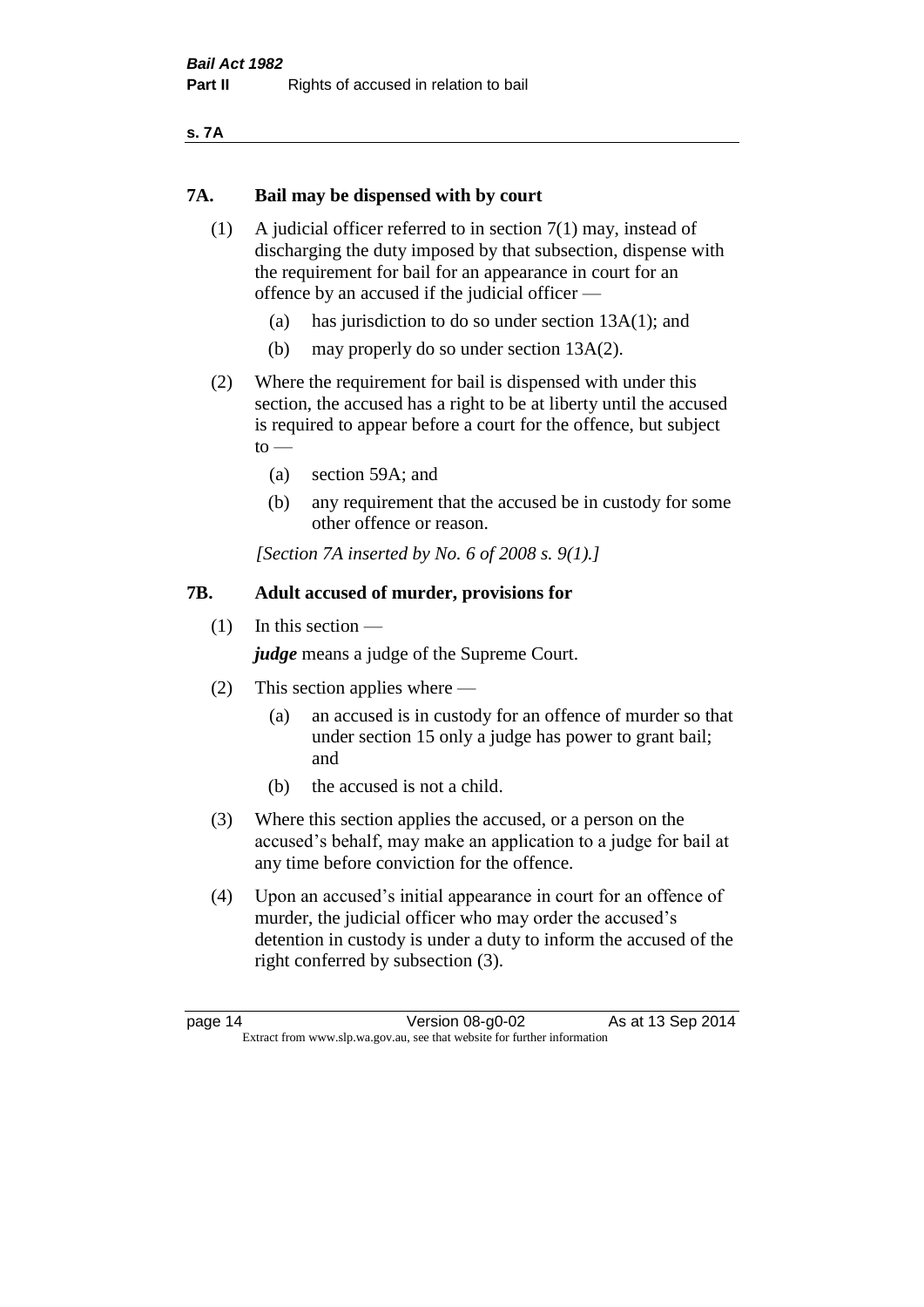## 7A. Bail may be dispensed with by court

(1) A judicial officer referred to in section 7(1) may, instead of discharging the duty imposed by that subsection, dispense with the requirement for bail for an appearance in court for an offence by an accused if the judicial officer —

(a) has jurisdiction to do so under section 13A(1); and

(b) may properly do so under section 13A(2).

(2) Where the requirement for bail is dispensed with under this section, the accused has a right to be at liberty until the accused is required to appear before a court for the offence, but subject to —

(a) section 59A; and

(b) any requirement that the accused be in custody for some other offence or reason.

*[Section 7A inserted by No. 6 of 2008 s. 9(1).]*

## 7B. Adult accused of murder, provisions for

(1) In this section —

***judge*** means a judge of the Supreme Court.

(2) This section applies where —

(a) an accused is in custody for an offence of murder so that under section 15 only a judge has power to grant bail; and

(b) the accused is not a child.

(3) Where this section applies the accused, or a person on the accused's behalf, may make an application to a judge for bail at any time before conviction for the offence.

(4) Upon an accused's initial appearance in court for an offence of murder, the judicial officer who may order the accused's detention in custody is under a duty to inform the accused of the right conferred by subsection (3).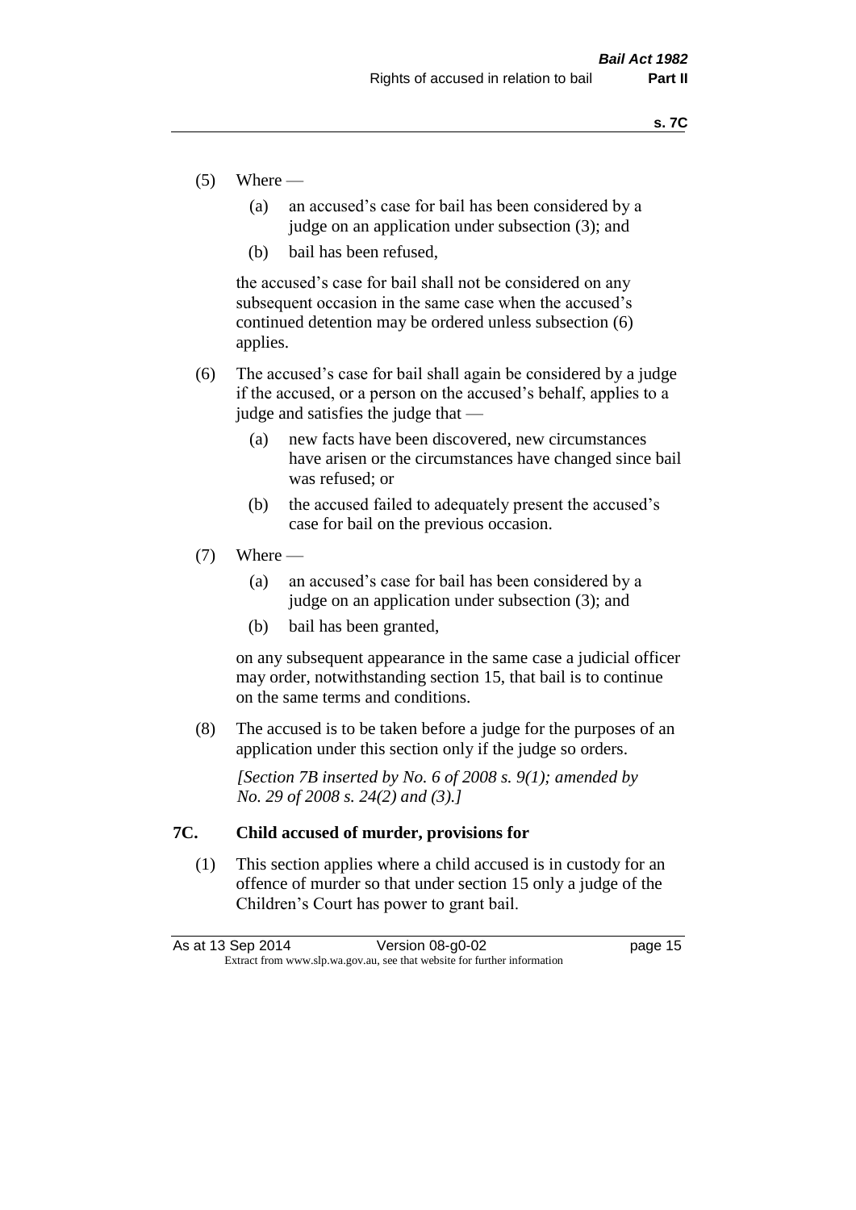(5) Where —

   (a) an accused's case for bail has been considered by a judge on an application under subsection (3); and

   (b) bail has been refused,

   the accused's case for bail shall not be considered on any subsequent occasion in the same case when the accused's continued detention may be ordered unless subsection (6) applies.

(6) The accused's case for bail shall again be considered by a judge if the accused, or a person on the accused's behalf, applies to a judge and satisfies the judge that —

   (a) new facts have been discovered, new circumstances have arisen or the circumstances have changed since bail was refused; or

   (b) the accused failed to adequately present the accused's case for bail on the previous occasion.

(7) Where —

   (a) an accused's case for bail has been considered by a judge on an application under subsection (3); and

   (b) bail has been granted,

   on any subsequent appearance in the same case a judicial officer may order, notwithstanding section 15, that bail is to continue on the same terms and conditions.

(8) The accused is to be taken before a judge for the purposes of an application under this section only if the judge so orders.

*[Section 7B inserted by No. 6 of 2008 s. 9(1); amended by No. 29 of 2008 s. 24(2) and (3).]*

### 7C. Child accused of murder, provisions for

(1) This section applies where a child accused is in custody for an offence of murder so that under section 15 only a judge of the Children's Court has power to grant bail.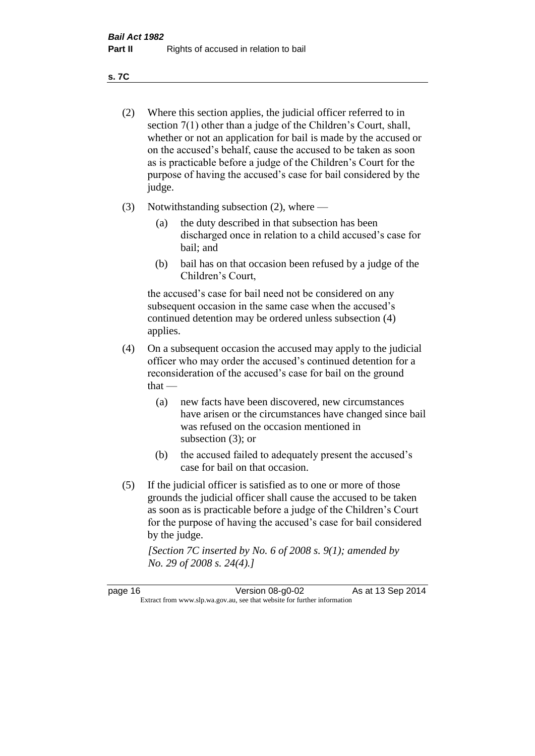(2) Where this section applies, the judicial officer referred to in section 7(1) other than a judge of the Children's Court, shall, whether or not an application for bail is made by the accused or on the accused's behalf, cause the accused to be taken as soon as is practicable before a judge of the Children's Court for the purpose of having the accused's case for bail considered by the judge.

(3) Notwithstanding subsection (2), where —

  (a) the duty described in that subsection has been discharged once in relation to a child accused's case for bail; and

  (b) bail has on that occasion been refused by a judge of the Children's Court,

the accused's case for bail need not be considered on any subsequent occasion in the same case when the accused's continued detention may be ordered unless subsection (4) applies.

(4) On a subsequent occasion the accused may apply to the judicial officer who may order the accused's continued detention for a reconsideration of the accused's case for bail on the ground that —

  (a) new facts have been discovered, new circumstances have arisen or the circumstances have changed since bail was refused on the occasion mentioned in subsection (3); or

  (b) the accused failed to adequately present the accused's case for bail on that occasion.

(5) If the judicial officer is satisfied as to one or more of those grounds the judicial officer shall cause the accused to be taken as soon as is practicable before a judge of the Children's Court for the purpose of having the accused's case for bail considered by the judge.

*[Section 7C inserted by No. 6 of 2008 s. 9(1); amended by No. 29 of 2008 s. 24(4).]*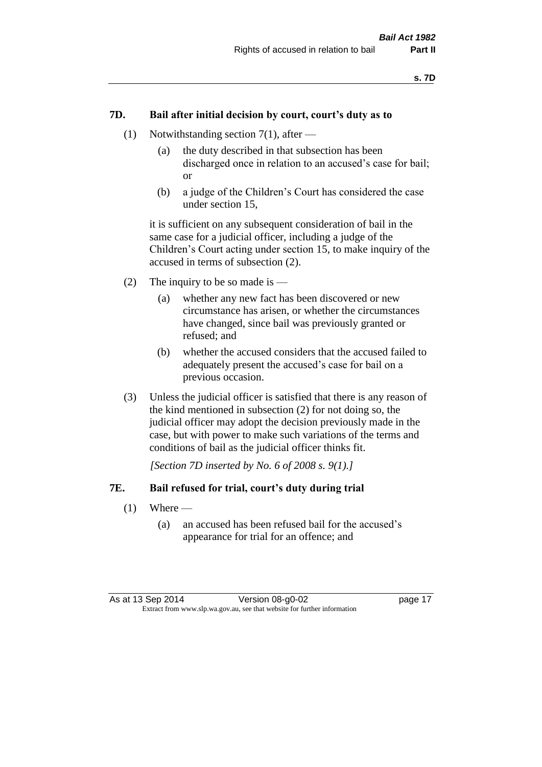### 7D. Bail after initial decision by court, court's duty as to

(1) Notwithstanding section 7(1), after —

(a) the duty described in that subsection has been discharged once in relation to an accused's case for bail; or

(b) a judge of the Children's Court has considered the case under section 15,

it is sufficient on any subsequent consideration of bail in the same case for a judicial officer, including a judge of the Children's Court acting under section 15, to make inquiry of the accused in terms of subsection (2).

(2) The inquiry to be so made is —

(a) whether any new fact has been discovered or new circumstance has arisen, or whether the circumstances have changed, since bail was previously granted or refused; and

(b) whether the accused considers that the accused failed to adequately present the accused's case for bail on a previous occasion.

(3) Unless the judicial officer is satisfied that there is any reason of the kind mentioned in subsection (2) for not doing so, the judicial officer may adopt the decision previously made in the case, but with power to make such variations of the terms and conditions of bail as the judicial officer thinks fit.

*[Section 7D inserted by No. 6 of 2008 s. 9(1).]*

### 7E. Bail refused for trial, court's duty during trial

(1) Where —

(a) an accused has been refused bail for the accused's appearance for trial for an offence; and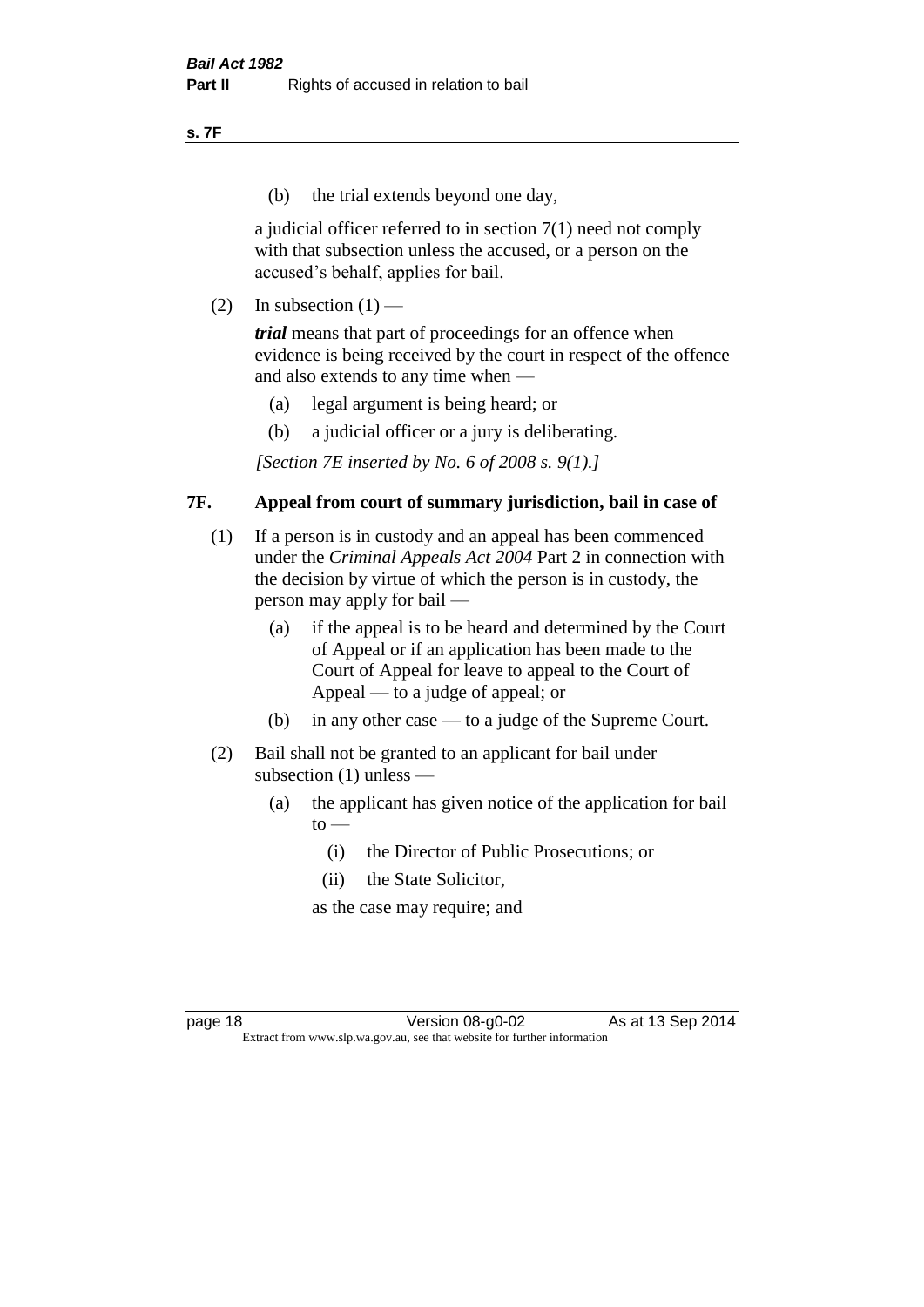(b) the trial extends beyond one day,

a judicial officer referred to in section 7(1) need not comply with that subsection unless the accused, or a person on the accused's behalf, applies for bail.

(2) In subsection (1) —

***trial*** means that part of proceedings for an offence when evidence is being received by the court in respect of the offence and also extends to any time when —

(a) legal argument is being heard; or

(b) a judicial officer or a jury is deliberating.

*[Section 7E inserted by No. 6 of 2008 s. 9(1).]*

## 7F. Appeal from court of summary jurisdiction, bail in case of

(1) If a person is in custody and an appeal has been commenced under the *Criminal Appeals Act 2004* Part 2 in connection with the decision by virtue of which the person is in custody, the person may apply for bail —

(a) if the appeal is to be heard and determined by the Court of Appeal or if an application has been made to the Court of Appeal for leave to appeal to the Court of Appeal — to a judge of appeal; or

(b) in any other case — to a judge of the Supreme Court.

(2) Bail shall not be granted to an applicant for bail under subsection (1) unless —

(a) the applicant has given notice of the application for bail to —

(i) the Director of Public Prosecutions; or

(ii) the State Solicitor,

as the case may require; and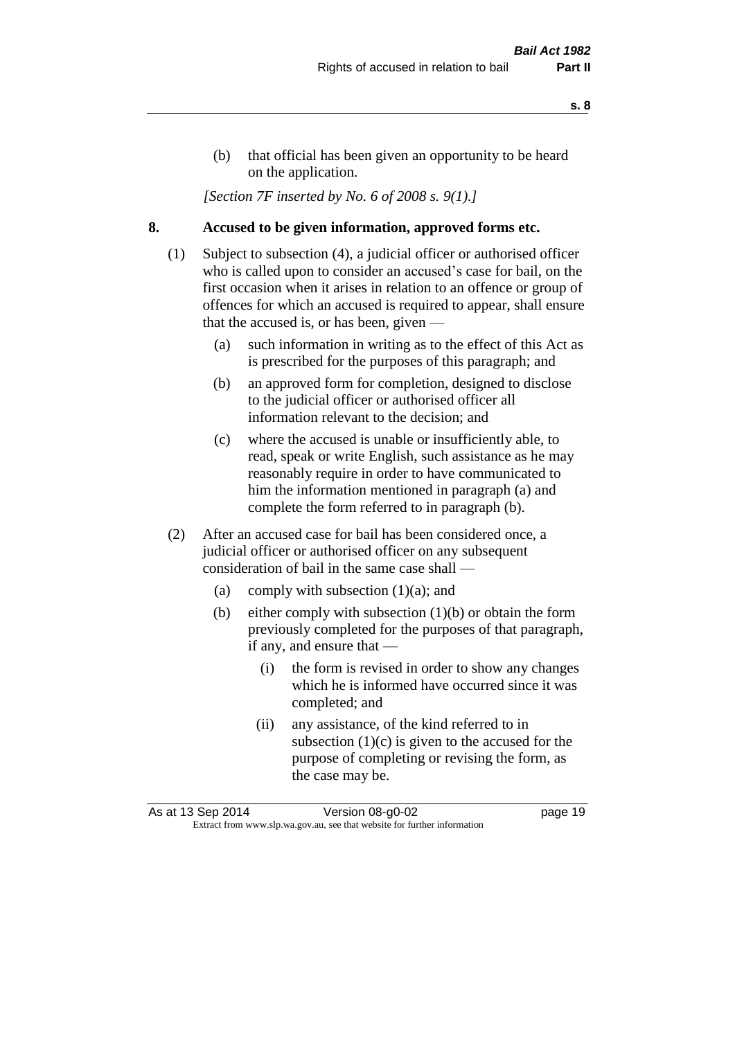(b) that official has been given an opportunity to be heard on the application.

*[Section 7F inserted by No. 6 of 2008 s. 9(1).]*

## 8. Accused to be given information, approved forms etc.

(1) Subject to subsection (4), a judicial officer or authorised officer who is called upon to consider an accused's case for bail, on the first occasion when it arises in relation to an offence or group of offences for which an accused is required to appear, shall ensure that the accused is, or has been, given —

(a) such information in writing as to the effect of this Act as is prescribed for the purposes of this paragraph; and

(b) an approved form for completion, designed to disclose to the judicial officer or authorised officer all information relevant to the decision; and

(c) where the accused is unable or insufficiently able, to read, speak or write English, such assistance as he may reasonably require in order to have communicated to him the information mentioned in paragraph (a) and complete the form referred to in paragraph (b).

(2) After an accused case for bail has been considered once, a judicial officer or authorised officer on any subsequent consideration of bail in the same case shall —

(a) comply with subsection (1)(a); and

(b) either comply with subsection (1)(b) or obtain the form previously completed for the purposes of that paragraph, if any, and ensure that —

(i) the form is revised in order to show any changes which he is informed have occurred since it was completed; and

(ii) any assistance, of the kind referred to in subsection (1)(c) is given to the accused for the purpose of completing or revising the form, as the case may be.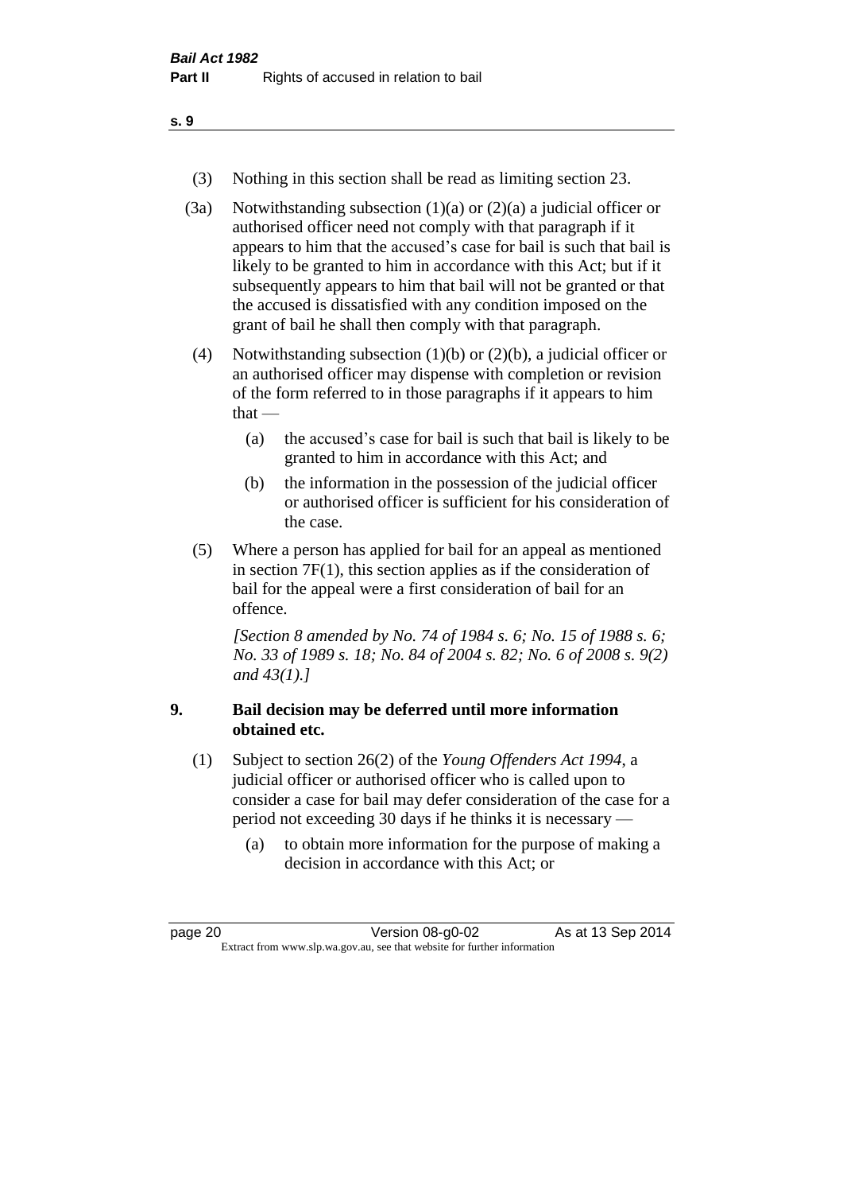(3) Nothing in this section shall be read as limiting section 23.

(3a) Notwithstanding subsection (1)(a) or (2)(a) a judicial officer or authorised officer need not comply with that paragraph if it appears to him that the accused's case for bail is such that bail is likely to be granted to him in accordance with this Act; but if it subsequently appears to him that bail will not be granted or that the accused is dissatisfied with any condition imposed on the grant of bail he shall then comply with that paragraph.

(4) Notwithstanding subsection (1)(b) or (2)(b), a judicial officer or an authorised officer may dispense with completion or revision of the form referred to in those paragraphs if it appears to him that —

(a) the accused's case for bail is such that bail is likely to be granted to him in accordance with this Act; and

(b) the information in the possession of the judicial officer or authorised officer is sufficient for his consideration of the case.

(5) Where a person has applied for bail for an appeal as mentioned in section 7F(1), this section applies as if the consideration of bail for the appeal were a first consideration of bail for an offence.

*[Section 8 amended by No. 74 of 1984 s. 6; No. 15 of 1988 s. 6; No. 33 of 1989 s. 18; No. 84 of 2004 s. 82; No. 6 of 2008 s. 9(2) and 43(1).]*

### 9. Bail decision may be deferred until more information obtained etc.

(1) Subject to section 26(2) of the *Young Offenders Act 1994*, a judicial officer or authorised officer who is called upon to consider a case for bail may defer consideration of the case for a period not exceeding 30 days if he thinks it is necessary —

(a) to obtain more information for the purpose of making a decision in accordance with this Act; or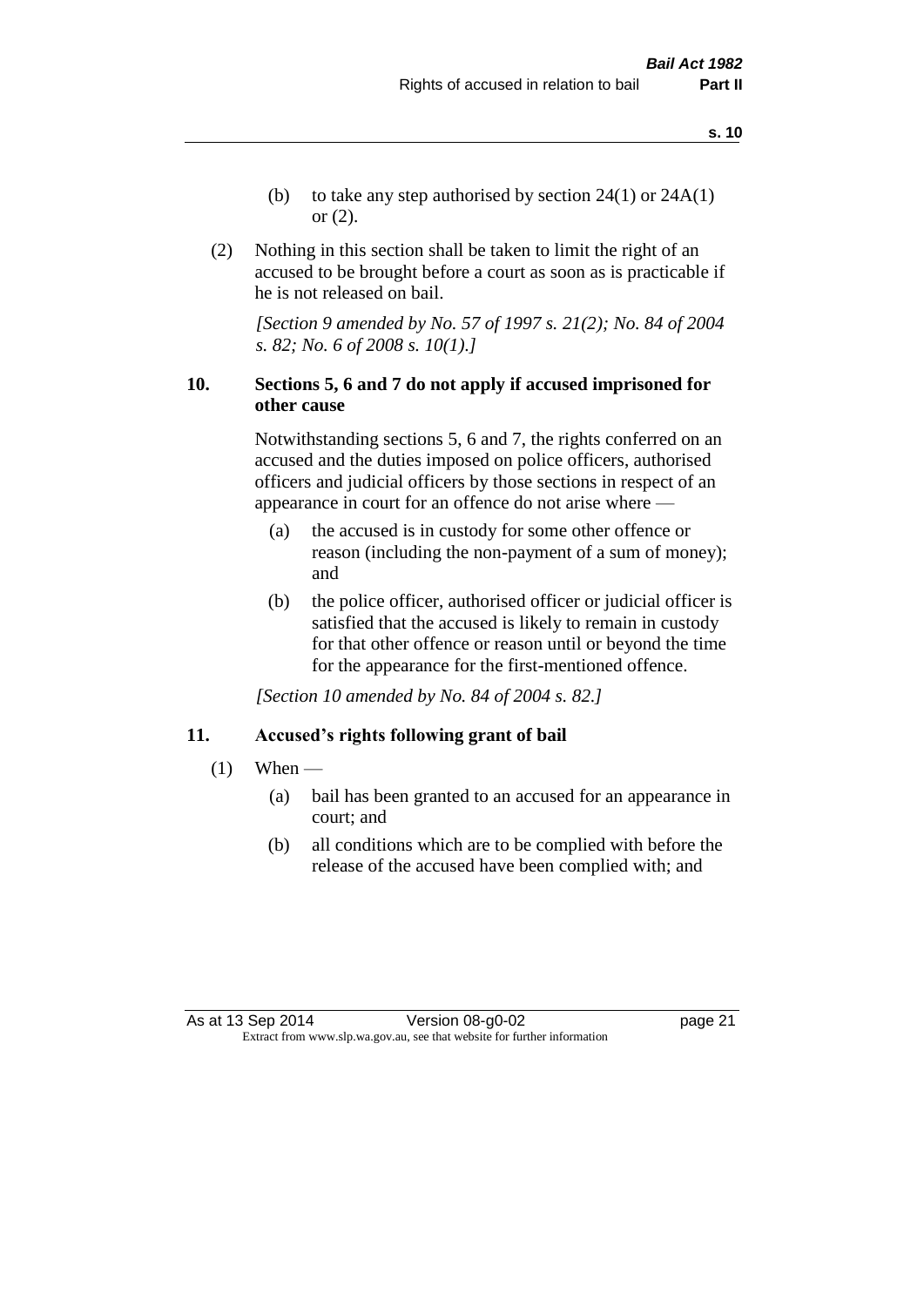(b) to take any step authorised by section 24(1) or 24A(1) or (2).

(2) Nothing in this section shall be taken to limit the right of an accused to be brought before a court as soon as is practicable if he is not released on bail.

*[Section 9 amended by No. 57 of 1997 s. 21(2); No. 84 of 2004 s. 82; No. 6 of 2008 s. 10(1).]*

### 10. Sections 5, 6 and 7 do not apply if accused imprisoned for other cause

Notwithstanding sections 5, 6 and 7, the rights conferred on an accused and the duties imposed on police officers, authorised officers and judicial officers by those sections in respect of an appearance in court for an offence do not arise where —

(a) the accused is in custody for some other offence or reason (including the non-payment of a sum of money); and

(b) the police officer, authorised officer or judicial officer is satisfied that the accused is likely to remain in custody for that other offence or reason until or beyond the time for the appearance for the first-mentioned offence.

*[Section 10 amended by No. 84 of 2004 s. 82.]*

### 11. Accused's rights following grant of bail

(1) When —

(a) bail has been granted to an accused for an appearance in court; and

(b) all conditions which are to be complied with before the release of the accused have been complied with; and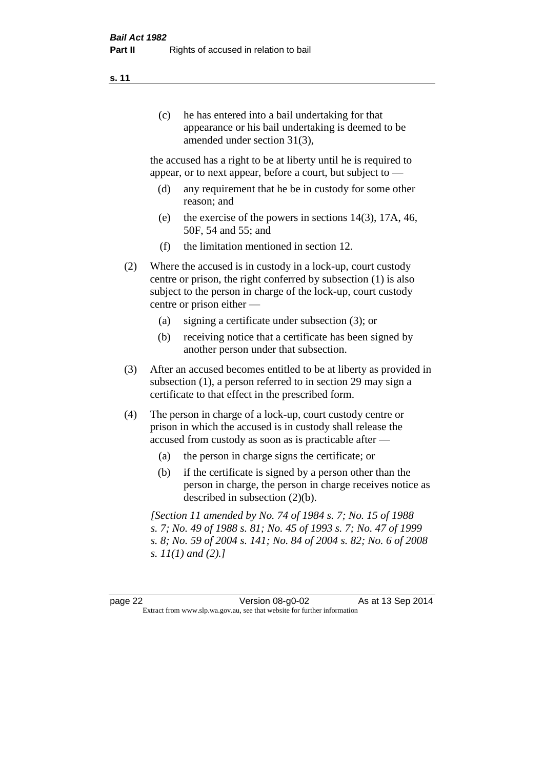(c) he has entered into a bail undertaking for that appearance or his bail undertaking is deemed to be amended under section 31(3),

the accused has a right to be at liberty until he is required to appear, or to next appear, before a court, but subject to —

(d) any requirement that he be in custody for some other reason; and

(e) the exercise of the powers in sections 14(3), 17A, 46, 50F, 54 and 55; and

(f) the limitation mentioned in section 12.

(2) Where the accused is in custody in a lock-up, court custody centre or prison, the right conferred by subsection (1) is also subject to the person in charge of the lock-up, court custody centre or prison either —

(a) signing a certificate under subsection (3); or

(b) receiving notice that a certificate has been signed by another person under that subsection.

(3) After an accused becomes entitled to be at liberty as provided in subsection (1), a person referred to in section 29 may sign a certificate to that effect in the prescribed form.

(4) The person in charge of a lock-up, court custody centre or prison in which the accused is in custody shall release the accused from custody as soon as is practicable after —

(a) the person in charge signs the certificate; or

(b) if the certificate is signed by a person other than the person in charge, the person in charge receives notice as described in subsection (2)(b).

*[Section 11 amended by No. 74 of 1984 s. 7; No. 15 of 1988 s. 7; No. 49 of 1988 s. 81; No. 45 of 1993 s. 7; No. 47 of 1999 s. 8; No. 59 of 2004 s. 141; No. 84 of 2004 s. 82; No. 6 of 2008 s. 11(1) and (2).]*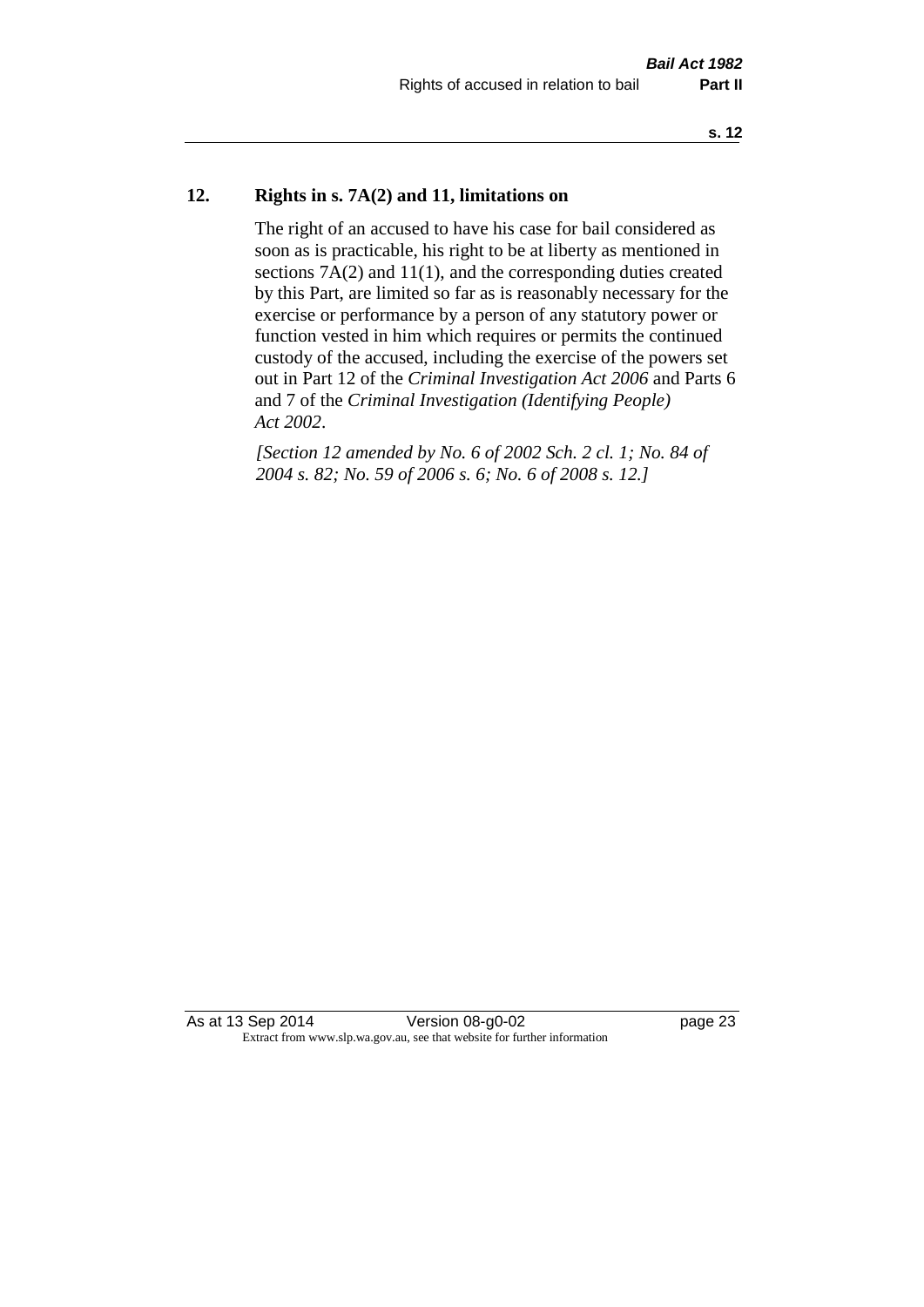## 12. Rights in s. 7A(2) and 11, limitations on

The right of an accused to have his case for bail considered as soon as is practicable, his right to be at liberty as mentioned in sections 7A(2) and 11(1), and the corresponding duties created by this Part, are limited so far as is reasonably necessary for the exercise or performance by a person of any statutory power or function vested in him which requires or permits the continued custody of the accused, including the exercise of the powers set out in Part 12 of the *Criminal Investigation Act 2006* and Parts 6 and 7 of the *Criminal Investigation (Identifying People) Act 2002*.

*[Section 12 amended by No. 6 of 2002 Sch. 2 cl. 1; No. 84 of 2004 s. 82; No. 59 of 2006 s. 6; No. 6 of 2008 s. 12.]*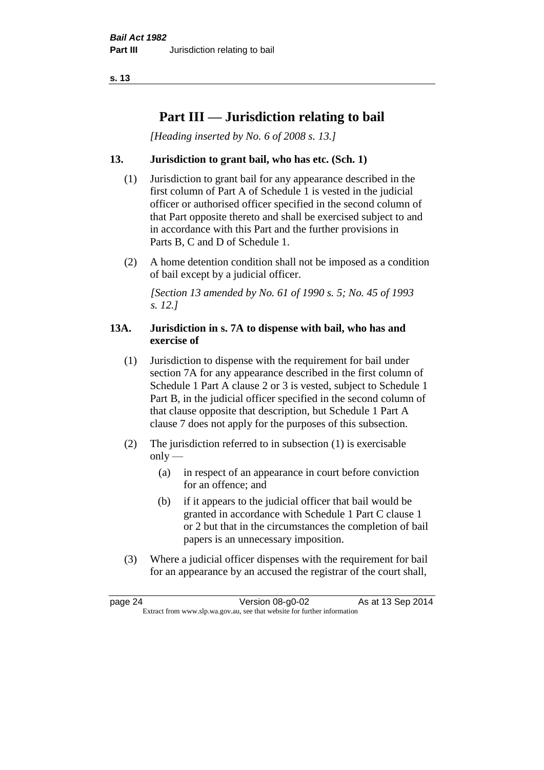# Part III — Jurisdiction relating to bail

*[Heading inserted by No. 6 of 2008 s. 13.]*

## 13. Jurisdiction to grant bail, who has etc. (Sch. 1)

(1) Jurisdiction to grant bail for any appearance described in the first column of Part A of Schedule 1 is vested in the judicial officer or authorised officer specified in the second column of that Part opposite thereto and shall be exercised subject to and in accordance with this Part and the further provisions in Parts B, C and D of Schedule 1.

(2) A home detention condition shall not be imposed as a condition of bail except by a judicial officer.

*[Section 13 amended by No. 61 of 1990 s. 5; No. 45 of 1993 s. 12.]*

## 13A. Jurisdiction in s. 7A to dispense with bail, who has and exercise of

(1) Jurisdiction to dispense with the requirement for bail under section 7A for any appearance described in the first column of Schedule 1 Part A clause 2 or 3 is vested, subject to Schedule 1 Part B, in the judicial officer specified in the second column of that clause opposite that description, but Schedule 1 Part A clause 7 does not apply for the purposes of this subsection.

(2) The jurisdiction referred to in subsection (1) is exercisable only —

- (a) in respect of an appearance in court before conviction for an offence; and
- (b) if it appears to the judicial officer that bail would be granted in accordance with Schedule 1 Part C clause 1 or 2 but that in the circumstances the completion of bail papers is an unnecessary imposition.

(3) Where a judicial officer dispenses with the requirement for bail for an appearance by an accused the registrar of the court shall,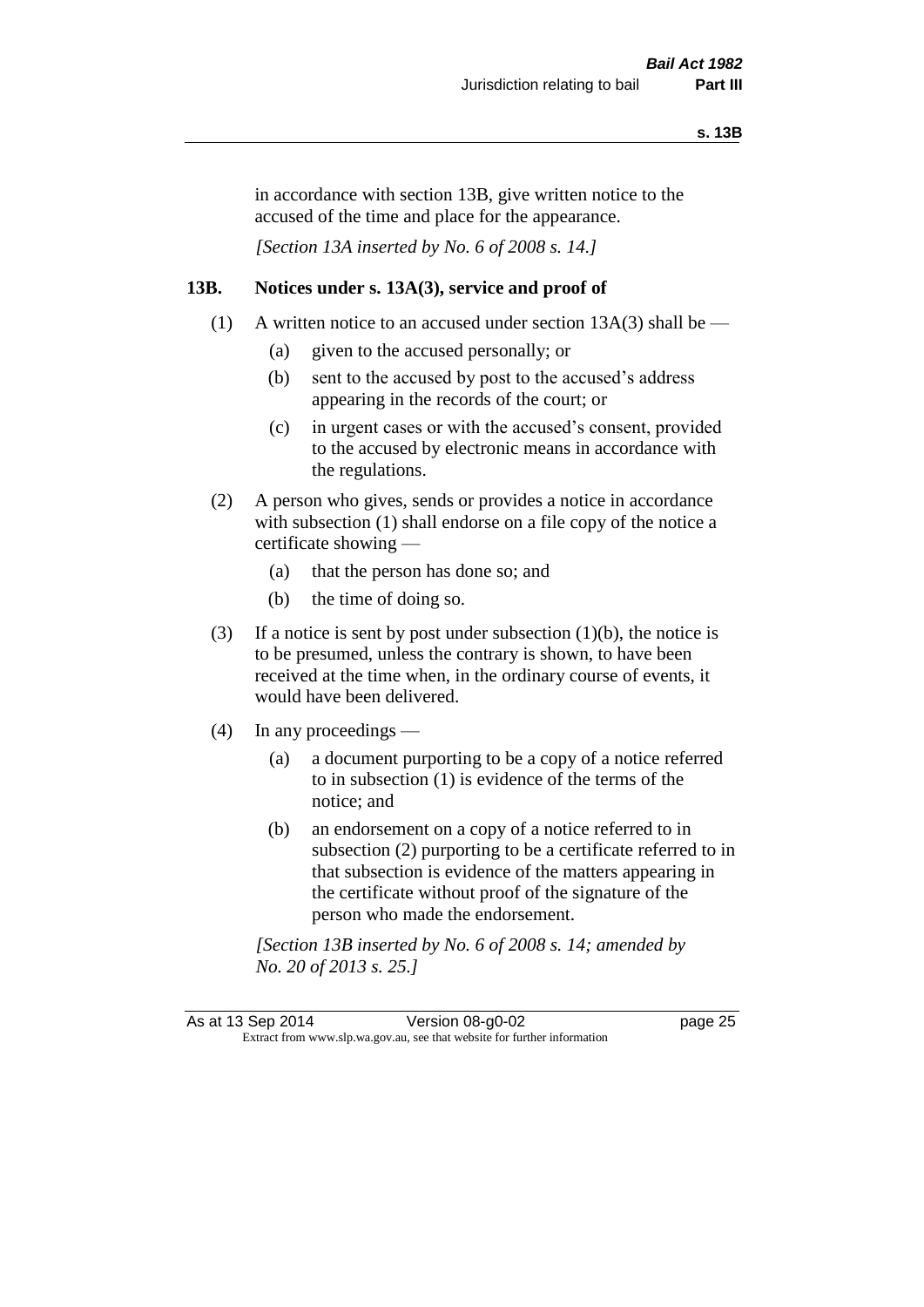in accordance with section 13B, give written notice to the accused of the time and place for the appearance.

*[Section 13A inserted by No. 6 of 2008 s. 14.]*

### 13B. Notices under s. 13A(3), service and proof of

(1) A written notice to an accused under section 13A(3) shall be —

- (a) given to the accused personally; or
- (b) sent to the accused by post to the accused's address appearing in the records of the court; or
- (c) in urgent cases or with the accused's consent, provided to the accused by electronic means in accordance with the regulations.

(2) A person who gives, sends or provides a notice in accordance with subsection (1) shall endorse on a file copy of the notice a certificate showing —

- (a) that the person has done so; and
- (b) the time of doing so.

(3) If a notice is sent by post under subsection (1)(b), the notice is to be presumed, unless the contrary is shown, to have been received at the time when, in the ordinary course of events, it would have been delivered.

(4) In any proceedings —

- (a) a document purporting to be a copy of a notice referred to in subsection (1) is evidence of the terms of the notice; and
- (b) an endorsement on a copy of a notice referred to in subsection (2) purporting to be a certificate referred to in that subsection is evidence of the matters appearing in the certificate without proof of the signature of the person who made the endorsement.

*[Section 13B inserted by No. 6 of 2008 s. 14; amended by No. 20 of 2013 s. 25.]*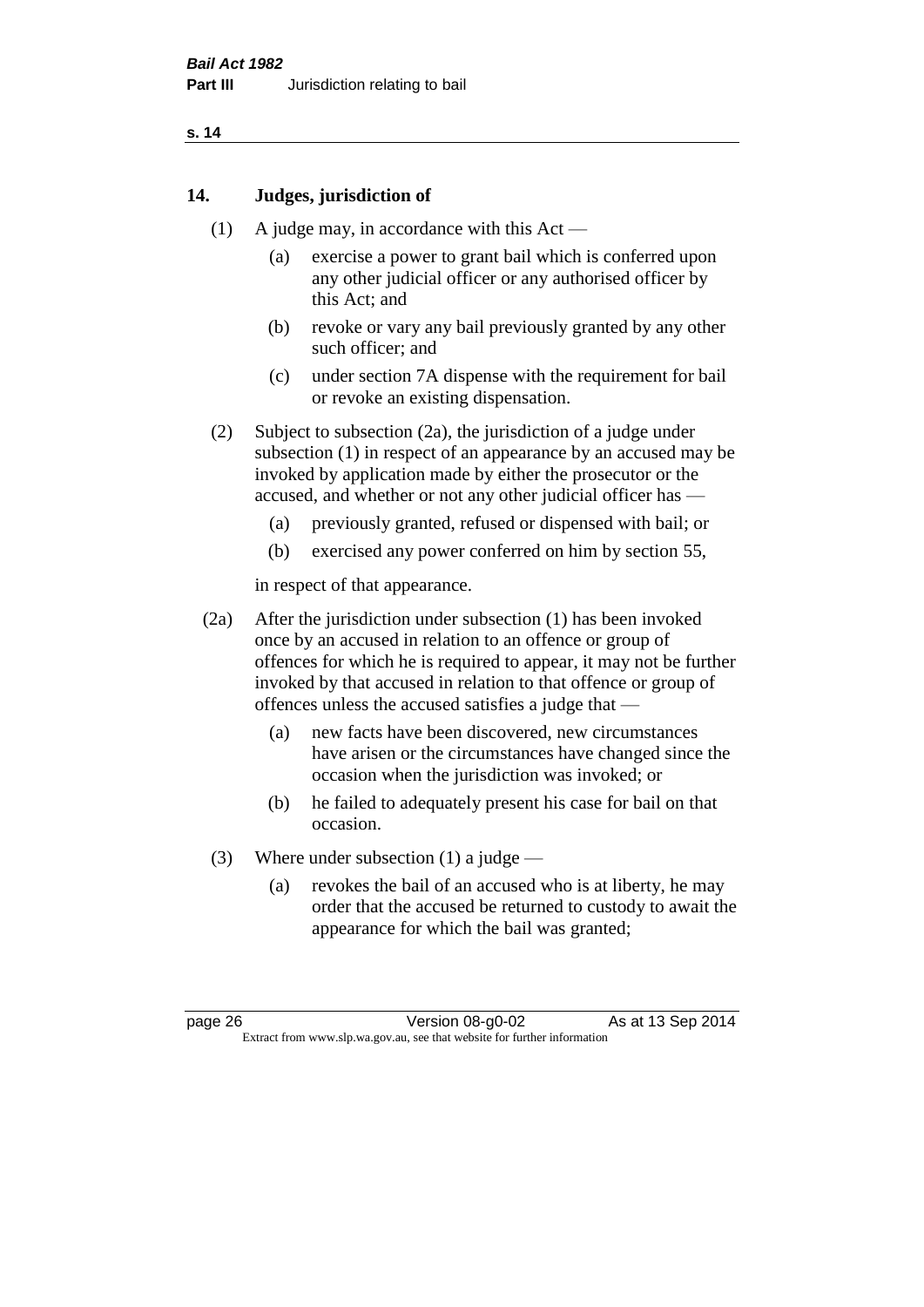## 14. Judges, jurisdiction of

(1) A judge may, in accordance with this Act —

(a) exercise a power to grant bail which is conferred upon any other judicial officer or any authorised officer by this Act; and

(b) revoke or vary any bail previously granted by any other such officer; and

(c) under section 7A dispense with the requirement for bail or revoke an existing dispensation.

(2) Subject to subsection (2a), the jurisdiction of a judge under subsection (1) in respect of an appearance by an accused may be invoked by application made by either the prosecutor or the accused, and whether or not any other judicial officer has —

(a) previously granted, refused or dispensed with bail; or

(b) exercised any power conferred on him by section 55,

in respect of that appearance.

(2a) After the jurisdiction under subsection (1) has been invoked once by an accused in relation to an offence or group of offences for which he is required to appear, it may not be further invoked by that accused in relation to that offence or group of offences unless the accused satisfies a judge that —

(a) new facts have been discovered, new circumstances have arisen or the circumstances have changed since the occasion when the jurisdiction was invoked; or

(b) he failed to adequately present his case for bail on that occasion.

(3) Where under subsection (1) a judge —

(a) revokes the bail of an accused who is at liberty, he may order that the accused be returned to custody to await the appearance for which the bail was granted;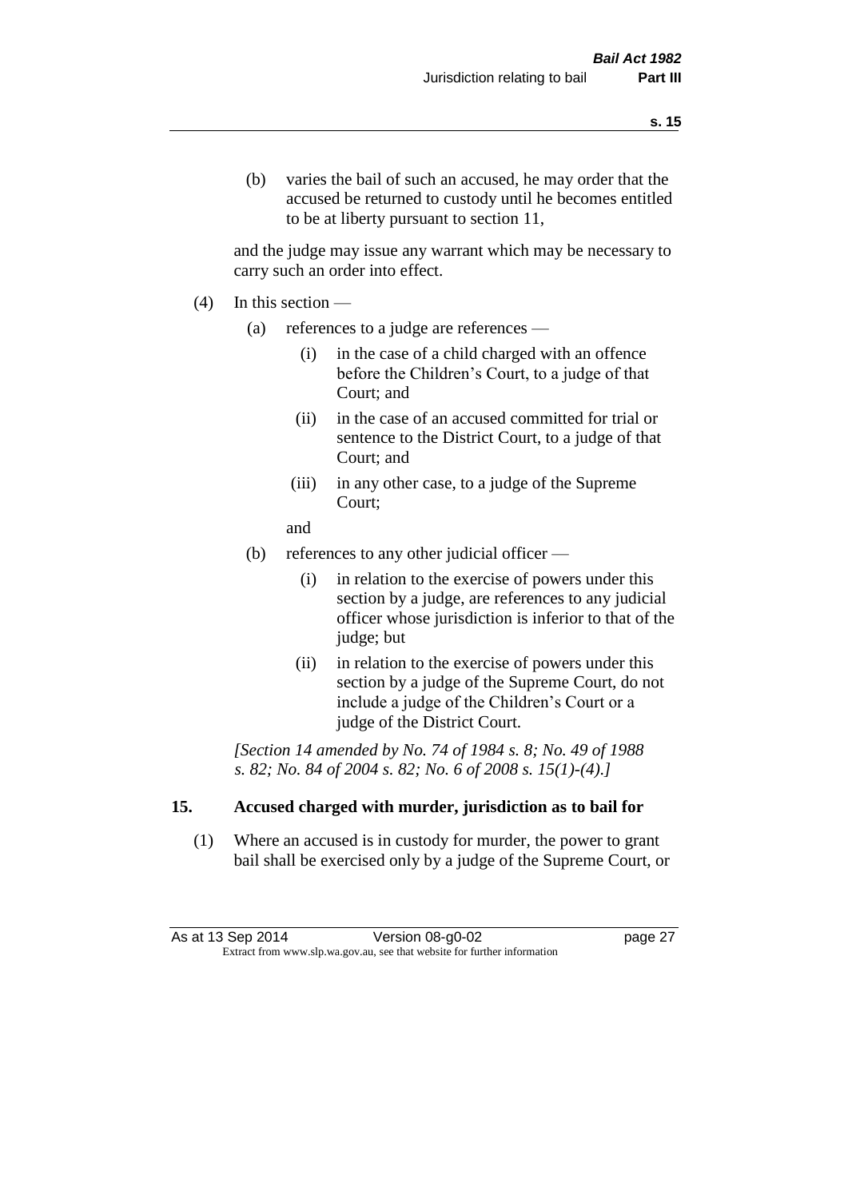(b) varies the bail of such an accused, he may order that the accused be returned to custody until he becomes entitled to be at liberty pursuant to section 11,

and the judge may issue any warrant which may be necessary to carry such an order into effect.

(4) In this section —

(a) references to a judge are references —

(i) in the case of a child charged with an offence before the Children's Court, to a judge of that Court; and

(ii) in the case of an accused committed for trial or sentence to the District Court, to a judge of that Court; and

(iii) in any other case, to a judge of the Supreme Court;

and

(b) references to any other judicial officer —

(i) in relation to the exercise of powers under this section by a judge, are references to any judicial officer whose jurisdiction is inferior to that of the judge; but

(ii) in relation to the exercise of powers under this section by a judge of the Supreme Court, do not include a judge of the Children's Court or a judge of the District Court.

*[Section 14 amended by No. 74 of 1984 s. 8; No. 49 of 1988 s. 82; No. 84 of 2004 s. 82; No. 6 of 2008 s. 15(1)-(4).]*

## 15. Accused charged with murder, jurisdiction as to bail for

(1) Where an accused is in custody for murder, the power to grant bail shall be exercised only by a judge of the Supreme Court, or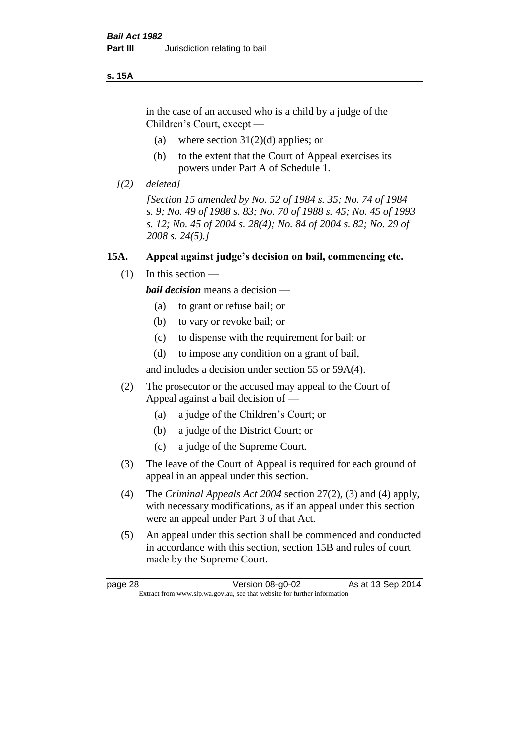in the case of an accused who is a child by a judge of the Children's Court, except —

(a) where section 31(2)(d) applies; or

(b) to the extent that the Court of Appeal exercises its powers under Part A of Schedule 1.

*[(2) deleted]*

*[Section 15 amended by No. 52 of 1984 s. 35; No. 74 of 1984 s. 9; No. 49 of 1988 s. 83; No. 70 of 1988 s. 45; No. 45 of 1993 s. 12; No. 45 of 2004 s. 28(4); No. 84 of 2004 s. 82; No. 29 of 2008 s. 24(5).]*

### 15A. Appeal against judge's decision on bail, commencing etc.

(1) In this section —

***bail decision*** means a decision —

(a) to grant or refuse bail; or

(b) to vary or revoke bail; or

(c) to dispense with the requirement for bail; or

(d) to impose any condition on a grant of bail,

and includes a decision under section 55 or 59A(4).

(2) The prosecutor or the accused may appeal to the Court of Appeal against a bail decision of —

(a) a judge of the Children's Court; or

(b) a judge of the District Court; or

(c) a judge of the Supreme Court.

(3) The leave of the Court of Appeal is required for each ground of appeal in an appeal under this section.

(4) The *Criminal Appeals Act 2004* section 27(2), (3) and (4) apply, with necessary modifications, as if an appeal under this section were an appeal under Part 3 of that Act.

(5) An appeal under this section shall be commenced and conducted in accordance with this section, section 15B and rules of court made by the Supreme Court.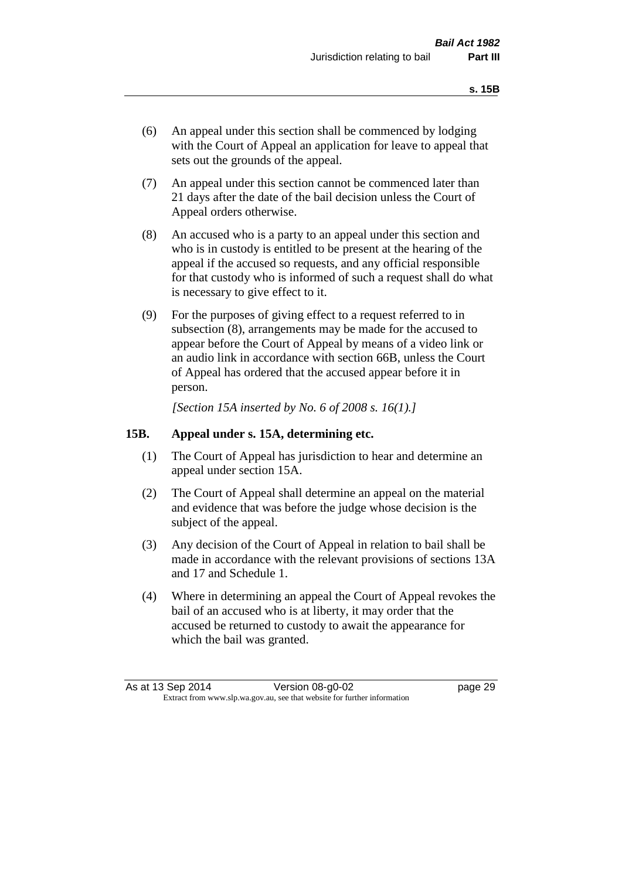(6) An appeal under this section shall be commenced by lodging with the Court of Appeal an application for leave to appeal that sets out the grounds of the appeal.

(7) An appeal under this section cannot be commenced later than 21 days after the date of the bail decision unless the Court of Appeal orders otherwise.

(8) An accused who is a party to an appeal under this section and who is in custody is entitled to be present at the hearing of the appeal if the accused so requests, and any official responsible for that custody who is informed of such a request shall do what is necessary to give effect to it.

(9) For the purposes of giving effect to a request referred to in subsection (8), arrangements may be made for the accused to appear before the Court of Appeal by means of a video link or an audio link in accordance with section 66B, unless the Court of Appeal has ordered that the accused appear before it in person.

*[Section 15A inserted by No. 6 of 2008 s. 16(1).]*

### 15B. Appeal under s. 15A, determining etc.

(1) The Court of Appeal has jurisdiction to hear and determine an appeal under section 15A.

(2) The Court of Appeal shall determine an appeal on the material and evidence that was before the judge whose decision is the subject of the appeal.

(3) Any decision of the Court of Appeal in relation to bail shall be made in accordance with the relevant provisions of sections 13A and 17 and Schedule 1.

(4) Where in determining an appeal the Court of Appeal revokes the bail of an accused who is at liberty, it may order that the accused be returned to custody to await the appearance for which the bail was granted.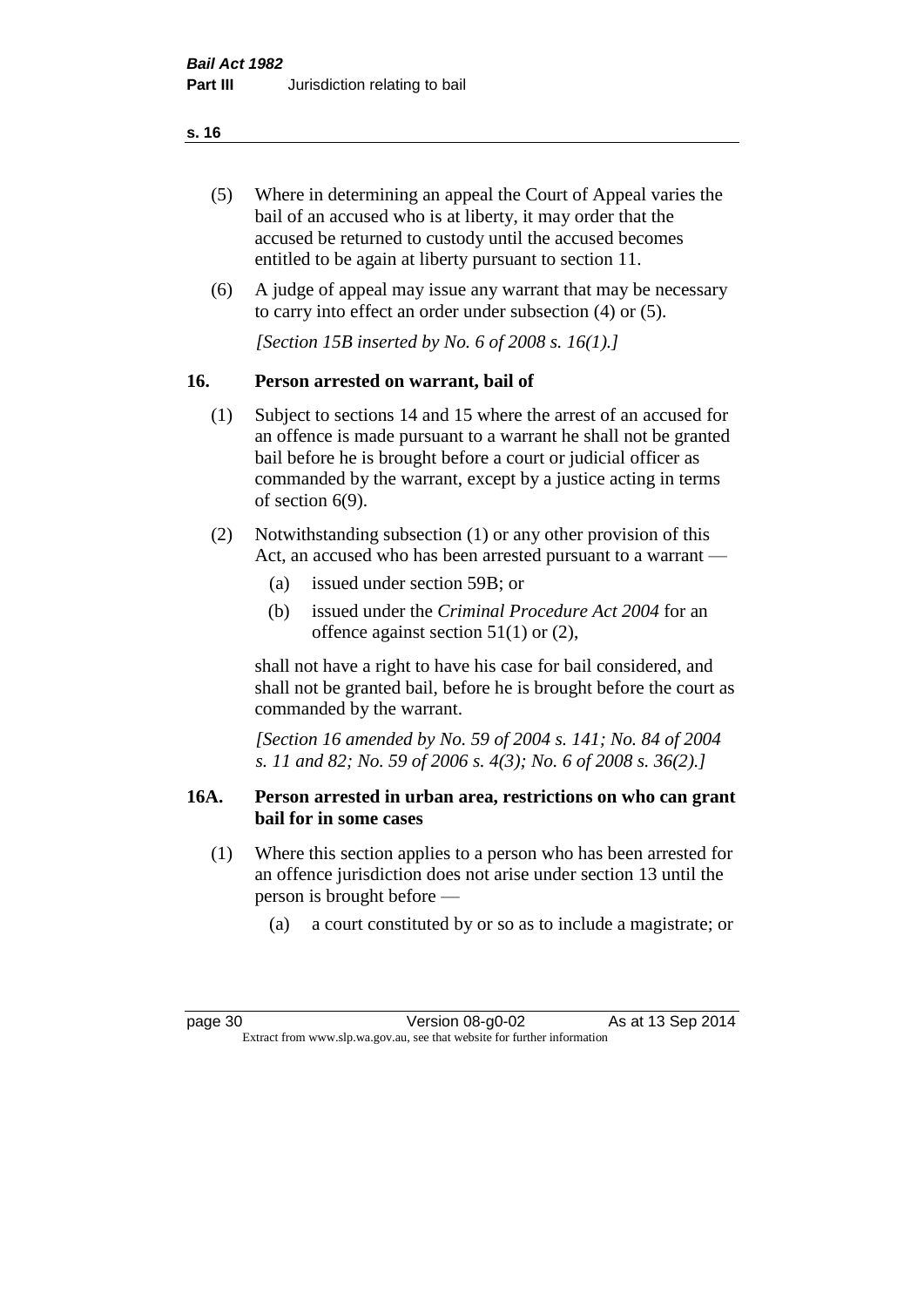(5) Where in determining an appeal the Court of Appeal varies the bail of an accused who is at liberty, it may order that the accused be returned to custody until the accused becomes entitled to be again at liberty pursuant to section 11.

(6) A judge of appeal may issue any warrant that may be necessary to carry into effect an order under subsection (4) or (5).

*[Section 15B inserted by No. 6 of 2008 s. 16(1).]*

## 16. Person arrested on warrant, bail of

(1) Subject to sections 14 and 15 where the arrest of an accused for an offence is made pursuant to a warrant he shall not be granted bail before he is brought before a court or judicial officer as commanded by the warrant, except by a justice acting in terms of section 6(9).

(2) Notwithstanding subsection (1) or any other provision of this Act, an accused who has been arrested pursuant to a warrant —

- (a) issued under section 59B; or
- (b) issued under the *Criminal Procedure Act 2004* for an offence against section 51(1) or (2),

shall not have a right to have his case for bail considered, and shall not be granted bail, before he is brought before the court as commanded by the warrant.

*[Section 16 amended by No. 59 of 2004 s. 141; No. 84 of 2004 s. 11 and 82; No. 59 of 2006 s. 4(3); No. 6 of 2008 s. 36(2).]*

## 16A. Person arrested in urban area, restrictions on who can grant bail for in some cases

(1) Where this section applies to a person who has been arrested for an offence jurisdiction does not arise under section 13 until the person is brought before —

- (a) a court constituted by or so as to include a magistrate; or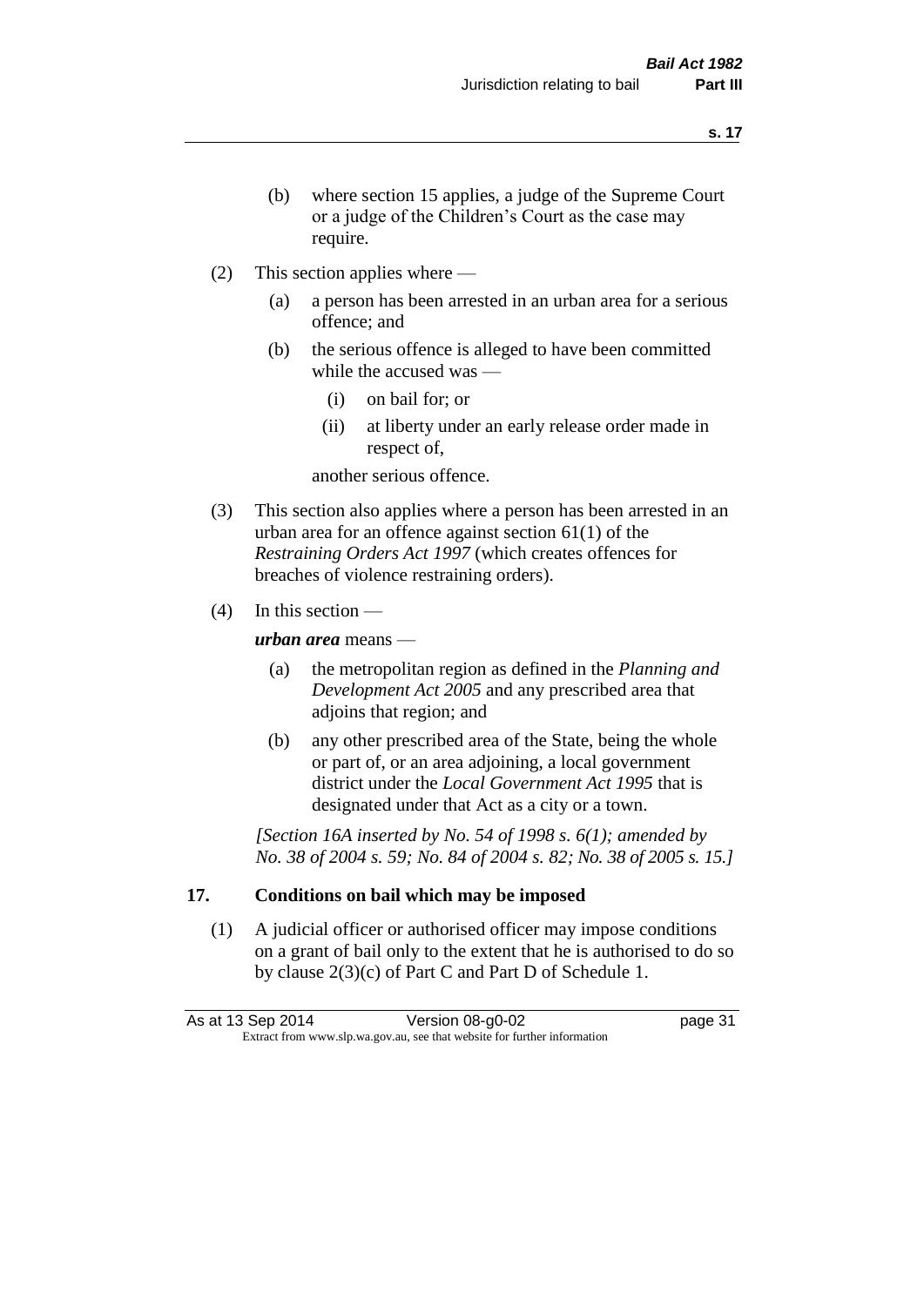(b) where section 15 applies, a judge of the Supreme Court or a judge of the Children's Court as the case may require.

(2) This section applies where —

(a) a person has been arrested in an urban area for a serious offence; and

(b) the serious offence is alleged to have been committed while the accused was —

(i) on bail for; or

(ii) at liberty under an early release order made in respect of,

another serious offence.

(3) This section also applies where a person has been arrested in an urban area for an offence against section 61(1) of the *Restraining Orders Act 1997* (which creates offences for breaches of violence restraining orders).

(4) In this section —

***urban area*** means —

(a) the metropolitan region as defined in the *Planning and Development Act 2005* and any prescribed area that adjoins that region; and

(b) any other prescribed area of the State, being the whole or part of, or an area adjoining, a local government district under the *Local Government Act 1995* that is designated under that Act as a city or a town.

*[Section 16A inserted by No. 54 of 1998 s. 6(1); amended by No. 38 of 2004 s. 59; No. 84 of 2004 s. 82; No. 38 of 2005 s. 15.]*

**17. Conditions on bail which may be imposed**

(1) A judicial officer or authorised officer may impose conditions on a grant of bail only to the extent that he is authorised to do so by clause 2(3)(c) of Part C and Part D of Schedule 1.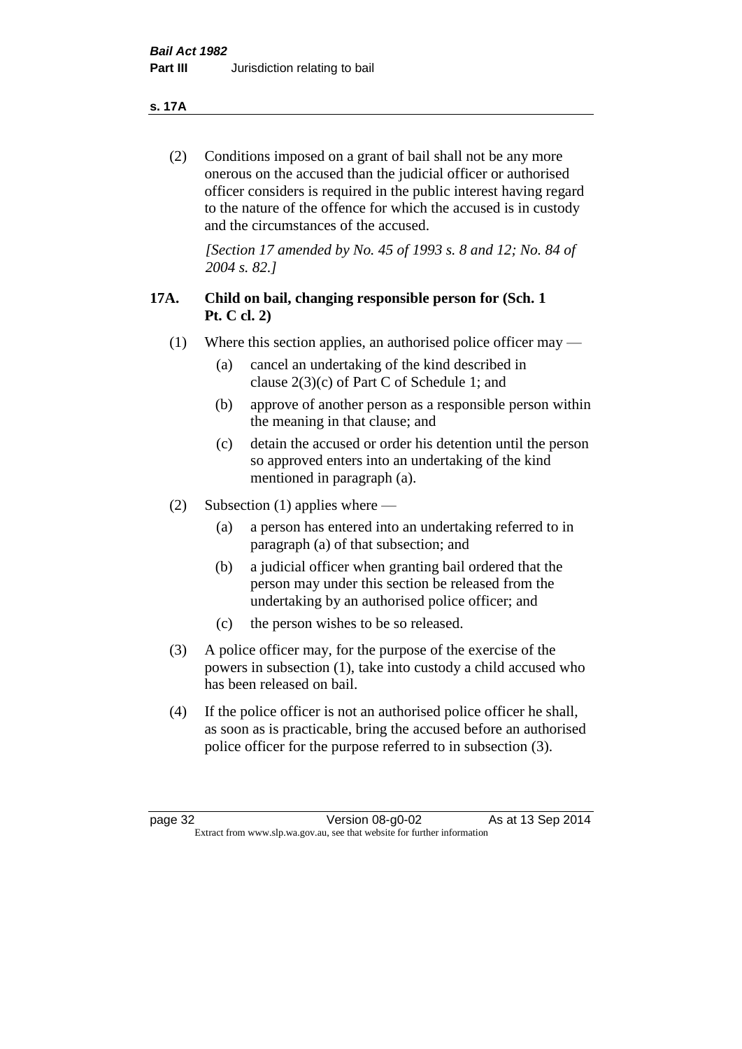(2) Conditions imposed on a grant of bail shall not be any more onerous on the accused than the judicial officer or authorised officer considers is required in the public interest having regard to the nature of the offence for which the accused is in custody and the circumstances of the accused.

*[Section 17 amended by No. 45 of 1993 s. 8 and 12; No. 84 of 2004 s. 82.]*

### 17A. Child on bail, changing responsible person for (Sch. 1 Pt. C cl. 2)

(1) Where this section applies, an authorised police officer may —

- (a) cancel an undertaking of the kind described in clause 2(3)(c) of Part C of Schedule 1; and
- (b) approve of another person as a responsible person within the meaning in that clause; and
- (c) detain the accused or order his detention until the person so approved enters into an undertaking of the kind mentioned in paragraph (a).

(2) Subsection (1) applies where —

- (a) a person has entered into an undertaking referred to in paragraph (a) of that subsection; and
- (b) a judicial officer when granting bail ordered that the person may under this section be released from the undertaking by an authorised police officer; and
- (c) the person wishes to be so released.

(3) A police officer may, for the purpose of the exercise of the powers in subsection (1), take into custody a child accused who has been released on bail.

(4) If the police officer is not an authorised police officer he shall, as soon as is practicable, bring the accused before an authorised police officer for the purpose referred to in subsection (3).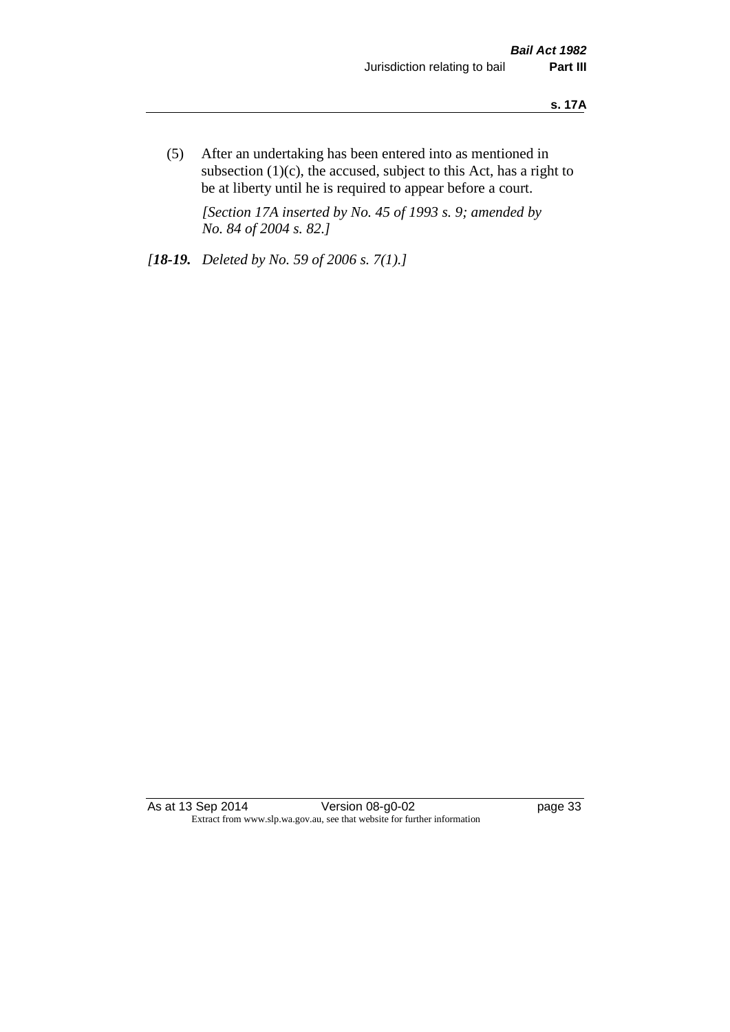(5) After an undertaking has been entered into as mentioned in subsection (1)(c), the accused, subject to this Act, has a right to be at liberty until he is required to appear before a court.

*[Section 17A inserted by No. 45 of 1993 s. 9; amended by No. 84 of 2004 s. 82.]*

*[**18-19.** Deleted by No. 59 of 2006 s. 7(1).]*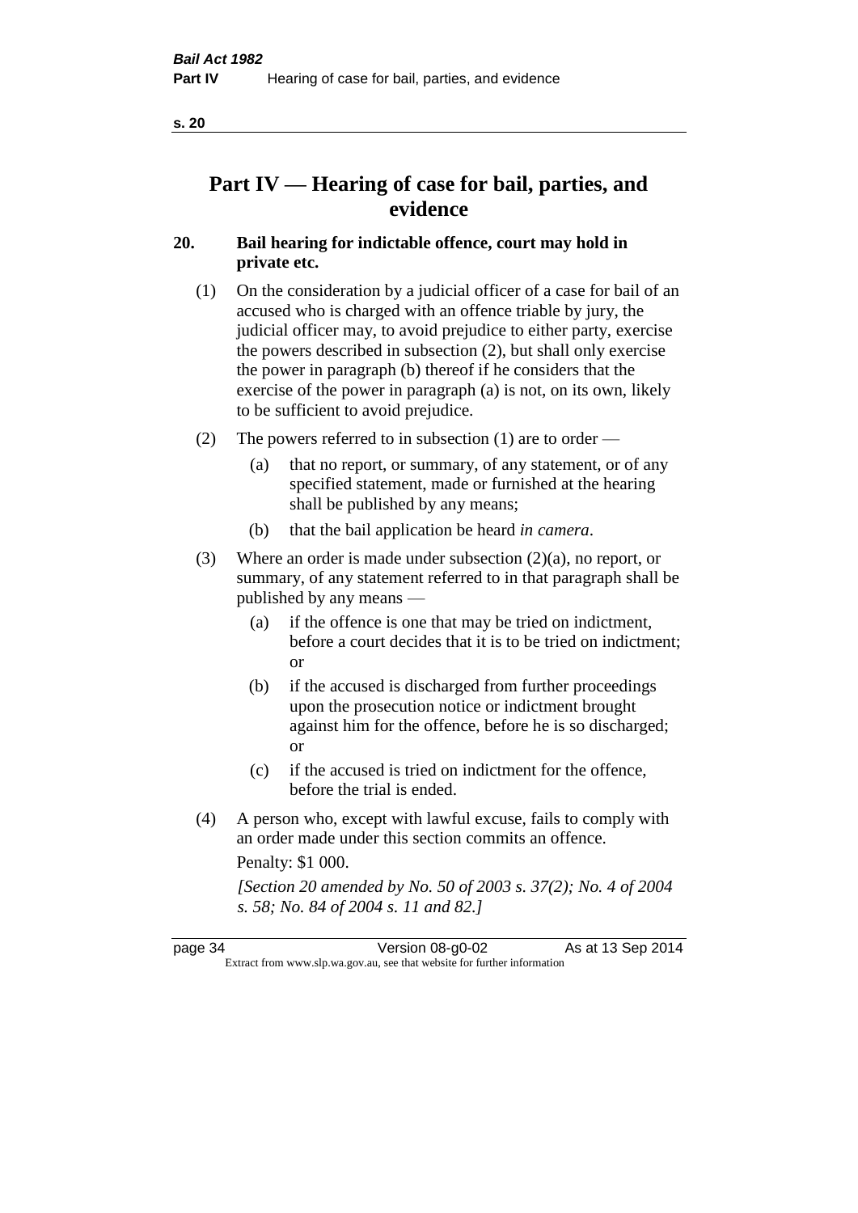# Part IV — Hearing of case for bail, parties, and evidence

## 20. Bail hearing for indictable offence, court may hold in private etc.

(1) On the consideration by a judicial officer of a case for bail of an accused who is charged with an offence triable by jury, the judicial officer may, to avoid prejudice to either party, exercise the powers described in subsection (2), but shall only exercise the power in paragraph (b) thereof if he considers that the exercise of the power in paragraph (a) is not, on its own, likely to be sufficient to avoid prejudice.

(2) The powers referred to in subsection (1) are to order —

- (a) that no report, or summary, of any statement, or of any specified statement, made or furnished at the hearing shall be published by any means;
- (b) that the bail application be heard *in camera*.

(3) Where an order is made under subsection (2)(a), no report, or summary, of any statement referred to in that paragraph shall be published by any means —

- (a) if the offence is one that may be tried on indictment, before a court decides that it is to be tried on indictment; or
- (b) if the accused is discharged from further proceedings upon the prosecution notice or indictment brought against him for the offence, before he is so discharged; or
- (c) if the accused is tried on indictment for the offence, before the trial is ended.

(4) A person who, except with lawful excuse, fails to comply with an order made under this section commits an offence.

Penalty: $1 000.

*[Section 20 amended by No. 50 of 2003 s. 37(2); No. 4 of 2004 s. 58; No. 84 of 2004 s. 11 and 82.]*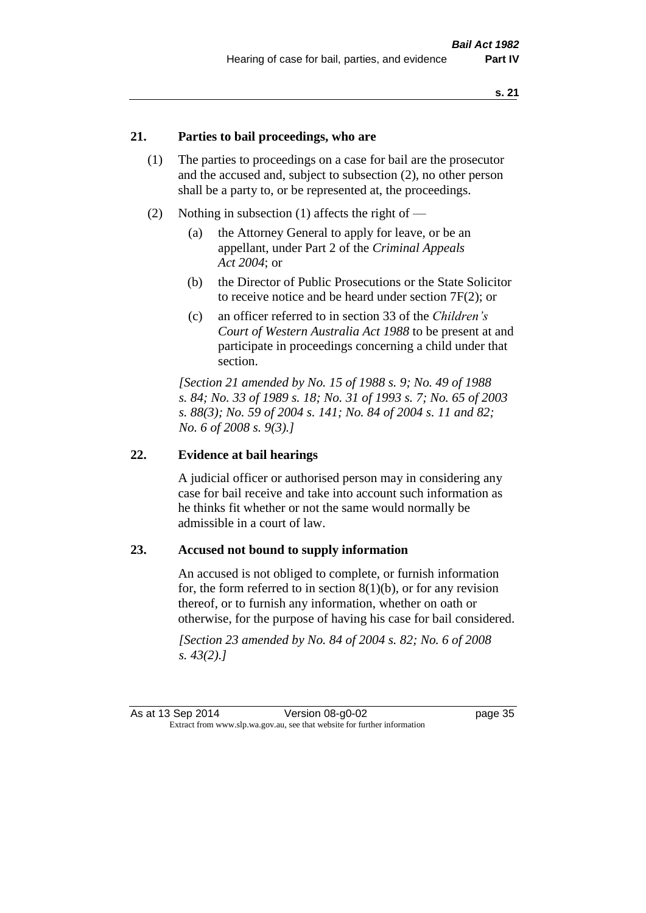## 21. Parties to bail proceedings, who are

(1) The parties to proceedings on a case for bail are the prosecutor and the accused and, subject to subsection (2), no other person shall be a party to, or be represented at, the proceedings.

(2) Nothing in subsection (1) affects the right of —

- (a) the Attorney General to apply for leave, or be an appellant, under Part 2 of the *Criminal Appeals Act 2004*; or
- (b) the Director of Public Prosecutions or the State Solicitor to receive notice and be heard under section 7F(2); or
- (c) an officer referred to in section 33 of the *Children's Court of Western Australia Act 1988* to be present at and participate in proceedings concerning a child under that section.

*[Section 21 amended by No. 15 of 1988 s. 9; No. 49 of 1988 s. 84; No. 33 of 1989 s. 18; No. 31 of 1993 s. 7; No. 65 of 2003 s. 88(3); No. 59 of 2004 s. 141; No. 84 of 2004 s. 11 and 82; No. 6 of 2008 s. 9(3).]*

## 22. Evidence at bail hearings

A judicial officer or authorised person may in considering any case for bail receive and take into account such information as he thinks fit whether or not the same would normally be admissible in a court of law.

## 23. Accused not bound to supply information

An accused is not obliged to complete, or furnish information for, the form referred to in section 8(1)(b), or for any revision thereof, or to furnish any information, whether on oath or otherwise, for the purpose of having his case for bail considered.

*[Section 23 amended by No. 84 of 2004 s. 82; No. 6 of 2008 s. 43(2).]*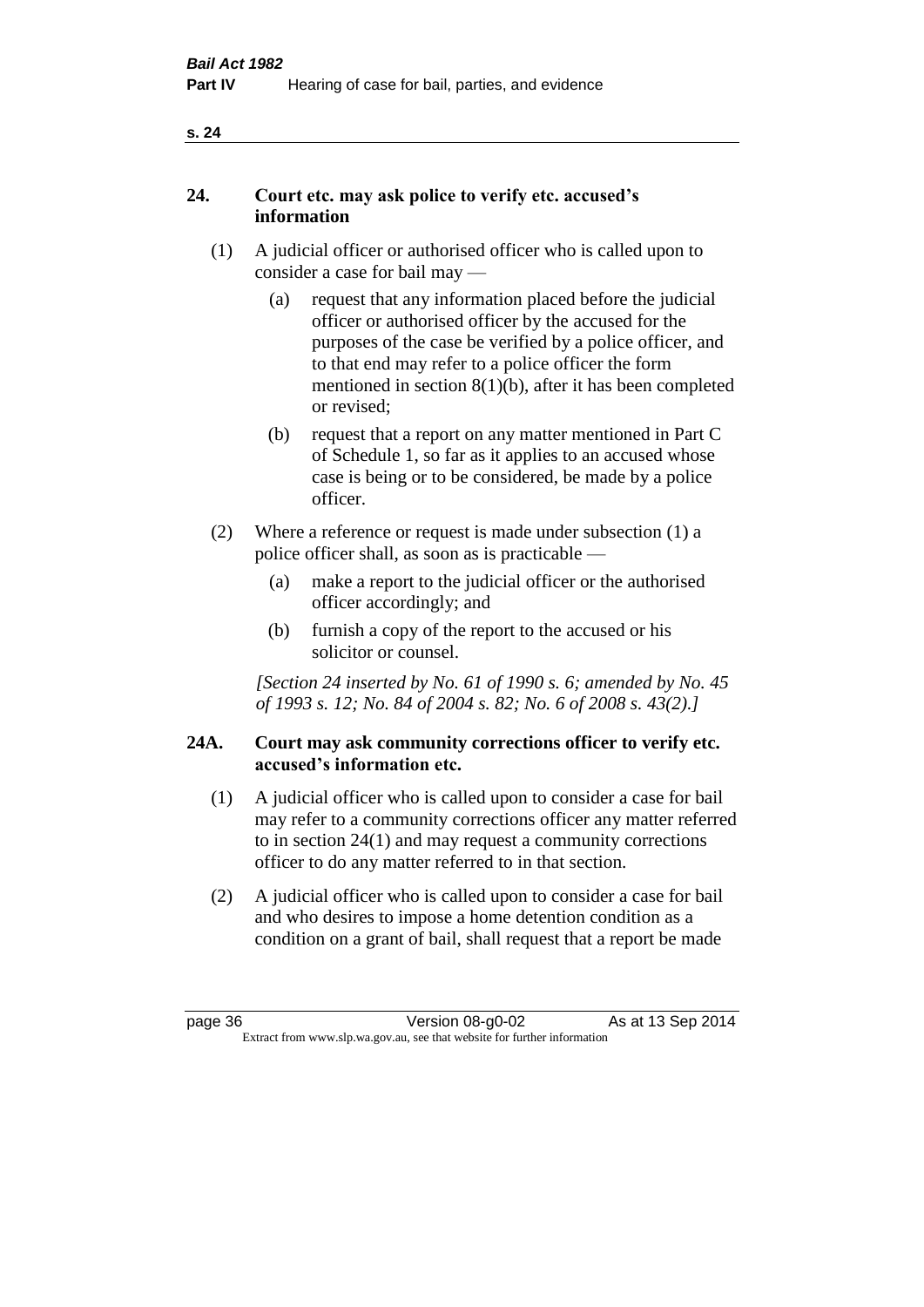## 24. Court etc. may ask police to verify etc. accused's information

(1) A judicial officer or authorised officer who is called upon to consider a case for bail may —

  (a) request that any information placed before the judicial officer or authorised officer by the accused for the purposes of the case be verified by a police officer, and to that end may refer to a police officer the form mentioned in section 8(1)(b), after it has been completed or revised;

  (b) request that a report on any matter mentioned in Part C of Schedule 1, so far as it applies to an accused whose case is being or to be considered, be made by a police officer.

(2) Where a reference or request is made under subsection (1) a police officer shall, as soon as is practicable —

  (a) make a report to the judicial officer or the authorised officer accordingly; and

  (b) furnish a copy of the report to the accused or his solicitor or counsel.

*[Section 24 inserted by No. 61 of 1990 s. 6; amended by No. 45 of 1993 s. 12; No. 84 of 2004 s. 82; No. 6 of 2008 s. 43(2).]*

## 24A. Court may ask community corrections officer to verify etc. accused's information etc.

(1) A judicial officer who is called upon to consider a case for bail may refer to a community corrections officer any matter referred to in section 24(1) and may request a community corrections officer to do any matter referred to in that section.

(2) A judicial officer who is called upon to consider a case for bail and who desires to impose a home detention condition as a condition on a grant of bail, shall request that a report be made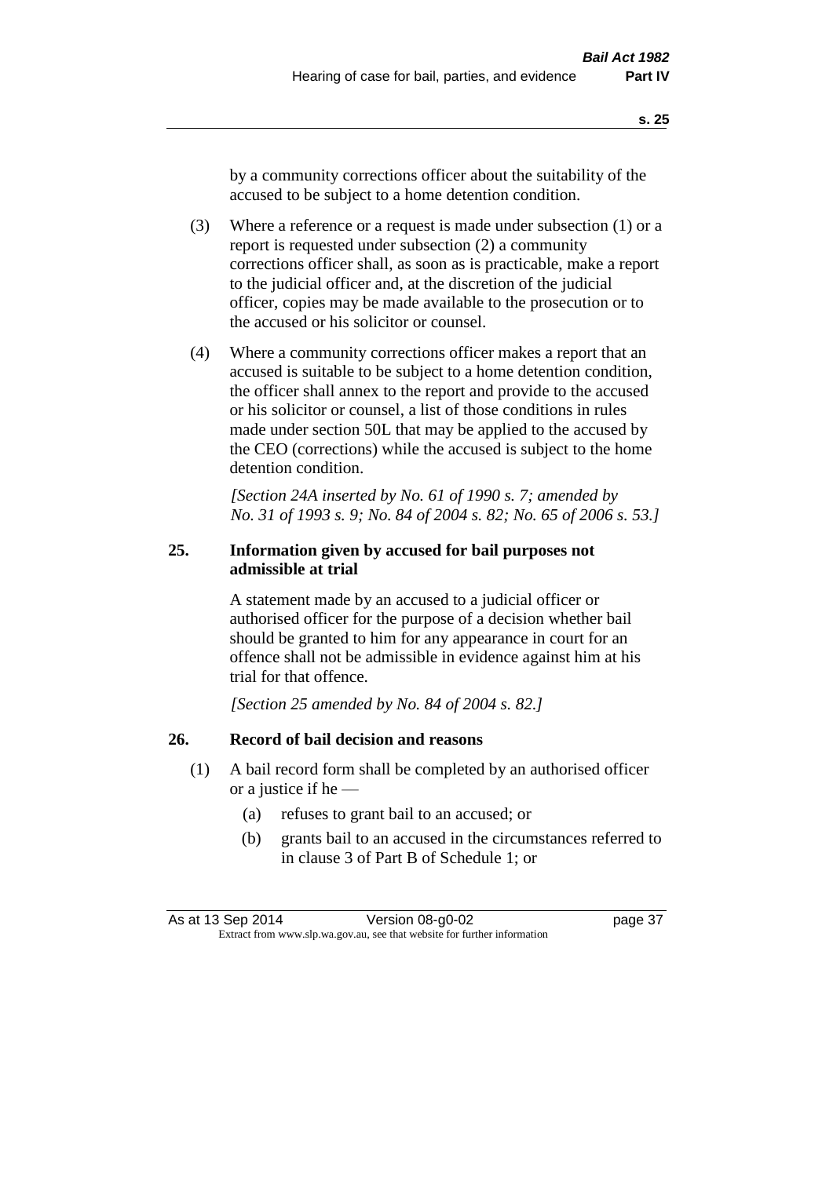by a community corrections officer about the suitability of the accused to be subject to a home detention condition.

(3) Where a reference or a request is made under subsection (1) or a report is requested under subsection (2) a community corrections officer shall, as soon as is practicable, make a report to the judicial officer and, at the discretion of the judicial officer, copies may be made available to the prosecution or to the accused or his solicitor or counsel.

(4) Where a community corrections officer makes a report that an accused is suitable to be subject to a home detention condition, the officer shall annex to the report and provide to the accused or his solicitor or counsel, a list of those conditions in rules made under section 50L that may be applied to the accused by the CEO (corrections) while the accused is subject to the home detention condition.

*[Section 24A inserted by No. 61 of 1990 s. 7; amended by No. 31 of 1993 s. 9; No. 84 of 2004 s. 82; No. 65 of 2006 s. 53.]*

### 25. Information given by accused for bail purposes not admissible at trial

A statement made by an accused to a judicial officer or authorised officer for the purpose of a decision whether bail should be granted to him for any appearance in court for an offence shall not be admissible in evidence against him at his trial for that offence.

*[Section 25 amended by No. 84 of 2004 s. 82.]*

### 26. Record of bail decision and reasons

(1) A bail record form shall be completed by an authorised officer or a justice if he —

(a) refuses to grant bail to an accused; or

(b) grants bail to an accused in the circumstances referred to in clause 3 of Part B of Schedule 1; or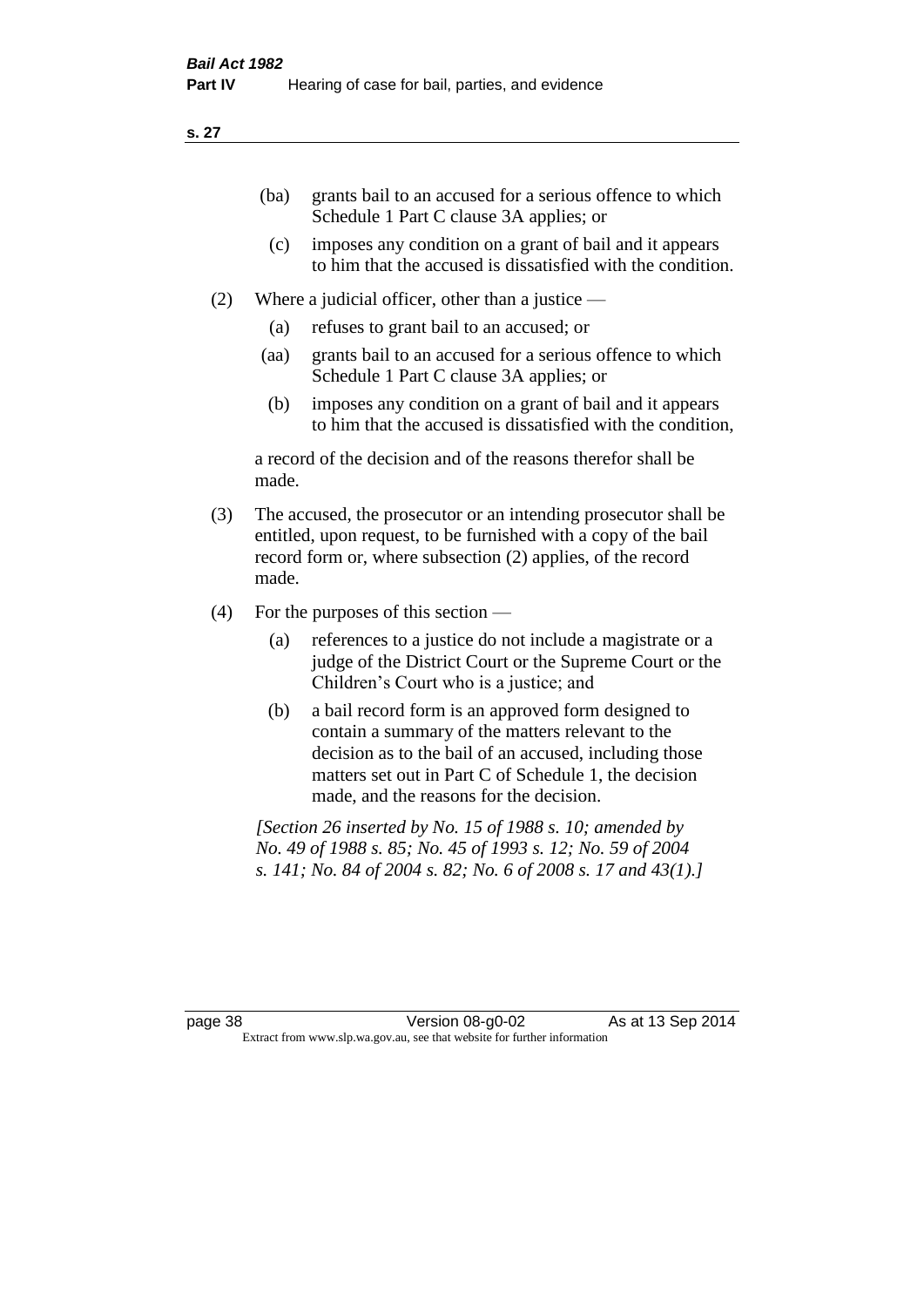(ba) grants bail to an accused for a serious offence to which Schedule 1 Part C clause 3A applies; or

(c) imposes any condition on a grant of bail and it appears to him that the accused is dissatisfied with the condition.

(2) Where a judicial officer, other than a justice —

(a) refuses to grant bail to an accused; or

(aa) grants bail to an accused for a serious offence to which Schedule 1 Part C clause 3A applies; or

(b) imposes any condition on a grant of bail and it appears to him that the accused is dissatisfied with the condition,

a record of the decision and of the reasons therefor shall be made.

(3) The accused, the prosecutor or an intending prosecutor shall be entitled, upon request, to be furnished with a copy of the bail record form or, where subsection (2) applies, of the record made.

(4) For the purposes of this section —

(a) references to a justice do not include a magistrate or a judge of the District Court or the Supreme Court or the Children's Court who is a justice; and

(b) a bail record form is an approved form designed to contain a summary of the matters relevant to the decision as to the bail of an accused, including those matters set out in Part C of Schedule 1, the decision made, and the reasons for the decision.

*[Section 26 inserted by No. 15 of 1988 s. 10; amended by No. 49 of 1988 s. 85; No. 45 of 1993 s. 12; No. 59 of 2004 s. 141; No. 84 of 2004 s. 82; No. 6 of 2008 s. 17 and 43(1).]*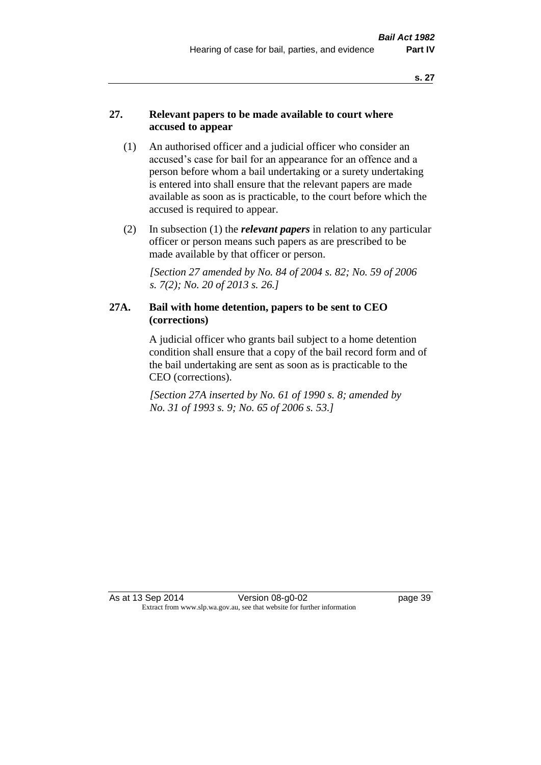## 27. Relevant papers to be made available to court where accused to appear

(1) An authorised officer and a judicial officer who consider an accused's case for bail for an appearance for an offence and a person before whom a bail undertaking or a surety undertaking is entered into shall ensure that the relevant papers are made available as soon as is practicable, to the court before which the accused is required to appear.

(2) In subsection (1) the ***relevant papers*** in relation to any particular officer or person means such papers as are prescribed to be made available by that officer or person.

*[Section 27 amended by No. 84 of 2004 s. 82; No. 59 of 2006 s. 7(2); No. 20 of 2013 s. 26.]*

## 27A. Bail with home detention, papers to be sent to CEO (corrections)

A judicial officer who grants bail subject to a home detention condition shall ensure that a copy of the bail record form and of the bail undertaking are sent as soon as is practicable to the CEO (corrections).

*[Section 27A inserted by No. 61 of 1990 s. 8; amended by No. 31 of 1993 s. 9; No. 65 of 2006 s. 53.]*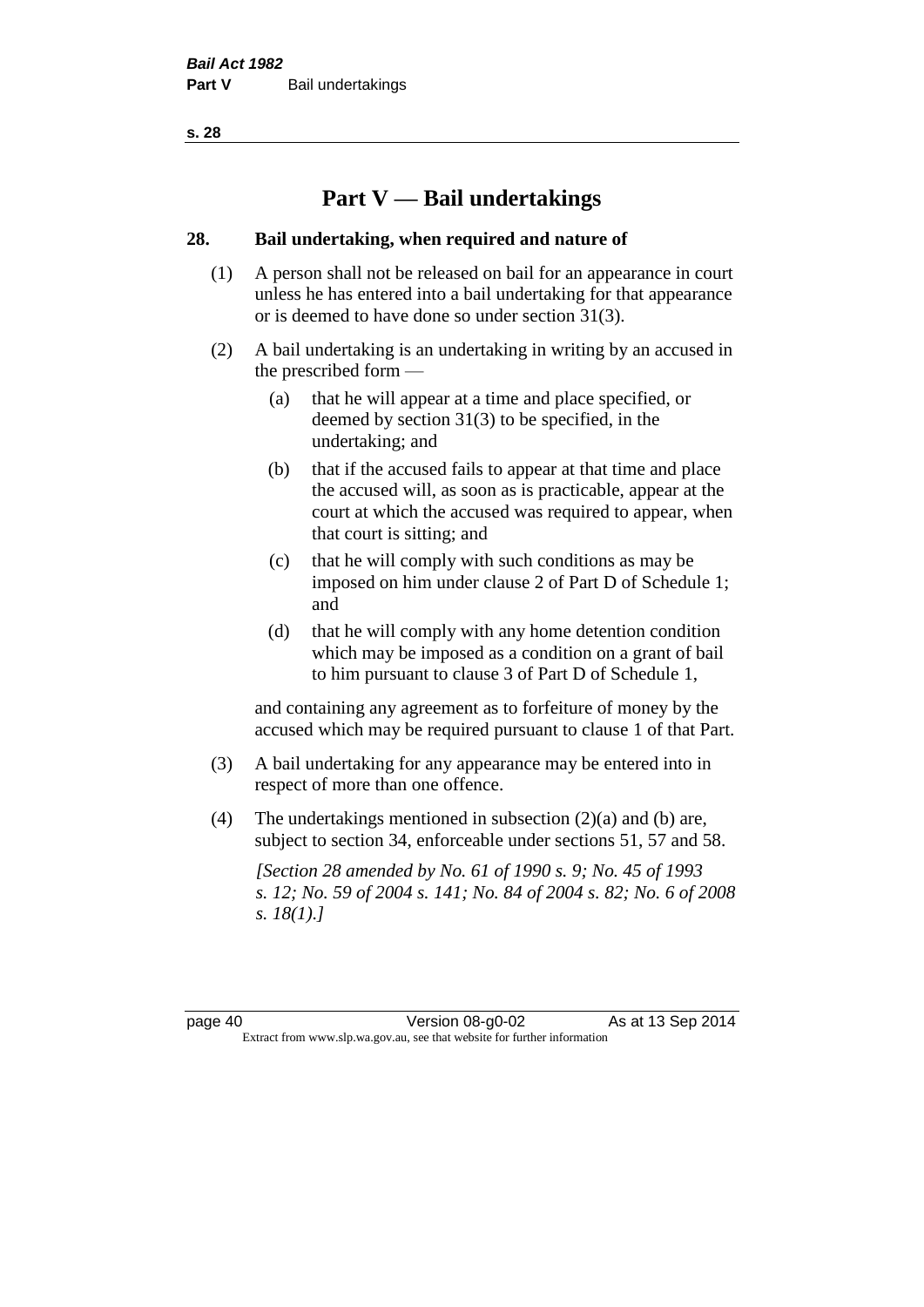# Part V — Bail undertakings

## 28. Bail undertaking, when required and nature of

(1) A person shall not be released on bail for an appearance in court unless he has entered into a bail undertaking for that appearance or is deemed to have done so under section 31(3).

(2) A bail undertaking is an undertaking in writing by an accused in the prescribed form —

- (a) that he will appear at a time and place specified, or deemed by section 31(3) to be specified, in the undertaking; and
- (b) that if the accused fails to appear at that time and place the accused will, as soon as is practicable, appear at the court at which the accused was required to appear, when that court is sitting; and
- (c) that he will comply with such conditions as may be imposed on him under clause 2 of Part D of Schedule 1; and
- (d) that he will comply with any home detention condition which may be imposed as a condition on a grant of bail to him pursuant to clause 3 of Part D of Schedule 1,

and containing any agreement as to forfeiture of money by the accused which may be required pursuant to clause 1 of that Part.

(3) A bail undertaking for any appearance may be entered into in respect of more than one offence.

(4) The undertakings mentioned in subsection (2)(a) and (b) are, subject to section 34, enforceable under sections 51, 57 and 58.

*[Section 28 amended by No. 61 of 1990 s. 9; No. 45 of 1993 s. 12; No. 59 of 2004 s. 141; No. 84 of 2004 s. 82; No. 6 of 2008 s. 18(1).]*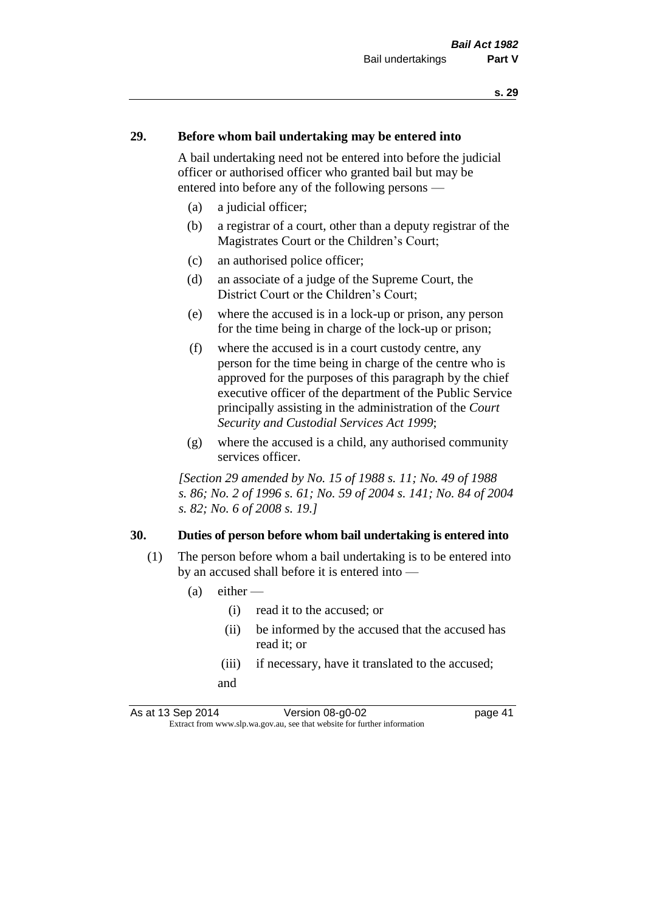## 29. Before whom bail undertaking may be entered into

A bail undertaking need not be entered into before the judicial officer or authorised officer who granted bail but may be entered into before any of the following persons —

- (a) a judicial officer;
- (b) a registrar of a court, other than a deputy registrar of the Magistrates Court or the Children's Court;
- (c) an authorised police officer;
- (d) an associate of a judge of the Supreme Court, the District Court or the Children's Court;
- (e) where the accused is in a lock-up or prison, any person for the time being in charge of the lock-up or prison;
- (f) where the accused is in a court custody centre, any person for the time being in charge of the centre who is approved for the purposes of this paragraph by the chief executive officer of the department of the Public Service principally assisting in the administration of the *Court Security and Custodial Services Act 1999*;
- (g) where the accused is a child, any authorised community services officer.

*[Section 29 amended by No. 15 of 1988 s. 11; No. 49 of 1988 s. 86; No. 2 of 1996 s. 61; No. 59 of 2004 s. 141; No. 84 of 2004 s. 82; No. 6 of 2008 s. 19.]*

## 30. Duties of person before whom bail undertaking is entered into

(1) The person before whom a bail undertaking is to be entered into by an accused shall before it is entered into —

- (a) either —
  - (i) read it to the accused; or
  - (ii) be informed by the accused that the accused has read it; or
  - (iii) if necessary, have it translated to the accused;

  and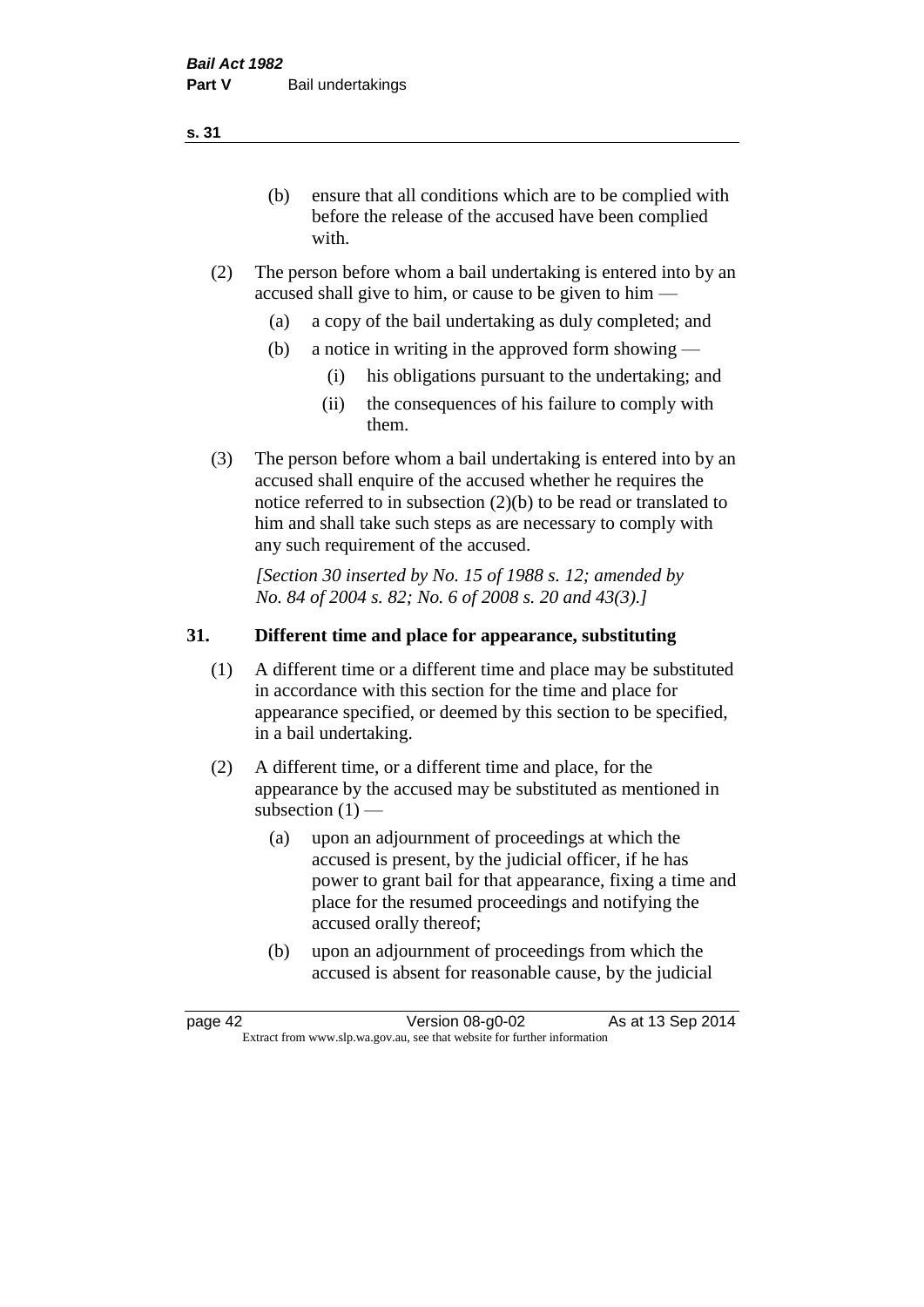(b) ensure that all conditions which are to be complied with before the release of the accused have been complied with.

(2) The person before whom a bail undertaking is entered into by an accused shall give to him, or cause to be given to him —

(a) a copy of the bail undertaking as duly completed; and

(b) a notice in writing in the approved form showing —

(i) his obligations pursuant to the undertaking; and

(ii) the consequences of his failure to comply with them.

(3) The person before whom a bail undertaking is entered into by an accused shall enquire of the accused whether he requires the notice referred to in subsection (2)(b) to be read or translated to him and shall take such steps as are necessary to comply with any such requirement of the accused.

*[Section 30 inserted by No. 15 of 1988 s. 12; amended by No. 84 of 2004 s. 82; No. 6 of 2008 s. 20 and 43(3).]*

## 31. Different time and place for appearance, substituting

(1) A different time or a different time and place may be substituted in accordance with this section for the time and place for appearance specified, or deemed by this section to be specified, in a bail undertaking.

(2) A different time, or a different time and place, for the appearance by the accused may be substituted as mentioned in subsection (1) —

(a) upon an adjournment of proceedings at which the accused is present, by the judicial officer, if he has power to grant bail for that appearance, fixing a time and place for the resumed proceedings and notifying the accused orally thereof;

(b) upon an adjournment of proceedings from which the accused is absent for reasonable cause, by the judicial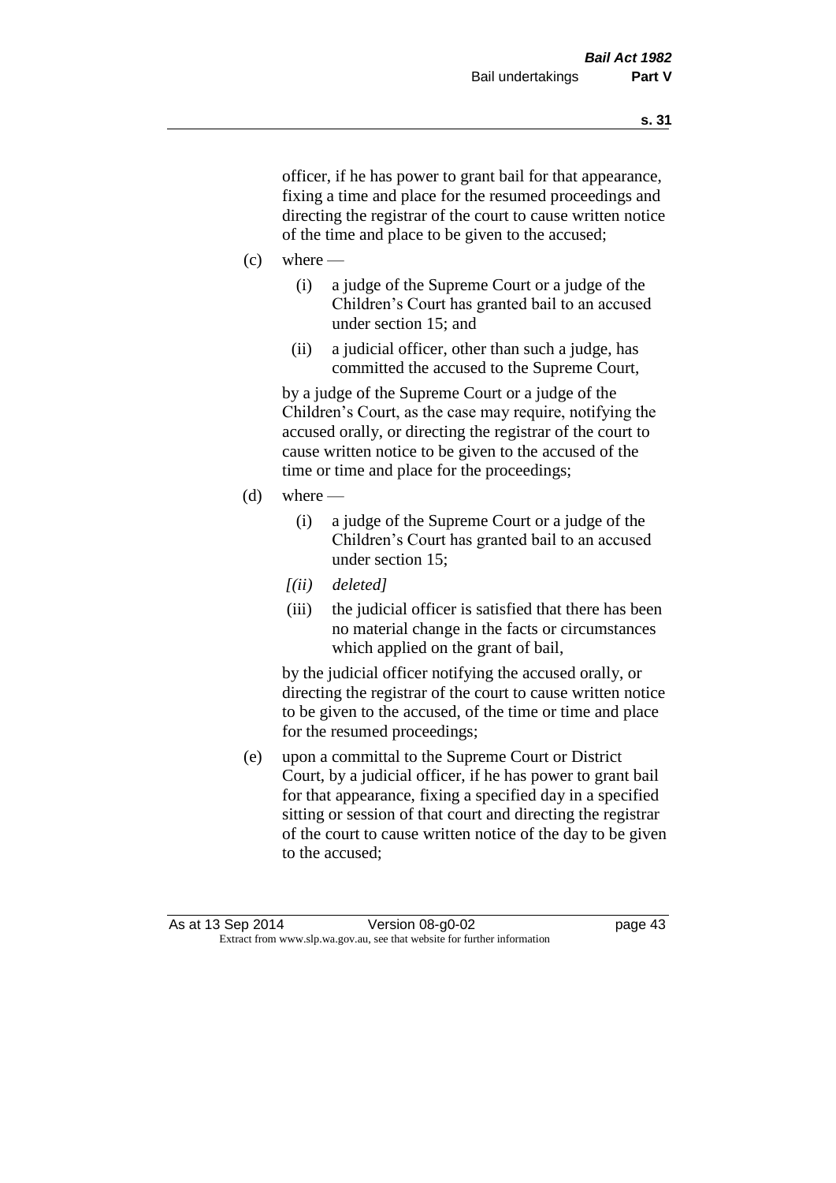officer, if he has power to grant bail for that appearance, fixing a time and place for the resumed proceedings and directing the registrar of the court to cause written notice of the time and place to be given to the accused;

(c) where —

  (i) a judge of the Supreme Court or a judge of the Children's Court has granted bail to an accused under section 15; and

  (ii) a judicial officer, other than such a judge, has committed the accused to the Supreme Court,

 by a judge of the Supreme Court or a judge of the Children's Court, as the case may require, notifying the accused orally, or directing the registrar of the court to cause written notice to be given to the accused of the time or time and place for the proceedings;

(d) where —

  (i) a judge of the Supreme Court or a judge of the Children's Court has granted bail to an accused under section 15;

  *[(ii) deleted]*

  (iii) the judicial officer is satisfied that there has been no material change in the facts or circumstances which applied on the grant of bail,

 by the judicial officer notifying the accused orally, or directing the registrar of the court to cause written notice to be given to the accused, of the time or time and place for the resumed proceedings;

(e) upon a committal to the Supreme Court or District Court, by a judicial officer, if he has power to grant bail for that appearance, fixing a specified day in a specified sitting or session of that court and directing the registrar of the court to cause written notice of the day to be given to the accused;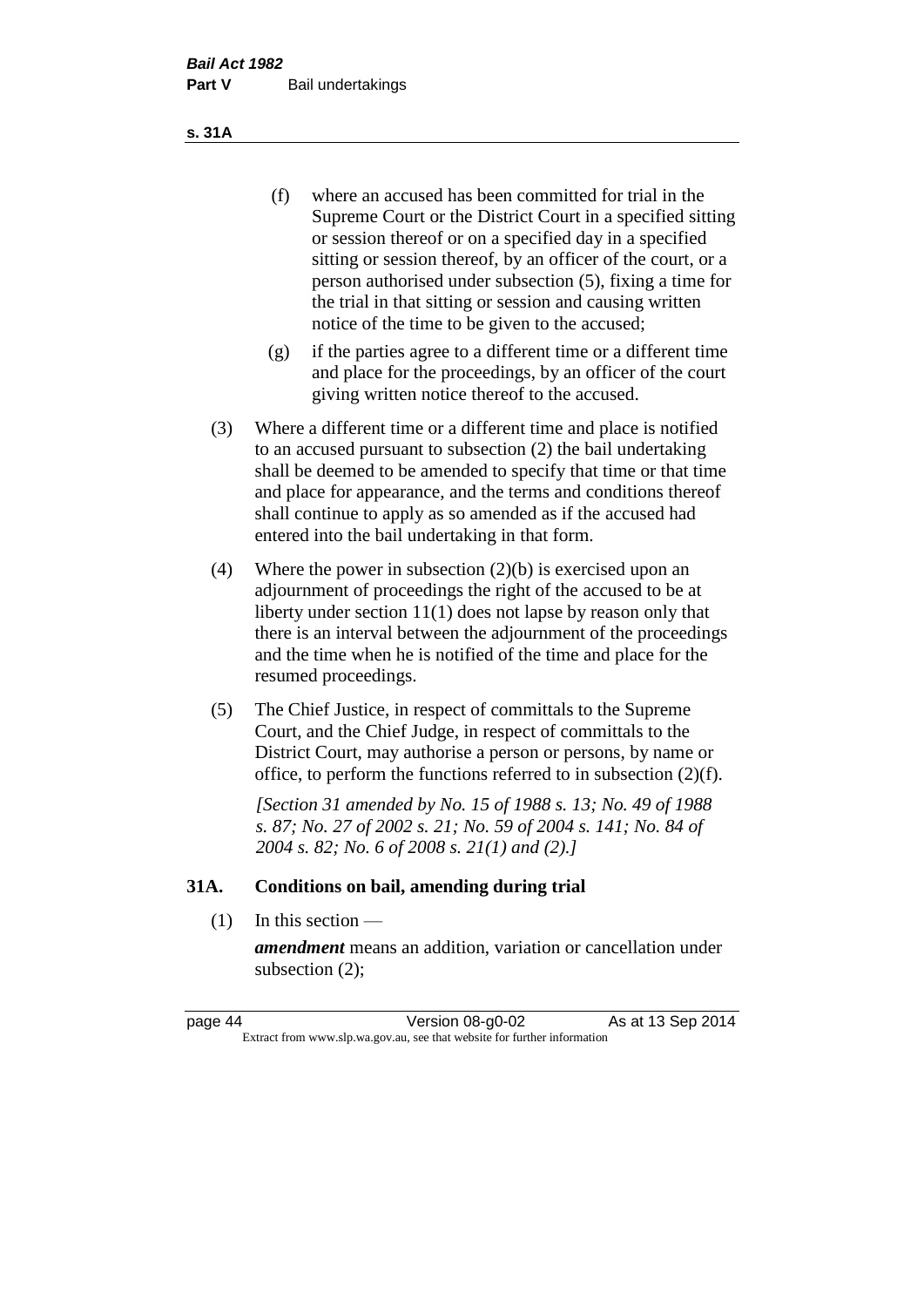(f) where an accused has been committed for trial in the Supreme Court or the District Court in a specified sitting or session thereof or on a specified day in a specified sitting or session thereof, by an officer of the court, or a person authorised under subsection (5), fixing a time for the trial in that sitting or session and causing written notice of the time to be given to the accused;

(g) if the parties agree to a different time or a different time and place for the proceedings, by an officer of the court giving written notice thereof to the accused.

(3) Where a different time or a different time and place is notified to an accused pursuant to subsection (2) the bail undertaking shall be deemed to be amended to specify that time or that time and place for appearance, and the terms and conditions thereof shall continue to apply as so amended as if the accused had entered into the bail undertaking in that form.

(4) Where the power in subsection (2)(b) is exercised upon an adjournment of proceedings the right of the accused to be at liberty under section 11(1) does not lapse by reason only that there is an interval between the adjournment of the proceedings and the time when he is notified of the time and place for the resumed proceedings.

(5) The Chief Justice, in respect of committals to the Supreme Court, and the Chief Judge, in respect of committals to the District Court, may authorise a person or persons, by name or office, to perform the functions referred to in subsection (2)(f).

*[Section 31 amended by No. 15 of 1988 s. 13; No. 49 of 1988 s. 87; No. 27 of 2002 s. 21; No. 59 of 2004 s. 141; No. 84 of 2004 s. 82; No. 6 of 2008 s. 21(1) and (2).]*

## 31A. Conditions on bail, amending during trial

(1) In this section —

***amendment*** means an addition, variation or cancellation under subsection (2);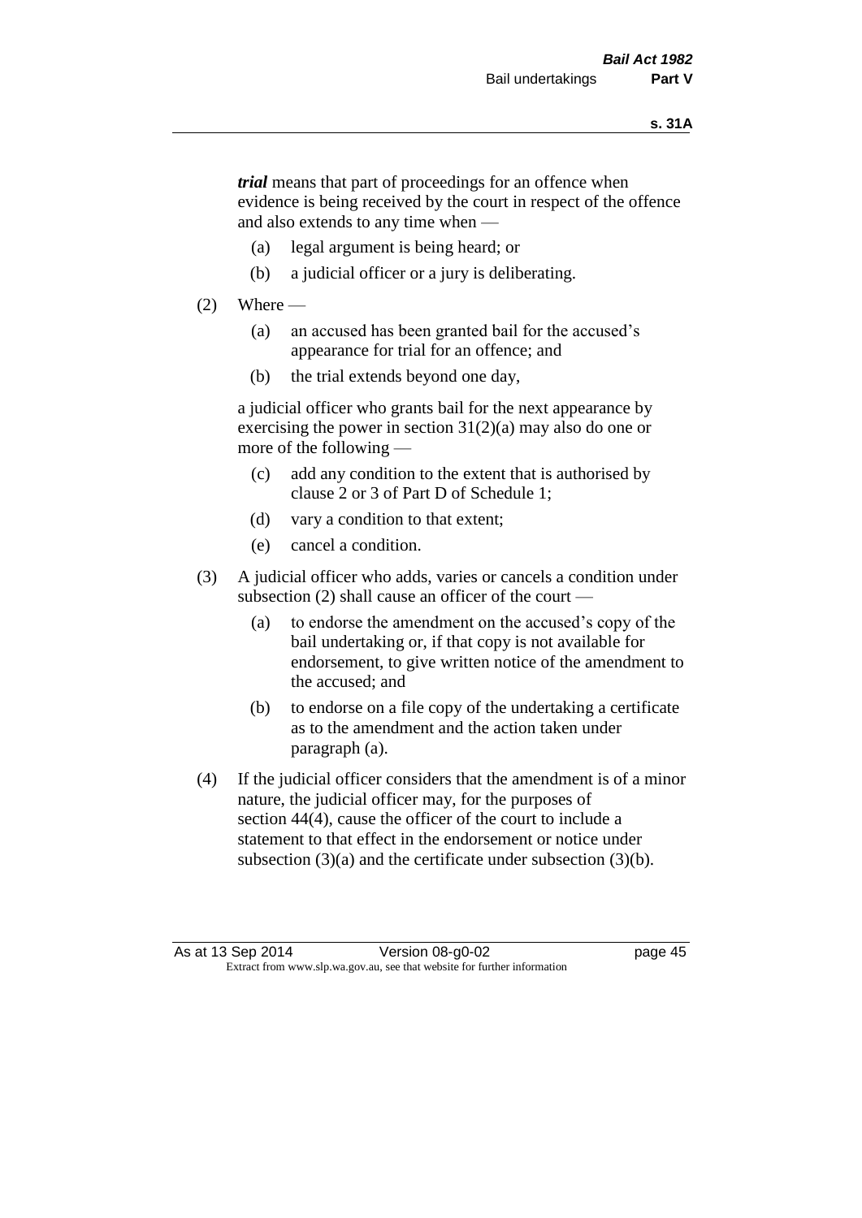***trial*** means that part of proceedings for an offence when evidence is being received by the court in respect of the offence and also extends to any time when —

(a) legal argument is being heard; or

(b) a judicial officer or a jury is deliberating.

(2) Where —

(a) an accused has been granted bail for the accused's appearance for trial for an offence; and

(b) the trial extends beyond one day,

a judicial officer who grants bail for the next appearance by exercising the power in section 31(2)(a) may also do one or more of the following —

(c) add any condition to the extent that is authorised by clause 2 or 3 of Part D of Schedule 1;

(d) vary a condition to that extent;

(e) cancel a condition.

(3) A judicial officer who adds, varies or cancels a condition under subsection (2) shall cause an officer of the court —

(a) to endorse the amendment on the accused's copy of the bail undertaking or, if that copy is not available for endorsement, to give written notice of the amendment to the accused; and

(b) to endorse on a file copy of the undertaking a certificate as to the amendment and the action taken under paragraph (a).

(4) If the judicial officer considers that the amendment is of a minor nature, the judicial officer may, for the purposes of section 44(4), cause the officer of the court to include a statement to that effect in the endorsement or notice under subsection (3)(a) and the certificate under subsection (3)(b).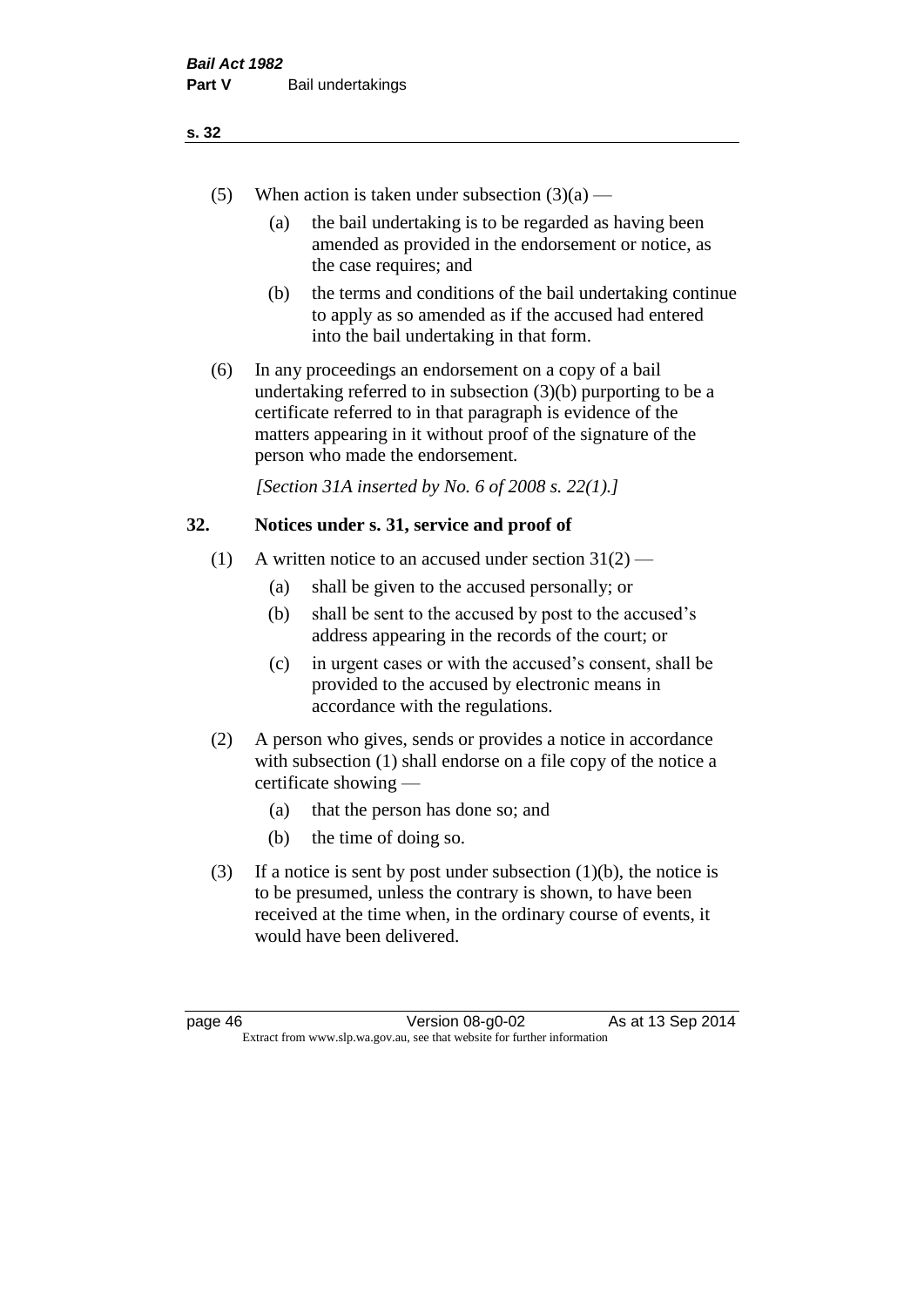(5) When action is taken under subsection (3)(a) —

    (a) the bail undertaking is to be regarded as having been amended as provided in the endorsement or notice, as the case requires; and

    (b) the terms and conditions of the bail undertaking continue to apply as so amended as if the accused had entered into the bail undertaking in that form.

(6) In any proceedings an endorsement on a copy of a bail undertaking referred to in subsection (3)(b) purporting to be a certificate referred to in that paragraph is evidence of the matters appearing in it without proof of the signature of the person who made the endorsement.

*[Section 31A inserted by No. 6 of 2008 s. 22(1).]*

## 32. Notices under s. 31, service and proof of

(1) A written notice to an accused under section 31(2) —

    (a) shall be given to the accused personally; or

    (b) shall be sent to the accused by post to the accused's address appearing in the records of the court; or

    (c) in urgent cases or with the accused's consent, shall be provided to the accused by electronic means in accordance with the regulations.

(2) A person who gives, sends or provides a notice in accordance with subsection (1) shall endorse on a file copy of the notice a certificate showing —

    (a) that the person has done so; and

    (b) the time of doing so.

(3) If a notice is sent by post under subsection (1)(b), the notice is to be presumed, unless the contrary is shown, to have been received at the time when, in the ordinary course of events, it would have been delivered.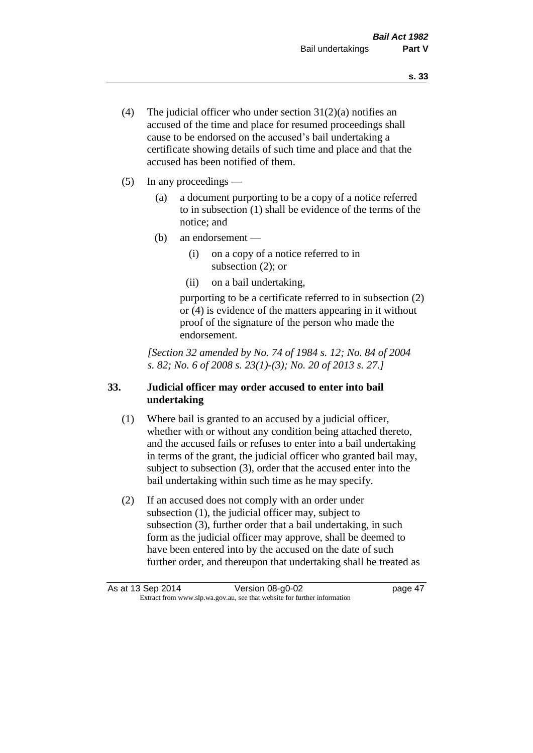(4) The judicial officer who under section 31(2)(a) notifies an accused of the time and place for resumed proceedings shall cause to be endorsed on the accused's bail undertaking a certificate showing details of such time and place and that the accused has been notified of them.

(5) In any proceedings —

   (a) a document purporting to be a copy of a notice referred to in subsection (1) shall be evidence of the terms of the notice; and

   (b) an endorsement —

      (i) on a copy of a notice referred to in subsection (2); or

      (ii) on a bail undertaking,

   purporting to be a certificate referred to in subsection (2) or (4) is evidence of the matters appearing in it without proof of the signature of the person who made the endorsement.

*[Section 32 amended by No. 74 of 1984 s. 12; No. 84 of 2004 s. 82; No. 6 of 2008 s. 23(1)-(3); No. 20 of 2013 s. 27.]*

### 33. Judicial officer may order accused to enter into bail undertaking

(1) Where bail is granted to an accused by a judicial officer, whether with or without any condition being attached thereto, and the accused fails or refuses to enter into a bail undertaking in terms of the grant, the judicial officer who granted bail may, subject to subsection (3), order that the accused enter into the bail undertaking within such time as he may specify.

(2) If an accused does not comply with an order under subsection (1), the judicial officer may, subject to subsection (3), further order that a bail undertaking, in such form as the judicial officer may approve, shall be deemed to have been entered into by the accused on the date of such further order, and thereupon that undertaking shall be treated as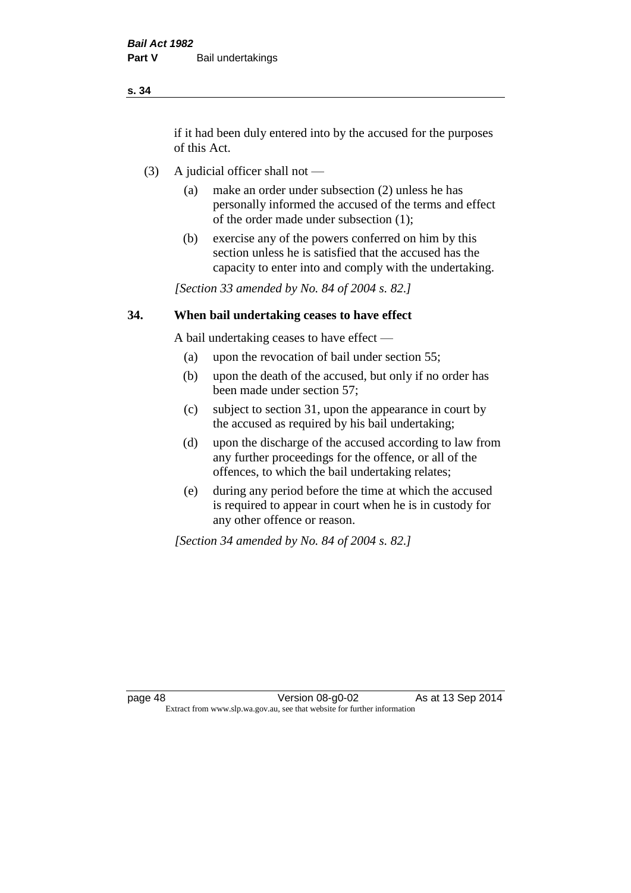if it had been duly entered into by the accused for the purposes of this Act.

(3) A judicial officer shall not —

(a) make an order under subsection (2) unless he has personally informed the accused of the terms and effect of the order made under subsection (1);

(b) exercise any of the powers conferred on him by this section unless he is satisfied that the accused has the capacity to enter into and comply with the undertaking.

*[Section 33 amended by No. 84 of 2004 s. 82.]*

## 34. When bail undertaking ceases to have effect

A bail undertaking ceases to have effect —

(a) upon the revocation of bail under section 55;

(b) upon the death of the accused, but only if no order has been made under section 57;

(c) subject to section 31, upon the appearance in court by the accused as required by his bail undertaking;

(d) upon the discharge of the accused according to law from any further proceedings for the offence, or all of the offences, to which the bail undertaking relates;

(e) during any period before the time at which the accused is required to appear in court when he is in custody for any other offence or reason.

*[Section 34 amended by No. 84 of 2004 s. 82.]*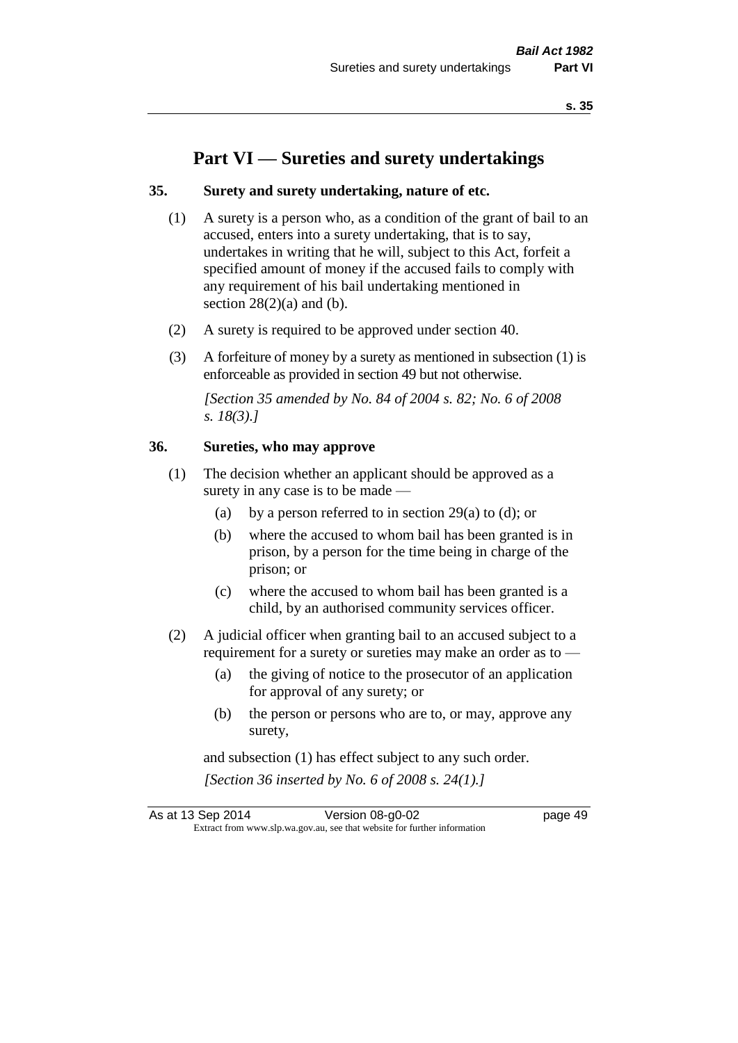# Part VI — Sureties and surety undertakings

### 35. Surety and surety undertaking, nature of etc.

(1) A surety is a person who, as a condition of the grant of bail to an accused, enters into a surety undertaking, that is to say, undertakes in writing that he will, subject to this Act, forfeit a specified amount of money if the accused fails to comply with any requirement of his bail undertaking mentioned in section 28(2)(a) and (b).

(2) A surety is required to be approved under section 40.

(3) A forfeiture of money by a surety as mentioned in subsection (1) is enforceable as provided in section 49 but not otherwise.

*[Section 35 amended by No. 84 of 2004 s. 82; No. 6 of 2008 s. 18(3).]*

### 36. Sureties, who may approve

(1) The decision whether an applicant should be approved as a surety in any case is to be made —

- (a) by a person referred to in section 29(a) to (d); or
- (b) where the accused to whom bail has been granted is in prison, by a person for the time being in charge of the prison; or
- (c) where the accused to whom bail has been granted is a child, by an authorised community services officer.

(2) A judicial officer when granting bail to an accused subject to a requirement for a surety or sureties may make an order as to —

- (a) the giving of notice to the prosecutor of an application for approval of any surety; or
- (b) the person or persons who are to, or may, approve any surety,

and subsection (1) has effect subject to any such order.

*[Section 36 inserted by No. 6 of 2008 s. 24(1).]*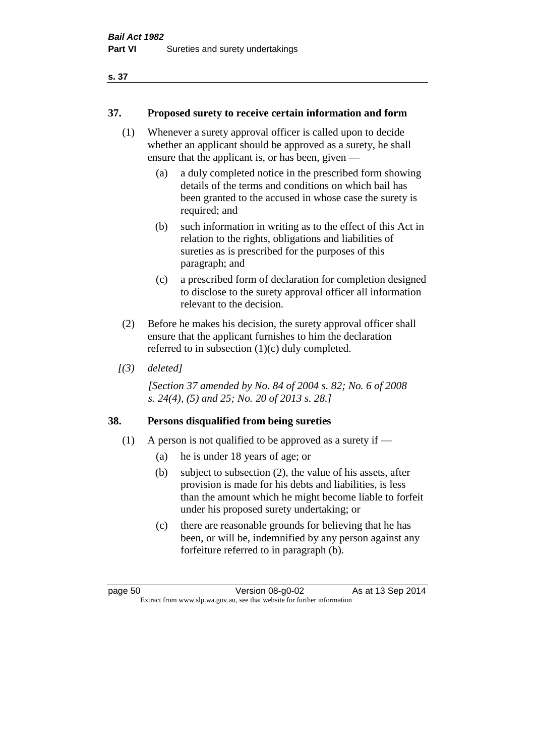### 37. Proposed surety to receive certain information and form

(1) Whenever a surety approval officer is called upon to decide whether an applicant should be approved as a surety, he shall ensure that the applicant is, or has been, given —

(a) a duly completed notice in the prescribed form showing details of the terms and conditions on which bail has been granted to the accused in whose case the surety is required; and

(b) such information in writing as to the effect of this Act in relation to the rights, obligations and liabilities of sureties as is prescribed for the purposes of this paragraph; and

(c) a prescribed form of declaration for completion designed to disclose to the surety approval officer all information relevant to the decision.

(2) Before he makes his decision, the surety approval officer shall ensure that the applicant furnishes to him the declaration referred to in subsection (1)(c) duly completed.

*[(3) deleted]*

*[Section 37 amended by No. 84 of 2004 s. 82; No. 6 of 2008 s. 24(4), (5) and 25; No. 20 of 2013 s. 28.]*

### 38. Persons disqualified from being sureties

(1) A person is not qualified to be approved as a surety if —

(a) he is under 18 years of age; or

(b) subject to subsection (2), the value of his assets, after provision is made for his debts and liabilities, is less than the amount which he might become liable to forfeit under his proposed surety undertaking; or

(c) there are reasonable grounds for believing that he has been, or will be, indemnified by any person against any forfeiture referred to in paragraph (b).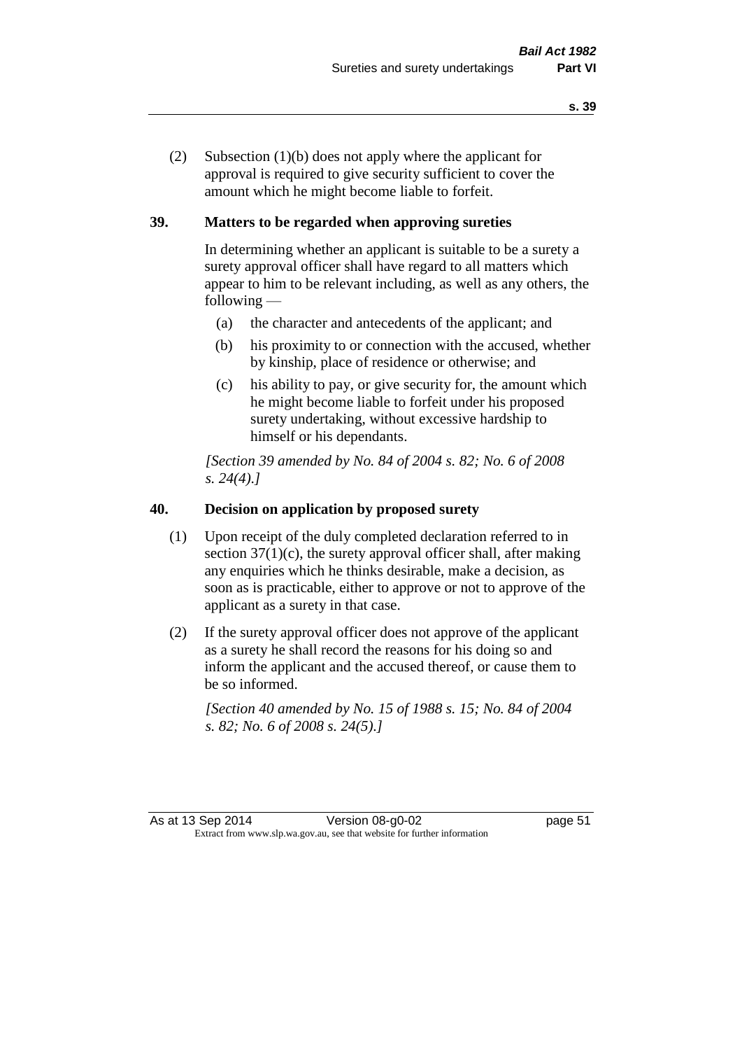(2) Subsection (1)(b) does not apply where the applicant for approval is required to give security sufficient to cover the amount which he might become liable to forfeit.

## 39. Matters to be regarded when approving sureties

In determining whether an applicant is suitable to be a surety a surety approval officer shall have regard to all matters which appear to him to be relevant including, as well as any others, the following —

(a) the character and antecedents of the applicant; and

(b) his proximity to or connection with the accused, whether by kinship, place of residence or otherwise; and

(c) his ability to pay, or give security for, the amount which he might become liable to forfeit under his proposed surety undertaking, without excessive hardship to himself or his dependants.

*[Section 39 amended by No. 84 of 2004 s. 82; No. 6 of 2008 s. 24(4).]*

## 40. Decision on application by proposed surety

(1) Upon receipt of the duly completed declaration referred to in section 37(1)(c), the surety approval officer shall, after making any enquiries which he thinks desirable, make a decision, as soon as is practicable, either to approve or not to approve of the applicant as a surety in that case.

(2) If the surety approval officer does not approve of the applicant as a surety he shall record the reasons for his doing so and inform the applicant and the accused thereof, or cause them to be so informed.

*[Section 40 amended by No. 15 of 1988 s. 15; No. 84 of 2004 s. 82; No. 6 of 2008 s. 24(5).]*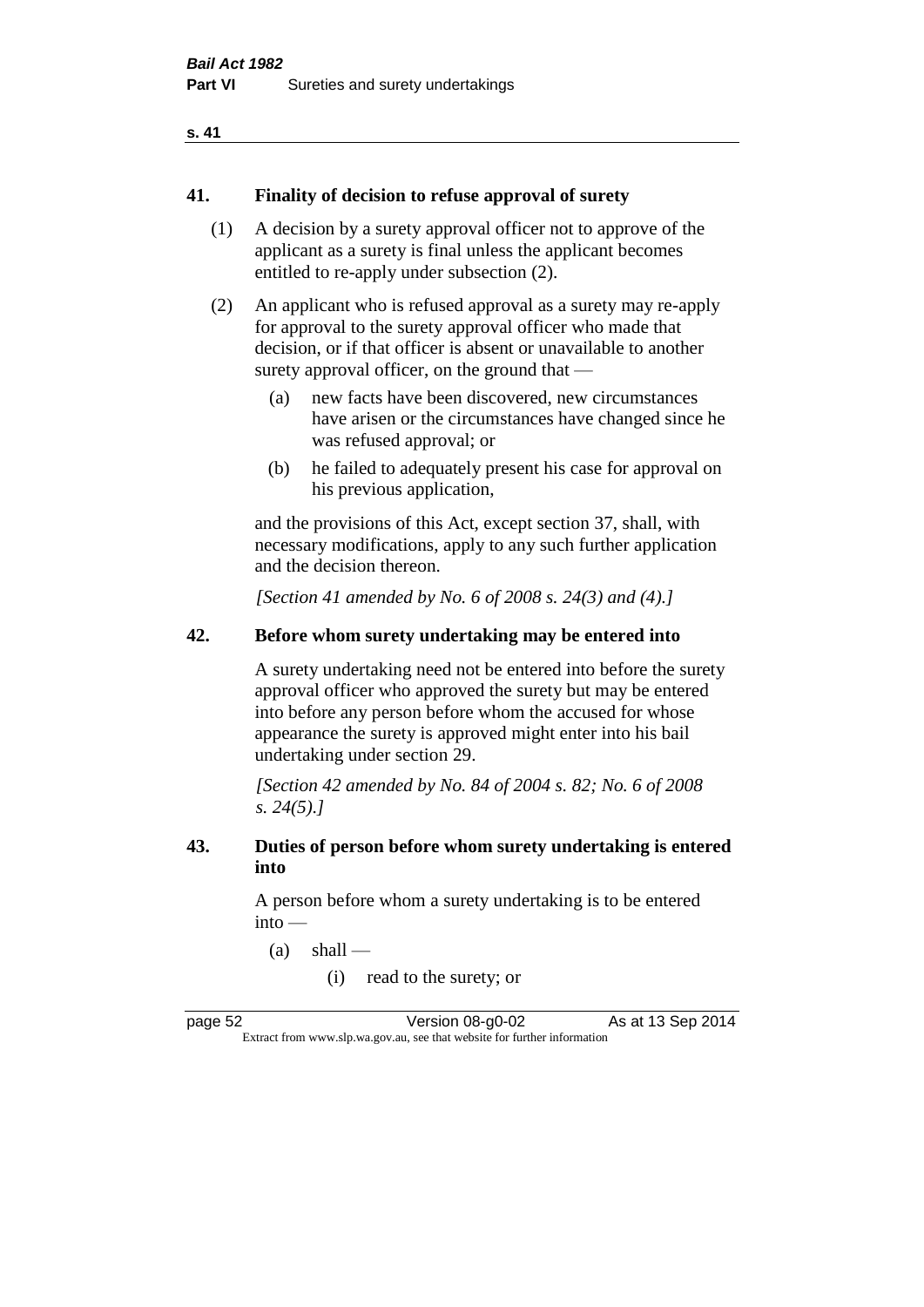## 41. Finality of decision to refuse approval of surety

(1) A decision by a surety approval officer not to approve of the applicant as a surety is final unless the applicant becomes entitled to re-apply under subsection (2).

(2) An applicant who is refused approval as a surety may re-apply for approval to the surety approval officer who made that decision, or if that officer is absent or unavailable to another surety approval officer, on the ground that —

- (a) new facts have been discovered, new circumstances have arisen or the circumstances have changed since he was refused approval; or
- (b) he failed to adequately present his case for approval on his previous application,

and the provisions of this Act, except section 37, shall, with necessary modifications, apply to any such further application and the decision thereon.

*[Section 41 amended by No. 6 of 2008 s. 24(3) and (4).]*

## 42. Before whom surety undertaking may be entered into

A surety undertaking need not be entered into before the surety approval officer who approved the surety but may be entered into before any person before whom the accused for whose appearance the surety is approved might enter into his bail undertaking under section 29.

*[Section 42 amended by No. 84 of 2004 s. 82; No. 6 of 2008 s. 24(5).]*

## 43. Duties of person before whom surety undertaking is entered into

A person before whom a surety undertaking is to be entered into —

- (a) shall —
  - (i) read to the surety; or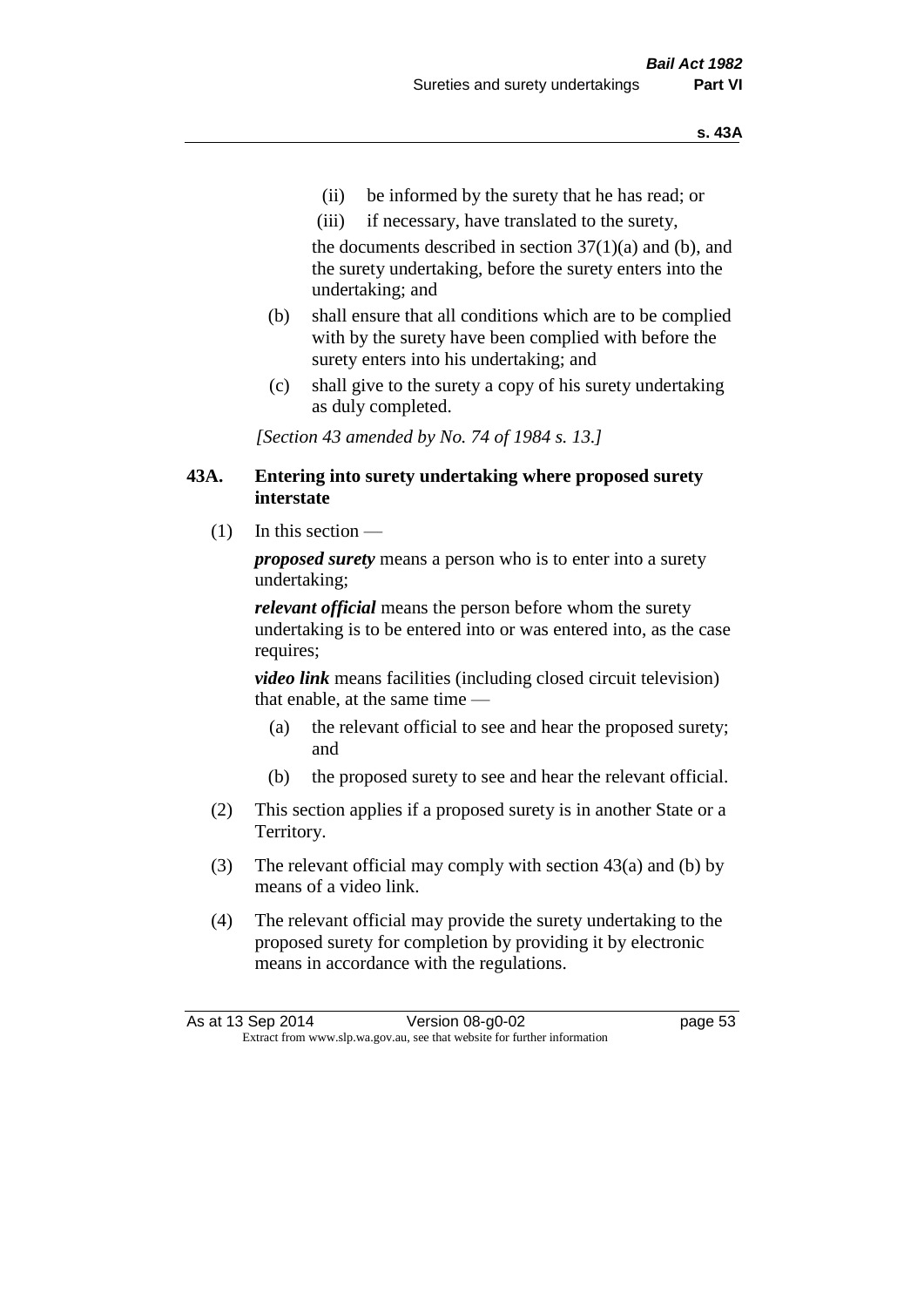(ii) be informed by the surety that he has read; or

(iii) if necessary, have translated to the surety,

the documents described in section 37(1)(a) and (b), and the surety undertaking, before the surety enters into the undertaking; and

(b) shall ensure that all conditions which are to be complied with by the surety have been complied with before the surety enters into his undertaking; and

(c) shall give to the surety a copy of his surety undertaking as duly completed.

*[Section 43 amended by No. 74 of 1984 s. 13.]*

### 43A. Entering into surety undertaking where proposed surety interstate

(1) In this section —

***proposed surety*** means a person who is to enter into a surety undertaking;

***relevant official*** means the person before whom the surety undertaking is to be entered into or was entered into, as the case requires;

***video link*** means facilities (including closed circuit television) that enable, at the same time —

(a) the relevant official to see and hear the proposed surety; and

(b) the proposed surety to see and hear the relevant official.

(2) This section applies if a proposed surety is in another State or a Territory.

(3) The relevant official may comply with section 43(a) and (b) by means of a video link.

(4) The relevant official may provide the surety undertaking to the proposed surety for completion by providing it by electronic means in accordance with the regulations.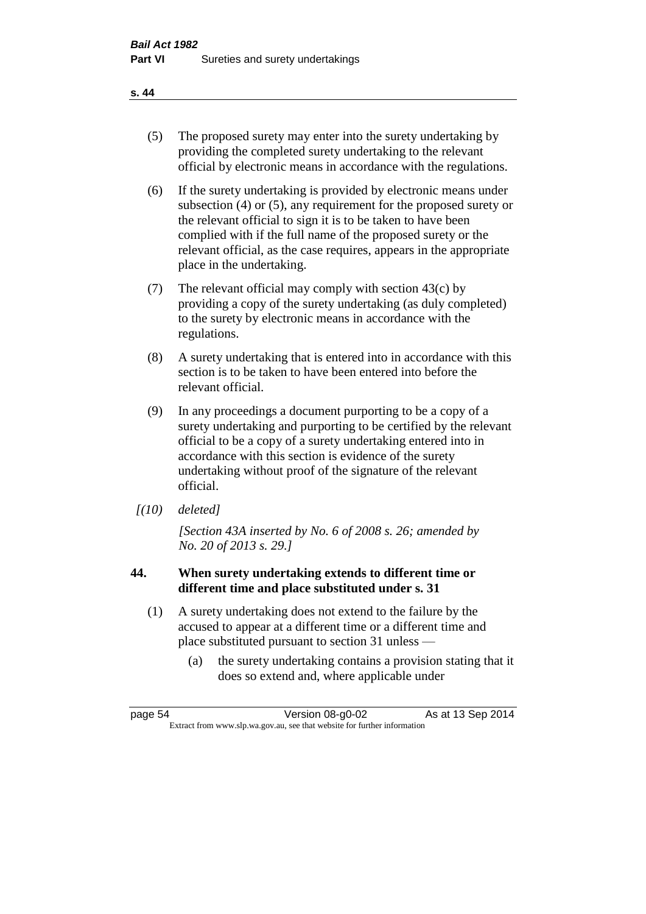(5) The proposed surety may enter into the surety undertaking by providing the completed surety undertaking to the relevant official by electronic means in accordance with the regulations.

(6) If the surety undertaking is provided by electronic means under subsection (4) or (5), any requirement for the proposed surety or the relevant official to sign it is to be taken to have been complied with if the full name of the proposed surety or the relevant official, as the case requires, appears in the appropriate place in the undertaking.

(7) The relevant official may comply with section 43(c) by providing a copy of the surety undertaking (as duly completed) to the surety by electronic means in accordance with the regulations.

(8) A surety undertaking that is entered into in accordance with this section is to be taken to have been entered into before the relevant official.

(9) In any proceedings a document purporting to be a copy of a surety undertaking and purporting to be certified by the relevant official to be a copy of a surety undertaking entered into in accordance with this section is evidence of the surety undertaking without proof of the signature of the relevant official.

*[(10) deleted]*

*[Section 43A inserted by No. 6 of 2008 s. 26; amended by No. 20 of 2013 s. 29.]*

### 44. When surety undertaking extends to different time or different time and place substituted under s. 31

(1) A surety undertaking does not extend to the failure by the accused to appear at a different time or a different time and place substituted pursuant to section 31 unless —

(a) the surety undertaking contains a provision stating that it does so extend and, where applicable under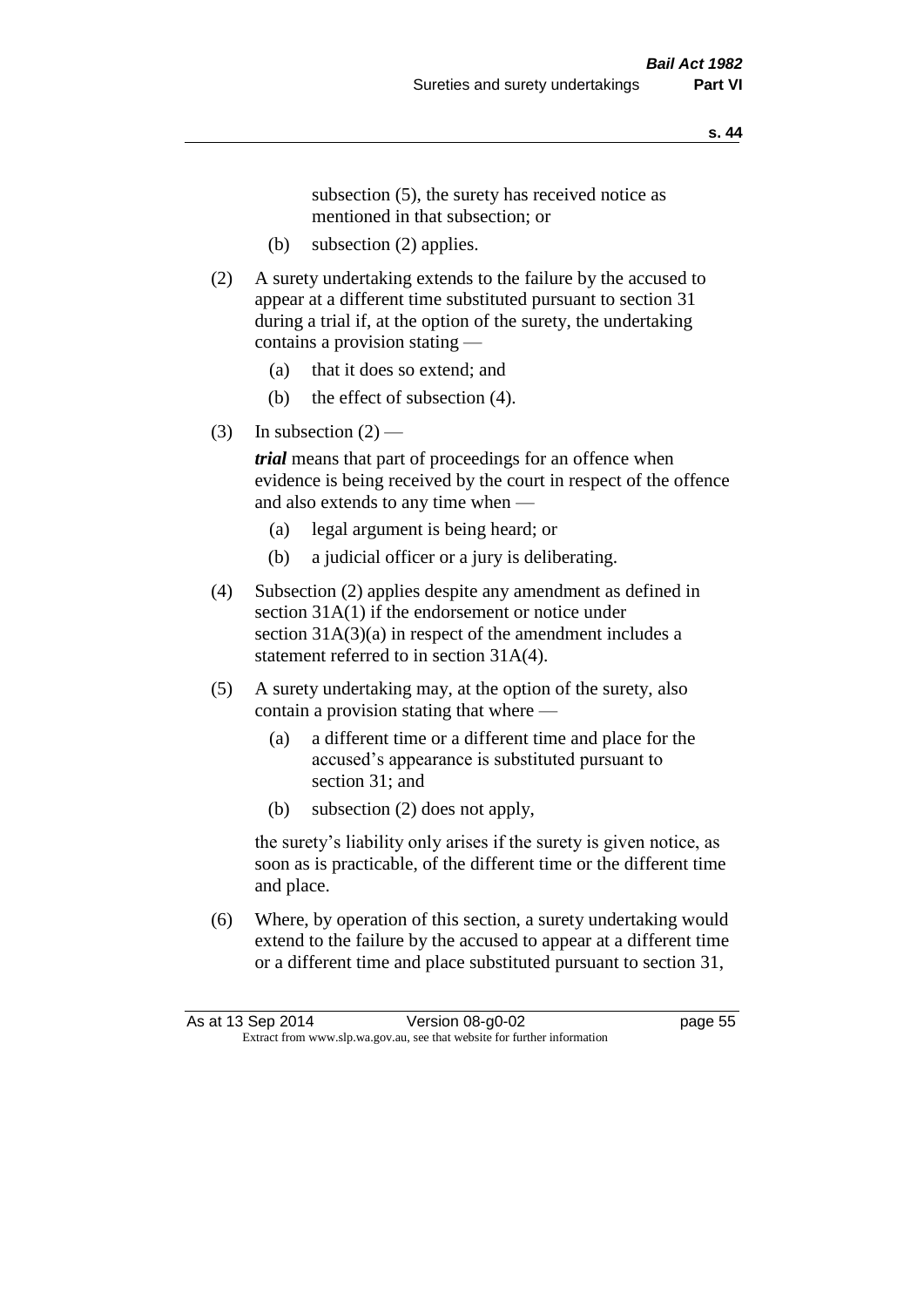subsection (5), the surety has received notice as mentioned in that subsection; or

(b) subsection (2) applies.

(2) A surety undertaking extends to the failure by the accused to appear at a different time substituted pursuant to section 31 during a trial if, at the option of the surety, the undertaking contains a provision stating —

(a) that it does so extend; and

(b) the effect of subsection (4).

(3) In subsection (2) —

***trial*** means that part of proceedings for an offence when evidence is being received by the court in respect of the offence and also extends to any time when —

(a) legal argument is being heard; or

(b) a judicial officer or a jury is deliberating.

(4) Subsection (2) applies despite any amendment as defined in section 31A(1) if the endorsement or notice under section 31A(3)(a) in respect of the amendment includes a statement referred to in section 31A(4).

(5) A surety undertaking may, at the option of the surety, also contain a provision stating that where —

(a) a different time or a different time and place for the accused's appearance is substituted pursuant to section 31; and

(b) subsection (2) does not apply,

the surety's liability only arises if the surety is given notice, as soon as is practicable, of the different time or the different time and place.

(6) Where, by operation of this section, a surety undertaking would extend to the failure by the accused to appear at a different time or a different time and place substituted pursuant to section 31,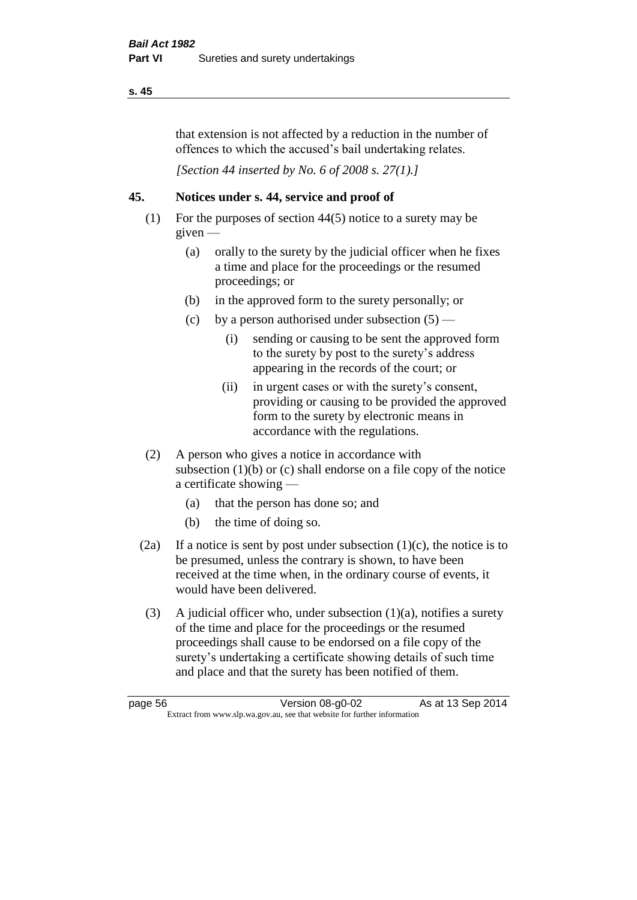that extension is not affected by a reduction in the number of offences to which the accused's bail undertaking relates.

*[Section 44 inserted by No. 6 of 2008 s. 27(1).]*

## 45. Notices under s. 44, service and proof of

(1) For the purposes of section 44(5) notice to a surety may be given —

- (a) orally to the surety by the judicial officer when he fixes a time and place for the proceedings or the resumed proceedings; or
- (b) in the approved form to the surety personally; or
- (c) by a person authorised under subsection (5) —
  - (i) sending or causing to be sent the approved form to the surety by post to the surety's address appearing in the records of the court; or
  - (ii) in urgent cases or with the surety's consent, providing or causing to be provided the approved form to the surety by electronic means in accordance with the regulations.

(2) A person who gives a notice in accordance with subsection (1)(b) or (c) shall endorse on a file copy of the notice a certificate showing —

- (a) that the person has done so; and
- (b) the time of doing so.

(2a) If a notice is sent by post under subsection (1)(c), the notice is to be presumed, unless the contrary is shown, to have been received at the time when, in the ordinary course of events, it would have been delivered.

(3) A judicial officer who, under subsection (1)(a), notifies a surety of the time and place for the proceedings or the resumed proceedings shall cause to be endorsed on a file copy of the surety's undertaking a certificate showing details of such time and place and that the surety has been notified of them.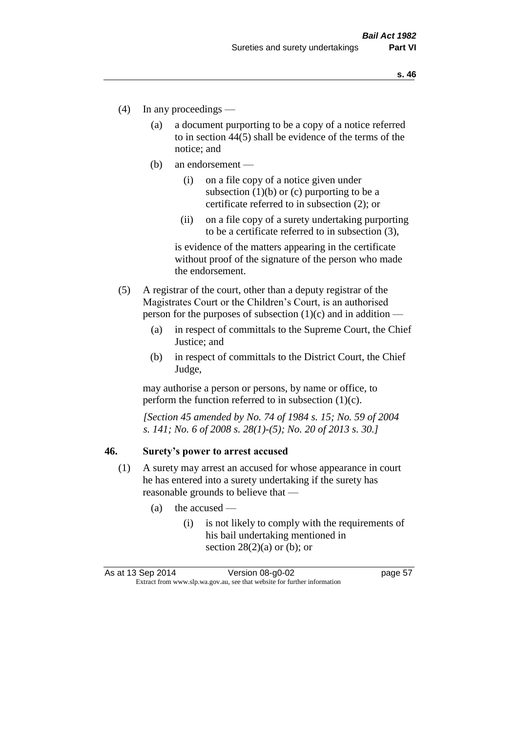(4) In any proceedings —

(a) a document purporting to be a copy of a notice referred to in section 44(5) shall be evidence of the terms of the notice; and

(b) an endorsement —

(i) on a file copy of a notice given under subsection (1)(b) or (c) purporting to be a certificate referred to in subsection (2); or

(ii) on a file copy of a surety undertaking purporting to be a certificate referred to in subsection (3),

is evidence of the matters appearing in the certificate without proof of the signature of the person who made the endorsement.

(5) A registrar of the court, other than a deputy registrar of the Magistrates Court or the Children's Court, is an authorised person for the purposes of subsection (1)(c) and in addition —

(a) in respect of committals to the Supreme Court, the Chief Justice; and

(b) in respect of committals to the District Court, the Chief Judge,

may authorise a person or persons, by name or office, to perform the function referred to in subsection (1)(c).

*[Section 45 amended by No. 74 of 1984 s. 15; No. 59 of 2004 s. 141; No. 6 of 2008 s. 28(1)-(5); No. 20 of 2013 s. 30.]*

## 46. Surety's power to arrest accused

(1) A surety may arrest an accused for whose appearance in court he has entered into a surety undertaking if the surety has reasonable grounds to believe that —

(a) the accused —

(i) is not likely to comply with the requirements of his bail undertaking mentioned in section 28(2)(a) or (b); or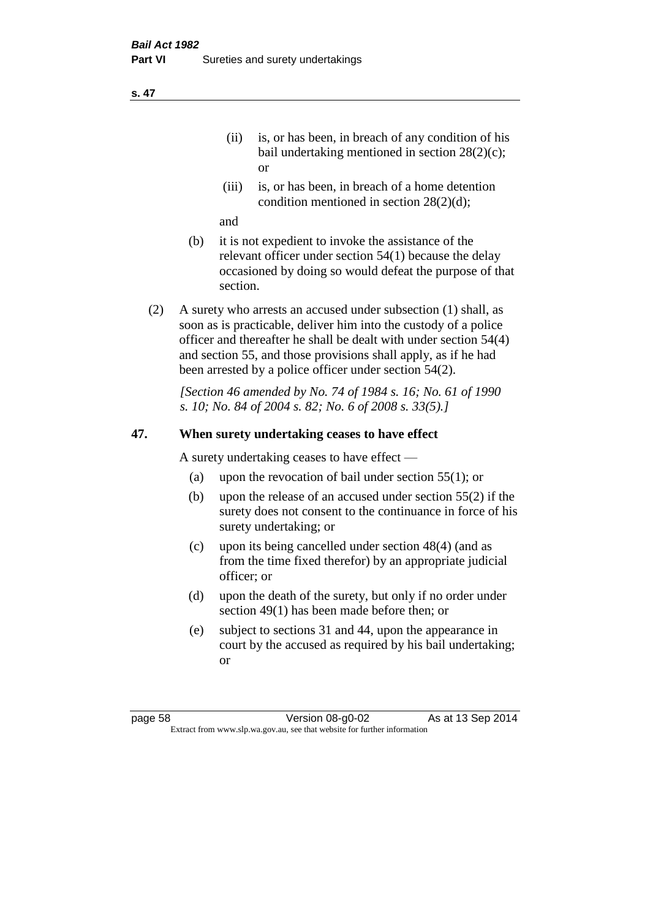(ii) is, or has been, in breach of any condition of his bail undertaking mentioned in section 28(2)(c); or

(iii) is, or has been, in breach of a home detention condition mentioned in section 28(2)(d);

and

(b) it is not expedient to invoke the assistance of the relevant officer under section 54(1) because the delay occasioned by doing so would defeat the purpose of that section.

(2) A surety who arrests an accused under subsection (1) shall, as soon as is practicable, deliver him into the custody of a police officer and thereafter he shall be dealt with under section 54(4) and section 55, and those provisions shall apply, as if he had been arrested by a police officer under section 54(2).

*[Section 46 amended by No. 74 of 1984 s. 16; No. 61 of 1990 s. 10; No. 84 of 2004 s. 82; No. 6 of 2008 s. 33(5).]*

## 47. When surety undertaking ceases to have effect

A surety undertaking ceases to have effect —

(a) upon the revocation of bail under section 55(1); or

(b) upon the release of an accused under section 55(2) if the surety does not consent to the continuance in force of his surety undertaking; or

(c) upon its being cancelled under section 48(4) (and as from the time fixed therefor) by an appropriate judicial officer; or

(d) upon the death of the surety, but only if no order under section 49(1) has been made before then; or

(e) subject to sections 31 and 44, upon the appearance in court by the accused as required by his bail undertaking; or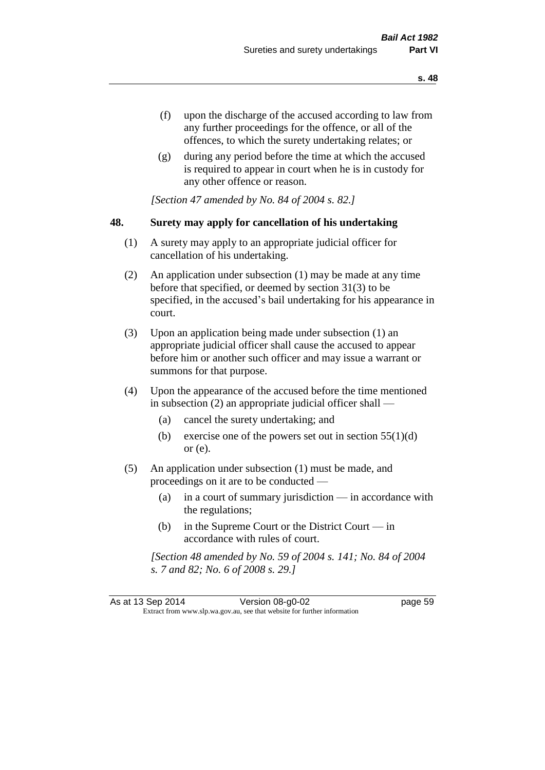(f) upon the discharge of the accused according to law from any further proceedings for the offence, or all of the offences, to which the surety undertaking relates; or

(g) during any period before the time at which the accused is required to appear in court when he is in custody for any other offence or reason.

*[Section 47 amended by No. 84 of 2004 s. 82.]*

**48. Surety may apply for cancellation of his undertaking**

(1) A surety may apply to an appropriate judicial officer for cancellation of his undertaking.

(2) An application under subsection (1) may be made at any time before that specified, or deemed by section 31(3) to be specified, in the accused's bail undertaking for his appearance in court.

(3) Upon an application being made under subsection (1) an appropriate judicial officer shall cause the accused to appear before him or another such officer and may issue a warrant or summons for that purpose.

(4) Upon the appearance of the accused before the time mentioned in subsection (2) an appropriate judicial officer shall —

(a) cancel the surety undertaking; and

(b) exercise one of the powers set out in section 55(1)(d) or (e).

(5) An application under subsection (1) must be made, and proceedings on it are to be conducted —

(a) in a court of summary jurisdiction — in accordance with the regulations;

(b) in the Supreme Court or the District Court — in accordance with rules of court.

*[Section 48 amended by No. 59 of 2004 s. 141; No. 84 of 2004 s. 7 and 82; No. 6 of 2008 s. 29.]*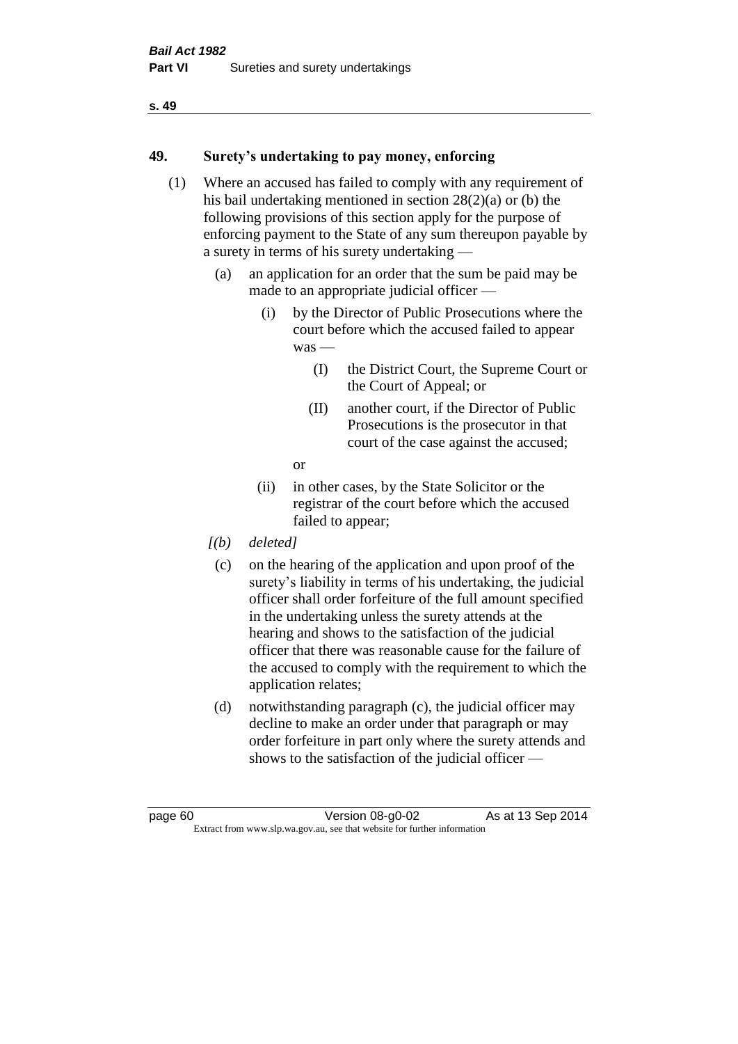## 49. Surety's undertaking to pay money, enforcing

(1) Where an accused has failed to comply with any requirement of his bail undertaking mentioned in section 28(2)(a) or (b) the following provisions of this section apply for the purpose of enforcing payment to the State of any sum thereupon payable by a surety in terms of his surety undertaking —

- (a) an application for an order that the sum be paid may be made to an appropriate judicial officer —
  - (i) by the Director of Public Prosecutions where the court before which the accused failed to appear was —
    - (I) the District Court, the Supreme Court or the Court of Appeal; or
    - (II) another court, if the Director of Public Prosecutions is the prosecutor in that court of the case against the accused;

    or
  - (ii) in other cases, by the State Solicitor or the registrar of the court before which the accused failed to appear;
- *[(b) deleted]*
- (c) on the hearing of the application and upon proof of the surety's liability in terms of his undertaking, the judicial officer shall order forfeiture of the full amount specified in the undertaking unless the surety attends at the hearing and shows to the satisfaction of the judicial officer that there was reasonable cause for the failure of the accused to comply with the requirement to which the application relates;
- (d) notwithstanding paragraph (c), the judicial officer may decline to make an order under that paragraph or may order forfeiture in part only where the surety attends and shows to the satisfaction of the judicial officer —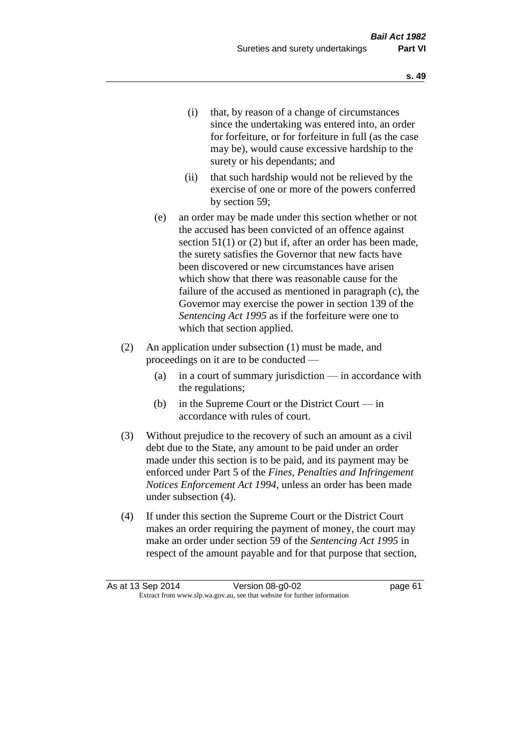(i) that, by reason of a change of circumstances since the undertaking was entered into, an order for forfeiture, or for forfeiture in full (as the case may be), would cause excessive hardship to the surety or his dependants; and

(ii) that such hardship would not be relieved by the exercise of one or more of the powers conferred by section 59;

(e) an order may be made under this section whether or not the accused has been convicted of an offence against section 51(1) or (2) but if, after an order has been made, the surety satisfies the Governor that new facts have been discovered or new circumstances have arisen which show that there was reasonable cause for the failure of the accused as mentioned in paragraph (c), the Governor may exercise the power in section 139 of the *Sentencing Act 1995* as if the forfeiture were one to which that section applied.

(2) An application under subsection (1) must be made, and proceedings on it are to be conducted —

(a) in a court of summary jurisdiction — in accordance with the regulations;

(b) in the Supreme Court or the District Court — in accordance with rules of court.

(3) Without prejudice to the recovery of such an amount as a civil debt due to the State, any amount to be paid under an order made under this section is to be paid, and its payment may be enforced under Part 5 of the *Fines, Penalties and Infringement Notices Enforcement Act 1994*, unless an order has been made under subsection (4).

(4) If under this section the Supreme Court or the District Court makes an order requiring the payment of money, the court may make an order under section 59 of the *Sentencing Act 1995* in respect of the amount payable and for that purpose that section,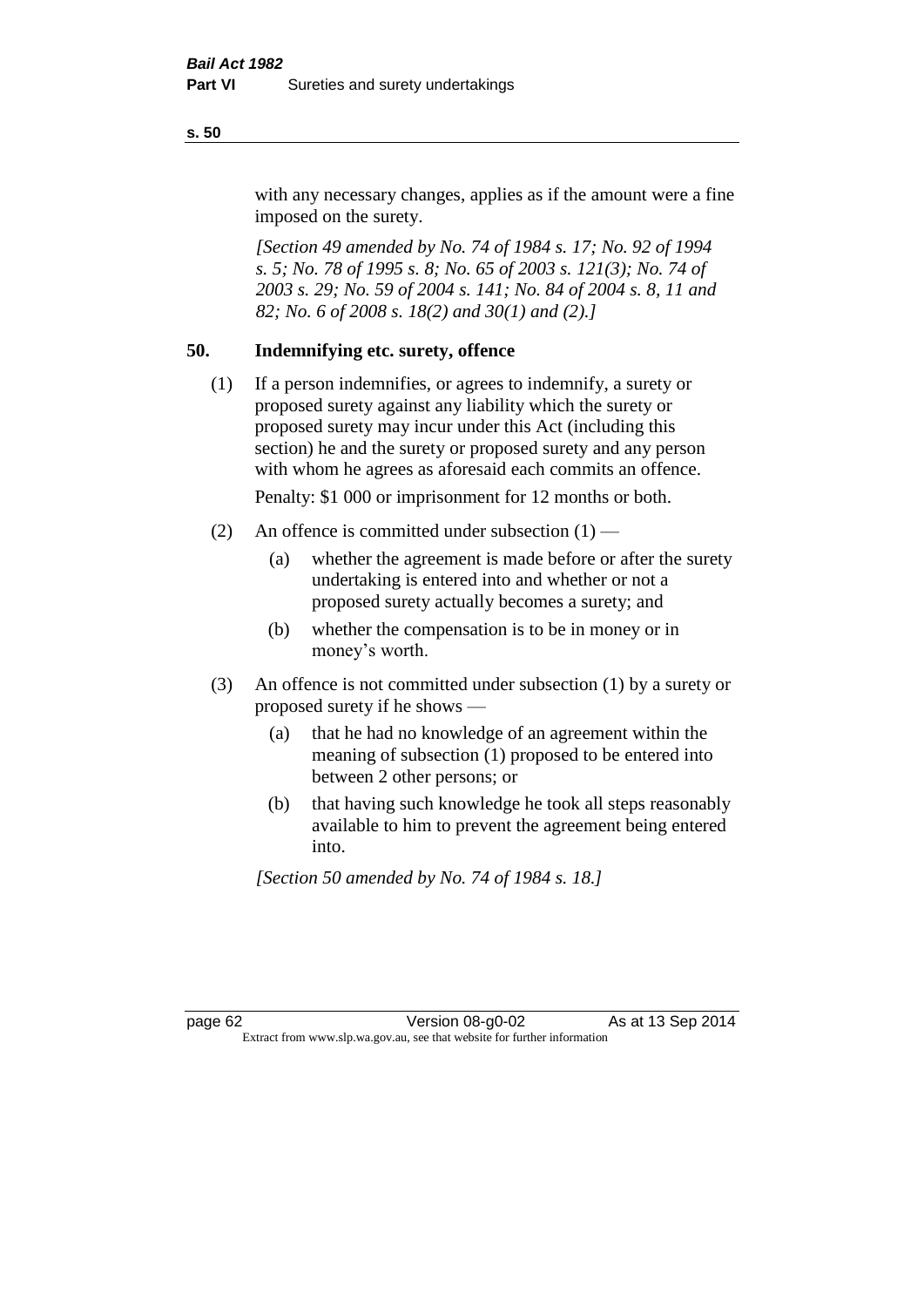with any necessary changes, applies as if the amount were a fine imposed on the surety.

*[Section 49 amended by No. 74 of 1984 s. 17; No. 92 of 1994 s. 5; No. 78 of 1995 s. 8; No. 65 of 2003 s. 121(3); No. 74 of 2003 s. 29; No. 59 of 2004 s. 141; No. 84 of 2004 s. 8, 11 and 82; No. 6 of 2008 s. 18(2) and 30(1) and (2).]*

## 50. Indemnifying etc. surety, offence

(1) If a person indemnifies, or agrees to indemnify, a surety or proposed surety against any liability which the surety or proposed surety may incur under this Act (including this section) he and the surety or proposed surety and any person with whom he agrees as aforesaid each commits an offence.

Penalty: $1 000 or imprisonment for 12 months or both.

(2) An offence is committed under subsection (1) —

(a) whether the agreement is made before or after the surety undertaking is entered into and whether or not a proposed surety actually becomes a surety; and

(b) whether the compensation is to be in money or in money's worth.

(3) An offence is not committed under subsection (1) by a surety or proposed surety if he shows —

(a) that he had no knowledge of an agreement within the meaning of subsection (1) proposed to be entered into between 2 other persons; or

(b) that having such knowledge he took all steps reasonably available to him to prevent the agreement being entered into.

*[Section 50 amended by No. 74 of 1984 s. 18.]*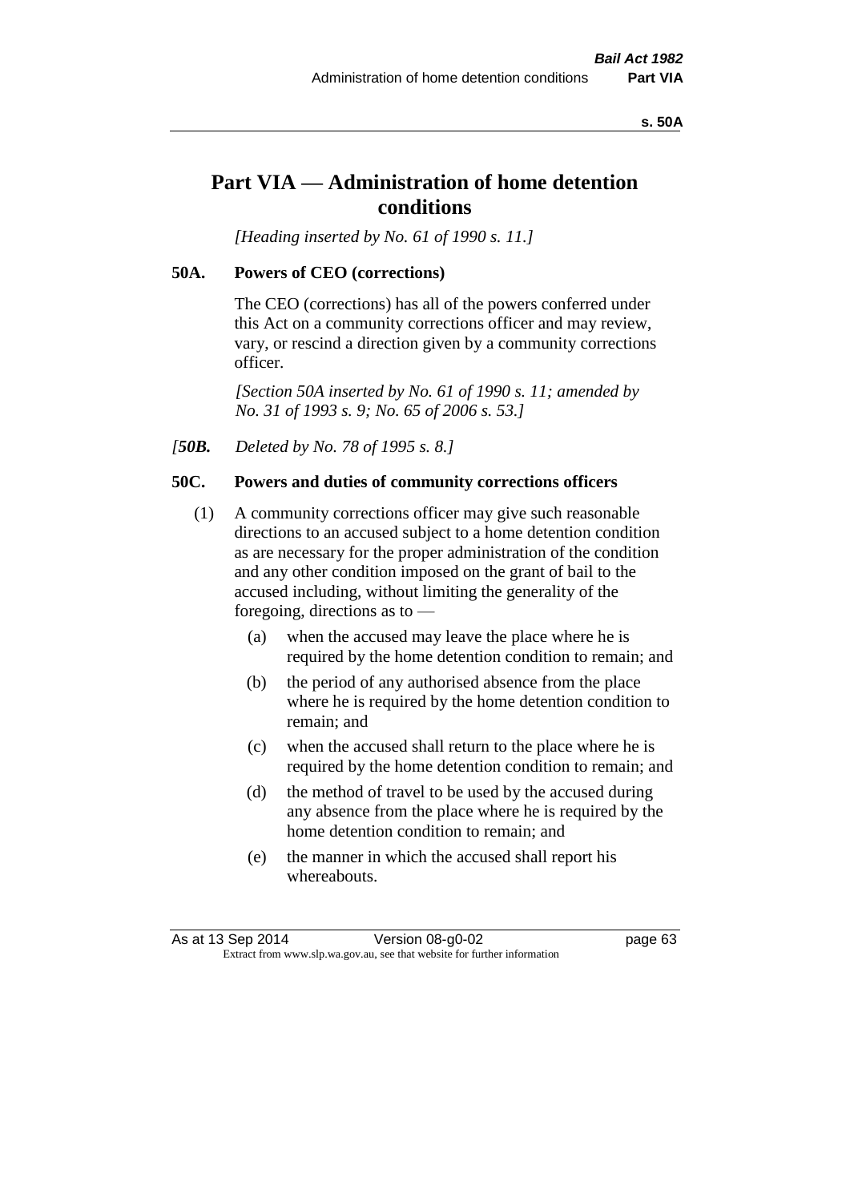# Part VIA — Administration of home detention conditions

*[Heading inserted by No. 61 of 1990 s. 11.]*

### 50A. Powers of CEO (corrections)

The CEO (corrections) has all of the powers conferred under this Act on a community corrections officer and may review, vary, or rescind a direction given by a community corrections officer.

*[Section 50A inserted by No. 61 of 1990 s. 11; amended by No. 31 of 1993 s. 9; No. 65 of 2006 s. 53.]*

*[50B. Deleted by No. 78 of 1995 s. 8.]*

### 50C. Powers and duties of community corrections officers

(1) A community corrections officer may give such reasonable directions to an accused subject to a home detention condition as are necessary for the proper administration of the condition and any other condition imposed on the grant of bail to the accused including, without limiting the generality of the foregoing, directions as to —

- (a) when the accused may leave the place where he is required by the home detention condition to remain; and
- (b) the period of any authorised absence from the place where he is required by the home detention condition to remain; and
- (c) when the accused shall return to the place where he is required by the home detention condition to remain; and
- (d) the method of travel to be used by the accused during any absence from the place where he is required by the home detention condition to remain; and
- (e) the manner in which the accused shall report his whereabouts.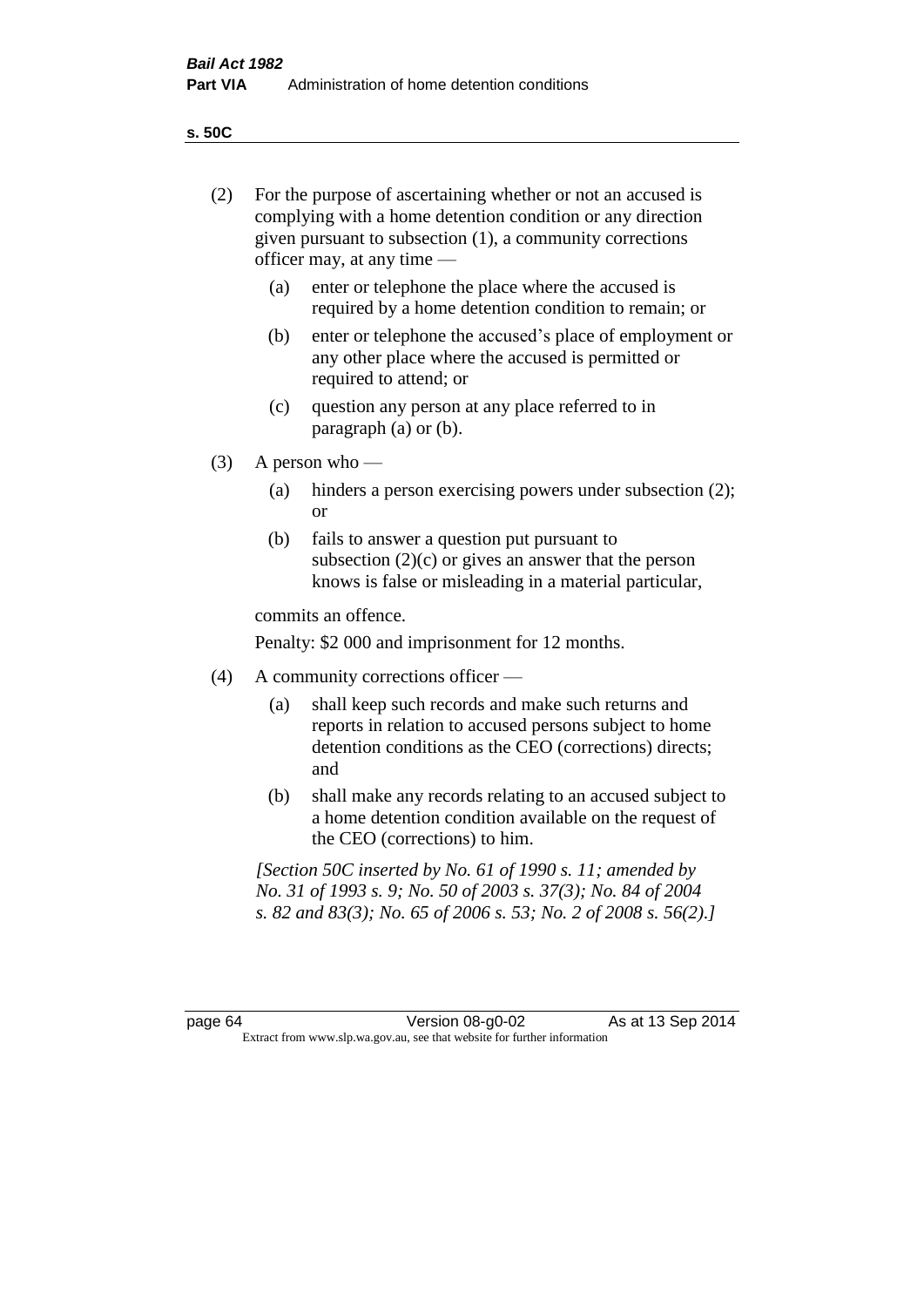(2) For the purpose of ascertaining whether or not an accused is complying with a home detention condition or any direction given pursuant to subsection (1), a community corrections officer may, at any time —

   (a) enter or telephone the place where the accused is required by a home detention condition to remain; or

   (b) enter or telephone the accused's place of employment or any other place where the accused is permitted or required to attend; or

   (c) question any person at any place referred to in paragraph (a) or (b).

(3) A person who —

   (a) hinders a person exercising powers under subsection (2); or

   (b) fails to answer a question put pursuant to subsection (2)(c) or gives an answer that the person knows is false or misleading in a material particular,

   commits an offence.

   Penalty: $2 000 and imprisonment for 12 months.

(4) A community corrections officer —

   (a) shall keep such records and make such returns and reports in relation to accused persons subject to home detention conditions as the CEO (corrections) directs; and

   (b) shall make any records relating to an accused subject to a home detention condition available on the request of the CEO (corrections) to him.

*[Section 50C inserted by No. 61 of 1990 s. 11; amended by No. 31 of 1993 s. 9; No. 50 of 2003 s. 37(3); No. 84 of 2004 s. 82 and 83(3); No. 65 of 2006 s. 53; No. 2 of 2008 s. 56(2).]*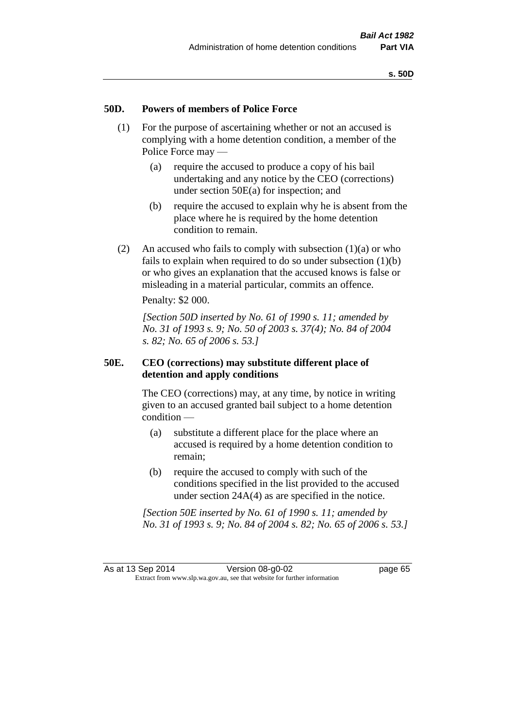## 50D. Powers of members of Police Force

(1) For the purpose of ascertaining whether or not an accused is complying with a home detention condition, a member of the Police Force may —

(a) require the accused to produce a copy of his bail undertaking and any notice by the CEO (corrections) under section 50E(a) for inspection; and

(b) require the accused to explain why he is absent from the place where he is required by the home detention condition to remain.

(2) An accused who fails to comply with subsection (1)(a) or who fails to explain when required to do so under subsection (1)(b) or who gives an explanation that the accused knows is false or misleading in a material particular, commits an offence.

Penalty: $2 000.

*[Section 50D inserted by No. 61 of 1990 s. 11; amended by No. 31 of 1993 s. 9; No. 50 of 2003 s. 37(4); No. 84 of 2004 s. 82; No. 65 of 2006 s. 53.]*

## 50E. CEO (corrections) may substitute different place of detention and apply conditions

The CEO (corrections) may, at any time, by notice in writing given to an accused granted bail subject to a home detention condition —

(a) substitute a different place for the place where an accused is required by a home detention condition to remain;

(b) require the accused to comply with such of the conditions specified in the list provided to the accused under section 24A(4) as are specified in the notice.

*[Section 50E inserted by No. 61 of 1990 s. 11; amended by No. 31 of 1993 s. 9; No. 84 of 2004 s. 82; No. 65 of 2006 s. 53.]*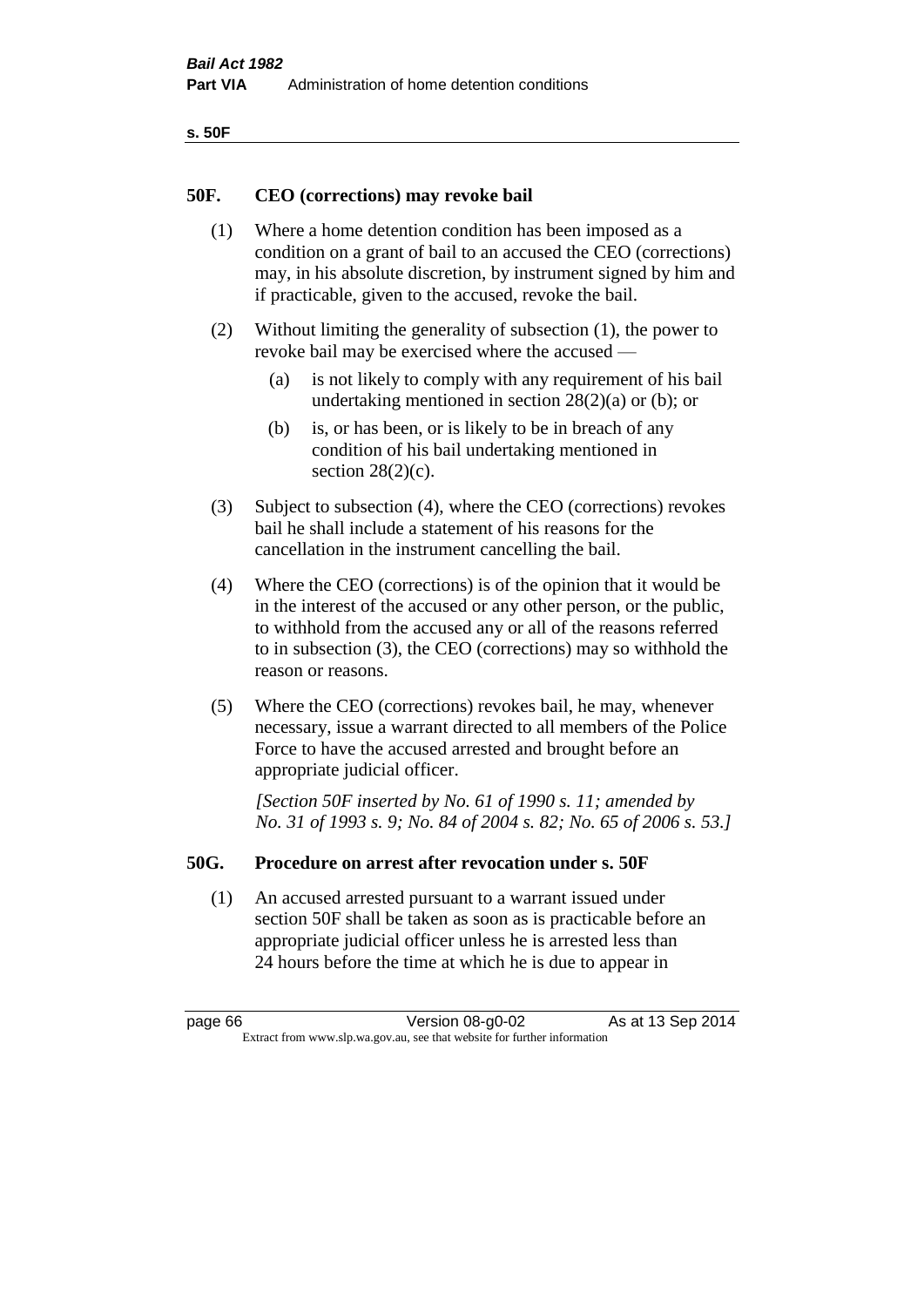## 50F. CEO (corrections) may revoke bail

(1) Where a home detention condition has been imposed as a condition on a grant of bail to an accused the CEO (corrections) may, in his absolute discretion, by instrument signed by him and if practicable, given to the accused, revoke the bail.

(2) Without limiting the generality of subsection (1), the power to revoke bail may be exercised where the accused —

(a) is not likely to comply with any requirement of his bail undertaking mentioned in section 28(2)(a) or (b); or

(b) is, or has been, or is likely to be in breach of any condition of his bail undertaking mentioned in section 28(2)(c).

(3) Subject to subsection (4), where the CEO (corrections) revokes bail he shall include a statement of his reasons for the cancellation in the instrument cancelling the bail.

(4) Where the CEO (corrections) is of the opinion that it would be in the interest of the accused or any other person, or the public, to withhold from the accused any or all of the reasons referred to in subsection (3), the CEO (corrections) may so withhold the reason or reasons.

(5) Where the CEO (corrections) revokes bail, he may, whenever necessary, issue a warrant directed to all members of the Police Force to have the accused arrested and brought before an appropriate judicial officer.

*[Section 50F inserted by No. 61 of 1990 s. 11; amended by No. 31 of 1993 s. 9; No. 84 of 2004 s. 82; No. 65 of 2006 s. 53.]*

## 50G. Procedure on arrest after revocation under s. 50F

(1) An accused arrested pursuant to a warrant issued under section 50F shall be taken as soon as is practicable before an appropriate judicial officer unless he is arrested less than 24 hours before the time at which he is due to appear in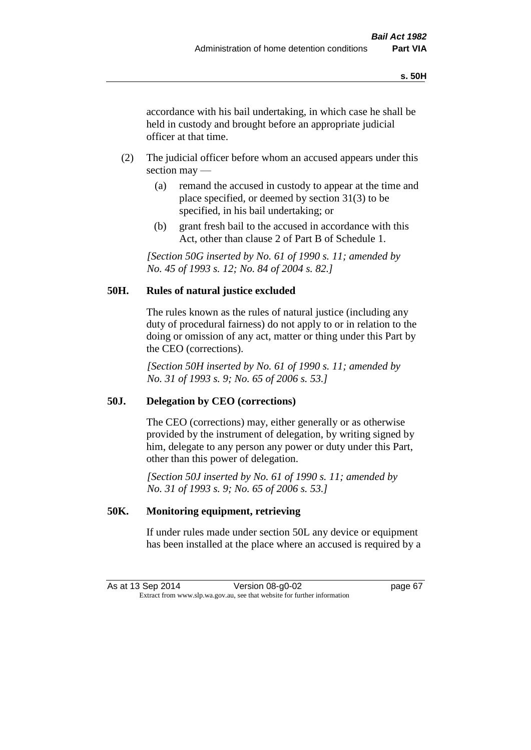accordance with his bail undertaking, in which case he shall be held in custody and brought before an appropriate judicial officer at that time.

(2) The judicial officer before whom an accused appears under this section may —

(a) remand the accused in custody to appear at the time and place specified, or deemed by section 31(3) to be specified, in his bail undertaking; or

(b) grant fresh bail to the accused in accordance with this Act, other than clause 2 of Part B of Schedule 1.

*[Section 50G inserted by No. 61 of 1990 s. 11; amended by No. 45 of 1993 s. 12; No. 84 of 2004 s. 82.]*

**50H. Rules of natural justice excluded**

The rules known as the rules of natural justice (including any duty of procedural fairness) do not apply to or in relation to the doing or omission of any act, matter or thing under this Part by the CEO (corrections).

*[Section 50H inserted by No. 61 of 1990 s. 11; amended by No. 31 of 1993 s. 9; No. 65 of 2006 s. 53.]*

**50J. Delegation by CEO (corrections)**

The CEO (corrections) may, either generally or as otherwise provided by the instrument of delegation, by writing signed by him, delegate to any person any power or duty under this Part, other than this power of delegation.

*[Section 50J inserted by No. 61 of 1990 s. 11; amended by No. 31 of 1993 s. 9; No. 65 of 2006 s. 53.]*

**50K. Monitoring equipment, retrieving**

If under rules made under section 50L any device or equipment has been installed at the place where an accused is required by a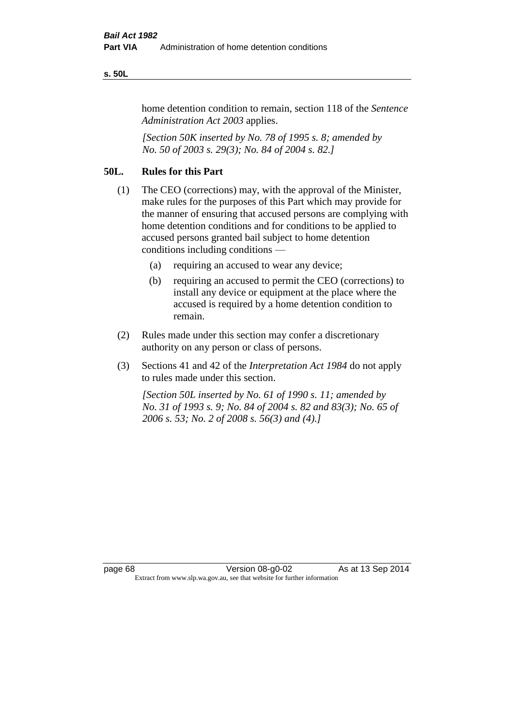home detention condition to remain, section 118 of the *Sentence Administration Act 2003* applies.

*[Section 50K inserted by No. 78 of 1995 s. 8; amended by No. 50 of 2003 s. 29(3); No. 84 of 2004 s. 82.]*

## 50L. Rules for this Part

(1) The CEO (corrections) may, with the approval of the Minister, make rules for the purposes of this Part which may provide for the manner of ensuring that accused persons are complying with home detention conditions and for conditions to be applied to accused persons granted bail subject to home detention conditions including conditions —

(a) requiring an accused to wear any device;

(b) requiring an accused to permit the CEO (corrections) to install any device or equipment at the place where the accused is required by a home detention condition to remain.

(2) Rules made under this section may confer a discretionary authority on any person or class of persons.

(3) Sections 41 and 42 of the *Interpretation Act 1984* do not apply to rules made under this section.

*[Section 50L inserted by No. 61 of 1990 s. 11; amended by No. 31 of 1993 s. 9; No. 84 of 2004 s. 82 and 83(3); No. 65 of 2006 s. 53; No. 2 of 2008 s. 56(3) and (4).]*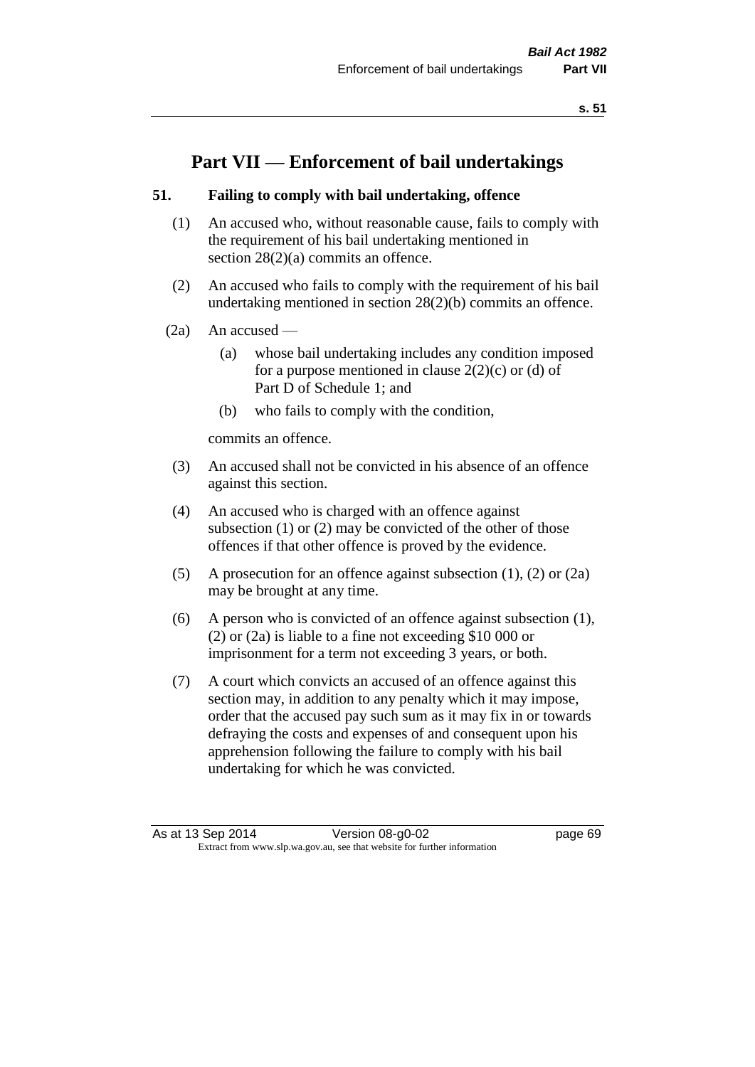# Part VII — Enforcement of bail undertakings

## 51. Failing to comply with bail undertaking, offence

(1) An accused who, without reasonable cause, fails to comply with the requirement of his bail undertaking mentioned in section 28(2)(a) commits an offence.

(2) An accused who fails to comply with the requirement of his bail undertaking mentioned in section 28(2)(b) commits an offence.

(2a) An accused —

   (a) whose bail undertaking includes any condition imposed for a purpose mentioned in clause 2(2)(c) or (d) of Part D of Schedule 1; and

   (b) who fails to comply with the condition,

   commits an offence.

(3) An accused shall not be convicted in his absence of an offence against this section.

(4) An accused who is charged with an offence against subsection (1) or (2) may be convicted of the other of those offences if that other offence is proved by the evidence.

(5) A prosecution for an offence against subsection (1), (2) or (2a) may be brought at any time.

(6) A person who is convicted of an offence against subsection (1), (2) or (2a) is liable to a fine not exceeding $10 000 or imprisonment for a term not exceeding 3 years, or both.

(7) A court which convicts an accused of an offence against this section may, in addition to any penalty which it may impose, order that the accused pay such sum as it may fix in or towards defraying the costs and expenses of and consequent upon his apprehension following the failure to comply with his bail undertaking for which he was convicted.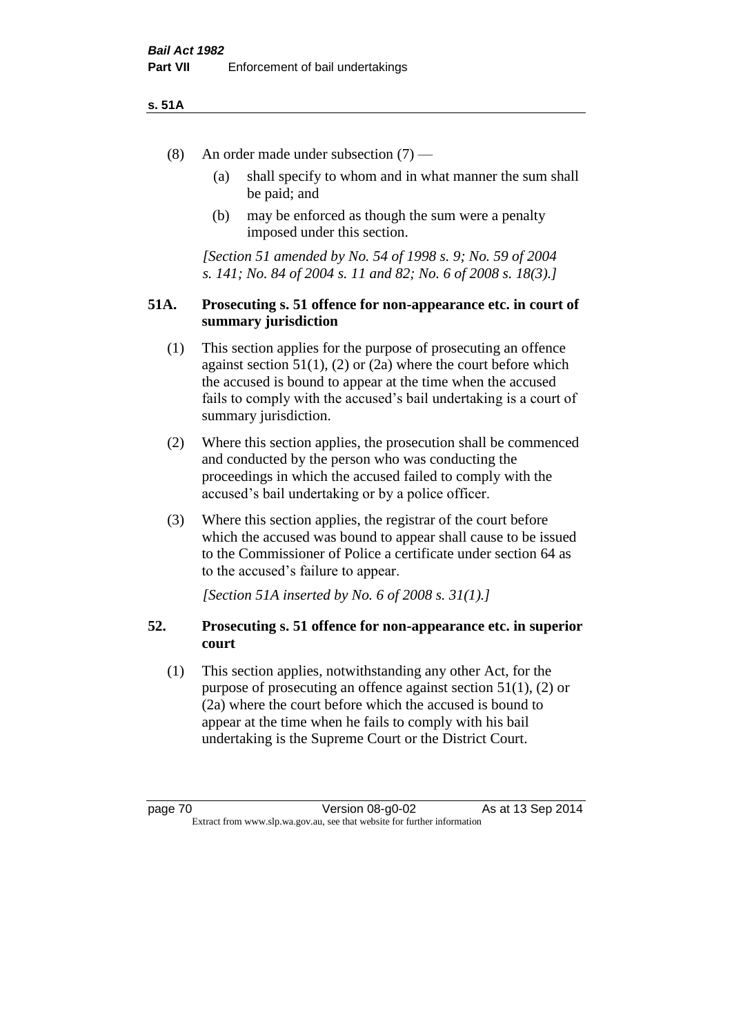(8) An order made under subsection (7) —

(a) shall specify to whom and in what manner the sum shall be paid; and

(b) may be enforced as though the sum were a penalty imposed under this section.

*[Section 51 amended by No. 54 of 1998 s. 9; No. 59 of 2004 s. 141; No. 84 of 2004 s. 11 and 82; No. 6 of 2008 s. 18(3).]*

### 51A. Prosecuting s. 51 offence for non-appearance etc. in court of summary jurisdiction

(1) This section applies for the purpose of prosecuting an offence against section 51(1), (2) or (2a) where the court before which the accused is bound to appear at the time when the accused fails to comply with the accused's bail undertaking is a court of summary jurisdiction.

(2) Where this section applies, the prosecution shall be commenced and conducted by the person who was conducting the proceedings in which the accused failed to comply with the accused's bail undertaking or by a police officer.

(3) Where this section applies, the registrar of the court before which the accused was bound to appear shall cause to be issued to the Commissioner of Police a certificate under section 64 as to the accused's failure to appear.

*[Section 51A inserted by No. 6 of 2008 s. 31(1).]*

### 52. Prosecuting s. 51 offence for non-appearance etc. in superior court

(1) This section applies, notwithstanding any other Act, for the purpose of prosecuting an offence against section 51(1), (2) or (2a) where the court before which the accused is bound to appear at the time when he fails to comply with his bail undertaking is the Supreme Court or the District Court.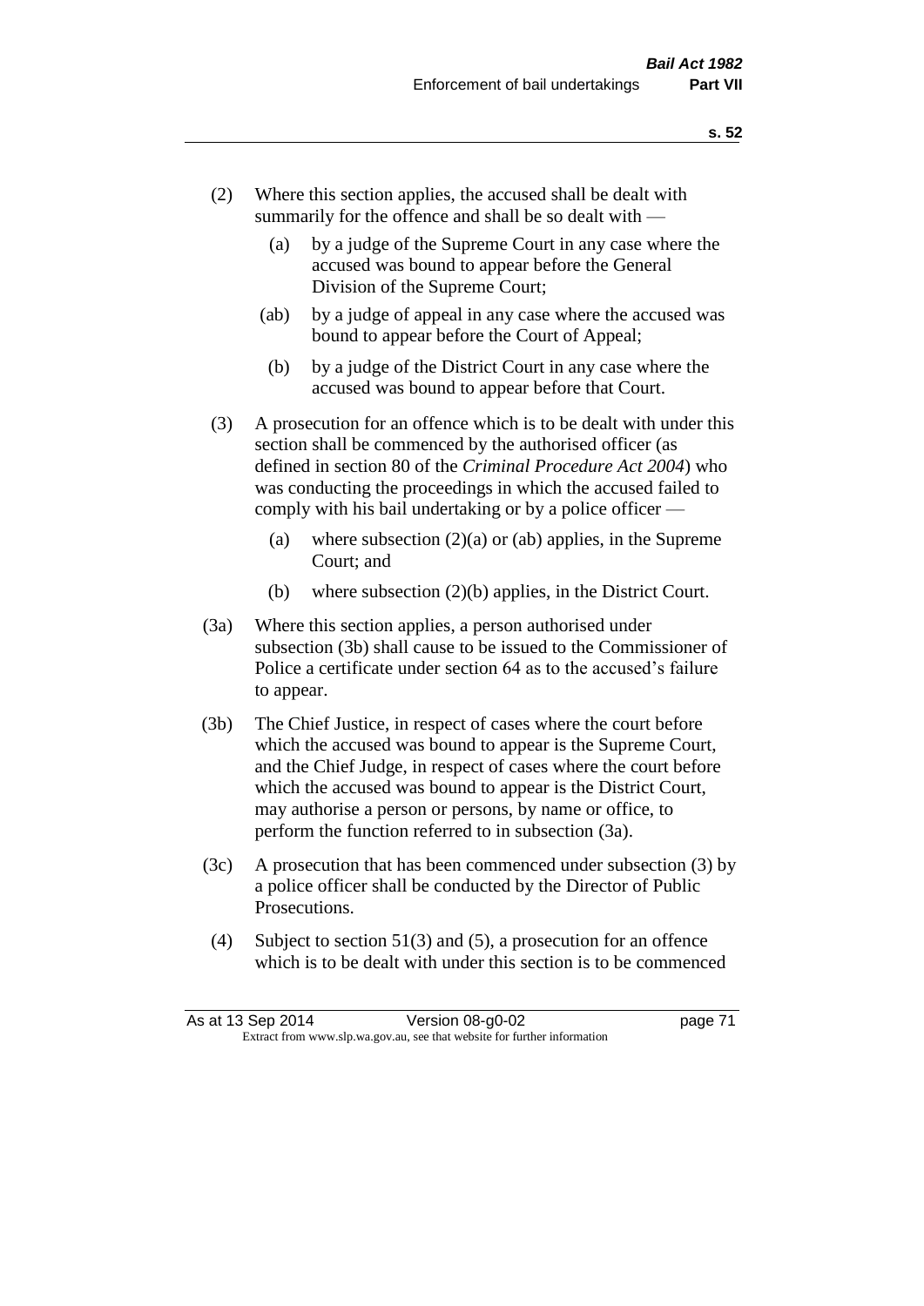(2) Where this section applies, the accused shall be dealt with summarily for the offence and shall be so dealt with —

(a) by a judge of the Supreme Court in any case where the accused was bound to appear before the General Division of the Supreme Court;

(ab) by a judge of appeal in any case where the accused was bound to appear before the Court of Appeal;

(b) by a judge of the District Court in any case where the accused was bound to appear before that Court.

(3) A prosecution for an offence which is to be dealt with under this section shall be commenced by the authorised officer (as defined in section 80 of the *Criminal Procedure Act 2004*) who was conducting the proceedings in which the accused failed to comply with his bail undertaking or by a police officer —

(a) where subsection (2)(a) or (ab) applies, in the Supreme Court; and

(b) where subsection (2)(b) applies, in the District Court.

(3a) Where this section applies, a person authorised under subsection (3b) shall cause to be issued to the Commissioner of Police a certificate under section 64 as to the accused's failure to appear.

(3b) The Chief Justice, in respect of cases where the court before which the accused was bound to appear is the Supreme Court, and the Chief Judge, in respect of cases where the court before which the accused was bound to appear is the District Court, may authorise a person or persons, by name or office, to perform the function referred to in subsection (3a).

(3c) A prosecution that has been commenced under subsection (3) by a police officer shall be conducted by the Director of Public Prosecutions.

(4) Subject to section 51(3) and (5), a prosecution for an offence which is to be dealt with under this section is to be commenced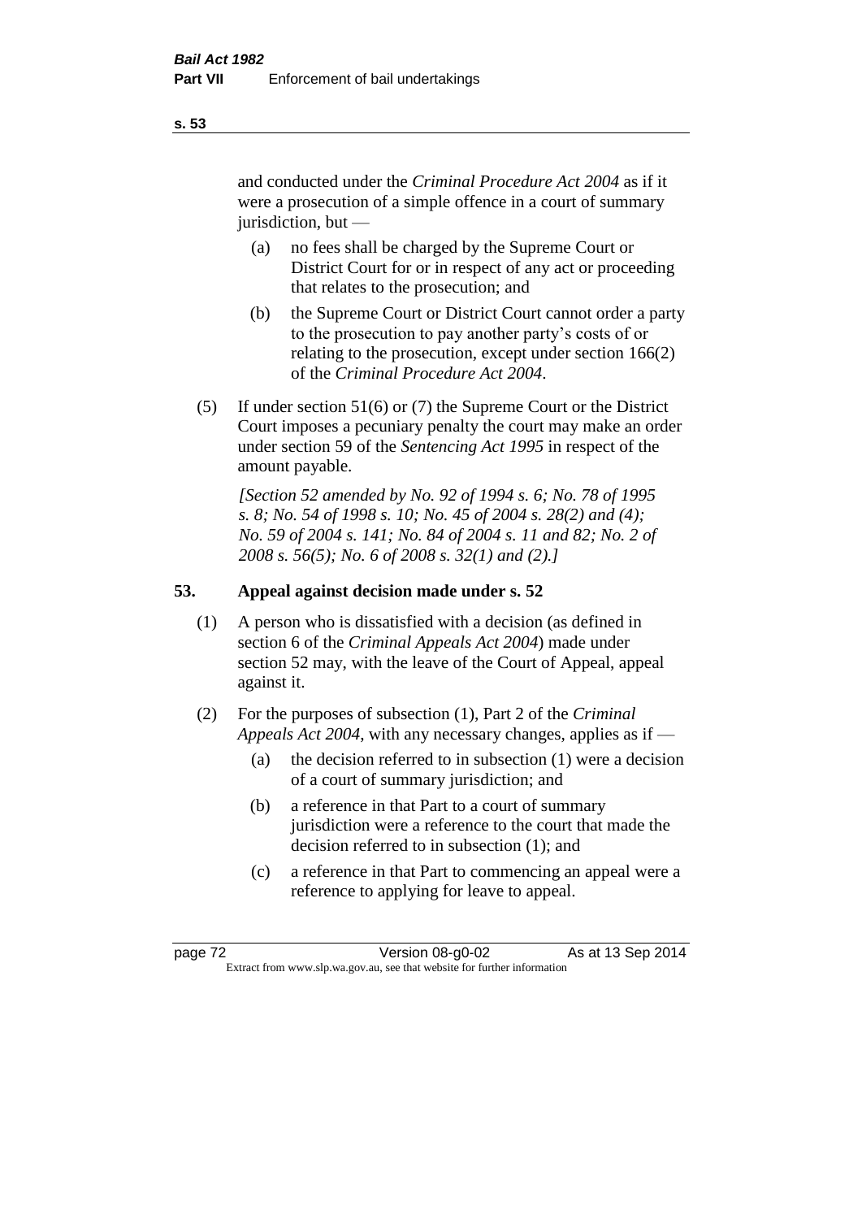and conducted under the *Criminal Procedure Act 2004* as if it were a prosecution of a simple offence in a court of summary jurisdiction, but —

- (a) no fees shall be charged by the Supreme Court or District Court for or in respect of any act or proceeding that relates to the prosecution; and
- (b) the Supreme Court or District Court cannot order a party to the prosecution to pay another party's costs of or relating to the prosecution, except under section 166(2) of the *Criminal Procedure Act 2004*.

(5) If under section 51(6) or (7) the Supreme Court or the District Court imposes a pecuniary penalty the court may make an order under section 59 of the *Sentencing Act 1995* in respect of the amount payable.

*[Section 52 amended by No. 92 of 1994 s. 6; No. 78 of 1995 s. 8; No. 54 of 1998 s. 10; No. 45 of 2004 s. 28(2) and (4); No. 59 of 2004 s. 141; No. 84 of 2004 s. 11 and 82; No. 2 of 2008 s. 56(5); No. 6 of 2008 s. 32(1) and (2).]*

## 53. Appeal against decision made under s. 52

(1) A person who is dissatisfied with a decision (as defined in section 6 of the *Criminal Appeals Act 2004*) made under section 52 may, with the leave of the Court of Appeal, appeal against it.

(2) For the purposes of subsection (1), Part 2 of the *Criminal Appeals Act 2004*, with any necessary changes, applies as if —

- (a) the decision referred to in subsection (1) were a decision of a court of summary jurisdiction; and
- (b) a reference in that Part to a court of summary jurisdiction were a reference to the court that made the decision referred to in subsection (1); and
- (c) a reference in that Part to commencing an appeal were a reference to applying for leave to appeal.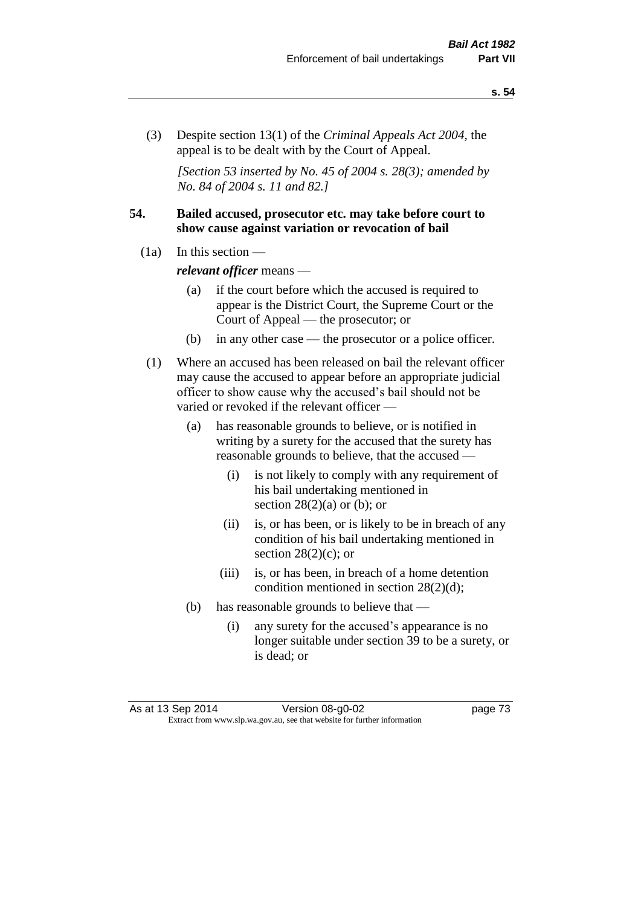(3) Despite section 13(1) of the *Criminal Appeals Act 2004*, the appeal is to be dealt with by the Court of Appeal.

*[Section 53 inserted by No. 45 of 2004 s. 28(3); amended by No. 84 of 2004 s. 11 and 82.]*

## 54. Bailed accused, prosecutor etc. may take before court to show cause against variation or revocation of bail

(1a) In this section —

***relevant officer*** means —

- (a) if the court before which the accused is required to appear is the District Court, the Supreme Court or the Court of Appeal — the prosecutor; or
- (b) in any other case — the prosecutor or a police officer.

(1) Where an accused has been released on bail the relevant officer may cause the accused to appear before an appropriate judicial officer to show cause why the accused's bail should not be varied or revoked if the relevant officer —

- (a) has reasonable grounds to believe, or is notified in writing by a surety for the accused that the surety has reasonable grounds to believe, that the accused —
  - (i) is not likely to comply with any requirement of his bail undertaking mentioned in section 28(2)(a) or (b); or
  - (ii) is, or has been, or is likely to be in breach of any condition of his bail undertaking mentioned in section 28(2)(c); or
  - (iii) is, or has been, in breach of a home detention condition mentioned in section 28(2)(d);
- (b) has reasonable grounds to believe that —
  - (i) any surety for the accused's appearance is no longer suitable under section 39 to be a surety, or is dead; or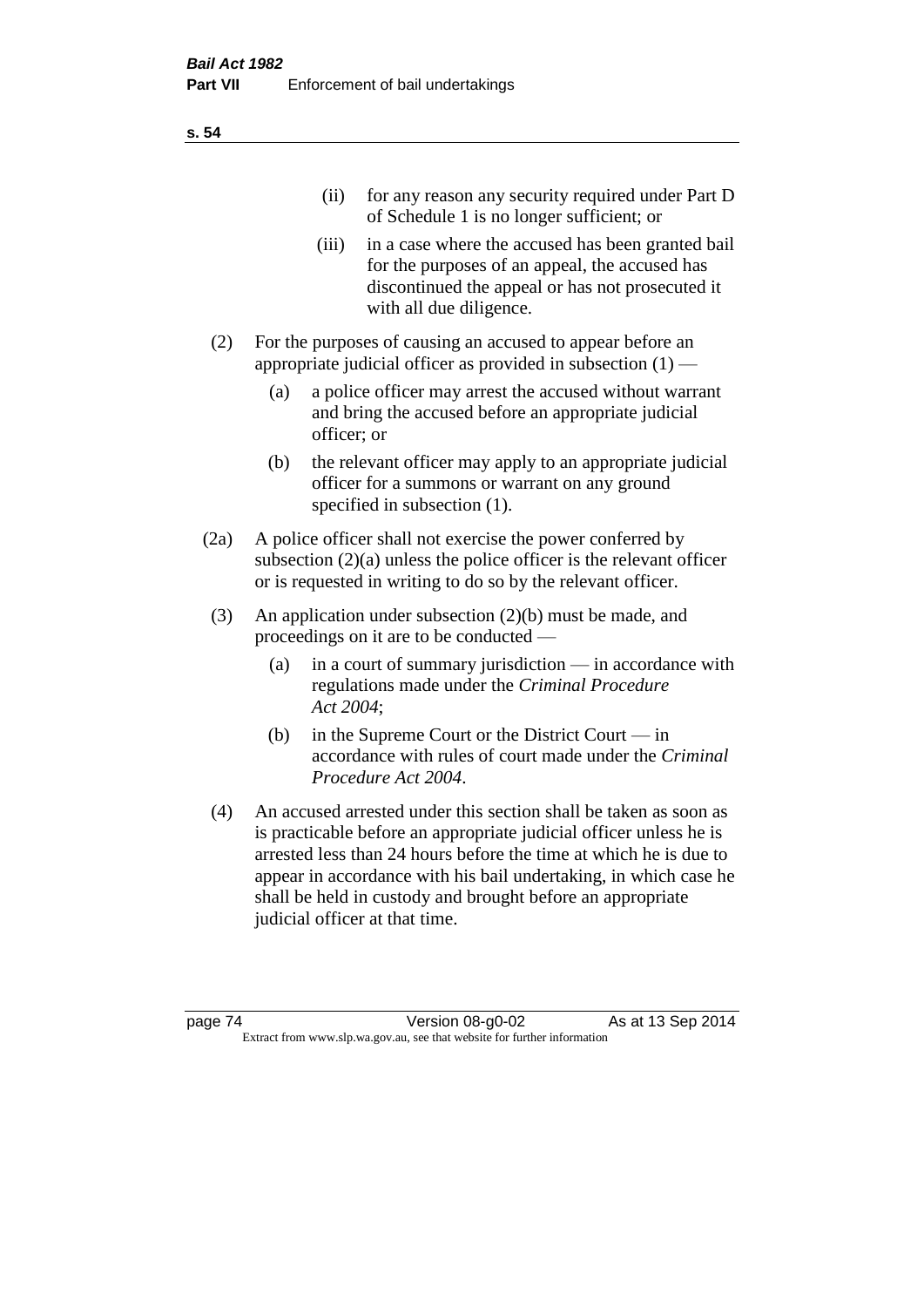(ii) for any reason any security required under Part D of Schedule 1 is no longer sufficient; or

(iii) in a case where the accused has been granted bail for the purposes of an appeal, the accused has discontinued the appeal or has not prosecuted it with all due diligence.

(2) For the purposes of causing an accused to appear before an appropriate judicial officer as provided in subsection (1) —

(a) a police officer may arrest the accused without warrant and bring the accused before an appropriate judicial officer; or

(b) the relevant officer may apply to an appropriate judicial officer for a summons or warrant on any ground specified in subsection (1).

(2a) A police officer shall not exercise the power conferred by subsection (2)(a) unless the police officer is the relevant officer or is requested in writing to do so by the relevant officer.

(3) An application under subsection (2)(b) must be made, and proceedings on it are to be conducted —

(a) in a court of summary jurisdiction — in accordance with regulations made under the *Criminal Procedure Act 2004*;

(b) in the Supreme Court or the District Court — in accordance with rules of court made under the *Criminal Procedure Act 2004*.

(4) An accused arrested under this section shall be taken as soon as is practicable before an appropriate judicial officer unless he is arrested less than 24 hours before the time at which he is due to appear in accordance with his bail undertaking, in which case he shall be held in custody and brought before an appropriate judicial officer at that time.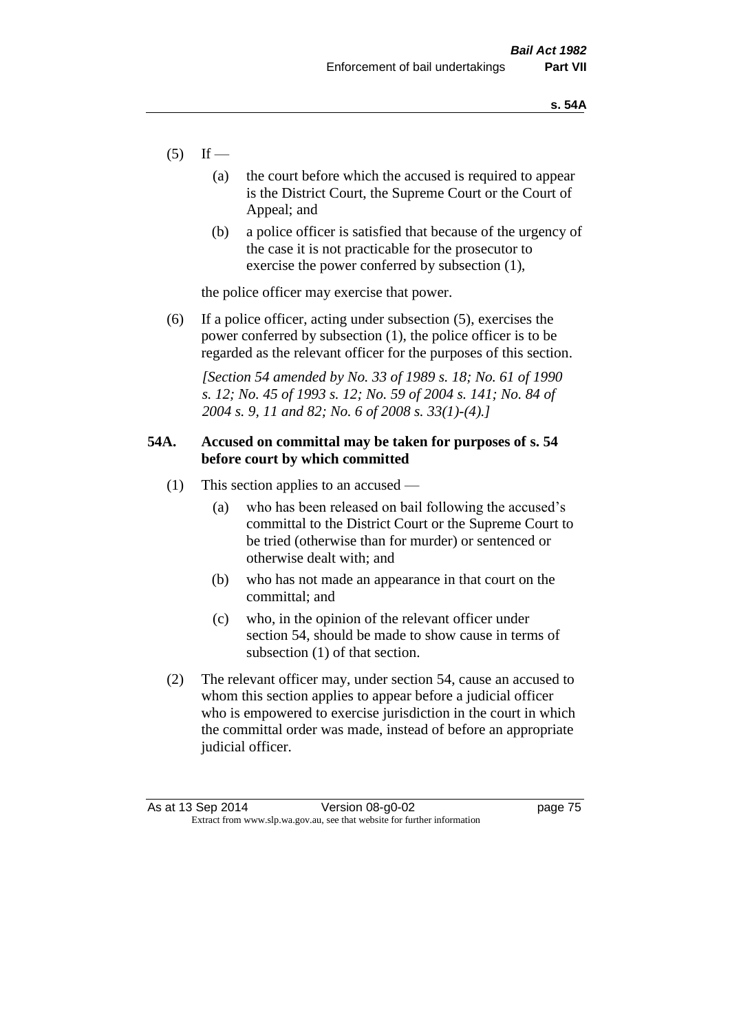(5) If —

 (a) the court before which the accused is required to appear is the District Court, the Supreme Court or the Court of Appeal; and

 (b) a police officer is satisfied that because of the urgency of the case it is not practicable for the prosecutor to exercise the power conferred by subsection (1),

 the police officer may exercise that power.

(6) If a police officer, acting under subsection (5), exercises the power conferred by subsection (1), the police officer is to be regarded as the relevant officer for the purposes of this section.

 *[Section 54 amended by No. 33 of 1989 s. 18; No. 61 of 1990 s. 12; No. 45 of 1993 s. 12; No. 59 of 2004 s. 141; No. 84 of 2004 s. 9, 11 and 82; No. 6 of 2008 s. 33(1)-(4).]*

### 54A. Accused on committal may be taken for purposes of s. 54 before court by which committed

(1) This section applies to an accused —

 (a) who has been released on bail following the accused's committal to the District Court or the Supreme Court to be tried (otherwise than for murder) or sentenced or otherwise dealt with; and

 (b) who has not made an appearance in that court on the committal; and

 (c) who, in the opinion of the relevant officer under section 54, should be made to show cause in terms of subsection (1) of that section.

(2) The relevant officer may, under section 54, cause an accused to whom this section applies to appear before a judicial officer who is empowered to exercise jurisdiction in the court in which the committal order was made, instead of before an appropriate judicial officer.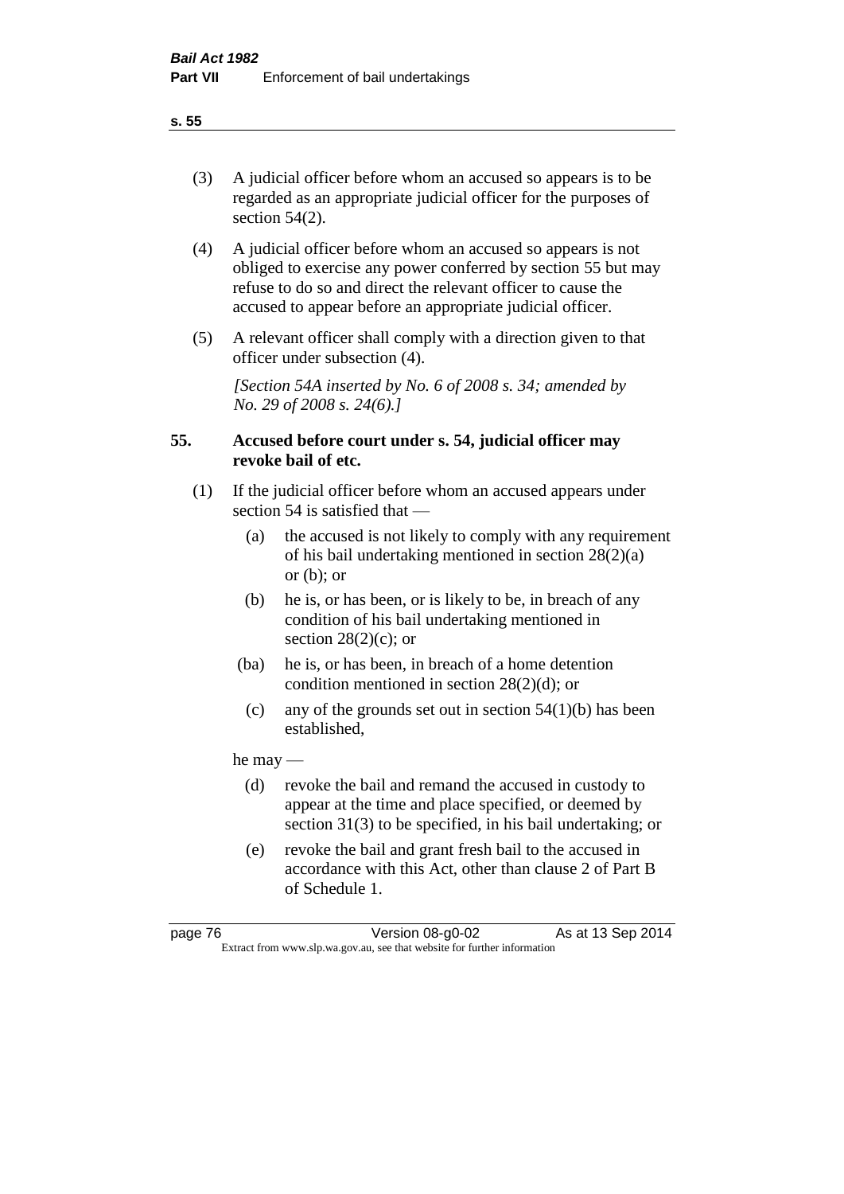(3) A judicial officer before whom an accused so appears is to be regarded as an appropriate judicial officer for the purposes of section 54(2).

(4) A judicial officer before whom an accused so appears is not obliged to exercise any power conferred by section 55 but may refuse to do so and direct the relevant officer to cause the accused to appear before an appropriate judicial officer.

(5) A relevant officer shall comply with a direction given to that officer under subsection (4).

*[Section 54A inserted by No. 6 of 2008 s. 34; amended by No. 29 of 2008 s. 24(6).]*

## 55. Accused before court under s. 54, judicial officer may revoke bail of etc.

(1) If the judicial officer before whom an accused appears under section 54 is satisfied that —

- (a) the accused is not likely to comply with any requirement of his bail undertaking mentioned in section 28(2)(a) or (b); or
- (b) he is, or has been, or is likely to be, in breach of any condition of his bail undertaking mentioned in section 28(2)(c); or
- (ba) he is, or has been, in breach of a home detention condition mentioned in section 28(2)(d); or
- (c) any of the grounds set out in section 54(1)(b) has been established,

he may —

- (d) revoke the bail and remand the accused in custody to appear at the time and place specified, or deemed by section 31(3) to be specified, in his bail undertaking; or
- (e) revoke the bail and grant fresh bail to the accused in accordance with this Act, other than clause 2 of Part B of Schedule 1.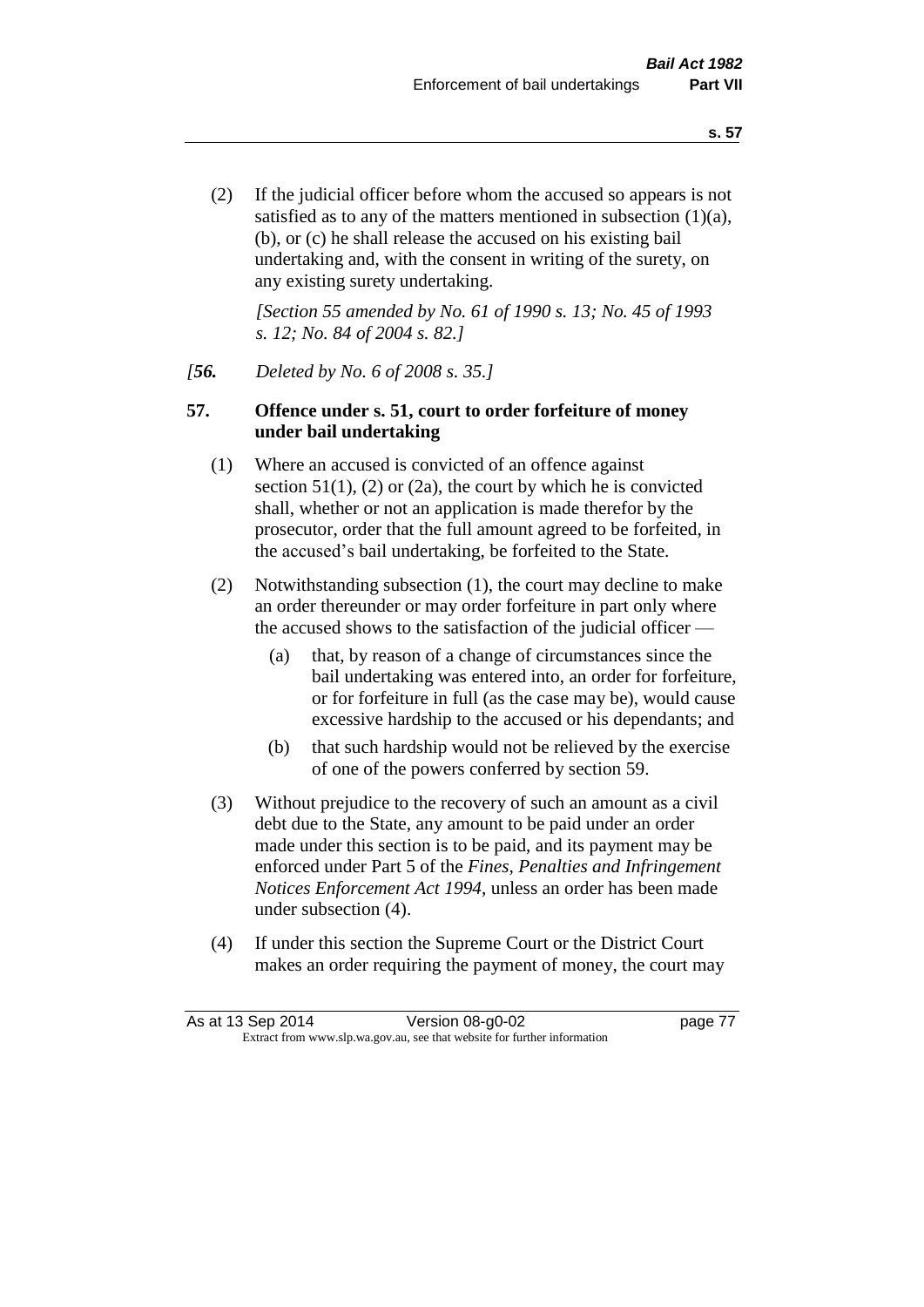(2) If the judicial officer before whom the accused so appears is not satisfied as to any of the matters mentioned in subsection (1)(a), (b), or (c) he shall release the accused on his existing bail undertaking and, with the consent in writing of the surety, on any existing surety undertaking.

*[Section 55 amended by No. 61 of 1990 s. 13; No. 45 of 1993 s. 12; No. 84 of 2004 s. 82.]*

*[**56.** Deleted by No. 6 of 2008 s. 35.]*

## 57. Offence under s. 51, court to order forfeiture of money under bail undertaking

(1) Where an accused is convicted of an offence against section 51(1), (2) or (2a), the court by which he is convicted shall, whether or not an application is made therefor by the prosecutor, order that the full amount agreed to be forfeited, in the accused's bail undertaking, be forfeited to the State.

(2) Notwithstanding subsection (1), the court may decline to make an order thereunder or may order forfeiture in part only where the accused shows to the satisfaction of the judicial officer —

- (a) that, by reason of a change of circumstances since the bail undertaking was entered into, an order for forfeiture, or for forfeiture in full (as the case may be), would cause excessive hardship to the accused or his dependants; and
- (b) that such hardship would not be relieved by the exercise of one of the powers conferred by section 59.

(3) Without prejudice to the recovery of such an amount as a civil debt due to the State, any amount to be paid under an order made under this section is to be paid, and its payment may be enforced under Part 5 of the *Fines, Penalties and Infringement Notices Enforcement Act 1994*, unless an order has been made under subsection (4).

(4) If under this section the Supreme Court or the District Court makes an order requiring the payment of money, the court may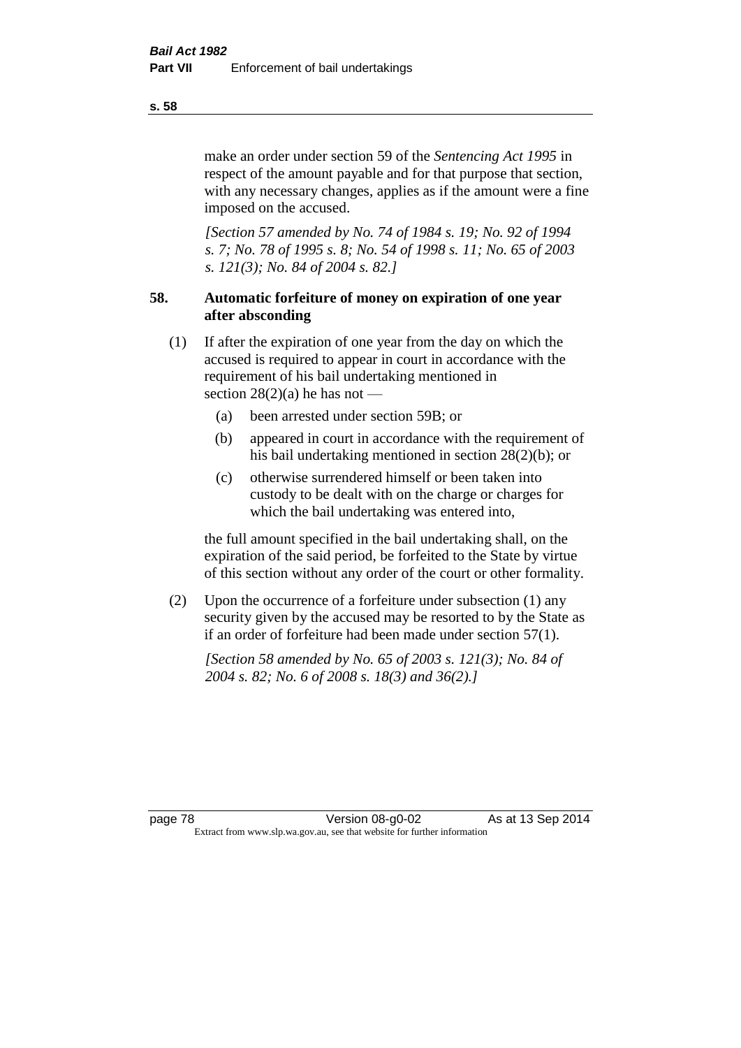make an order under section 59 of the *Sentencing Act 1995* in respect of the amount payable and for that purpose that section, with any necessary changes, applies as if the amount were a fine imposed on the accused.

*[Section 57 amended by No. 74 of 1984 s. 19; No. 92 of 1994 s. 7; No. 78 of 1995 s. 8; No. 54 of 1998 s. 11; No. 65 of 2003 s. 121(3); No. 84 of 2004 s. 82.]*

## 58. Automatic forfeiture of money on expiration of one year after absconding

(1) If after the expiration of one year from the day on which the accused is required to appear in court in accordance with the requirement of his bail undertaking mentioned in section 28(2)(a) he has not —

- (a) been arrested under section 59B; or
- (b) appeared in court in accordance with the requirement of his bail undertaking mentioned in section 28(2)(b); or
- (c) otherwise surrendered himself or been taken into custody to be dealt with on the charge or charges for which the bail undertaking was entered into,

the full amount specified in the bail undertaking shall, on the expiration of the said period, be forfeited to the State by virtue of this section without any order of the court or other formality.

(2) Upon the occurrence of a forfeiture under subsection (1) any security given by the accused may be resorted to by the State as if an order of forfeiture had been made under section 57(1).

*[Section 58 amended by No. 65 of 2003 s. 121(3); No. 84 of 2004 s. 82; No. 6 of 2008 s. 18(3) and 36(2).]*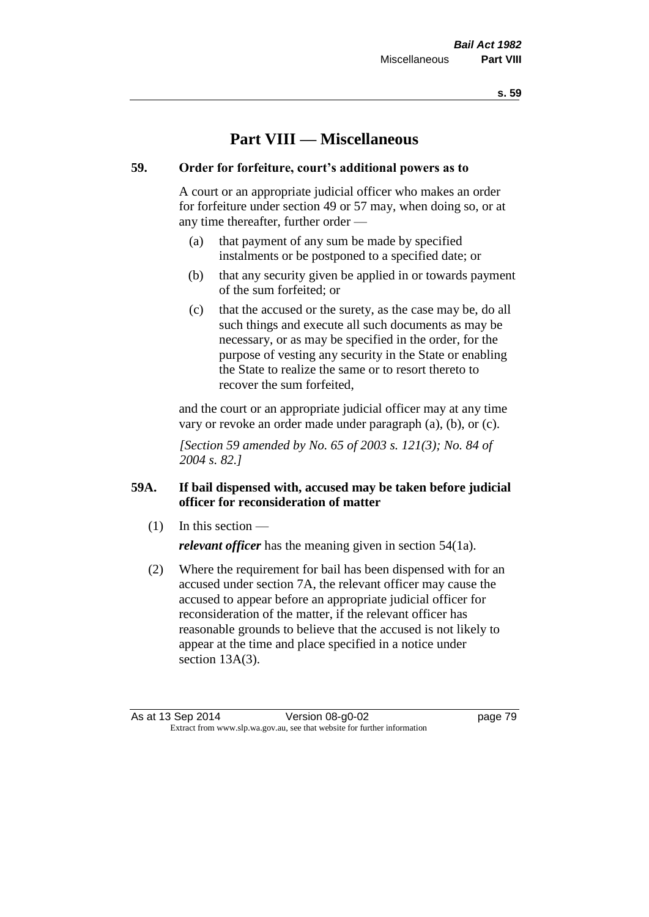# Part VIII — Miscellaneous

## 59. Order for forfeiture, court's additional powers as to

A court or an appropriate judicial officer who makes an order for forfeiture under section 49 or 57 may, when doing so, or at any time thereafter, further order —

(a) that payment of any sum be made by specified instalments or be postponed to a specified date; or

(b) that any security given be applied in or towards payment of the sum forfeited; or

(c) that the accused or the surety, as the case may be, do all such things and execute all such documents as may be necessary, or as may be specified in the order, for the purpose of vesting any security in the State or enabling the State to realize the same or to resort thereto to recover the sum forfeited,

and the court or an appropriate judicial officer may at any time vary or revoke an order made under paragraph (a), (b), or (c).

*[Section 59 amended by No. 65 of 2003 s. 121(3); No. 84 of 2004 s. 82.]*

## 59A. If bail dispensed with, accused may be taken before judicial officer for reconsideration of matter

(1) In this section —

***relevant officer*** has the meaning given in section 54(1a).

(2) Where the requirement for bail has been dispensed with for an accused under section 7A, the relevant officer may cause the accused to appear before an appropriate judicial officer for reconsideration of the matter, if the relevant officer has reasonable grounds to believe that the accused is not likely to appear at the time and place specified in a notice under section 13A(3).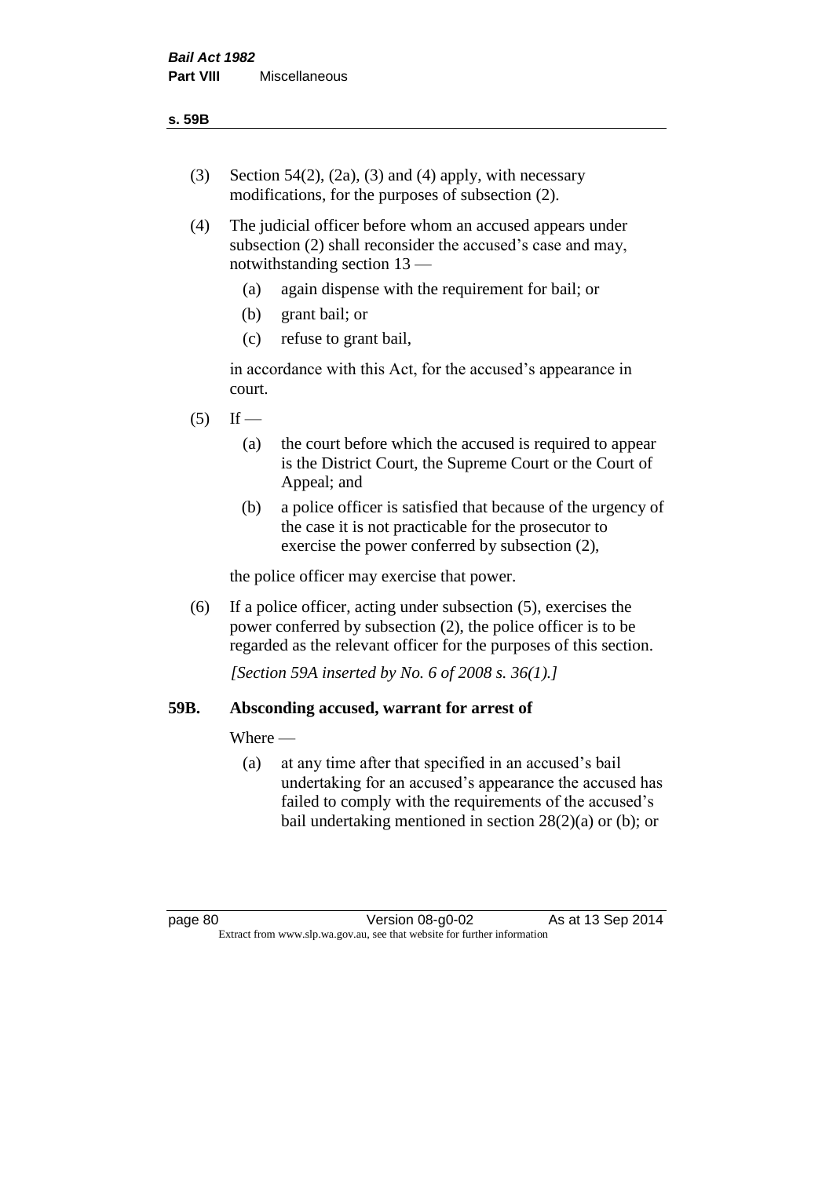(3) Section 54(2), (2a), (3) and (4) apply, with necessary modifications, for the purposes of subsection (2).

(4) The judicial officer before whom an accused appears under subsection (2) shall reconsider the accused's case and may, notwithstanding section 13 —

  (a) again dispense with the requirement for bail; or

  (b) grant bail; or

  (c) refuse to grant bail,

  in accordance with this Act, for the accused's appearance in court.

(5) If —

  (a) the court before which the accused is required to appear is the District Court, the Supreme Court or the Court of Appeal; and

  (b) a police officer is satisfied that because of the urgency of the case it is not practicable for the prosecutor to exercise the power conferred by subsection (2),

  the police officer may exercise that power.

(6) If a police officer, acting under subsection (5), exercises the power conferred by subsection (2), the police officer is to be regarded as the relevant officer for the purposes of this section.

*[Section 59A inserted by No. 6 of 2008 s. 36(1).]*

### 59B. Absconding accused, warrant for arrest of

Where —

  (a) at any time after that specified in an accused's bail undertaking for an accused's appearance the accused has failed to comply with the requirements of the accused's bail undertaking mentioned in section 28(2)(a) or (b); or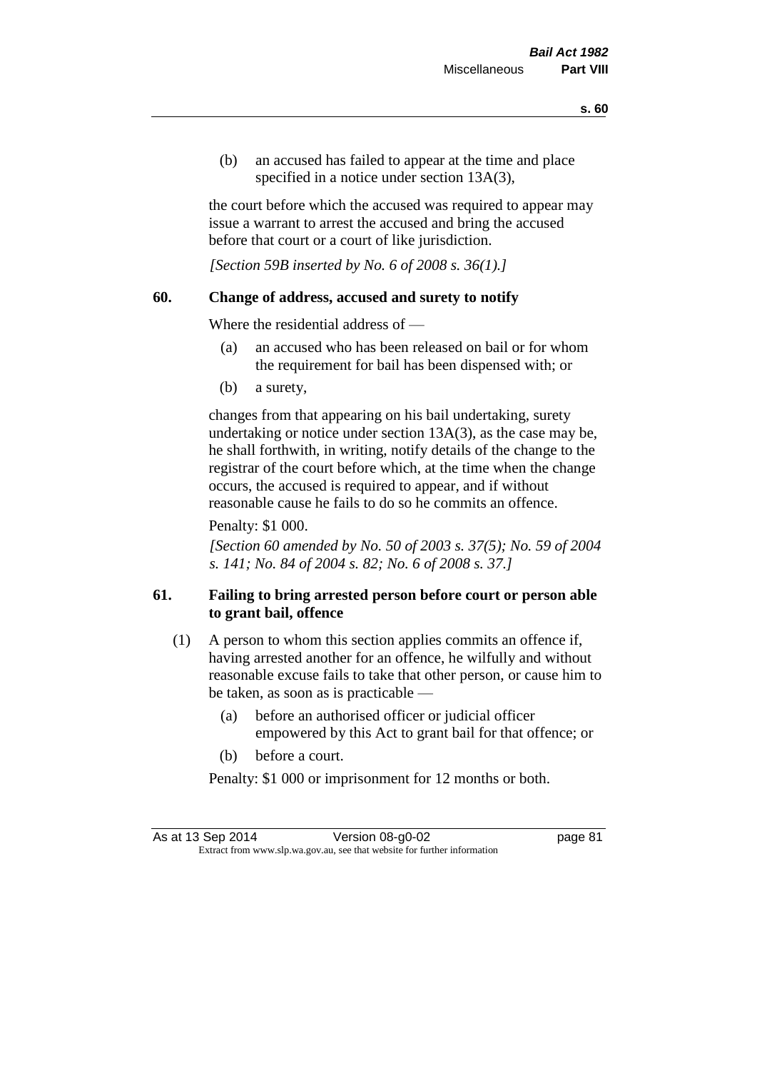(b) an accused has failed to appear at the time and place specified in a notice under section 13A(3),

the court before which the accused was required to appear may issue a warrant to arrest the accused and bring the accused before that court or a court of like jurisdiction.

*[Section 59B inserted by No. 6 of 2008 s. 36(1).]*

### 60. Change of address, accused and surety to notify

Where the residential address of —

(a) an accused who has been released on bail or for whom the requirement for bail has been dispensed with; or

(b) a surety,

changes from that appearing on his bail undertaking, surety undertaking or notice under section 13A(3), as the case may be, he shall forthwith, in writing, notify details of the change to the registrar of the court before which, at the time when the change occurs, the accused is required to appear, and if without reasonable cause he fails to do so he commits an offence.

Penalty: $1 000.

*[Section 60 amended by No. 50 of 2003 s. 37(5); No. 59 of 2004 s. 141; No. 84 of 2004 s. 82; No. 6 of 2008 s. 37.]*

### 61. Failing to bring arrested person before court or person able to grant bail, offence

(1) A person to whom this section applies commits an offence if, having arrested another for an offence, he wilfully and without reasonable excuse fails to take that other person, or cause him to be taken, as soon as is practicable —

(a) before an authorised officer or judicial officer empowered by this Act to grant bail for that offence; or

(b) before a court.

Penalty: $1 000 or imprisonment for 12 months or both.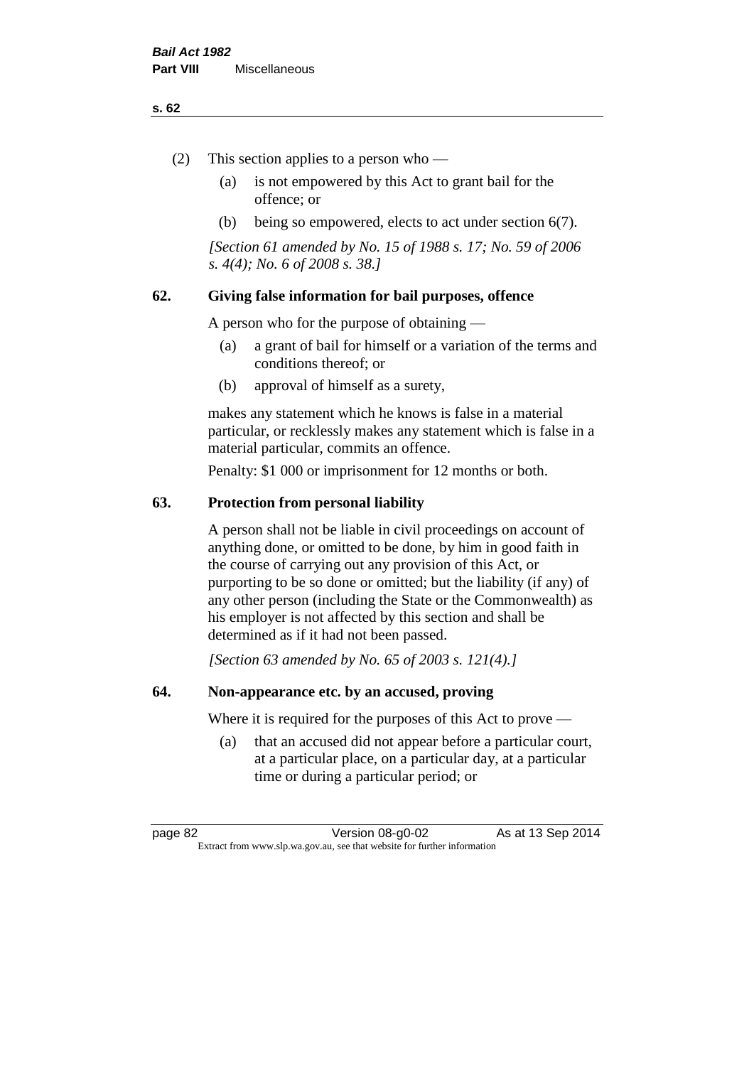(2) This section applies to a person who —

(a) is not empowered by this Act to grant bail for the offence; or

(b) being so empowered, elects to act under section 6(7).

*[Section 61 amended by No. 15 of 1988 s. 17; No. 59 of 2006 s. 4(4); No. 6 of 2008 s. 38.]*

## 62. Giving false information for bail purposes, offence

A person who for the purpose of obtaining —

(a) a grant of bail for himself or a variation of the terms and conditions thereof; or

(b) approval of himself as a surety,

makes any statement which he knows is false in a material particular, or recklessly makes any statement which is false in a material particular, commits an offence.

Penalty: $1 000 or imprisonment for 12 months or both.

## 63. Protection from personal liability

A person shall not be liable in civil proceedings on account of anything done, or omitted to be done, by him in good faith in the course of carrying out any provision of this Act, or purporting to be so done or omitted; but the liability (if any) of any other person (including the State or the Commonwealth) as his employer is not affected by this section and shall be determined as if it had not been passed.

*[Section 63 amended by No. 65 of 2003 s. 121(4).]*

## 64. Non-appearance etc. by an accused, proving

Where it is required for the purposes of this Act to prove —

(a) that an accused did not appear before a particular court, at a particular place, on a particular day, at a particular time or during a particular period; or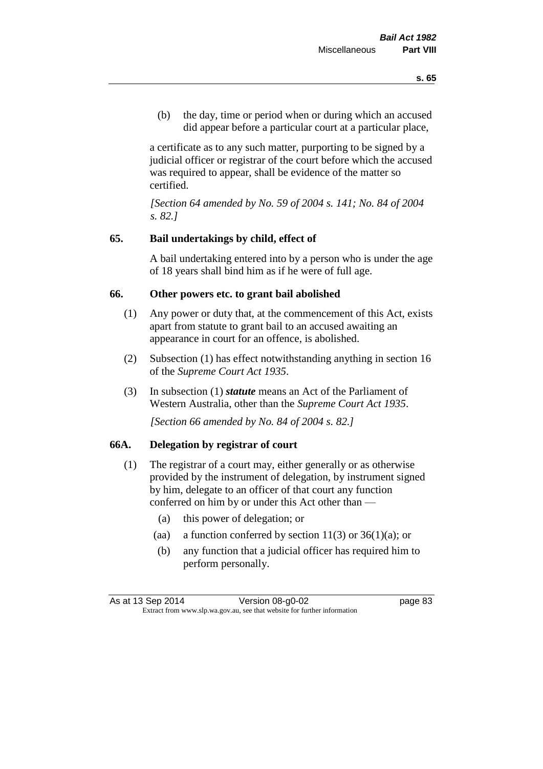(b) the day, time or period when or during which an accused did appear before a particular court at a particular place,

a certificate as to any such matter, purporting to be signed by a judicial officer or registrar of the court before which the accused was required to appear, shall be evidence of the matter so certified.

*[Section 64 amended by No. 59 of 2004 s. 141; No. 84 of 2004 s. 82.]*

### 65. Bail undertakings by child, effect of

A bail undertaking entered into by a person who is under the age of 18 years shall bind him as if he were of full age.

### 66. Other powers etc. to grant bail abolished

(1) Any power or duty that, at the commencement of this Act, exists apart from statute to grant bail to an accused awaiting an appearance in court for an offence, is abolished.

(2) Subsection (1) has effect notwithstanding anything in section 16 of the *Supreme Court Act 1935*.

(3) In subsection (1) ***statute*** means an Act of the Parliament of Western Australia, other than the *Supreme Court Act 1935*.

*[Section 66 amended by No. 84 of 2004 s. 82.]*

### 66A. Delegation by registrar of court

(1) The registrar of a court may, either generally or as otherwise provided by the instrument of delegation, by instrument signed by him, delegate to an officer of that court any function conferred on him by or under this Act other than —

- (a) this power of delegation; or
- (aa) a function conferred by section 11(3) or 36(1)(a); or
- (b) any function that a judicial officer has required him to perform personally.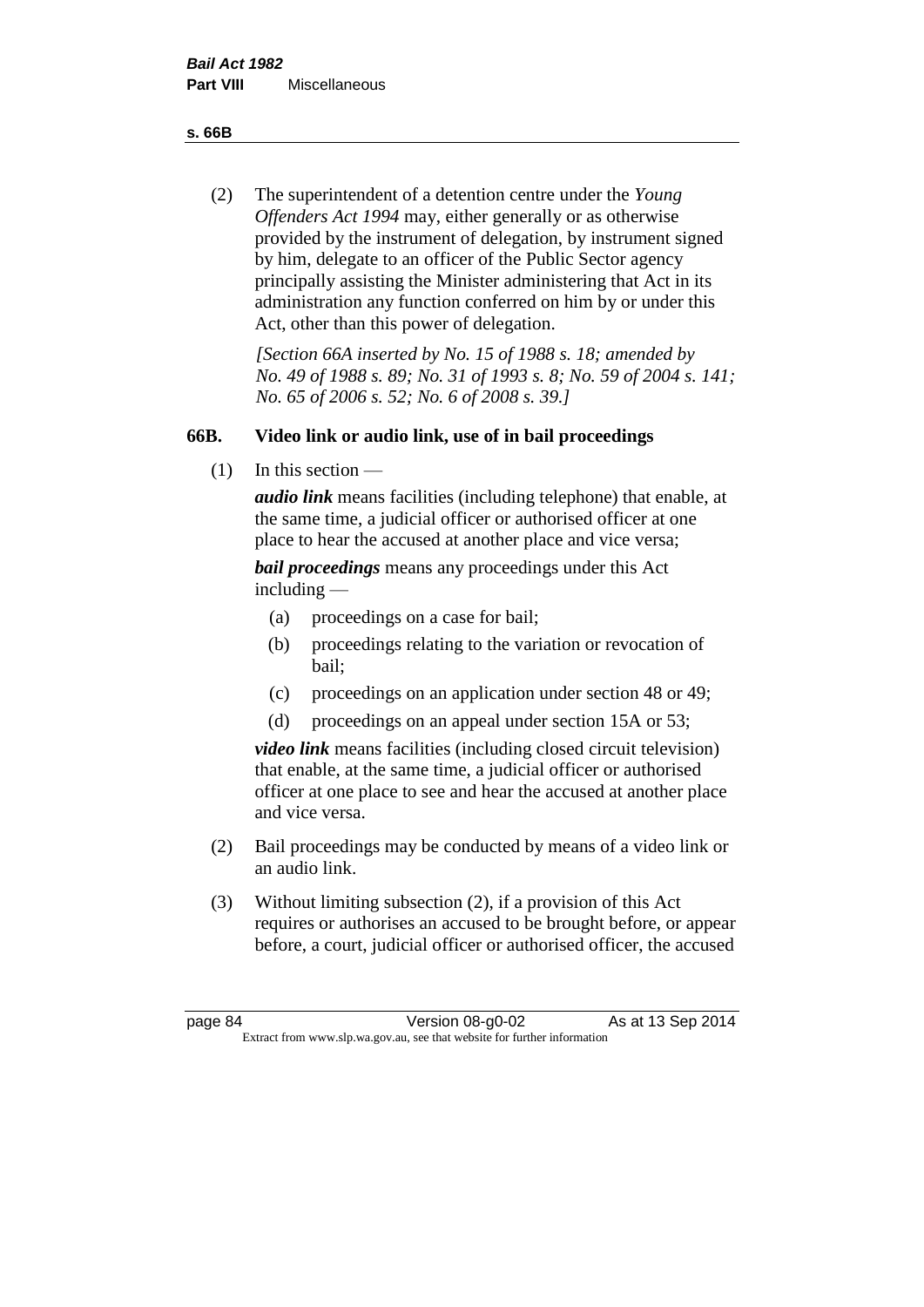(2) The superintendent of a detention centre under the *Young Offenders Act 1994* may, either generally or as otherwise provided by the instrument of delegation, by instrument signed by him, delegate to an officer of the Public Sector agency principally assisting the Minister administering that Act in its administration any function conferred on him by or under this Act, other than this power of delegation.

*[Section 66A inserted by No. 15 of 1988 s. 18; amended by No. 49 of 1988 s. 89; No. 31 of 1993 s. 8; No. 59 of 2004 s. 141; No. 65 of 2006 s. 52; No. 6 of 2008 s. 39.]*

## 66B. Video link or audio link, use of in bail proceedings

(1) In this section —

***audio link*** means facilities (including telephone) that enable, at the same time, a judicial officer or authorised officer at one place to hear the accused at another place and vice versa;

***bail proceedings*** means any proceedings under this Act including —

- (a) proceedings on a case for bail;
- (b) proceedings relating to the variation or revocation of bail;
- (c) proceedings on an application under section 48 or 49;
- (d) proceedings on an appeal under section 15A or 53;

***video link*** means facilities (including closed circuit television) that enable, at the same time, a judicial officer or authorised officer at one place to see and hear the accused at another place and vice versa.

(2) Bail proceedings may be conducted by means of a video link or an audio link.

(3) Without limiting subsection (2), if a provision of this Act requires or authorises an accused to be brought before, or appear before, a court, judicial officer or authorised officer, the accused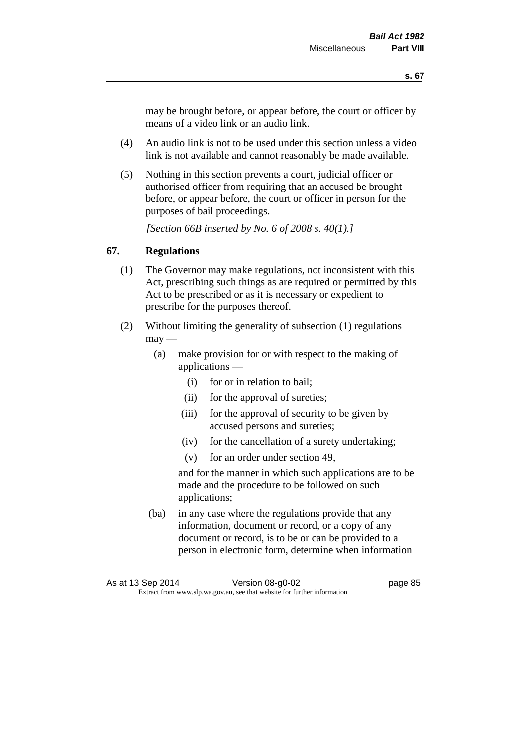may be brought before, or appear before, the court or officer by means of a video link or an audio link.

(4) An audio link is not to be used under this section unless a video link is not available and cannot reasonably be made available.

(5) Nothing in this section prevents a court, judicial officer or authorised officer from requiring that an accused be brought before, or appear before, the court or officer in person for the purposes of bail proceedings.

*[Section 66B inserted by No. 6 of 2008 s. 40(1).]*

## 67. Regulations

(1) The Governor may make regulations, not inconsistent with this Act, prescribing such things as are required or permitted by this Act to be prescribed or as it is necessary or expedient to prescribe for the purposes thereof.

(2) Without limiting the generality of subsection (1) regulations may —

(a) make provision for or with respect to the making of applications —

(i) for or in relation to bail;

(ii) for the approval of sureties;

(iii) for the approval of security to be given by accused persons and sureties;

(iv) for the cancellation of a surety undertaking;

(v) for an order under section 49,

and for the manner in which such applications are to be made and the procedure to be followed on such applications;

(ba) in any case where the regulations provide that any information, document or record, or a copy of any document or record, is to be or can be provided to a person in electronic form, determine when information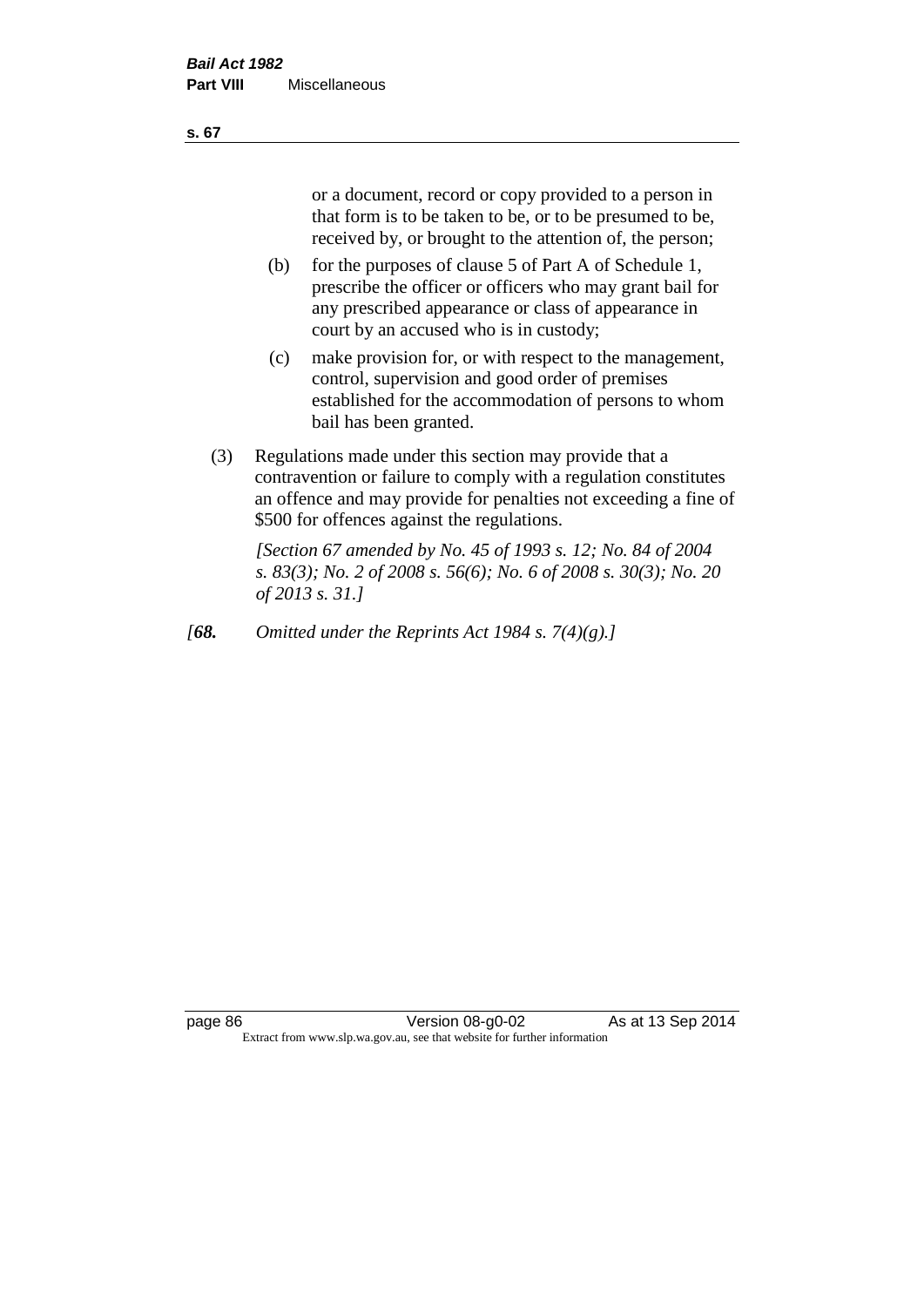or a document, record or copy provided to a person in that form is to be taken to be, or to be presumed to be, received by, or brought to the attention of, the person;

(b) for the purposes of clause 5 of Part A of Schedule 1, prescribe the officer or officers who may grant bail for any prescribed appearance or class of appearance in court by an accused who is in custody;

(c) make provision for, or with respect to the management, control, supervision and good order of premises established for the accommodation of persons to whom bail has been granted.

(3) Regulations made under this section may provide that a contravention or failure to comply with a regulation constitutes an offence and may provide for penalties not exceeding a fine of $500 for offences against the regulations.

*[Section 67 amended by No. 45 of 1993 s. 12; No. 84 of 2004 s. 83(3); No. 2 of 2008 s. 56(6); No. 6 of 2008 s. 30(3); No. 20 of 2013 s. 31.]*

*[**68.** Omitted under the Reprints Act 1984 s. 7(4)(g).]*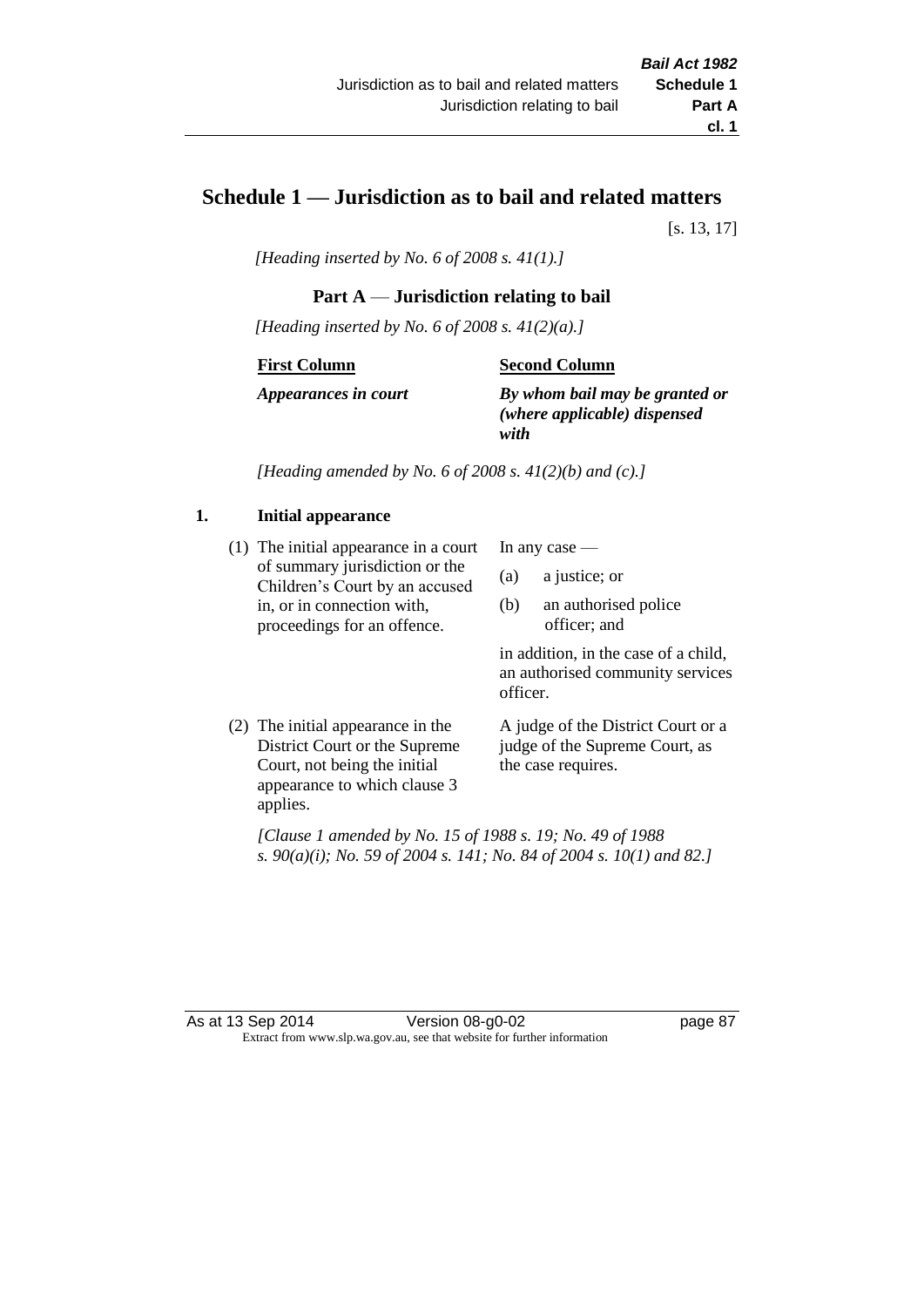# Schedule 1 — Jurisdiction as to bail and related matters

[s. 13, 17]

*[Heading inserted by No. 6 of 2008 s. 41(1).]*

## Part A — Jurisdiction relating to bail

*[Heading inserted by No. 6 of 2008 s. 41(2)(a).]*

| First Column | Second Column |
|---|---|
| ***Appearances in court*** | ***By whom bail may be granted or (where applicable) dispensed with*** |

*[Heading amended by No. 6 of 2008 s. 41(2)(b) and (c).]*

### 1. Initial appearance

| | |
|---|---|
| (1) The initial appearance in a court of summary jurisdiction or the Children's Court by an accused in, or in connection with, proceedings for an offence. | In any case — (a) a justice; or (b) an authorised police officer; and in addition, in the case of a child, an authorised community services officer. |
| (2) The initial appearance in the District Court or the Supreme Court, not being the initial appearance to which clause 3 applies. | A judge of the District Court or a judge of the Supreme Court, as the case requires. |

*[Clause 1 amended by No. 15 of 1988 s. 19; No. 49 of 1988 s. 90(a)(i); No. 59 of 2004 s. 141; No. 84 of 2004 s. 10(1) and 82.]*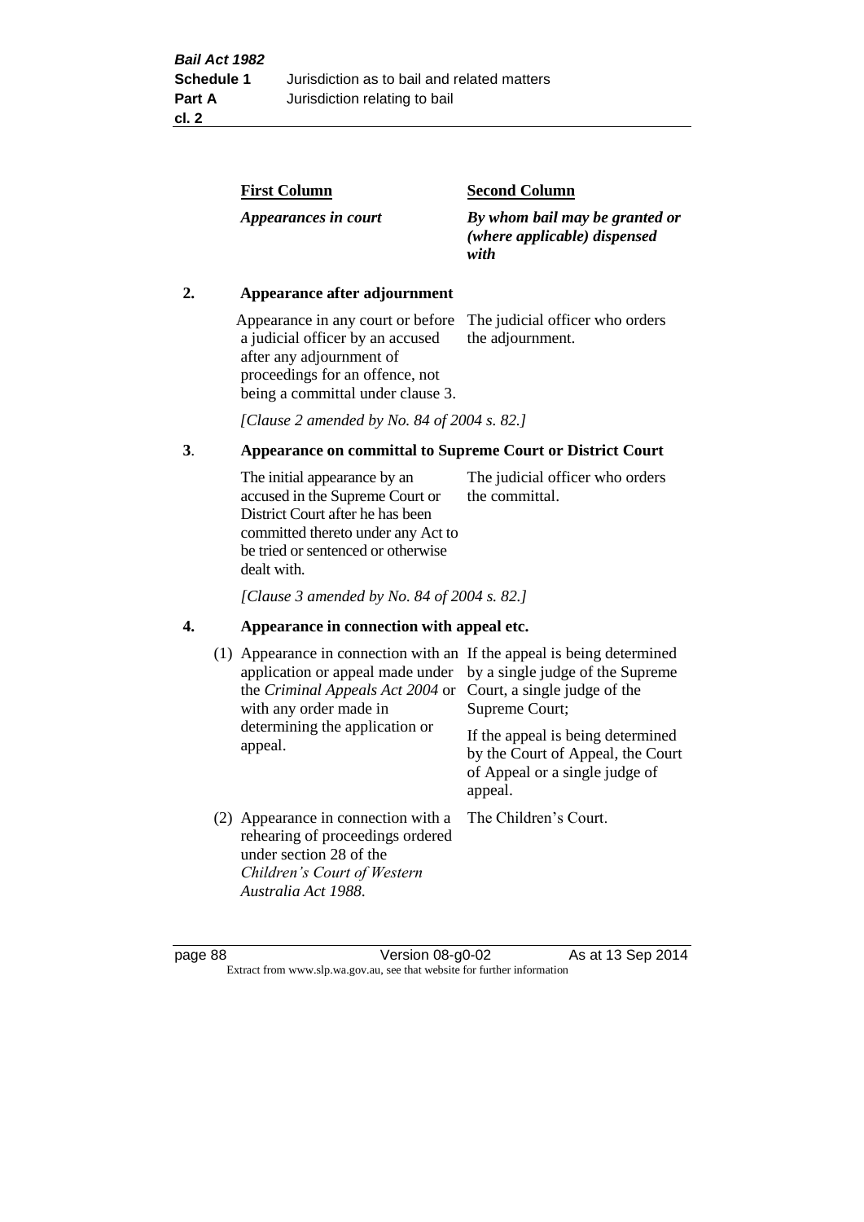| First Column | Second Column |
| --- | --- |
| *Appearances in court* | *By whom bail may be granted or (where applicable) dispensed with* |

**2. Appearance after adjournment**

| | |
| --- | --- |
| Appearance in any court or before a judicial officer by an accused after any adjournment of proceedings for an offence, not being a committal under clause 3. | The judicial officer who orders the adjournment. |

*[Clause 2 amended by No. 84 of 2004 s. 82.]*

**3. Appearance on committal to Supreme Court or District Court**

| | |
| --- | --- |
| The initial appearance by an accused in the Supreme Court or District Court after he has been committed thereto under any Act to be tried or sentenced or otherwise dealt with. | The judicial officer who orders the committal. |

*[Clause 3 amended by No. 84 of 2004 s. 82.]*

**4. Appearance in connection with appeal etc.**

| | |
| --- | --- |
| (1) Appearance in connection with an application or appeal made under the *Criminal Appeals Act 2004* or with any order made in determining the application or appeal. | If the appeal is being determined by a single judge of the Supreme Court, a single judge of the Supreme Court; If the appeal is being determined by the Court of Appeal, the Court of Appeal or a single judge of appeal. |
| (2) Appearance in connection with a rehearing of proceedings ordered under section 28 of the *Children's Court of Western Australia Act 1988*. | The Children's Court. |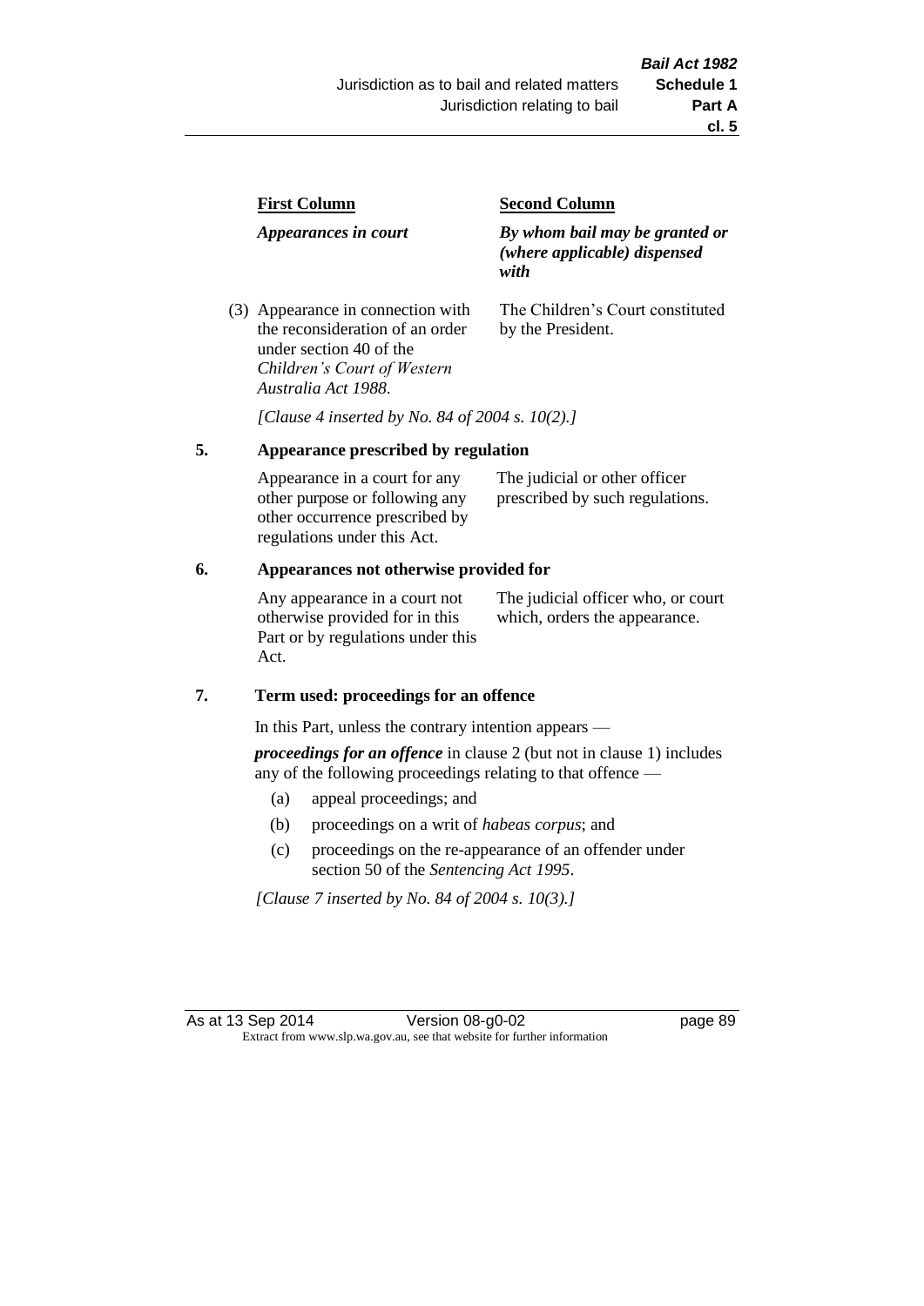| First Column | Second Column |
| --- | --- |
| *Appearances in court* | *By whom bail may be granted or (where applicable) dispensed with* |
| (3) Appearance in connection with the reconsideration of an order under section 40 of the *Children's Court of Western Australia Act 1988*. | The Children's Court constituted by the President. |

*[Clause 4 inserted by No. 84 of 2004 s. 10(2).]*

## 5. Appearance prescribed by regulation

| | |
| --- | --- |
| Appearance in a court for any other purpose or following any other occurrence prescribed by regulations under this Act. | The judicial or other officer prescribed by such regulations. |

## 6. Appearances not otherwise provided for

| | |
| --- | --- |
| Any appearance in a court not otherwise provided for in this Part or by regulations under this Act. | The judicial officer who, or court which, orders the appearance. |

## 7. Term used: proceedings for an offence

In this Part, unless the contrary intention appears —

***proceedings for an offence*** in clause 2 (but not in clause 1) includes any of the following proceedings relating to that offence —

(a) appeal proceedings; and

(b) proceedings on a writ of *habeas corpus*; and

(c) proceedings on the re-appearance of an offender under section 50 of the *Sentencing Act 1995*.

*[Clause 7 inserted by No. 84 of 2004 s. 10(3).]*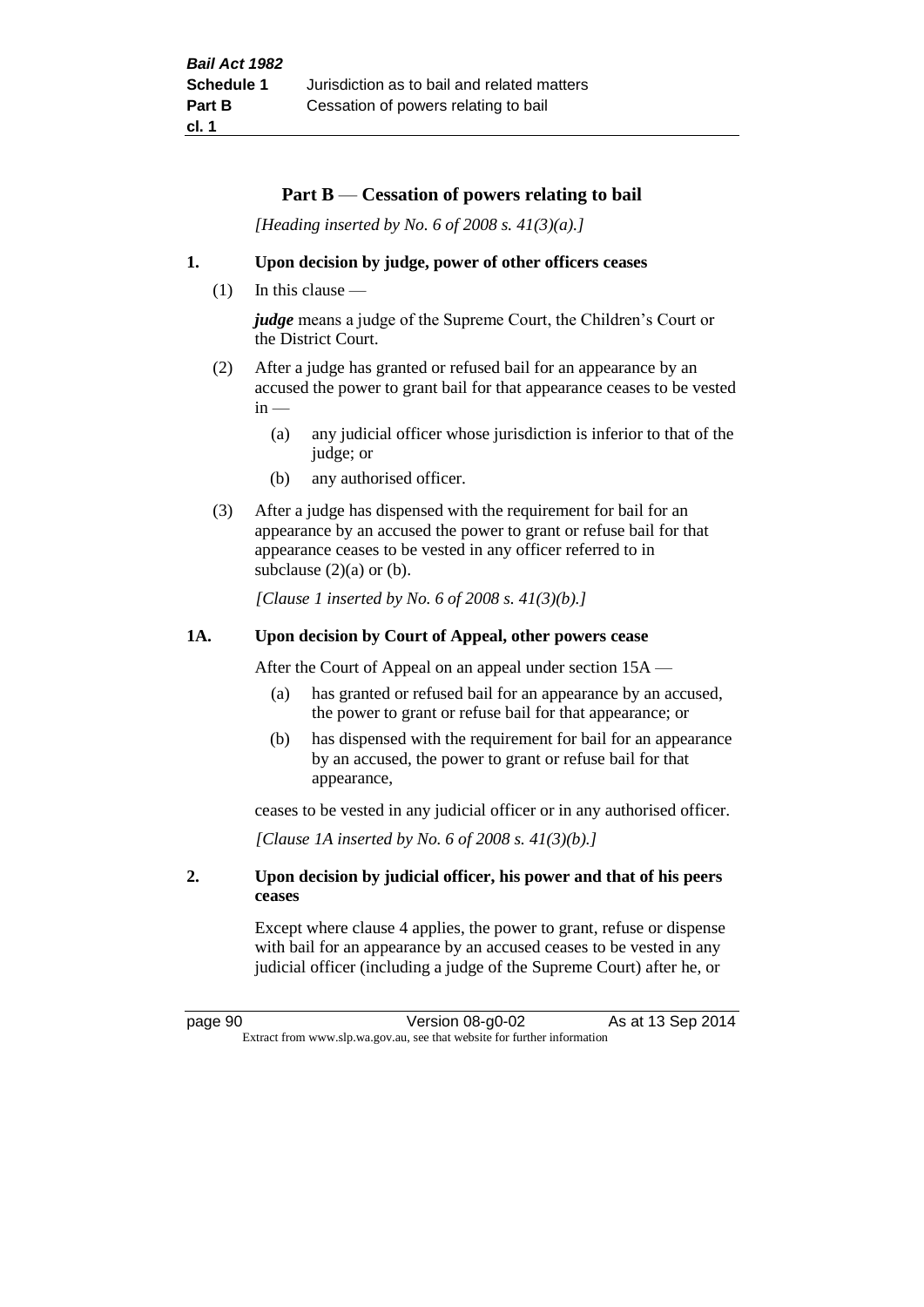## Part B — Cessation of powers relating to bail

*[Heading inserted by No. 6 of 2008 s. 41(3)(a).]*

**1. Upon decision by judge, power of other officers ceases**

(1) In this clause —

***judge*** means a judge of the Supreme Court, the Children's Court or the District Court.

(2) After a judge has granted or refused bail for an appearance by an accused the power to grant bail for that appearance ceases to be vested in —

- (a) any judicial officer whose jurisdiction is inferior to that of the judge; or
- (b) any authorised officer.

(3) After a judge has dispensed with the requirement for bail for an appearance by an accused the power to grant or refuse bail for that appearance ceases to be vested in any officer referred to in subclause (2)(a) or (b).

*[Clause 1 inserted by No. 6 of 2008 s. 41(3)(b).]*

**1A. Upon decision by Court of Appeal, other powers cease**

After the Court of Appeal on an appeal under section 15A —

- (a) has granted or refused bail for an appearance by an accused, the power to grant or refuse bail for that appearance; or
- (b) has dispensed with the requirement for bail for an appearance by an accused, the power to grant or refuse bail for that appearance,

ceases to be vested in any judicial officer or in any authorised officer.

*[Clause 1A inserted by No. 6 of 2008 s. 41(3)(b).]*

**2. Upon decision by judicial officer, his power and that of his peers ceases**

Except where clause 4 applies, the power to grant, refuse or dispense with bail for an appearance by an accused ceases to be vested in any judicial officer (including a judge of the Supreme Court) after he, or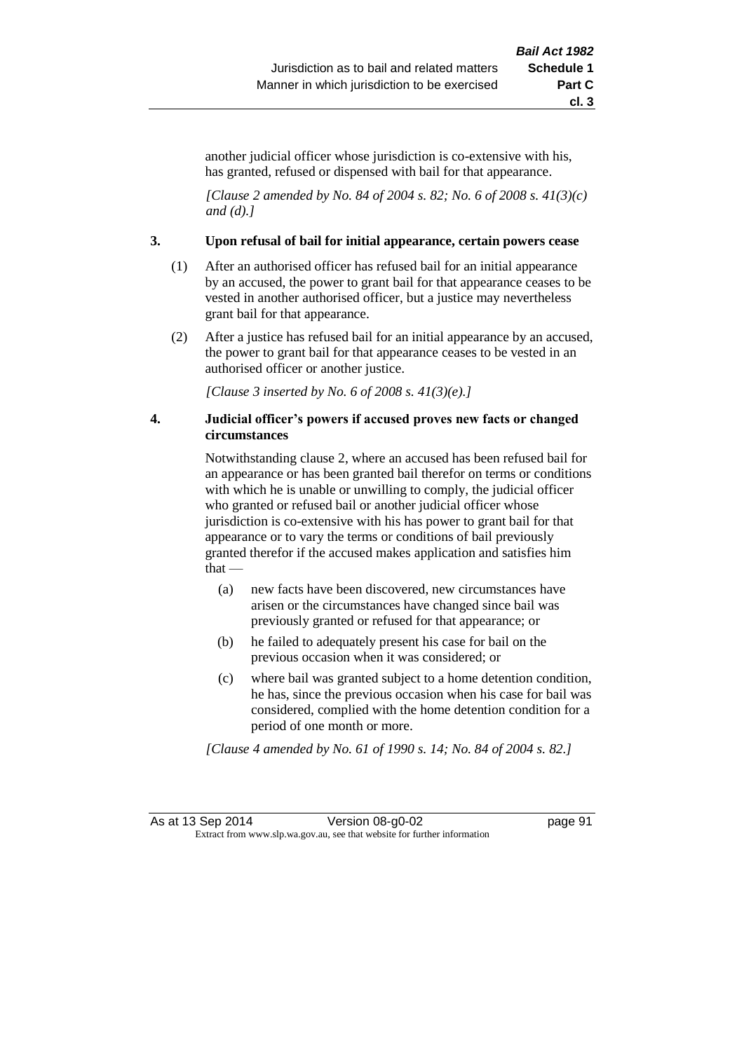another judicial officer whose jurisdiction is co-extensive with his, has granted, refused or dispensed with bail for that appearance.

*[Clause 2 amended by No. 84 of 2004 s. 82; No. 6 of 2008 s. 41(3)(c) and (d).]*

**3. Upon refusal of bail for initial appearance, certain powers cease**

(1) After an authorised officer has refused bail for an initial appearance by an accused, the power to grant bail for that appearance ceases to be vested in another authorised officer, but a justice may nevertheless grant bail for that appearance.

(2) After a justice has refused bail for an initial appearance by an accused, the power to grant bail for that appearance ceases to be vested in an authorised officer or another justice.

*[Clause 3 inserted by No. 6 of 2008 s. 41(3)(e).]*

**4. Judicial officer's powers if accused proves new facts or changed circumstances**

Notwithstanding clause 2, where an accused has been refused bail for an appearance or has been granted bail therefor on terms or conditions with which he is unable or unwilling to comply, the judicial officer who granted or refused bail or another judicial officer whose jurisdiction is co-extensive with his has power to grant bail for that appearance or to vary the terms or conditions of bail previously granted therefor if the accused makes application and satisfies him that —

(a) new facts have been discovered, new circumstances have arisen or the circumstances have changed since bail was previously granted or refused for that appearance; or

(b) he failed to adequately present his case for bail on the previous occasion when it was considered; or

(c) where bail was granted subject to a home detention condition, he has, since the previous occasion when his case for bail was considered, complied with the home detention condition for a period of one month or more.

*[Clause 4 amended by No. 61 of 1990 s. 14; No. 84 of 2004 s. 82.]*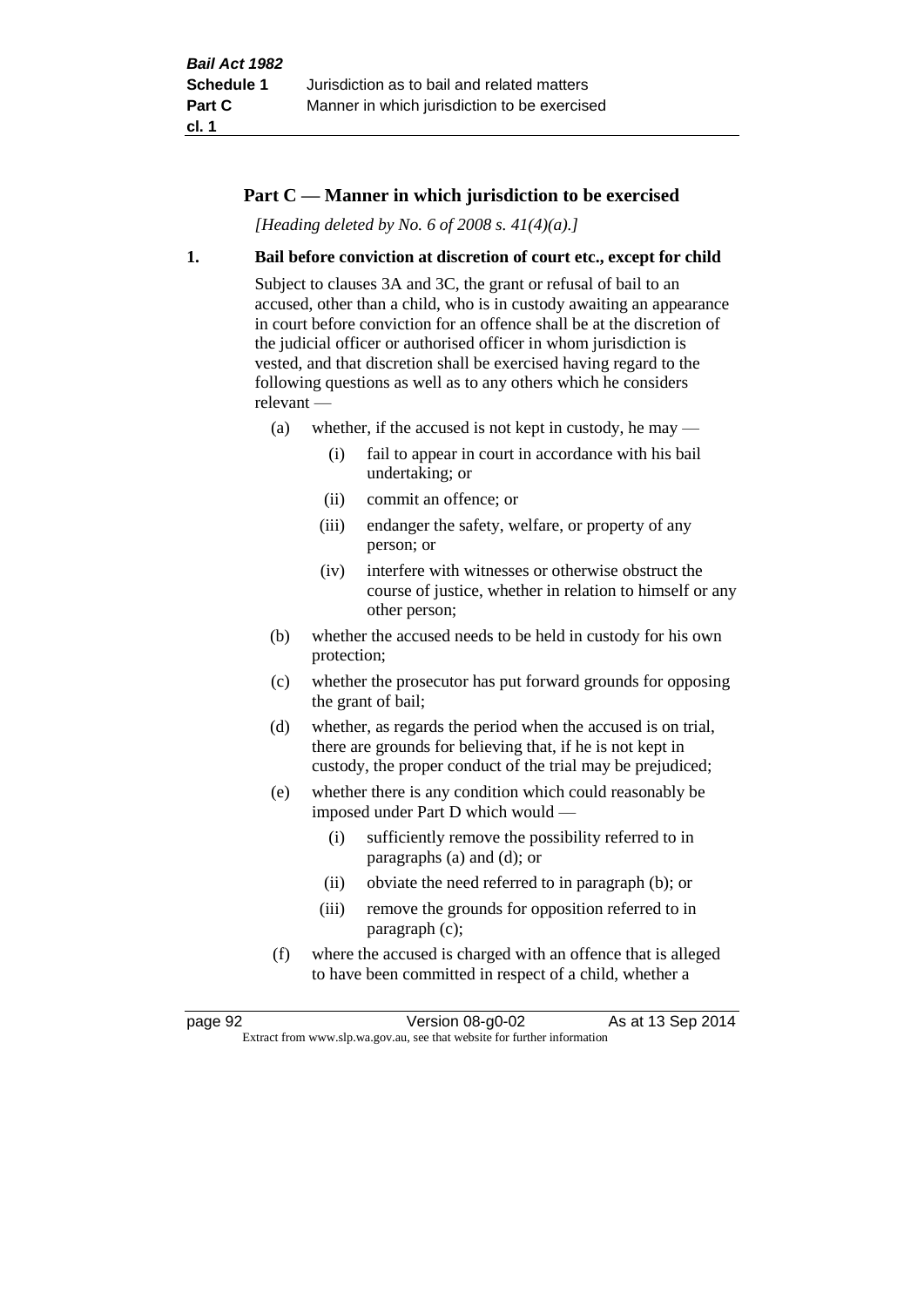## Part C — Manner in which jurisdiction to be exercised

*[Heading deleted by No. 6 of 2008 s. 41(4)(a).]*

### 1. Bail before conviction at discretion of court etc., except for child

Subject to clauses 3A and 3C, the grant or refusal of bail to an accused, other than a child, who is in custody awaiting an appearance in court before conviction for an offence shall be at the discretion of the judicial officer or authorised officer in whom jurisdiction is vested, and that discretion shall be exercised having regard to the following questions as well as to any others which he considers relevant —

(a) whether, if the accused is not kept in custody, he may —

  (i) fail to appear in court in accordance with his bail undertaking; or

  (ii) commit an offence; or

  (iii) endanger the safety, welfare, or property of any person; or

  (iv) interfere with witnesses or otherwise obstruct the course of justice, whether in relation to himself or any other person;

(b) whether the accused needs to be held in custody for his own protection;

(c) whether the prosecutor has put forward grounds for opposing the grant of bail;

(d) whether, as regards the period when the accused is on trial, there are grounds for believing that, if he is not kept in custody, the proper conduct of the trial may be prejudiced;

(e) whether there is any condition which could reasonably be imposed under Part D which would —

  (i) sufficiently remove the possibility referred to in paragraphs (a) and (d); or

  (ii) obviate the need referred to in paragraph (b); or

  (iii) remove the grounds for opposition referred to in paragraph (c);

(f) where the accused is charged with an offence that is alleged to have been committed in respect of a child, whether a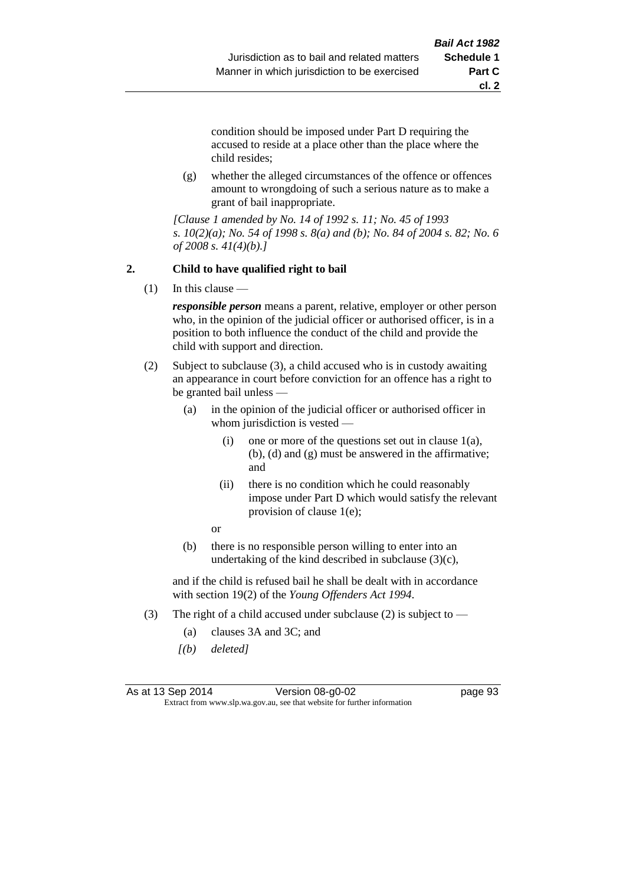condition should be imposed under Part D requiring the accused to reside at a place other than the place where the child resides;

(g) whether the alleged circumstances of the offence or offences amount to wrongdoing of such a serious nature as to make a grant of bail inappropriate.

*[Clause 1 amended by No. 14 of 1992 s. 11; No. 45 of 1993 s. 10(2)(a); No. 54 of 1998 s. 8(a) and (b); No. 84 of 2004 s. 82; No. 6 of 2008 s. 41(4)(b).]*

### 2. Child to have qualified right to bail

(1) In this clause —

***responsible person*** means a parent, relative, employer or other person who, in the opinion of the judicial officer or authorised officer, is in a position to both influence the conduct of the child and provide the child with support and direction.

(2) Subject to subclause (3), a child accused who is in custody awaiting an appearance in court before conviction for an offence has a right to be granted bail unless —

(a) in the opinion of the judicial officer or authorised officer in whom jurisdiction is vested —

(i) one or more of the questions set out in clause 1(a), (b), (d) and (g) must be answered in the affirmative; and

(ii) there is no condition which he could reasonably impose under Part D which would satisfy the relevant provision of clause 1(e);

or

(b) there is no responsible person willing to enter into an undertaking of the kind described in subclause (3)(c),

and if the child is refused bail he shall be dealt with in accordance with section 19(2) of the *Young Offenders Act 1994*.

(3) The right of a child accused under subclause (2) is subject to —

(a) clauses 3A and 3C; and

*[(b) deleted]*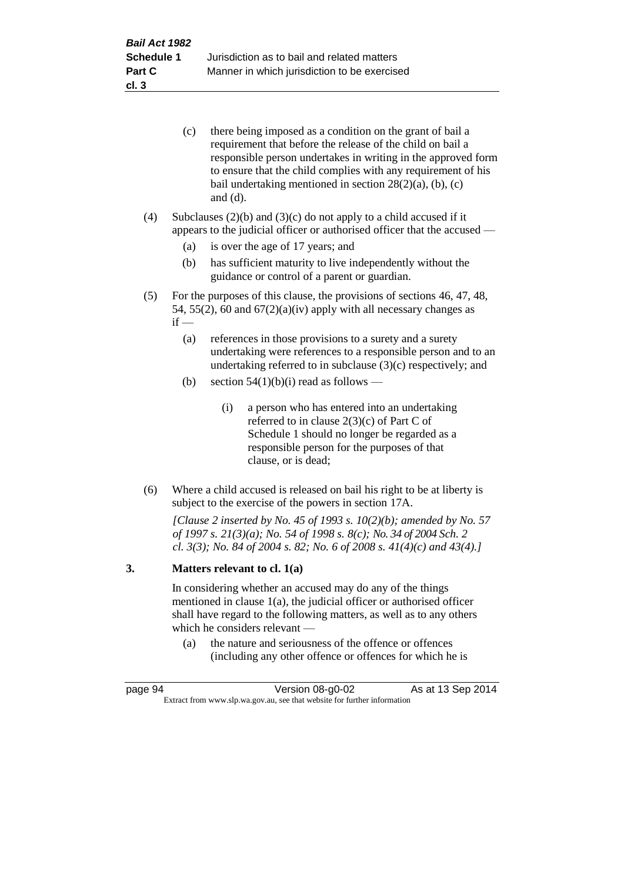(c) there being imposed as a condition on the grant of bail a requirement that before the release of the child on bail a responsible person undertakes in writing in the approved form to ensure that the child complies with any requirement of his bail undertaking mentioned in section 28(2)(a), (b), (c) and (d).

(4) Subclauses (2)(b) and (3)(c) do not apply to a child accused if it appears to the judicial officer or authorised officer that the accused —

(a) is over the age of 17 years; and

(b) has sufficient maturity to live independently without the guidance or control of a parent or guardian.

(5) For the purposes of this clause, the provisions of sections 46, 47, 48, 54, 55(2), 60 and 67(2)(a)(iv) apply with all necessary changes as if —

(a) references in those provisions to a surety and a surety undertaking were references to a responsible person and to an undertaking referred to in subclause (3)(c) respectively; and

(b) section 54(1)(b)(i) read as follows —

(i) a person who has entered into an undertaking referred to in clause 2(3)(c) of Part C of Schedule 1 should no longer be regarded as a responsible person for the purposes of that clause, or is dead;

(6) Where a child accused is released on bail his right to be at liberty is subject to the exercise of the powers in section 17A.

*[Clause 2 inserted by No. 45 of 1993 s. 10(2)(b); amended by No. 57 of 1997 s. 21(3)(a); No. 54 of 1998 s. 8(c); No. 34 of 2004 Sch. 2 cl. 3(3); No. 84 of 2004 s. 82; No. 6 of 2008 s. 41(4)(c) and 43(4).]*

## 3. Matters relevant to cl. 1(a)

In considering whether an accused may do any of the things mentioned in clause 1(a), the judicial officer or authorised officer shall have regard to the following matters, as well as to any others which he considers relevant —

(a) the nature and seriousness of the offence or offences (including any other offence or offences for which he is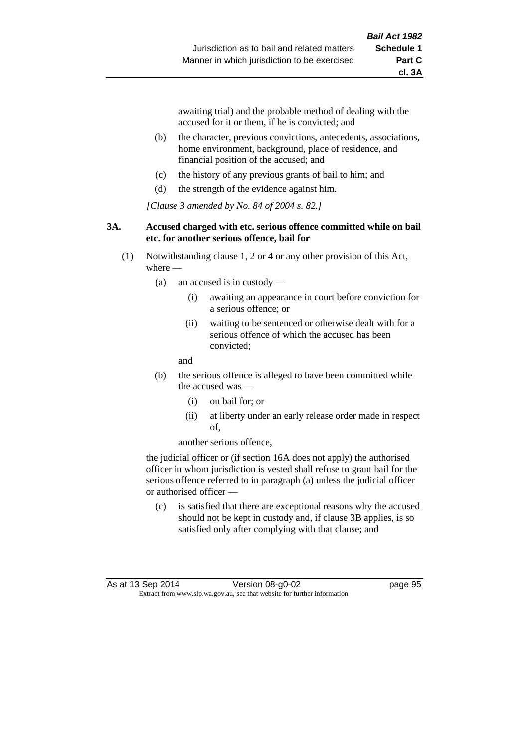awaiting trial) and the probable method of dealing with the accused for it or them, if he is convicted; and

(b) the character, previous convictions, antecedents, associations, home environment, background, place of residence, and financial position of the accused; and

(c) the history of any previous grants of bail to him; and

(d) the strength of the evidence against him.

*[Clause 3 amended by No. 84 of 2004 s. 82.]*

**3A. Accused charged with etc. serious offence committed while on bail etc. for another serious offence, bail for**

(1) Notwithstanding clause 1, 2 or 4 or any other provision of this Act, where —

(a) an accused is in custody —

(i) awaiting an appearance in court before conviction for a serious offence; or

(ii) waiting to be sentenced or otherwise dealt with for a serious offence of which the accused has been convicted;

and

(b) the serious offence is alleged to have been committed while the accused was —

(i) on bail for; or

(ii) at liberty under an early release order made in respect of,

another serious offence,

the judicial officer or (if section 16A does not apply) the authorised officer in whom jurisdiction is vested shall refuse to grant bail for the serious offence referred to in paragraph (a) unless the judicial officer or authorised officer —

(c) is satisfied that there are exceptional reasons why the accused should not be kept in custody and, if clause 3B applies, is so satisfied only after complying with that clause; and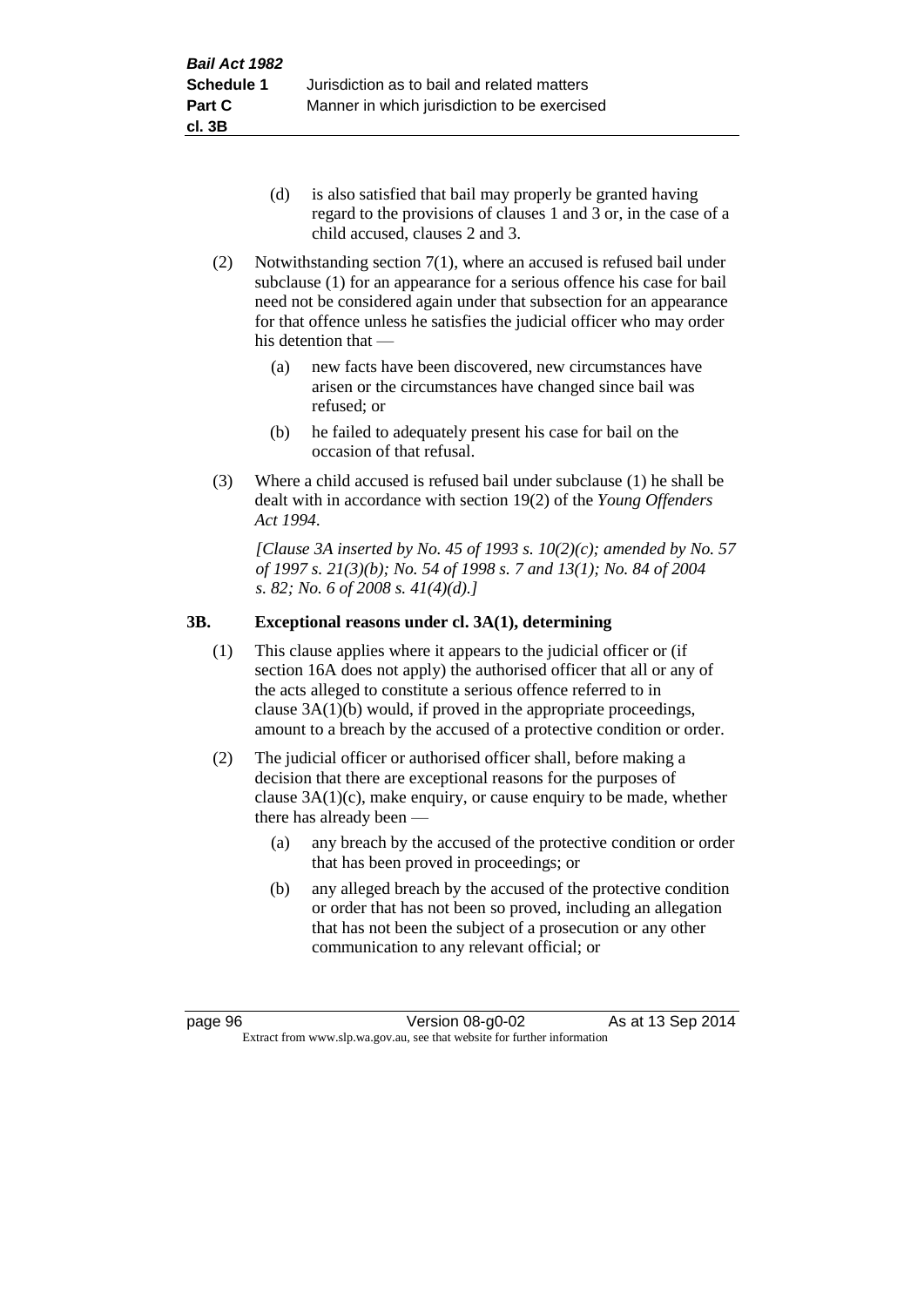(d) is also satisfied that bail may properly be granted having regard to the provisions of clauses 1 and 3 or, in the case of a child accused, clauses 2 and 3.

(2) Notwithstanding section 7(1), where an accused is refused bail under subclause (1) for an appearance for a serious offence his case for bail need not be considered again under that subsection for an appearance for that offence unless he satisfies the judicial officer who may order his detention that —

(a) new facts have been discovered, new circumstances have arisen or the circumstances have changed since bail was refused; or

(b) he failed to adequately present his case for bail on the occasion of that refusal.

(3) Where a child accused is refused bail under subclause (1) he shall be dealt with in accordance with section 19(2) of the *Young Offenders Act 1994*.

*[Clause 3A inserted by No. 45 of 1993 s. 10(2)(c); amended by No. 57 of 1997 s. 21(3)(b); No. 54 of 1998 s. 7 and 13(1); No. 84 of 2004 s. 82; No. 6 of 2008 s. 41(4)(d).]*

### 3B. Exceptional reasons under cl. 3A(1), determining

(1) This clause applies where it appears to the judicial officer or (if section 16A does not apply) the authorised officer that all or any of the acts alleged to constitute a serious offence referred to in clause 3A(1)(b) would, if proved in the appropriate proceedings, amount to a breach by the accused of a protective condition or order.

(2) The judicial officer or authorised officer shall, before making a decision that there are exceptional reasons for the purposes of clause 3A(1)(c), make enquiry, or cause enquiry to be made, whether there has already been —

(a) any breach by the accused of the protective condition or order that has been proved in proceedings; or

(b) any alleged breach by the accused of the protective condition or order that has not been so proved, including an allegation that has not been the subject of a prosecution or any other communication to any relevant official; or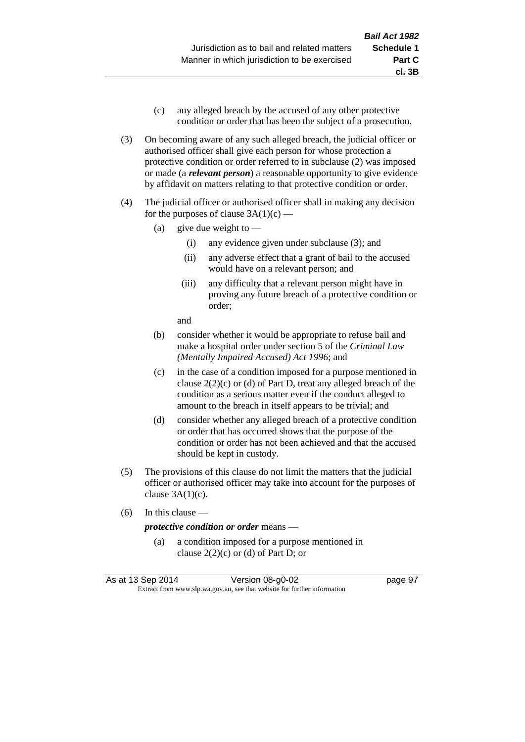(c) any alleged breach by the accused of any other protective condition or order that has been the subject of a prosecution.

(3) On becoming aware of any such alleged breach, the judicial officer or authorised officer shall give each person for whose protection a protective condition or order referred to in subclause (2) was imposed or made (a ***relevant person***) a reasonable opportunity to give evidence by affidavit on matters relating to that protective condition or order.

(4) The judicial officer or authorised officer shall in making any decision for the purposes of clause 3A(1)(c) —

  (a) give due weight to —

    (i) any evidence given under subclause (3); and

    (ii) any adverse effect that a grant of bail to the accused would have on a relevant person; and

    (iii) any difficulty that a relevant person might have in proving any future breach of a protective condition or order;

    and

  (b) consider whether it would be appropriate to refuse bail and make a hospital order under section 5 of the *Criminal Law (Mentally Impaired Accused) Act 1996*; and

  (c) in the case of a condition imposed for a purpose mentioned in clause 2(2)(c) or (d) of Part D, treat any alleged breach of the condition as a serious matter even if the conduct alleged to amount to the breach in itself appears to be trivial; and

  (d) consider whether any alleged breach of a protective condition or order that has occurred shows that the purpose of the condition or order has not been achieved and that the accused should be kept in custody.

(5) The provisions of this clause do not limit the matters that the judicial officer or authorised officer may take into account for the purposes of clause 3A(1)(c).

(6) In this clause —

***protective condition or order*** means —

  (a) a condition imposed for a purpose mentioned in clause 2(2)(c) or (d) of Part D; or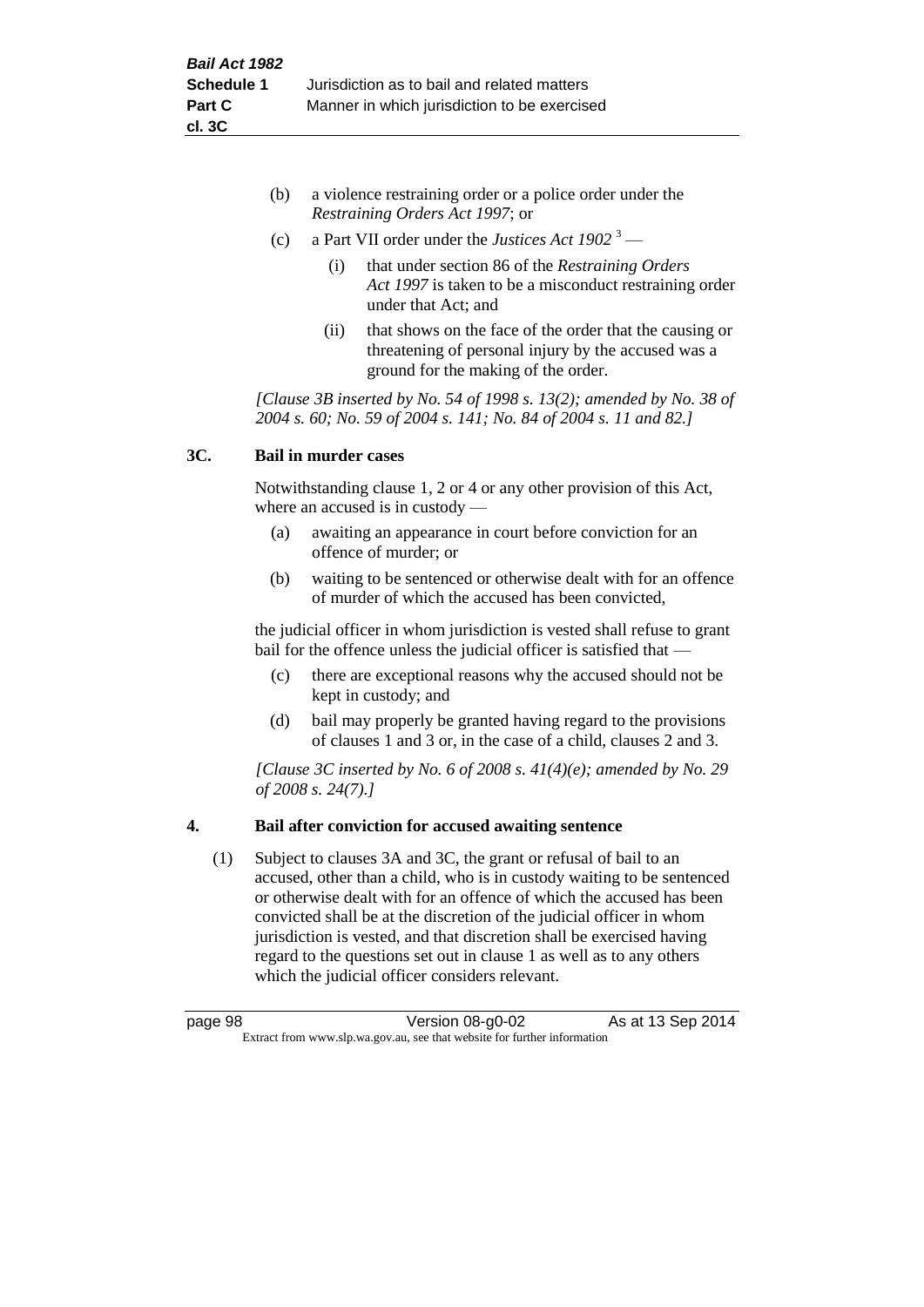(b) a violence restraining order or a police order under the *Restraining Orders Act 1997*; or

(c) a Part VII order under the *Justices Act 1902* [3] —

  (i) that under section 86 of the *Restraining Orders Act 1997* is taken to be a misconduct restraining order under that Act; and

  (ii) that shows on the face of the order that the causing or threatening of personal injury by the accused was a ground for the making of the order.

*[Clause 3B inserted by No. 54 of 1998 s. 13(2); amended by No. 38 of 2004 s. 60; No. 59 of 2004 s. 141; No. 84 of 2004 s. 11 and 82.]*

## 3C. Bail in murder cases

Notwithstanding clause 1, 2 or 4 or any other provision of this Act, where an accused is in custody —

(a) awaiting an appearance in court before conviction for an offence of murder; or

(b) waiting to be sentenced or otherwise dealt with for an offence of murder of which the accused has been convicted,

the judicial officer in whom jurisdiction is vested shall refuse to grant bail for the offence unless the judicial officer is satisfied that —

(c) there are exceptional reasons why the accused should not be kept in custody; and

(d) bail may properly be granted having regard to the provisions of clauses 1 and 3 or, in the case of a child, clauses 2 and 3.

*[Clause 3C inserted by No. 6 of 2008 s. 41(4)(e); amended by No. 29 of 2008 s. 24(7).]*

## 4. Bail after conviction for accused awaiting sentence

(1) Subject to clauses 3A and 3C, the grant or refusal of bail to an accused, other than a child, who is in custody waiting to be sentenced or otherwise dealt with for an offence of which the accused has been convicted shall be at the discretion of the judicial officer in whom jurisdiction is vested, and that discretion shall be exercised having regard to the questions set out in clause 1 as well as to any others which the judicial officer considers relevant.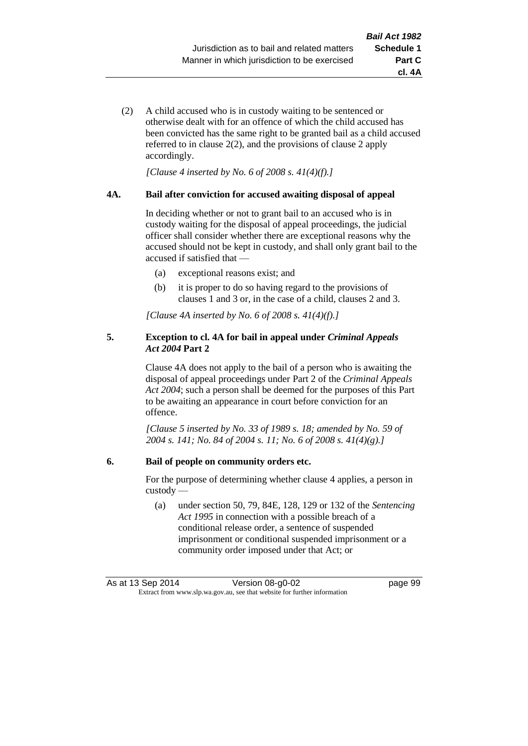(2) A child accused who is in custody waiting to be sentenced or otherwise dealt with for an offence of which the child accused has been convicted has the same right to be granted bail as a child accused referred to in clause 2(2), and the provisions of clause 2 apply accordingly.

*[Clause 4 inserted by No. 6 of 2008 s. 41(4)(f).]*

**4A. Bail after conviction for accused awaiting disposal of appeal**

In deciding whether or not to grant bail to an accused who is in custody waiting for the disposal of appeal proceedings, the judicial officer shall consider whether there are exceptional reasons why the accused should not be kept in custody, and shall only grant bail to the accused if satisfied that —

(a) exceptional reasons exist; and

(b) it is proper to do so having regard to the provisions of clauses 1 and 3 or, in the case of a child, clauses 2 and 3.

*[Clause 4A inserted by No. 6 of 2008 s. 41(4)(f).]*

**5. Exception to cl. 4A for bail in appeal under *Criminal Appeals Act 2004* Part 2**

Clause 4A does not apply to the bail of a person who is awaiting the disposal of appeal proceedings under Part 2 of the *Criminal Appeals Act 2004*; such a person shall be deemed for the purposes of this Part to be awaiting an appearance in court before conviction for an offence.

*[Clause 5 inserted by No. 33 of 1989 s. 18; amended by No. 59 of 2004 s. 141; No. 84 of 2004 s. 11; No. 6 of 2008 s. 41(4)(g).]*

**6. Bail of people on community orders etc.**

For the purpose of determining whether clause 4 applies, a person in custody —

(a) under section 50, 79, 84E, 128, 129 or 132 of the *Sentencing Act 1995* in connection with a possible breach of a conditional release order, a sentence of suspended imprisonment or conditional suspended imprisonment or a community order imposed under that Act; or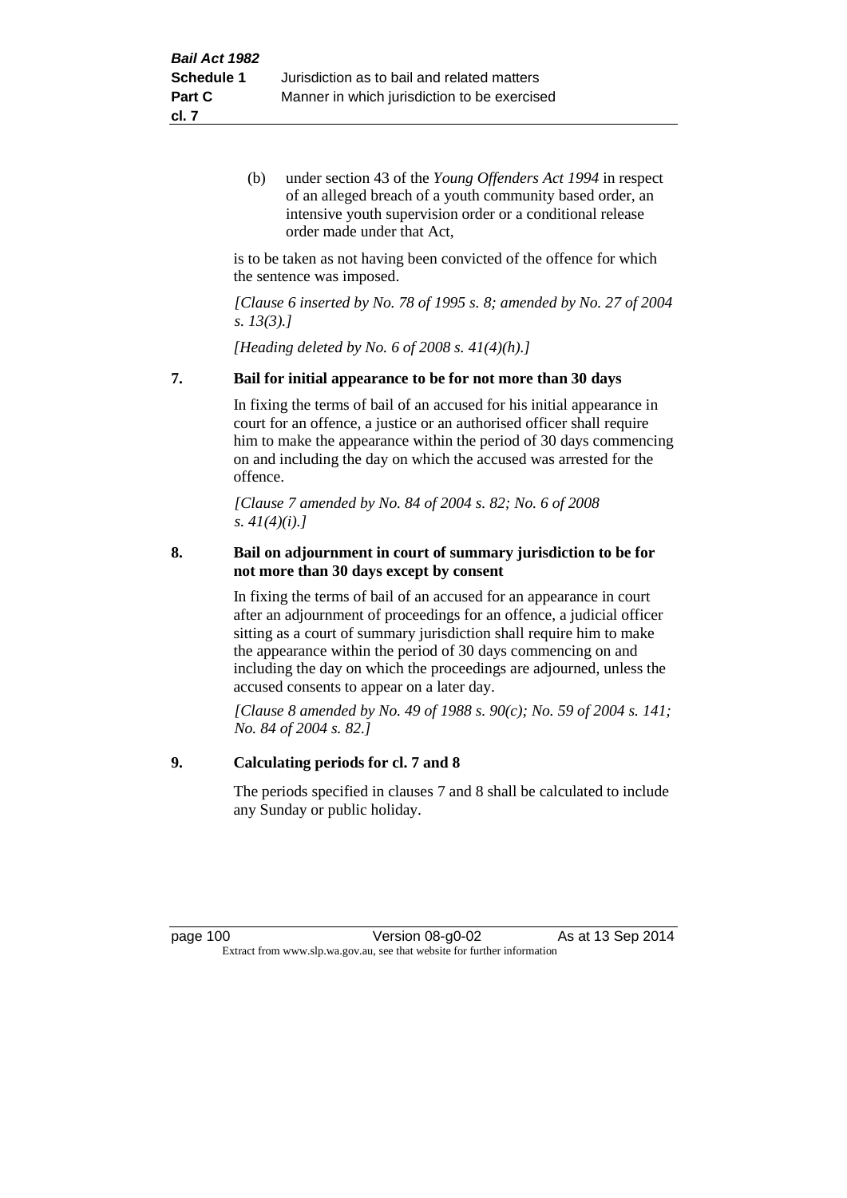(b) under section 43 of the *Young Offenders Act 1994* in respect of an alleged breach of a youth community based order, an intensive youth supervision order or a conditional release order made under that Act,

is to be taken as not having been convicted of the offence for which the sentence was imposed.

*[Clause 6 inserted by No. 78 of 1995 s. 8; amended by No. 27 of 2004 s. 13(3).]*

*[Heading deleted by No. 6 of 2008 s. 41(4)(h).]*

**7. Bail for initial appearance to be for not more than 30 days**

In fixing the terms of bail of an accused for his initial appearance in court for an offence, a justice or an authorised officer shall require him to make the appearance within the period of 30 days commencing on and including the day on which the accused was arrested for the offence.

*[Clause 7 amended by No. 84 of 2004 s. 82; No. 6 of 2008 s. 41(4)(i).]*

**8. Bail on adjournment in court of summary jurisdiction to be for not more than 30 days except by consent**

In fixing the terms of bail of an accused for an appearance in court after an adjournment of proceedings for an offence, a judicial officer sitting as a court of summary jurisdiction shall require him to make the appearance within the period of 30 days commencing on and including the day on which the proceedings are adjourned, unless the accused consents to appear on a later day.

*[Clause 8 amended by No. 49 of 1988 s. 90(c); No. 59 of 2004 s. 141; No. 84 of 2004 s. 82.]*

**9. Calculating periods for cl. 7 and 8**

The periods specified in clauses 7 and 8 shall be calculated to include any Sunday or public holiday.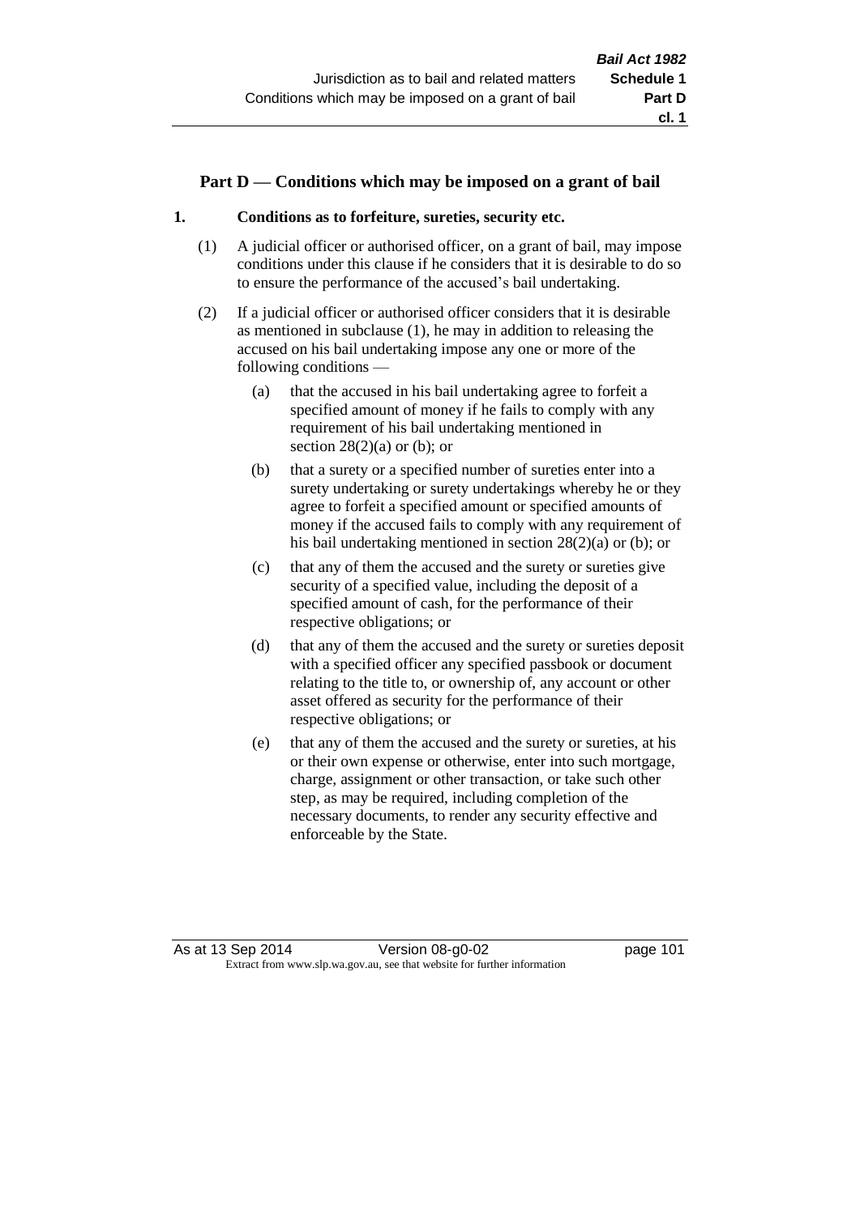## Part D — Conditions which may be imposed on a grant of bail

### 1. Conditions as to forfeiture, sureties, security etc.

(1) A judicial officer or authorised officer, on a grant of bail, may impose conditions under this clause if he considers that it is desirable to do so to ensure the performance of the accused's bail undertaking.

(2) If a judicial officer or authorised officer considers that it is desirable as mentioned in subclause (1), he may in addition to releasing the accused on his bail undertaking impose any one or more of the following conditions —

(a) that the accused in his bail undertaking agree to forfeit a specified amount of money if he fails to comply with any requirement of his bail undertaking mentioned in section 28(2)(a) or (b); or

(b) that a surety or a specified number of sureties enter into a surety undertaking or surety undertakings whereby he or they agree to forfeit a specified amount or specified amounts of money if the accused fails to comply with any requirement of his bail undertaking mentioned in section 28(2)(a) or (b); or

(c) that any of them the accused and the surety or sureties give security of a specified value, including the deposit of a specified amount of cash, for the performance of their respective obligations; or

(d) that any of them the accused and the surety or sureties deposit with a specified officer any specified passbook or document relating to the title to, or ownership of, any account or other asset offered as security for the performance of their respective obligations; or

(e) that any of them the accused and the surety or sureties, at his or their own expense or otherwise, enter into such mortgage, charge, assignment or other transaction, or take such other step, as may be required, including completion of the necessary documents, to render any security effective and enforceable by the State.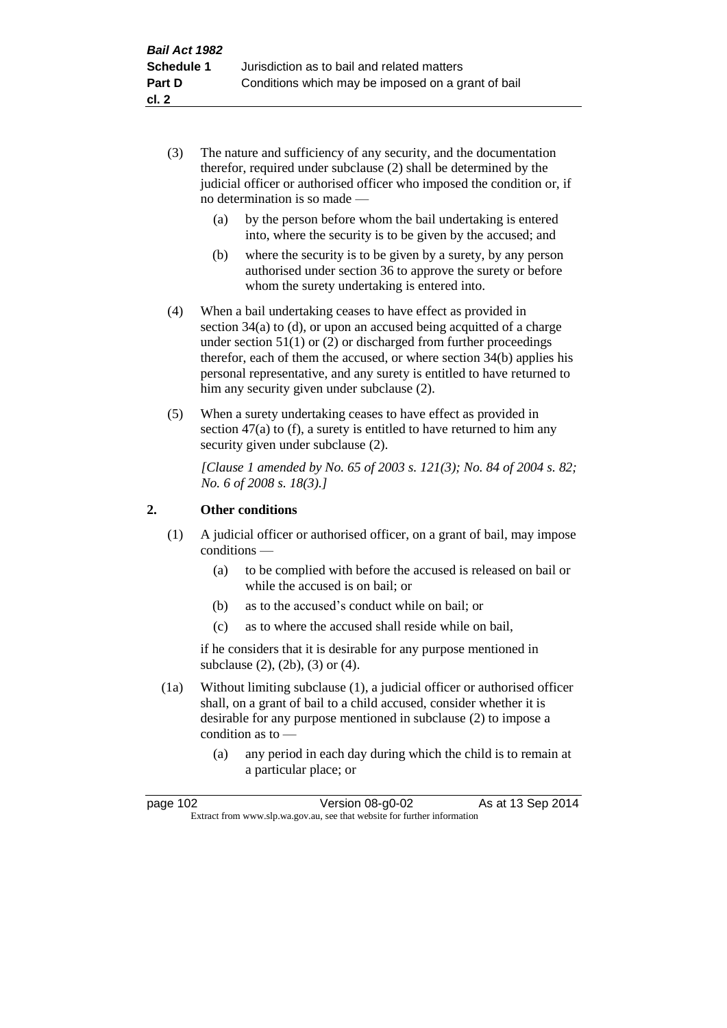(3) The nature and sufficiency of any security, and the documentation therefor, required under subclause (2) shall be determined by the judicial officer or authorised officer who imposed the condition or, if no determination is so made —

  (a) by the person before whom the bail undertaking is entered into, where the security is to be given by the accused; and

  (b) where the security is to be given by a surety, by any person authorised under section 36 to approve the surety or before whom the surety undertaking is entered into.

(4) When a bail undertaking ceases to have effect as provided in section 34(a) to (d), or upon an accused being acquitted of a charge under section 51(1) or (2) or discharged from further proceedings therefor, each of them the accused, or where section 34(b) applies his personal representative, and any surety is entitled to have returned to him any security given under subclause (2).

(5) When a surety undertaking ceases to have effect as provided in section 47(a) to (f), a surety is entitled to have returned to him any security given under subclause (2).

*[Clause 1 amended by No. 65 of 2003 s. 121(3); No. 84 of 2004 s. 82; No. 6 of 2008 s. 18(3).]*

## 2. Other conditions

(1) A judicial officer or authorised officer, on a grant of bail, may impose conditions —

  (a) to be complied with before the accused is released on bail or while the accused is on bail; or

  (b) as to the accused's conduct while on bail; or

  (c) as to where the accused shall reside while on bail,

if he considers that it is desirable for any purpose mentioned in subclause (2), (2b), (3) or (4).

(1a) Without limiting subclause (1), a judicial officer or authorised officer shall, on a grant of bail to a child accused, consider whether it is desirable for any purpose mentioned in subclause (2) to impose a condition as to —

  (a) any period in each day during which the child is to remain at a particular place; or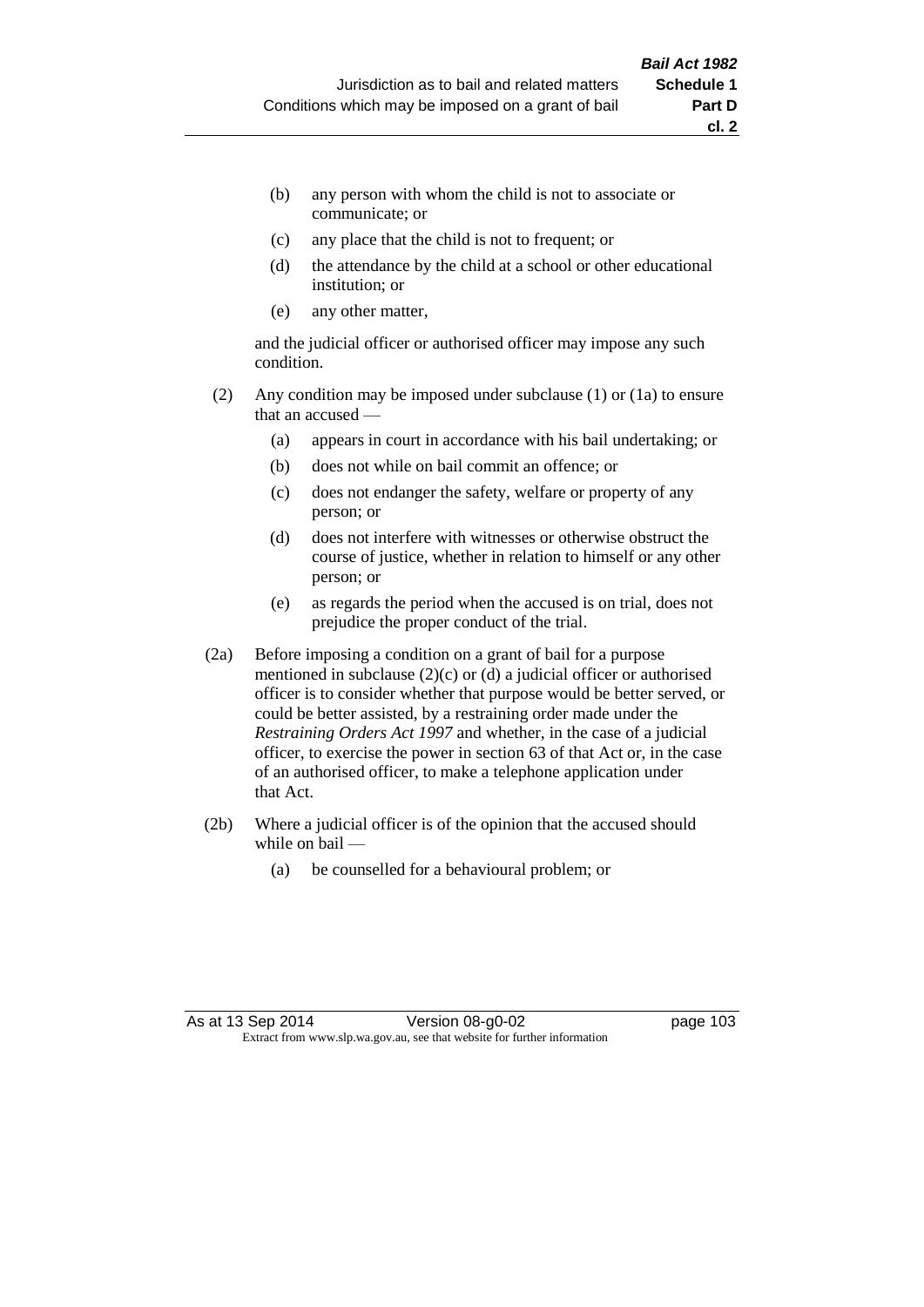(b) any person with whom the child is not to associate or communicate; or

(c) any place that the child is not to frequent; or

(d) the attendance by the child at a school or other educational institution; or

(e) any other matter,

and the judicial officer or authorised officer may impose any such condition.

(2) Any condition may be imposed under subclause (1) or (1a) to ensure that an accused —

(a) appears in court in accordance with his bail undertaking; or

(b) does not while on bail commit an offence; or

(c) does not endanger the safety, welfare or property of any person; or

(d) does not interfere with witnesses or otherwise obstruct the course of justice, whether in relation to himself or any other person; or

(e) as regards the period when the accused is on trial, does not prejudice the proper conduct of the trial.

(2a) Before imposing a condition on a grant of bail for a purpose mentioned in subclause (2)(c) or (d) a judicial officer or authorised officer is to consider whether that purpose would be better served, or could be better assisted, by a restraining order made under the *Restraining Orders Act 1997* and whether, in the case of a judicial officer, to exercise the power in section 63 of that Act or, in the case of an authorised officer, to make a telephone application under that Act.

(2b) Where a judicial officer is of the opinion that the accused should while on bail —

(a) be counselled for a behavioural problem; or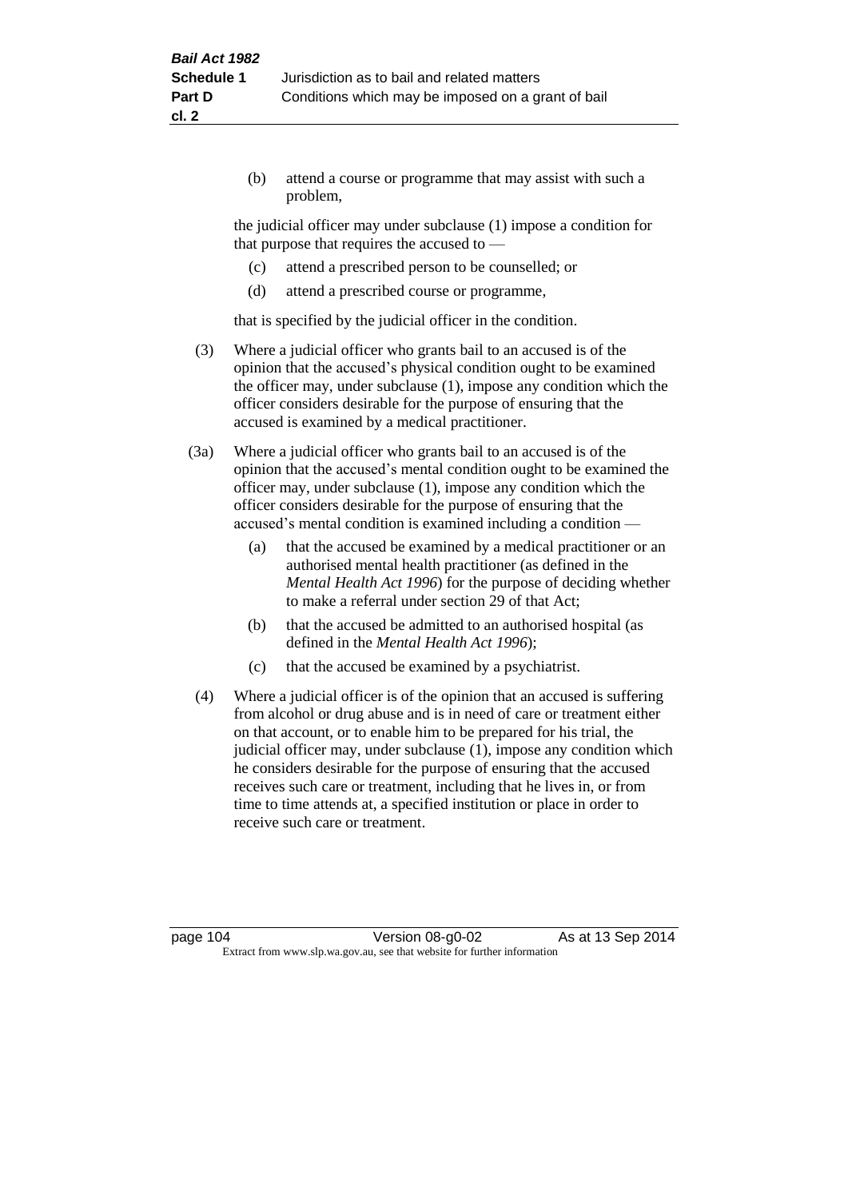(b) attend a course or programme that may assist with such a problem,

the judicial officer may under subclause (1) impose a condition for that purpose that requires the accused to —

(c) attend a prescribed person to be counselled; or

(d) attend a prescribed course or programme,

that is specified by the judicial officer in the condition.

(3) Where a judicial officer who grants bail to an accused is of the opinion that the accused's physical condition ought to be examined the officer may, under subclause (1), impose any condition which the officer considers desirable for the purpose of ensuring that the accused is examined by a medical practitioner.

(3a) Where a judicial officer who grants bail to an accused is of the opinion that the accused's mental condition ought to be examined the officer may, under subclause (1), impose any condition which the officer considers desirable for the purpose of ensuring that the accused's mental condition is examined including a condition —

(a) that the accused be examined by a medical practitioner or an authorised mental health practitioner (as defined in the *Mental Health Act 1996*) for the purpose of deciding whether to make a referral under section 29 of that Act;

(b) that the accused be admitted to an authorised hospital (as defined in the *Mental Health Act 1996*);

(c) that the accused be examined by a psychiatrist.

(4) Where a judicial officer is of the opinion that an accused is suffering from alcohol or drug abuse and is in need of care or treatment either on that account, or to enable him to be prepared for his trial, the judicial officer may, under subclause (1), impose any condition which he considers desirable for the purpose of ensuring that the accused receives such care or treatment, including that he lives in, or from time to time attends at, a specified institution or place in order to receive such care or treatment.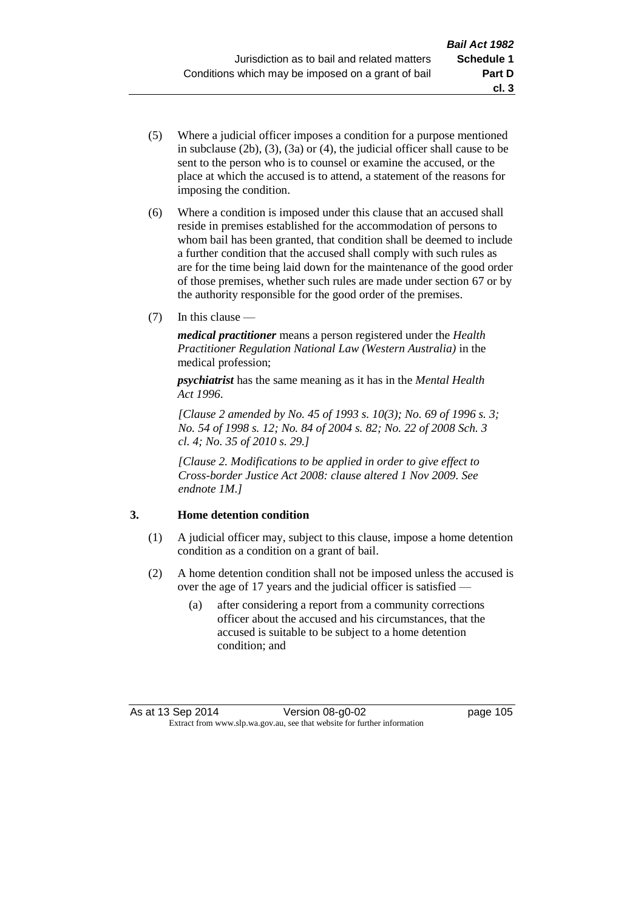(5) Where a judicial officer imposes a condition for a purpose mentioned in subclause (2b), (3), (3a) or (4), the judicial officer shall cause to be sent to the person who is to counsel or examine the accused, or the place at which the accused is to attend, a statement of the reasons for imposing the condition.

(6) Where a condition is imposed under this clause that an accused shall reside in premises established for the accommodation of persons to whom bail has been granted, that condition shall be deemed to include a further condition that the accused shall comply with such rules as are for the time being laid down for the maintenance of the good order of those premises, whether such rules are made under section 67 or by the authority responsible for the good order of the premises.

(7) In this clause —

***medical practitioner*** means a person registered under the *Health Practitioner Regulation National Law (Western Australia)* in the medical profession;

***psychiatrist*** has the same meaning as it has in the *Mental Health Act 1996*.

*[Clause 2 amended by No. 45 of 1993 s. 10(3); No. 69 of 1996 s. 3; No. 54 of 1998 s. 12; No. 84 of 2004 s. 82; No. 22 of 2008 Sch. 3 cl. 4; No. 35 of 2010 s. 29.]*

*[Clause 2. Modifications to be applied in order to give effect to Cross-border Justice Act 2008: clause altered 1 Nov 2009. See endnote 1M.]*

### 3. Home detention condition

(1) A judicial officer may, subject to this clause, impose a home detention condition as a condition on a grant of bail.

(2) A home detention condition shall not be imposed unless the accused is over the age of 17 years and the judicial officer is satisfied —

(a) after considering a report from a community corrections officer about the accused and his circumstances, that the accused is suitable to be subject to a home detention condition; and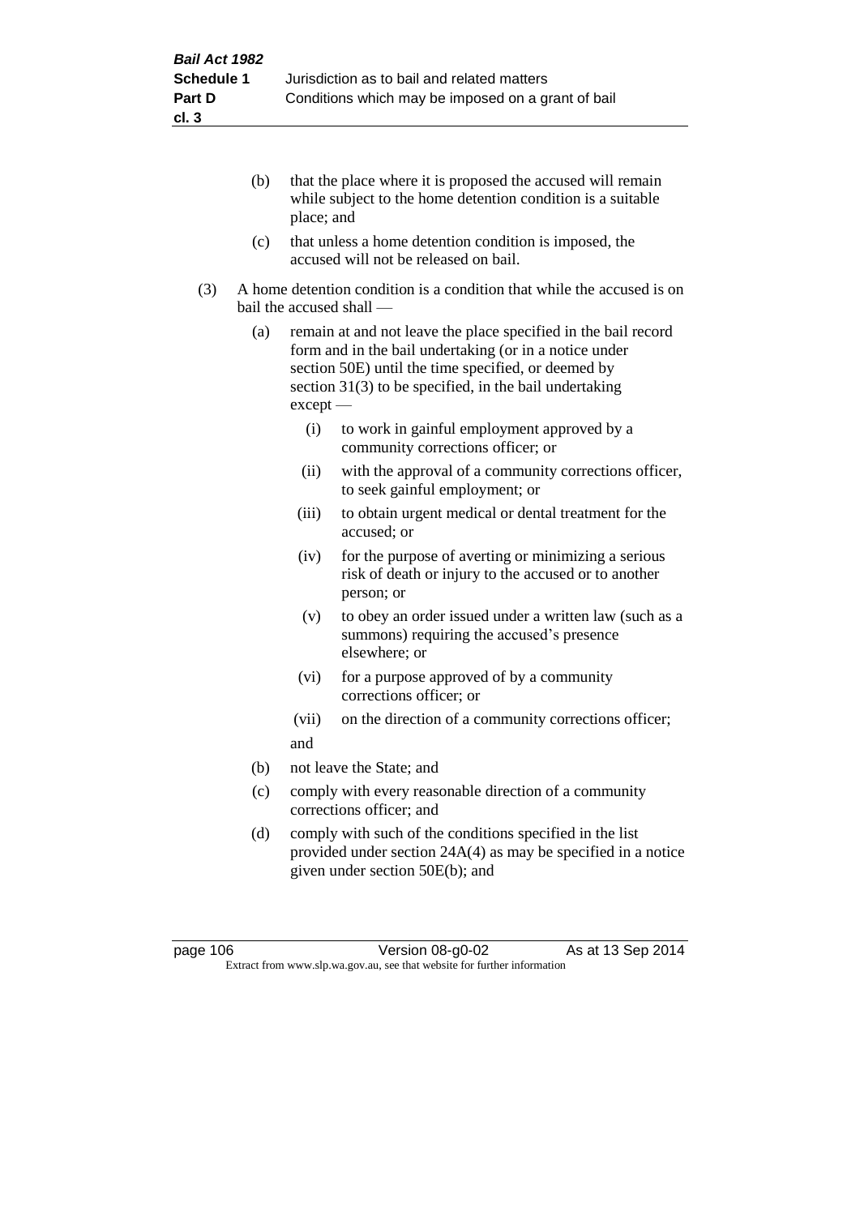(b) that the place where it is proposed the accused will remain while subject to the home detention condition is a suitable place; and

(c) that unless a home detention condition is imposed, the accused will not be released on bail.

(3) A home detention condition is a condition that while the accused is on bail the accused shall —

(a) remain at and not leave the place specified in the bail record form and in the bail undertaking (or in a notice under section 50E) until the time specified, or deemed by section 31(3) to be specified, in the bail undertaking except —

(i) to work in gainful employment approved by a community corrections officer; or

(ii) with the approval of a community corrections officer, to seek gainful employment; or

(iii) to obtain urgent medical or dental treatment for the accused; or

(iv) for the purpose of averting or minimizing a serious risk of death or injury to the accused or to another person; or

(v) to obey an order issued under a written law (such as a summons) requiring the accused's presence elsewhere; or

(vi) for a purpose approved of by a community corrections officer; or

(vii) on the direction of a community corrections officer;

and

(b) not leave the State; and

(c) comply with every reasonable direction of a community corrections officer; and

(d) comply with such of the conditions specified in the list provided under section 24A(4) as may be specified in a notice given under section 50E(b); and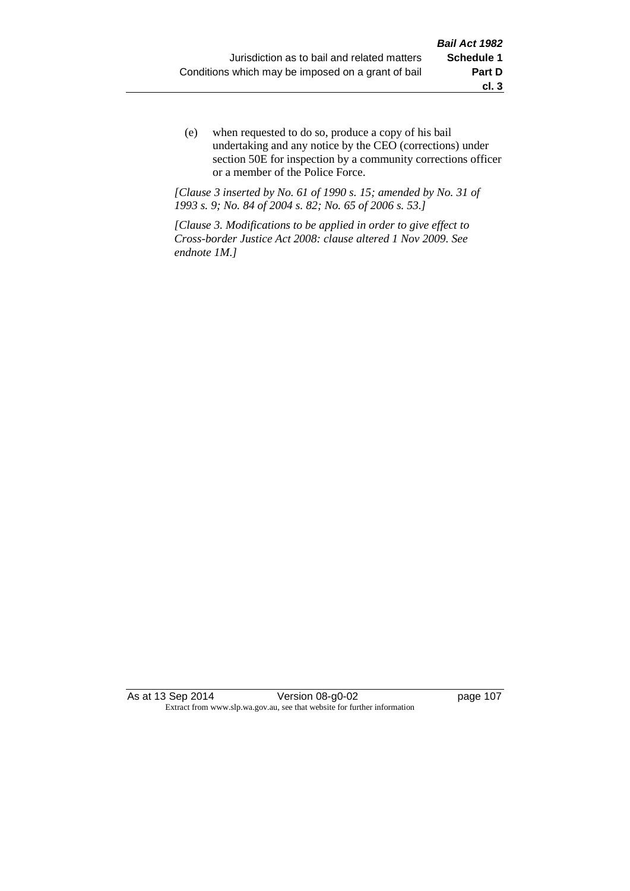(e) when requested to do so, produce a copy of his bail undertaking and any notice by the CEO (corrections) under section 50E for inspection by a community corrections officer or a member of the Police Force.

*[Clause 3 inserted by No. 61 of 1990 s. 15; amended by No. 31 of 1993 s. 9; No. 84 of 2004 s. 82; No. 65 of 2006 s. 53.]*

*[Clause 3. Modifications to be applied in order to give effect to Cross-border Justice Act 2008: clause altered 1 Nov 2009. See endnote 1M.]*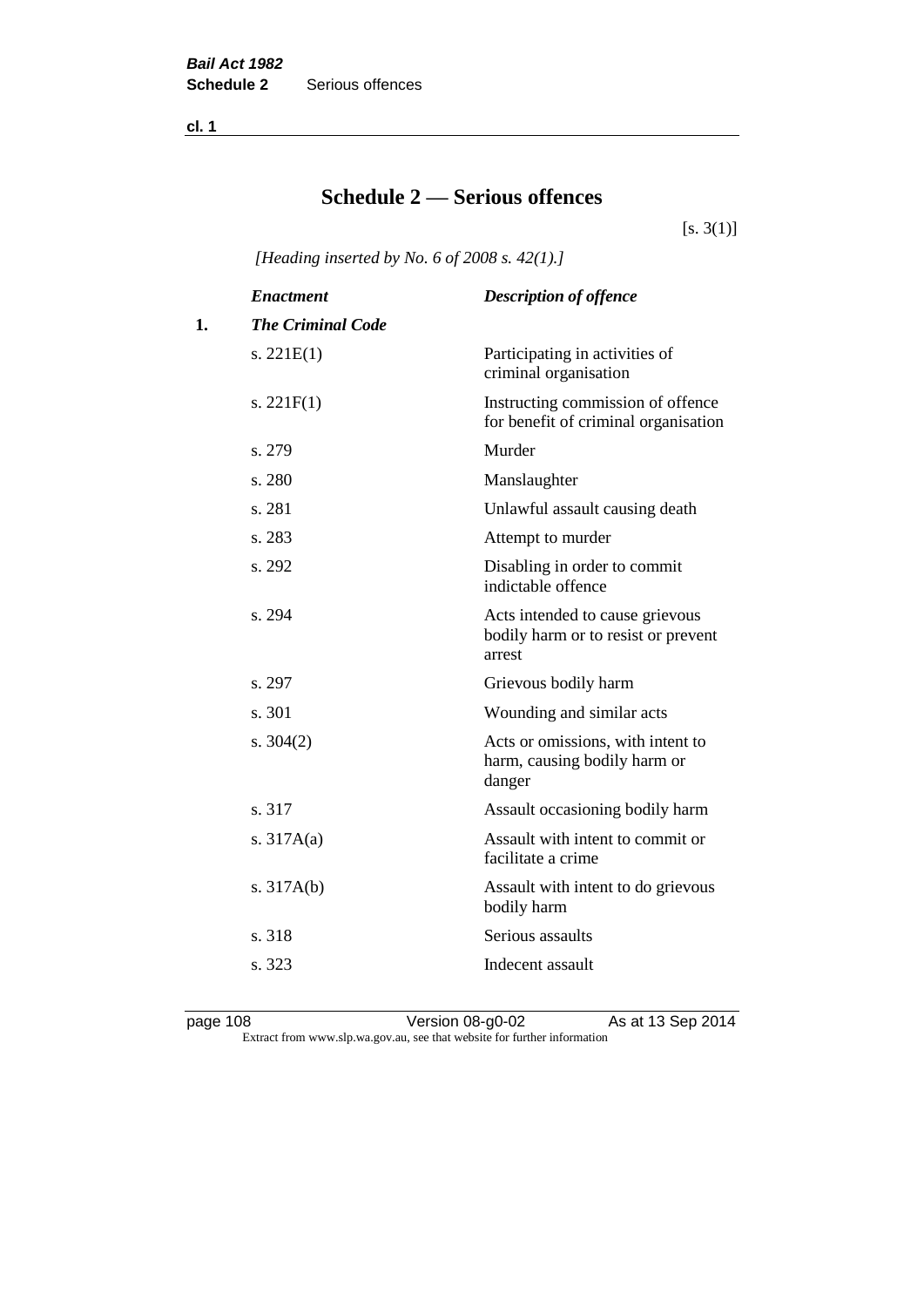# Schedule 2 — Serious offences

[s. 3(1)]

*[Heading inserted by No. 6 of 2008 s. 42(1).]*

| | *Enactment* | *Description of offence* |
|---|---|---|
| **1.** | ***The Criminal Code*** | |
| | s. 221E(1) | Participating in activities of criminal organisation |
| | s. 221F(1) | Instructing commission of offence for benefit of criminal organisation |
| | s. 279 | Murder |
| | s. 280 | Manslaughter |
| | s. 281 | Unlawful assault causing death |
| | s. 283 | Attempt to murder |
| | s. 292 | Disabling in order to commit indictable offence |
| | s. 294 | Acts intended to cause grievous bodily harm or to resist or prevent arrest |
| | s. 297 | Grievous bodily harm |
| | s. 301 | Wounding and similar acts |
| | s. 304(2) | Acts or omissions, with intent to harm, causing bodily harm or danger |
| | s. 317 | Assault occasioning bodily harm |
| | s. 317A(a) | Assault with intent to commit or facilitate a crime |
| | s. 317A(b) | Assault with intent to do grievous bodily harm |
| | s. 318 | Serious assaults |
| | s. 323 | Indecent assault |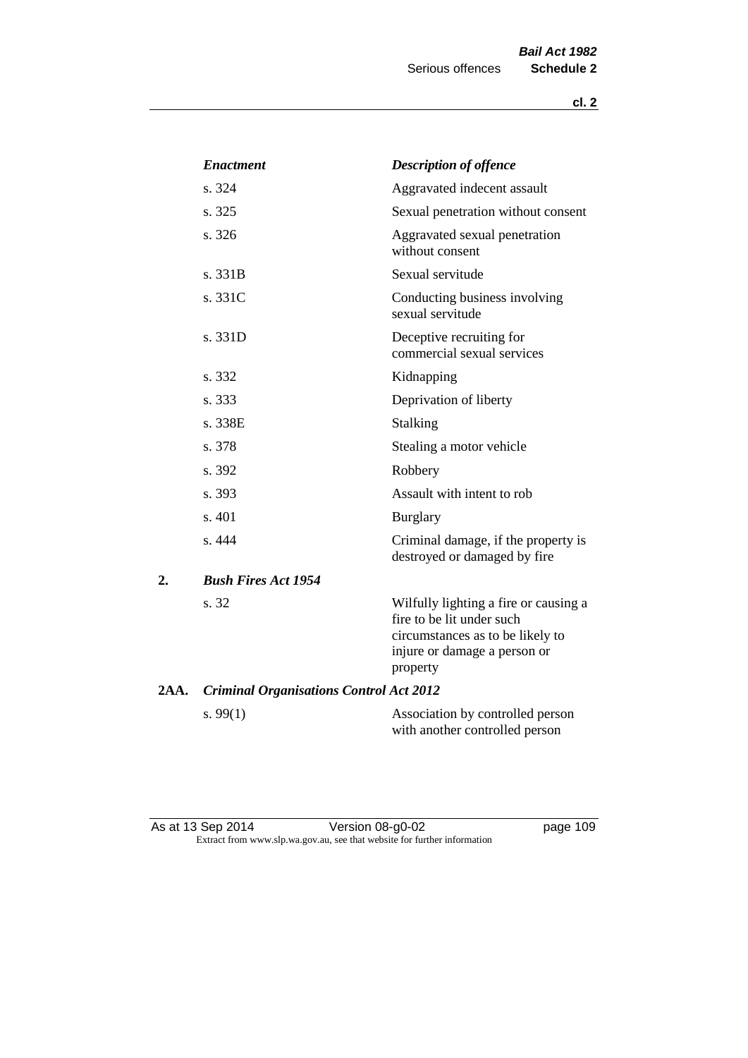| | *Enactment* | *Description of offence* |
|---|---|---|
| | s. 324 | Aggravated indecent assault |
| | s. 325 | Sexual penetration without consent |
| | s. 326 | Aggravated sexual penetration without consent |
| | s. 331B | Sexual servitude |
| | s. 331C | Conducting business involving sexual servitude |
| | s. 331D | Deceptive recruiting for commercial sexual services |
| | s. 332 | Kidnapping |
| | s. 333 | Deprivation of liberty |
| | s. 338E | Stalking |
| | s. 378 | Stealing a motor vehicle |
| | s. 392 | Robbery |
| | s. 393 | Assault with intent to rob |
| | s. 401 | Burglary |
| | s. 444 | Criminal damage, if the property is destroyed or damaged by fire |
| **2.** | ***Bush Fires Act 1954*** | |
| | s. 32 | Wilfully lighting a fire or causing a fire to be lit under such circumstances as to be likely to injure or damage a person or property |
| **2AA.** | ***Criminal Organisations Control Act 2012*** | |
| | s. 99(1) | Association by controlled person with another controlled person |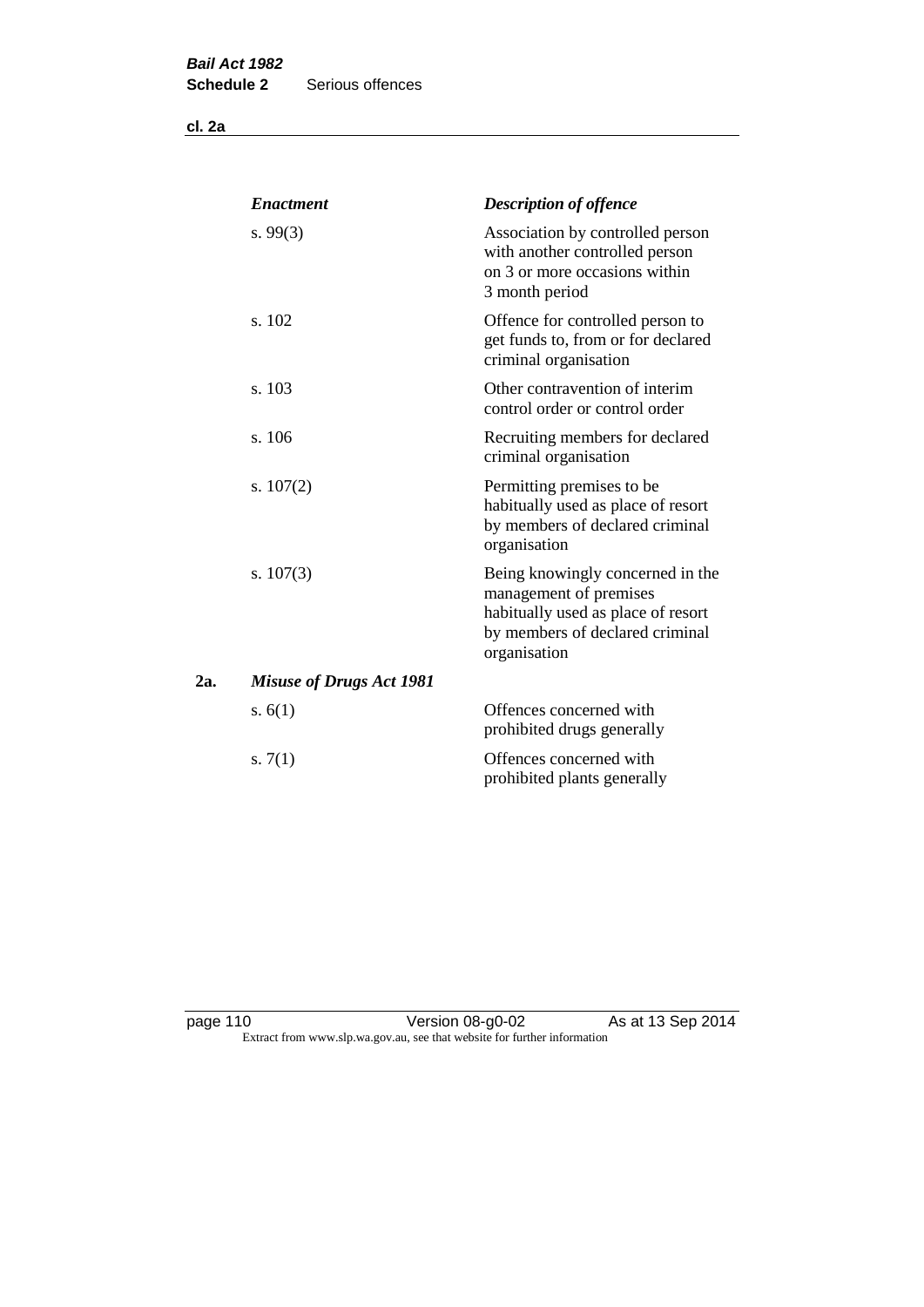| | *Enactment* | *Description of offence* |
|---|---|---|
| | s. 99(3) | Association by controlled person with another controlled person on 3 or more occasions within 3 month period |
| | s. 102 | Offence for controlled person to get funds to, from or for declared criminal organisation |
| | s. 103 | Other contravention of interim control order or control order |
| | s. 106 | Recruiting members for declared criminal organisation |
| | s. 107(2) | Permitting premises to be habitually used as place of resort by members of declared criminal organisation |
| | s. 107(3) | Being knowingly concerned in the management of premises habitually used as place of resort by members of declared criminal organisation |
| 2a. | ***Misuse of Drugs Act 1981*** | |
| | s. 6(1) | Offences concerned with prohibited drugs generally |
| | s. 7(1) | Offences concerned with prohibited plants generally |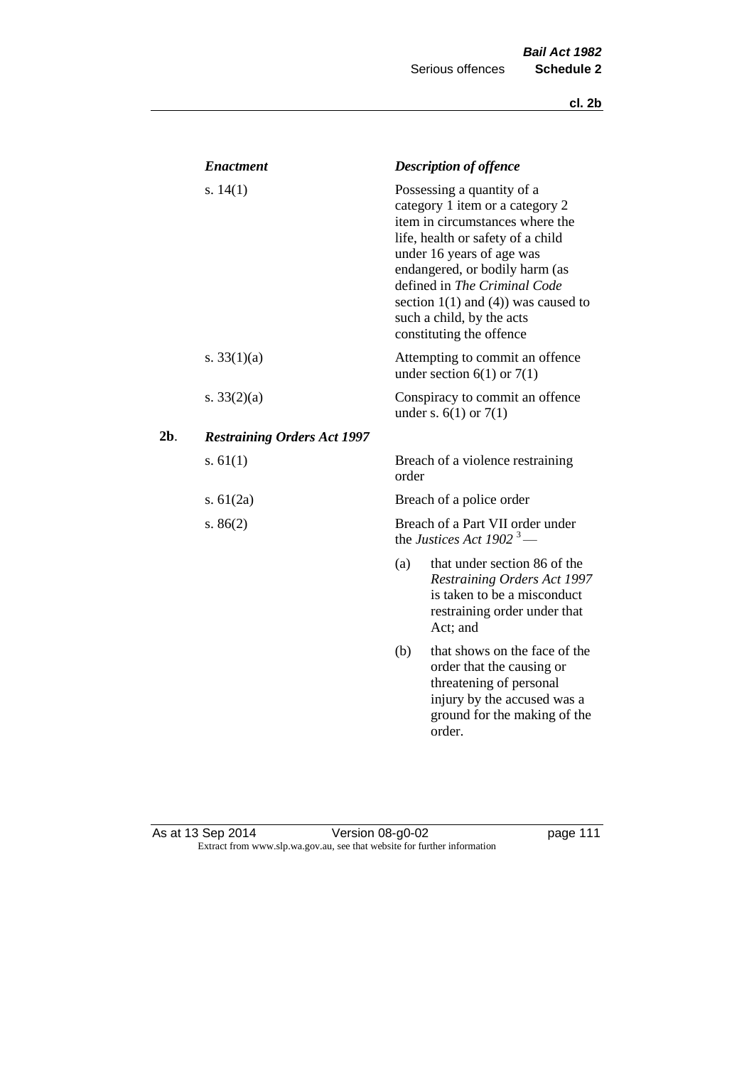| *Enactment* | *Description of offence* |
| --- | --- |
| s. 14(1) | Possessing a quantity of a category 1 item or a category 2 item in circumstances where the life, health or safety of a child under 16 years of age was endangered, or bodily harm (as defined in *The Criminal Code* section 1(1) and (4)) was caused to such a child, by the acts constituting the offence |
| s. 33(1)(a) | Attempting to commit an offence under section 6(1) or 7(1) |
| s. 33(2)(a) | Conspiracy to commit an offence under s. 6(1) or 7(1) |

**2b**. ***Restraining Orders Act 1997***

| *Enactment* | *Description of offence* |
| --- | --- |
| s. 61(1) | Breach of a violence restraining order |
| s. 61(2a) | Breach of a police order |
| s. 86(2) | Breach of a Part VII order under the *Justices Act 1902* [3] — (a) that under section 86 of the *Restraining Orders Act 1997* is taken to be a misconduct restraining order under that Act; and (b) that shows on the face of the order that the causing or threatening of personal injury by the accused was a ground for the making of the order. |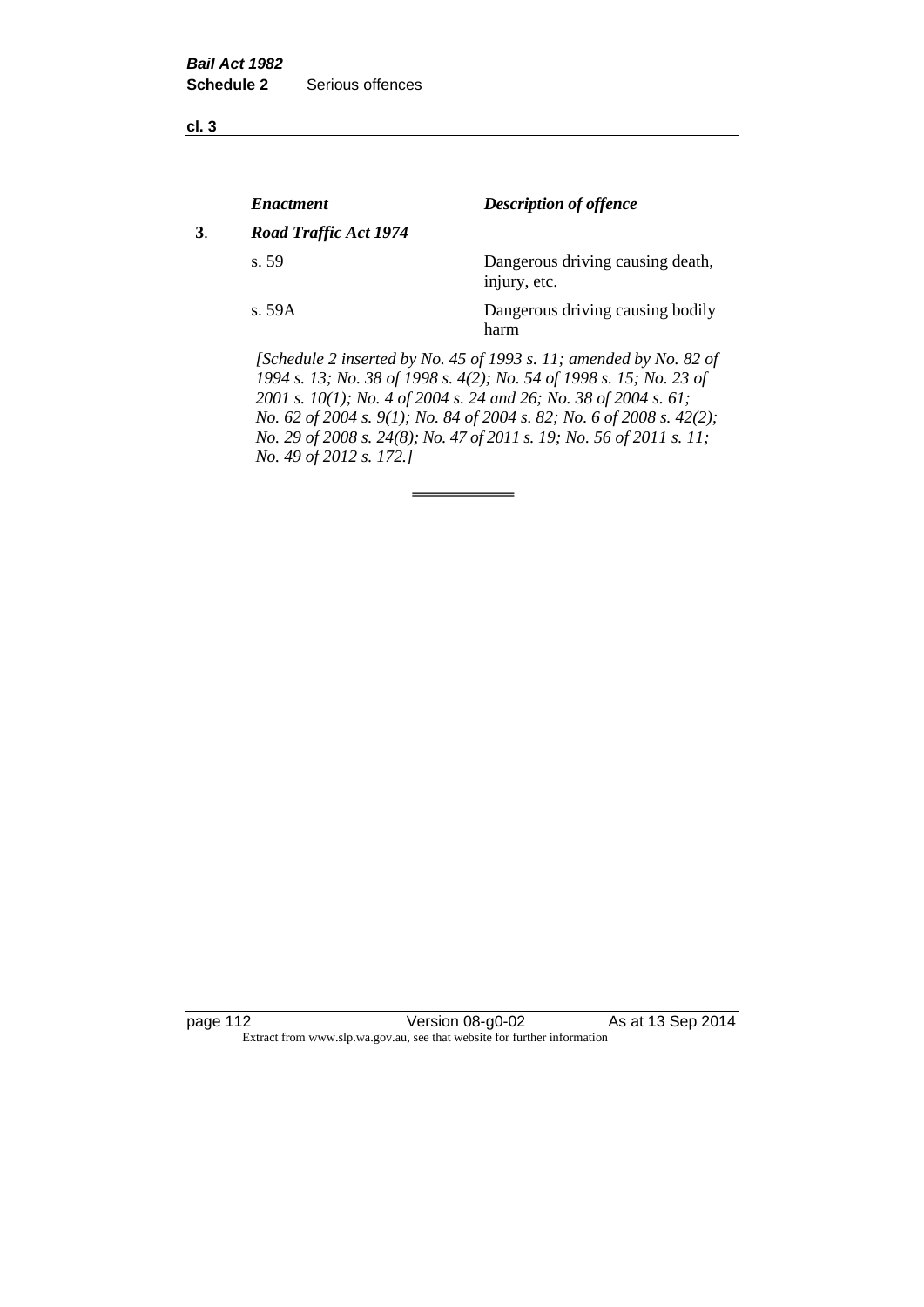**cl. 3**

| | *Enactment* | *Description of offence* |
|---|---|---|
| **3**. | ***Road Traffic Act 1974*** | |
| | s. 59 | Dangerous driving causing death, injury, etc. |
| | s. 59A | Dangerous driving causing bodily harm |

*[Schedule 2 inserted by No. 45 of 1993 s. 11; amended by No. 82 of 1994 s. 13; No. 38 of 1998 s. 4(2); No. 54 of 1998 s. 15; No. 23 of 2001 s. 10(1); No. 4 of 2004 s. 24 and 26; No. 38 of 2004 s. 61; No. 62 of 2004 s. 9(1); No. 84 of 2004 s. 82; No. 6 of 2008 s. 42(2); No. 29 of 2008 s. 24(8); No. 47 of 2011 s. 19; No. 56 of 2011 s. 11; No. 49 of 2012 s. 172.]*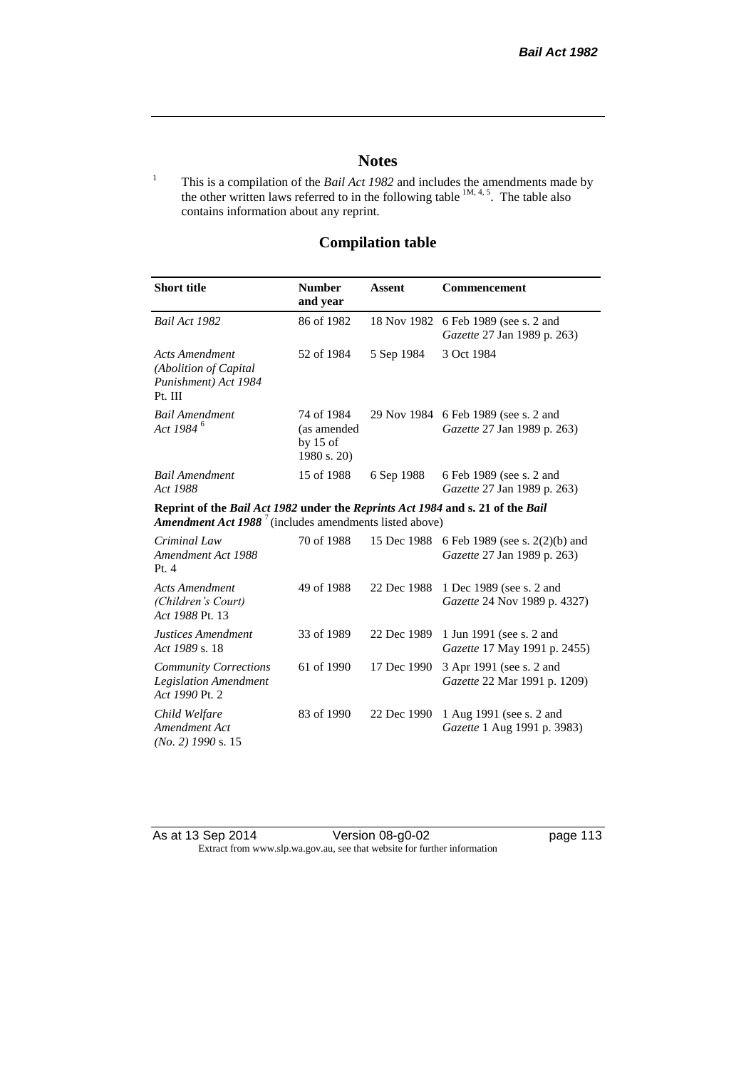# Notes

[1] This is a compilation of the *Bail Act 1982* and includes the amendments made by the other written laws referred to in the following table [1M, 4, 5]. The table also contains information about any reprint.

## Compilation table

| Short title | Number and year | Assent | Commencement |
| --- | --- | --- | --- |
| *Bail Act 1982* | 86 of 1982 | 18 Nov 1982 | 6 Feb 1989 (see s. 2 and *Gazette* 27 Jan 1989 p. 263) |
| *Acts Amendment (Abolition of Capital Punishment) Act 1984* Pt. III | 52 of 1984 | 5 Sep 1984 | 3 Oct 1984 |
| *Bail Amendment Act 1984* [6] | 74 of 1984 (as amended by 15 of 1980 s. 20) | 29 Nov 1984 | 6 Feb 1989 (see s. 2 and *Gazette* 27 Jan 1989 p. 263) |
| *Bail Amendment Act 1988* | 15 of 1988 | 6 Sep 1988 | 6 Feb 1989 (see s. 2 and *Gazette* 27 Jan 1989 p. 263) |
| **Reprint of the *Bail Act 1982* under the *Reprints Act 1984* and s. 21 of the *Bail Amendment Act 1988* [7] (includes amendments listed above)** | | | |
| *Criminal Law Amendment Act 1988* Pt. 4 | 70 of 1988 | 15 Dec 1988 | 6 Feb 1989 (see s. 2(2)(b) and *Gazette* 27 Jan 1989 p. 263) |
| *Acts Amendment (Children's Court) Act 1988* Pt. 13 | 49 of 1988 | 22 Dec 1988 | 1 Dec 1989 (see s. 2 and *Gazette* 24 Nov 1989 p. 4327) |
| *Justices Amendment Act 1989* s. 18 | 33 of 1989 | 22 Dec 1989 | 1 Jun 1991 (see s. 2 and *Gazette* 17 May 1991 p. 2455) |
| *Community Corrections Legislation Amendment Act 1990* Pt. 2 | 61 of 1990 | 17 Dec 1990 | 3 Apr 1991 (see s. 2 and *Gazette* 22 Mar 1991 p. 1209) |
| *Child Welfare Amendment Act (No. 2) 1990* s. 15 | 83 of 1990 | 22 Dec 1990 | 1 Aug 1991 (see s. 2 and *Gazette* 1 Aug 1991 p. 3983) |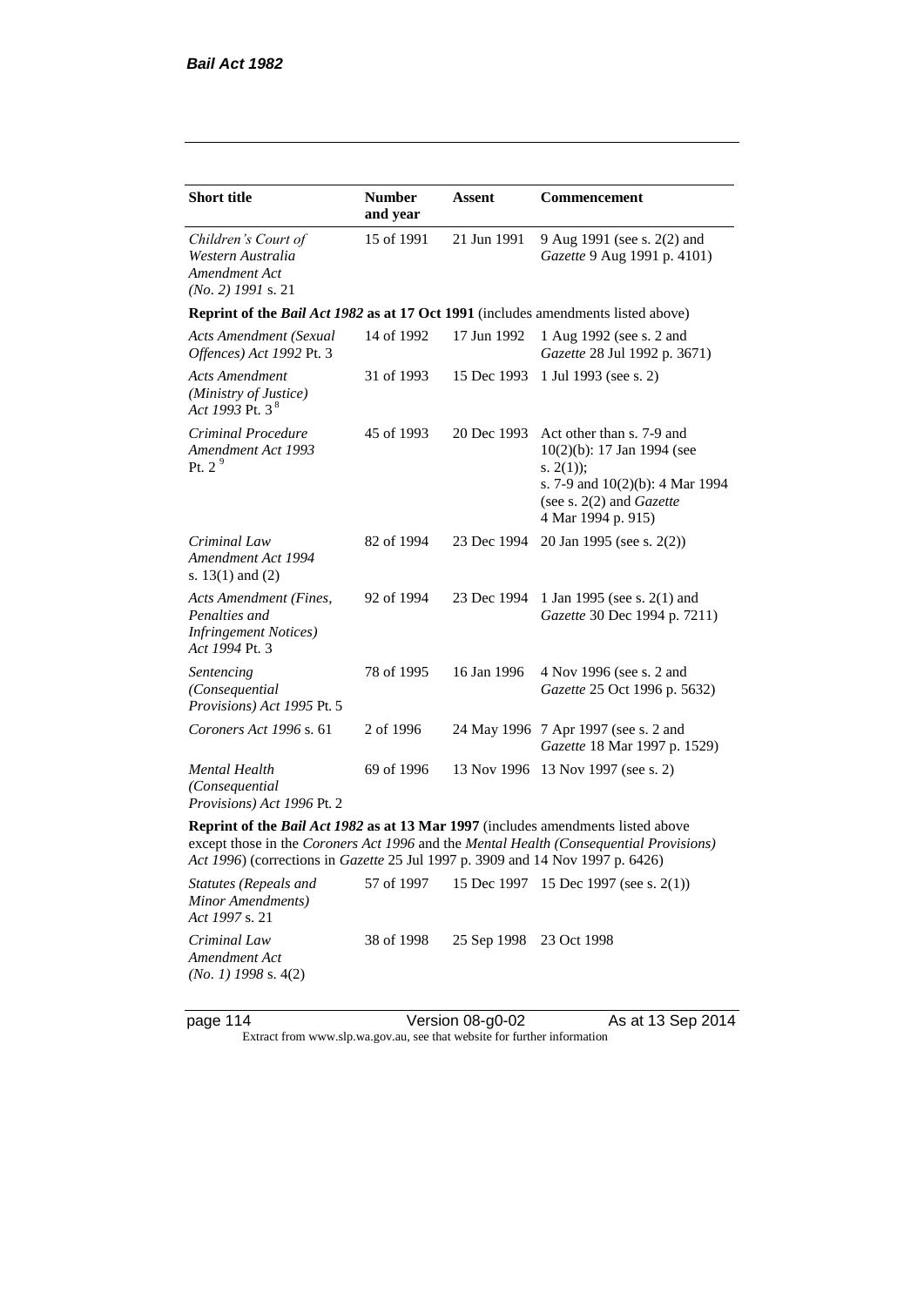| Short title | Number and year | Assent | Commencement |
|---|---|---|---|
| *Children's Court of Western Australia Amendment Act (No. 2) 1991* s. 21 | 15 of 1991 | 21 Jun 1991 | 9 Aug 1991 (see s. 2(2) and *Gazette* 9 Aug 1991 p. 4101) |
| **Reprint of the *Bail Act 1982* as at 17 Oct 1991** (includes amendments listed above) | | | |
| *Acts Amendment (Sexual Offences) Act 1992* Pt. 3 | 14 of 1992 | 17 Jun 1992 | 1 Aug 1992 (see s. 2 and *Gazette* 28 Jul 1992 p. 3671) |
| *Acts Amendment (Ministry of Justice) Act 1993* Pt. 3 [8] | 31 of 1993 | 15 Dec 1993 | 1 Jul 1993 (see s. 2) |
| *Criminal Procedure Amendment Act 1993* Pt. 2 [9] | 45 of 1993 | 20 Dec 1993 | Act other than s. 7-9 and 10(2)(b): 17 Jan 1994 (see s. 2(1)); s. 7-9 and 10(2)(b): 4 Mar 1994 (see s. 2(2) and *Gazette* 4 Mar 1994 p. 915) |
| *Criminal Law Amendment Act 1994* s. 13(1) and (2) | 82 of 1994 | 23 Dec 1994 | 20 Jan 1995 (see s. 2(2)) |
| *Acts Amendment (Fines, Penalties and Infringement Notices) Act 1994* Pt. 3 | 92 of 1994 | 23 Dec 1994 | 1 Jan 1995 (see s. 2(1) and *Gazette* 30 Dec 1994 p. 7211) |
| *Sentencing (Consequential Provisions) Act 1995* Pt. 5 | 78 of 1995 | 16 Jan 1996 | 4 Nov 1996 (see s. 2 and *Gazette* 25 Oct 1996 p. 5632) |
| *Coroners Act 1996* s. 61 | 2 of 1996 | 24 May 1996 | 7 Apr 1997 (see s. 2 and *Gazette* 18 Mar 1997 p. 1529) |
| *Mental Health (Consequential Provisions) Act 1996* Pt. 2 | 69 of 1996 | 13 Nov 1996 | 13 Nov 1997 (see s. 2) |
| **Reprint of the *Bail Act 1982* as at 13 Mar 1997** (includes amendments listed above except those in the *Coroners Act 1996* and the *Mental Health (Consequential Provisions) Act 1996*) (corrections in *Gazette* 25 Jul 1997 p. 3909 and 14 Nov 1997 p. 6426) | | | |
| *Statutes (Repeals and Minor Amendments) Act 1997* s. 21 | 57 of 1997 | 15 Dec 1997 | 15 Dec 1997 (see s. 2(1)) |
| *Criminal Law Amendment Act (No. 1) 1998* s. 4(2) | 38 of 1998 | 25 Sep 1998 | 23 Oct 1998 |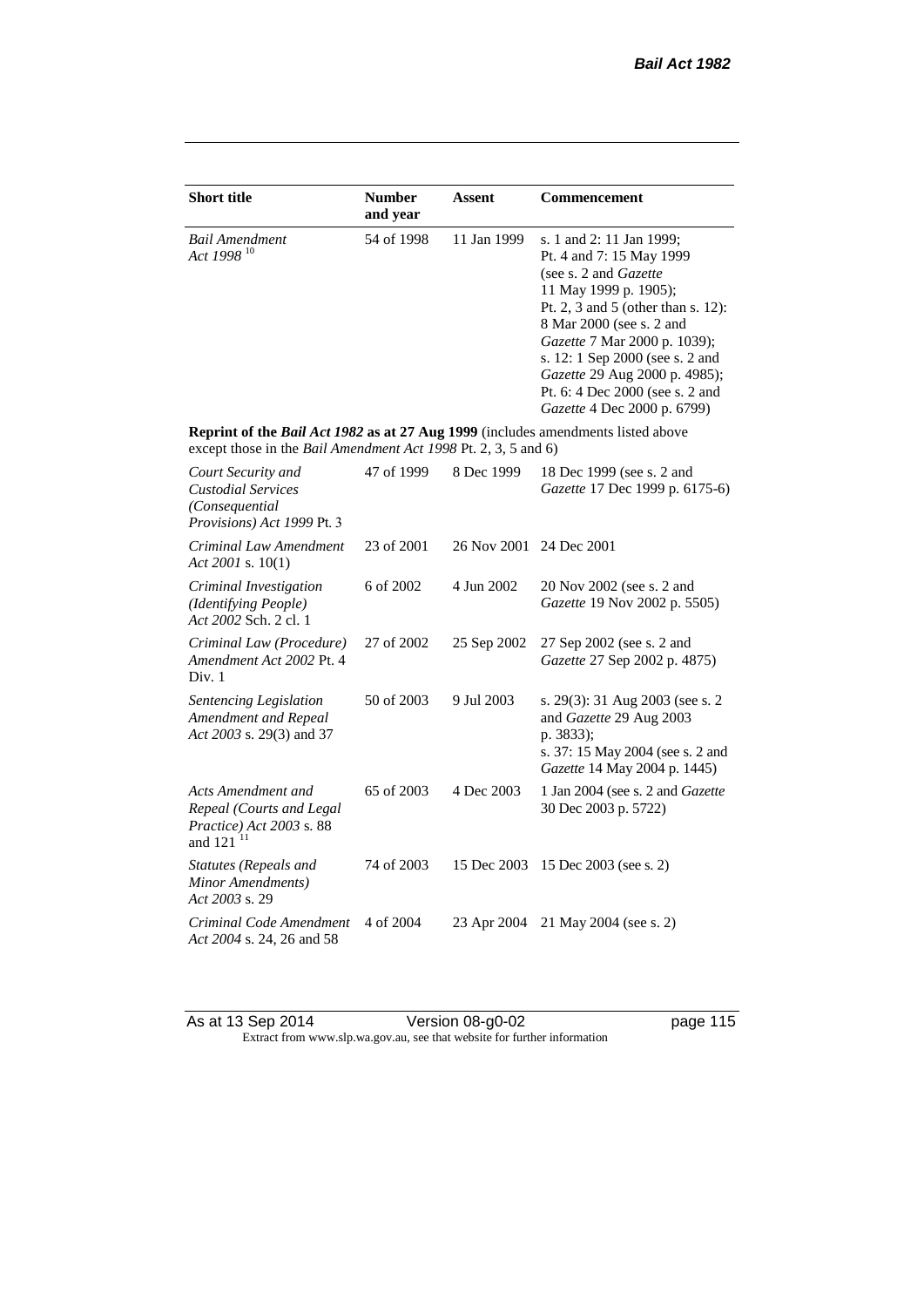| Short title | Number and year | Assent | Commencement |
|---|---|---|---|
| *Bail Amendment Act 1998* [10] | 54 of 1998 | 11 Jan 1999 | s. 1 and 2: 11 Jan 1999; Pt. 4 and 7: 15 May 1999 (see s. 2 and *Gazette* 11 May 1999 p. 1905); Pt. 2, 3 and 5 (other than s. 12): 8 Mar 2000 (see s. 2 and *Gazette* 7 Mar 2000 p. 1039); s. 12: 1 Sep 2000 (see s. 2 and *Gazette* 29 Aug 2000 p. 4985); Pt. 6: 4 Dec 2000 (see s. 2 and *Gazette* 4 Dec 2000 p. 6799) |
| **Reprint of the *Bail Act 1982* as at 27 Aug 1999** (includes amendments listed above except those in the *Bail Amendment Act 1998* Pt. 2, 3, 5 and 6) | | | |
| *Court Security and Custodial Services (Consequential Provisions) Act 1999* Pt. 3 | 47 of 1999 | 8 Dec 1999 | 18 Dec 1999 (see s. 2 and *Gazette* 17 Dec 1999 p. 6175-6) |
| *Criminal Law Amendment Act 2001* s. 10(1) | 23 of 2001 | 26 Nov 2001 | 24 Dec 2001 |
| *Criminal Investigation (Identifying People) Act 2002* Sch. 2 cl. 1 | 6 of 2002 | 4 Jun 2002 | 20 Nov 2002 (see s. 2 and *Gazette* 19 Nov 2002 p. 5505) |
| *Criminal Law (Procedure) Amendment Act 2002* Pt. 4 Div. 1 | 27 of 2002 | 25 Sep 2002 | 27 Sep 2002 (see s. 2 and *Gazette* 27 Sep 2002 p. 4875) |
| *Sentencing Legislation Amendment and Repeal Act 2003* s. 29(3) and 37 | 50 of 2003 | 9 Jul 2003 | s. 29(3): 31 Aug 2003 (see s. 2 and *Gazette* 29 Aug 2003 p. 3833); s. 37: 15 May 2004 (see s. 2 and *Gazette* 14 May 2004 p. 1445) |
| *Acts Amendment and Repeal (Courts and Legal Practice) Act 2003* s. 88 and 121 [11] | 65 of 2003 | 4 Dec 2003 | 1 Jan 2004 (see s. 2 and *Gazette* 30 Dec 2003 p. 5722) |
| *Statutes (Repeals and Minor Amendments) Act 2003* s. 29 | 74 of 2003 | 15 Dec 2003 | 15 Dec 2003 (see s. 2) |
| *Criminal Code Amendment Act 2004* s. 24, 26 and 58 | 4 of 2004 | 23 Apr 2004 | 21 May 2004 (see s. 2) |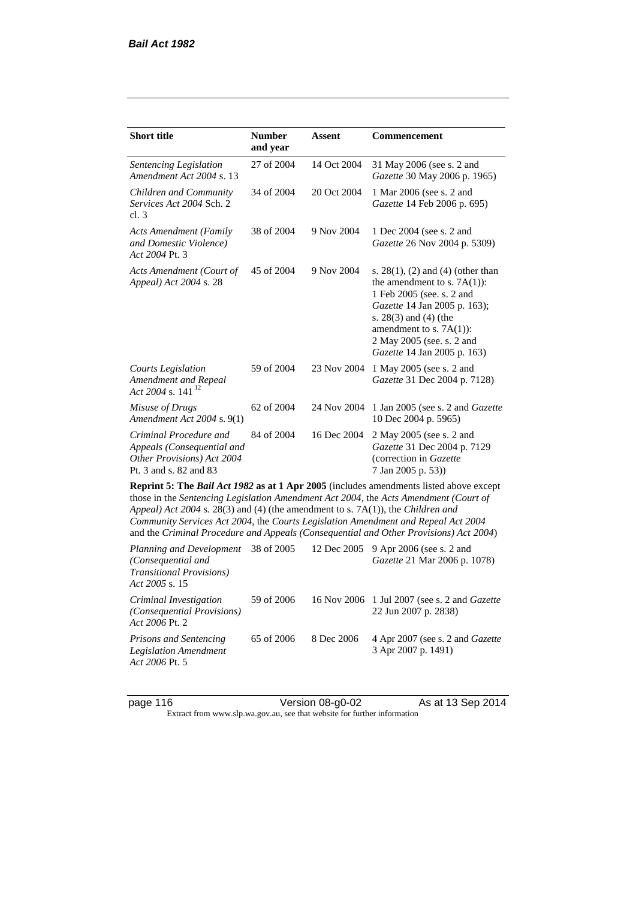| Short title | Number and year | Assent | Commencement |
|---|---|---|---|
| *Sentencing Legislation Amendment Act 2004* s. 13 | 27 of 2004 | 14 Oct 2004 | 31 May 2006 (see s. 2 and *Gazette* 30 May 2006 p. 1965) |
| *Children and Community Services Act 2004* Sch. 2 cl. 3 | 34 of 2004 | 20 Oct 2004 | 1 Mar 2006 (see s. 2 and *Gazette* 14 Feb 2006 p. 695) |
| *Acts Amendment (Family and Domestic Violence) Act 2004* Pt. 3 | 38 of 2004 | 9 Nov 2004 | 1 Dec 2004 (see s. 2 and *Gazette* 26 Nov 2004 p. 5309) |
| *Acts Amendment (Court of Appeal) Act 2004* s. 28 | 45 of 2004 | 9 Nov 2004 | s. 28(1), (2) and (4) (other than the amendment to s. 7A(1)): 1 Feb 2005 (see. s. 2 and *Gazette* 14 Jan 2005 p. 163); s. 28(3) and (4) (the amendment to s. 7A(1)): 2 May 2005 (see. s. 2 and *Gazette* 14 Jan 2005 p. 163) |
| *Courts Legislation Amendment and Repeal Act 2004* s. 141 [12] | 59 of 2004 | 23 Nov 2004 | 1 May 2005 (see s. 2 and *Gazette* 31 Dec 2004 p. 7128) |
| *Misuse of Drugs Amendment Act 2004* s. 9(1) | 62 of 2004 | 24 Nov 2004 | 1 Jan 2005 (see s. 2 and *Gazette* 10 Dec 2004 p. 5965) |
| *Criminal Procedure and Appeals (Consequential and Other Provisions) Act 2004* Pt. 3 and s. 82 and 83 | 84 of 2004 | 16 Dec 2004 | 2 May 2005 (see s. 2 and *Gazette* 31 Dec 2004 p. 7129 (correction in *Gazette* 7 Jan 2005 p. 53)) |
| **Reprint 5: The *Bail Act 1982* as at 1 Apr 2005** (includes amendments listed above except those in the *Sentencing Legislation Amendment Act 2004*, the *Acts Amendment (Court of Appeal) Act 2004* s. 28(3) and (4) (the amendment to s. 7A(1)), the *Children and Community Services Act 2004*, the *Courts Legislation Amendment and Repeal Act 2004* and the *Criminal Procedure and Appeals (Consequential and Other Provisions) Act 2004*) | | | |
| *Planning and Development (Consequential and Transitional Provisions) Act 2005* s. 15 | 38 of 2005 | 12 Dec 2005 | 9 Apr 2006 (see s. 2 and *Gazette* 21 Mar 2006 p. 1078) |
| *Criminal Investigation (Consequential Provisions) Act 2006* Pt. 2 | 59 of 2006 | 16 Nov 2006 | 1 Jul 2007 (see s. 2 and *Gazette* 22 Jun 2007 p. 2838) |
| *Prisons and Sentencing Legislation Amendment Act 2006* Pt. 5 | 65 of 2006 | 8 Dec 2006 | 4 Apr 2007 (see s. 2 and *Gazette* 3 Apr 2007 p. 1491) |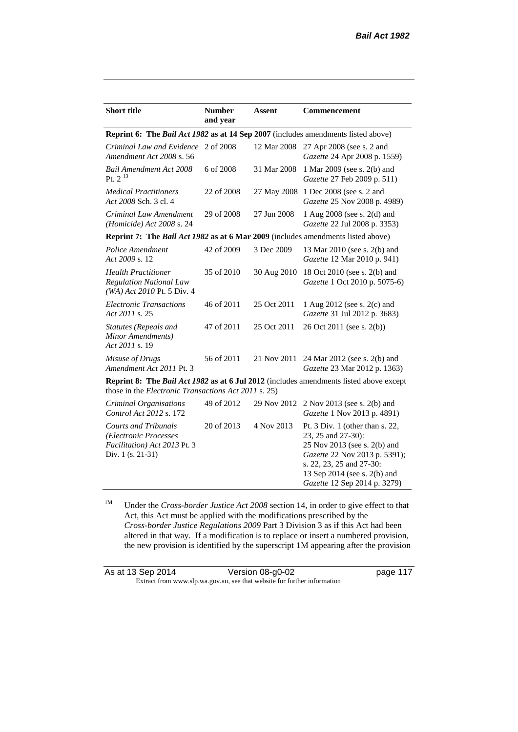| Short title | Number and year | Assent | Commencement |
|---|---|---|---|
| **Reprint 6: The *Bail Act 1982* as at 14 Sep 2007** (includes amendments listed above) | | | |
| *Criminal Law and Evidence Amendment Act 2008* s. 56 | 2 of 2008 | 12 Mar 2008 | 27 Apr 2008 (see s. 2 and *Gazette* 24 Apr 2008 p. 1559) |
| *Bail Amendment Act 2008* Pt. 2 [13] | 6 of 2008 | 31 Mar 2008 | 1 Mar 2009 (see s. 2(b) and *Gazette* 27 Feb 2009 p. 511) |
| *Medical Practitioners Act 2008* Sch. 3 cl. 4 | 22 of 2008 | 27 May 2008 | 1 Dec 2008 (see s. 2 and *Gazette* 25 Nov 2008 p. 4989) |
| *Criminal Law Amendment (Homicide) Act 2008* s. 24 | 29 of 2008 | 27 Jun 2008 | 1 Aug 2008 (see s. 2(d) and *Gazette* 22 Jul 2008 p. 3353) |
| **Reprint 7: The *Bail Act 1982* as at 6 Mar 2009** (includes amendments listed above) | | | |
| *Police Amendment Act 2009* s. 12 | 42 of 2009 | 3 Dec 2009 | 13 Mar 2010 (see s. 2(b) and *Gazette* 12 Mar 2010 p. 941) |
| *Health Practitioner Regulation National Law (WA) Act 2010* Pt. 5 Div. 4 | 35 of 2010 | 30 Aug 2010 | 18 Oct 2010 (see s. 2(b) and *Gazette* 1 Oct 2010 p. 5075-6) |
| *Electronic Transactions Act 2011* s. 25 | 46 of 2011 | 25 Oct 2011 | 1 Aug 2012 (see s. 2(c) and *Gazette* 31 Jul 2012 p. 3683) |
| *Statutes (Repeals and Minor Amendments) Act 2011* s. 19 | 47 of 2011 | 25 Oct 2011 | 26 Oct 2011 (see s. 2(b)) |
| *Misuse of Drugs Amendment Act 2011* Pt. 3 | 56 of 2011 | 21 Nov 2011 | 24 Mar 2012 (see s. 2(b) and *Gazette* 23 Mar 2012 p. 1363) |
| **Reprint 8: The *Bail Act 1982* as at 6 Jul 2012** (includes amendments listed above except those in the *Electronic Transactions Act 2011* s. 25) | | | |
| *Criminal Organisations Control Act 2012* s. 172 | 49 of 2012 | 29 Nov 2012 | 2 Nov 2013 (see s. 2(b) and *Gazette* 1 Nov 2013 p. 4891) |
| *Courts and Tribunals (Electronic Processes Facilitation) Act 2013* Pt. 3 Div. 1 (s. 21-31) | 20 of 2013 | 4 Nov 2013 | Pt. 3 Div. 1 (other than s. 22, 23, 25 and 27-30): 25 Nov 2013 (see s. 2(b) and *Gazette* 22 Nov 2013 p. 5391); s. 22, 23, 25 and 27-30: 13 Sep 2014 (see s. 2(b) and *Gazette* 12 Sep 2014 p. 3279) |

[1M] Under the *Cross-border Justice Act 2008* section 14, in order to give effect to that Act, this Act must be applied with the modifications prescribed by the *Cross-border Justice Regulations 2009* Part 3 Division 3 as if this Act had been altered in that way. If a modification is to replace or insert a numbered provision, the new provision is identified by the superscript 1M appearing after the provision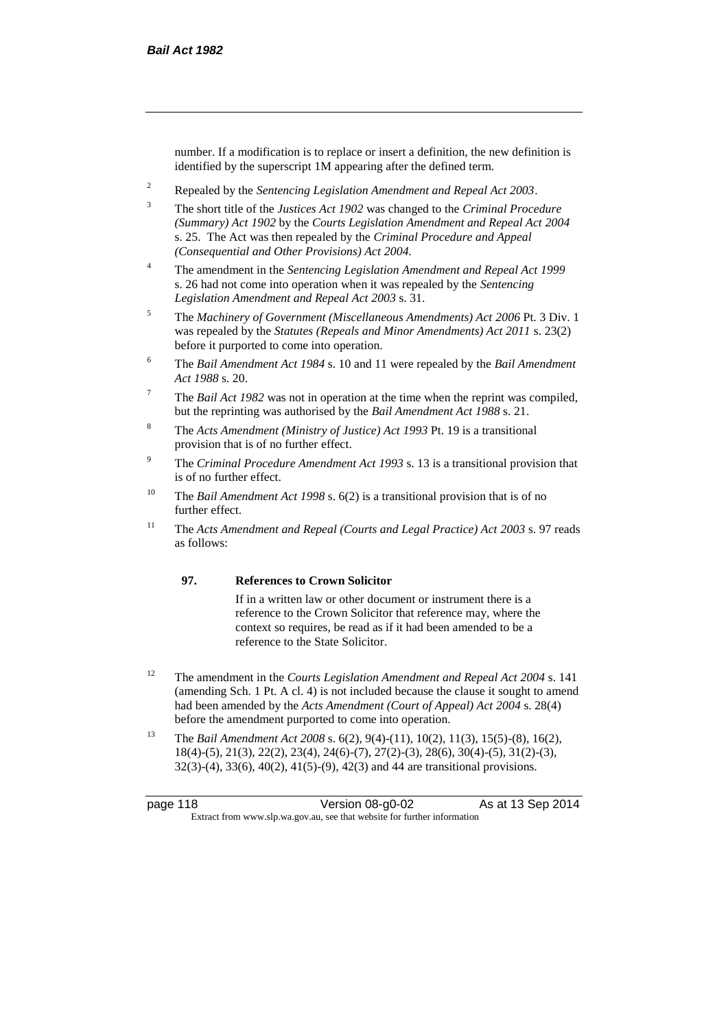number. If a modification is to replace or insert a definition, the new definition is identified by the superscript 1M appearing after the defined term.

[2] Repealed by the *Sentencing Legislation Amendment and Repeal Act 2003*.

[3] The short title of the *Justices Act 1902* was changed to the *Criminal Procedure (Summary) Act 1902* by the *Courts Legislation Amendment and Repeal Act 2004* s. 25. The Act was then repealed by the *Criminal Procedure and Appeal (Consequential and Other Provisions) Act 2004.*

[4] The amendment in the *Sentencing Legislation Amendment and Repeal Act 1999* s. 26 had not come into operation when it was repealed by the *Sentencing Legislation Amendment and Repeal Act 2003* s. 31.

[5] The *Machinery of Government (Miscellaneous Amendments) Act 2006* Pt. 3 Div. 1 was repealed by the *Statutes (Repeals and Minor Amendments) Act 2011* s. 23(2) before it purported to come into operation.

[6] The *Bail Amendment Act 1984* s. 10 and 11 were repealed by the *Bail Amendment Act 1988* s. 20.

[7] The *Bail Act 1982* was not in operation at the time when the reprint was compiled, but the reprinting was authorised by the *Bail Amendment Act 1988* s. 21.

[8] The *Acts Amendment (Ministry of Justice) Act 1993* Pt. 19 is a transitional provision that is of no further effect.

[9] The *Criminal Procedure Amendment Act 1993* s. 13 is a transitional provision that is of no further effect.

[10] The *Bail Amendment Act 1998* s. 6(2) is a transitional provision that is of no further effect.

[11] The *Acts Amendment and Repeal (Courts and Legal Practice) Act 2003* s. 97 reads as follows:

> **97. References to Crown Solicitor**
>
> If in a written law or other document or instrument there is a reference to the Crown Solicitor that reference may, where the context so requires, be read as if it had been amended to be a reference to the State Solicitor.

[12] The amendment in the *Courts Legislation Amendment and Repeal Act 2004* s. 141 (amending Sch. 1 Pt. A cl. 4) is not included because the clause it sought to amend had been amended by the *Acts Amendment (Court of Appeal) Act 2004* s. 28(4) before the amendment purported to come into operation.

[13] The *Bail Amendment Act 2008* s. 6(2), 9(4)-(11), 10(2), 11(3), 15(5)-(8), 16(2), 18(4)-(5), 21(3), 22(2), 23(4), 24(6)-(7), 27(2)-(3), 28(6), 30(4)-(5), 31(2)-(3), 32(3)-(4), 33(6), 40(2), 41(5)-(9), 42(3) and 44 are transitional provisions.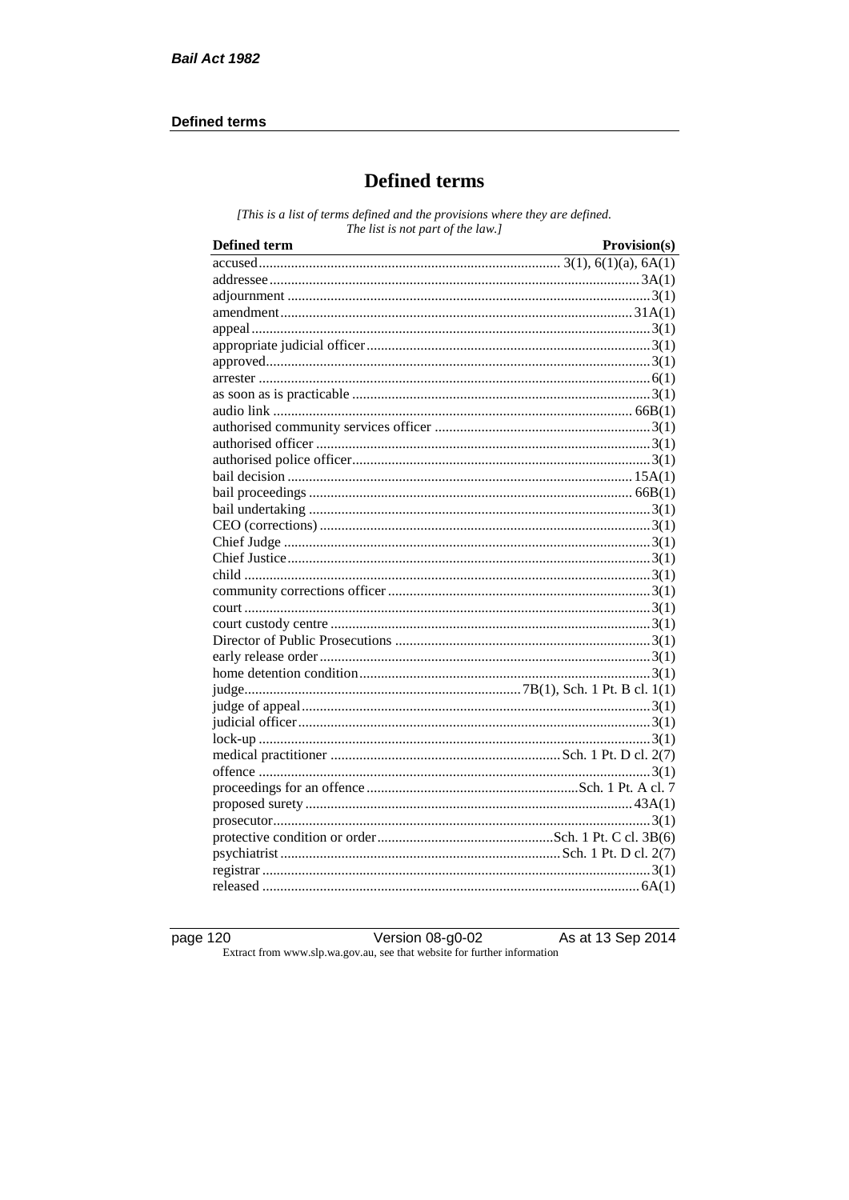# Defined terms

*[This is a list of terms defined and the provisions where they are defined. The list is not part of the law.]*

| Defined term | Provision(s) |
|---|---|
| accused | 3(1), 6(1)(a), 6A(1) |
| addressee | 3A(1) |
| adjournment | 3(1) |
| amendment | 31A(1) |
| appeal | 3(1) |
| appropriate judicial officer | 3(1) |
| approved | 3(1) |
| arrester | 6(1) |
| as soon as is practicable | 3(1) |
| audio link | 66B(1) |
| authorised community services officer | 3(1) |
| authorised officer | 3(1) |
| authorised police officer | 3(1) |
| bail decision | 15A(1) |
| bail proceedings | 66B(1) |
| bail undertaking | 3(1) |
| CEO (corrections) | 3(1) |
| Chief Judge | 3(1) |
| Chief Justice | 3(1) |
| child | 3(1) |
| community corrections officer | 3(1) |
| court | 3(1) |
| court custody centre | 3(1) |
| Director of Public Prosecutions | 3(1) |
| early release order | 3(1) |
| home detention condition | 3(1) |
| judge | 7B(1), Sch. 1 Pt. B cl. 1(1) |
| judge of appeal | 3(1) |
| judicial officer | 3(1) |
| lock-up | 3(1) |
| medical practitioner | Sch. 1 Pt. D cl. 2(7) |
| offence | 3(1) |
| proceedings for an offence | Sch. 1 Pt. A cl. 7 |
| proposed surety | 43A(1) |
| prosecutor | 3(1) |
| protective condition or order | Sch. 1 Pt. C cl. 3B(6) |
| psychiatrist | Sch. 1 Pt. D cl. 2(7) |
| registrar | 3(1) |
| released | 6A(1) |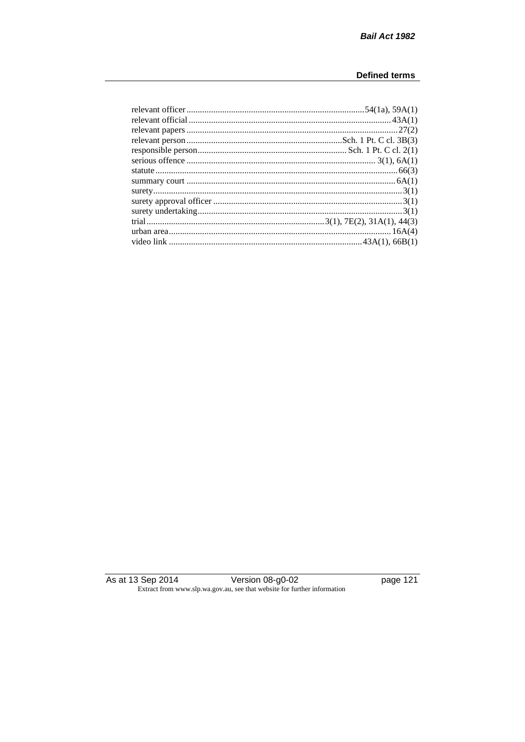relevant officer ............................................................................54(1a), 59A(1)
relevant official ........................................................................................ 43A(1)
relevant papers ............................................................................................27(2)
relevant person ....................................................................Sch. 1 Pt. C cl. 3B(3)
responsible person................................................................. Sch. 1 Pt. C cl. 2(1)
serious offence .................................................................................. 3(1), 6A(1)
statute ...........................................................................................................66(3)
summary court ............................................................................................ 6A(1)
surety..............................................................................................................3(1)
surety approval officer ..................................................................................3(1)
surety undertaking..........................................................................................3(1)
trial ..............................................................................3(1), 7E(2), 31A(1), 44(3)
urban area.................................................................................................. 16A(4)
video link ....................................................................................43A(1), 66B(1)